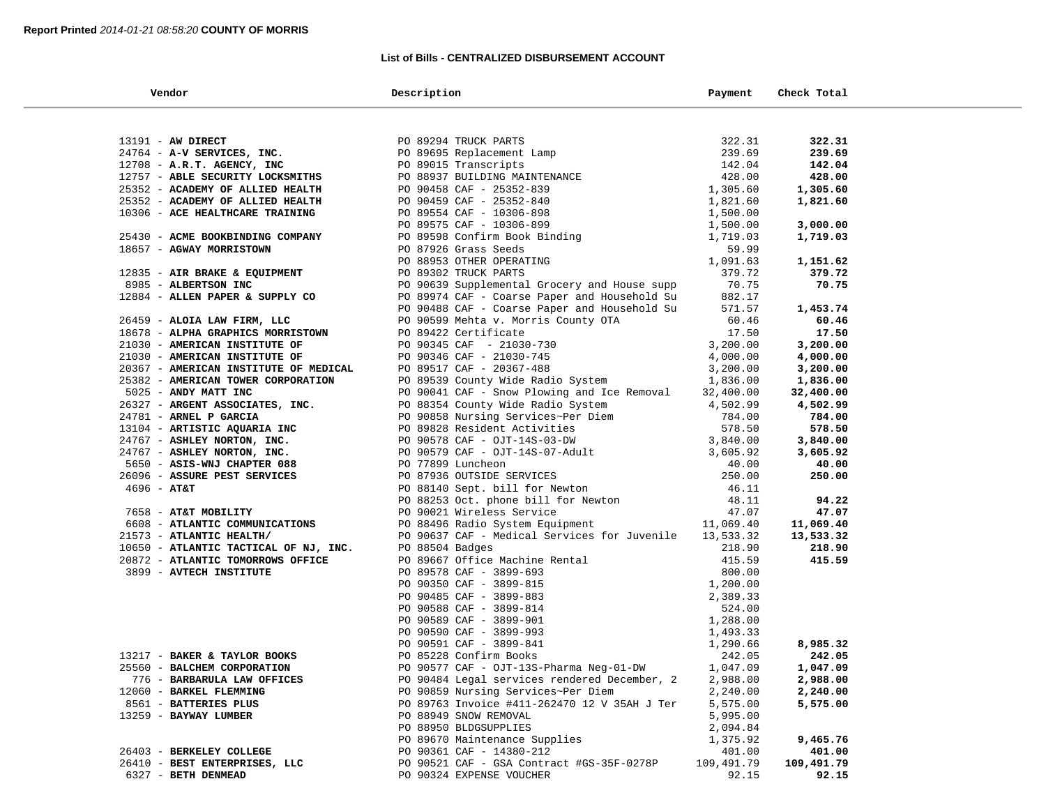**Report Printed** *2014-01-21 08:58:20* **COUNTY OF MORRIS**

## List of Bills - CENTRALIZED DISBURSEMENT ACCOUNT

| Vendor | Description | Payment | Check Total |
|---|---|---|---|
| 13191 - **AW DIRECT** | PO 89294 TRUCK PARTS | 322.31 | **322.31** |
| 24764 - **A-V SERVICES, INC.** | PO 89695 Replacement Lamp | 239.69 | **239.69** |
| 12708 - **A.R.T. AGENCY, INC** | PO 89015 Transcripts | 142.04 | **142.04** |
| 12757 - **ABLE SECURITY LOCKSMITHS** | PO 88937 BUILDING MAINTENANCE | 428.00 | **428.00** |
| 25352 - **ACADEMY OF ALLIED HEALTH** | PO 90458 CAF - 25352-839 | 1,305.60 | **1,305.60** |
| 25352 - **ACADEMY OF ALLIED HEALTH** | PO 90459 CAF - 25352-840 | 1,821.60 | **1,821.60** |
| 10306 - **ACE HEALTHCARE TRAINING** | PO 89554 CAF - 10306-898 | 1,500.00 | |
| | PO 89575 CAF - 10306-899 | 1,500.00 | **3,000.00** |
| 25430 - **ACME BOOKBINDING COMPANY** | PO 89598 Confirm Book Binding | 1,719.03 | **1,719.03** |
| 18657 - **AGWAY MORRISTOWN** | PO 87926 Grass Seeds | 59.99 | |
| | PO 88953 OTHER OPERATING | 1,091.63 | **1,151.62** |
| 12835 - **AIR BRAKE & EQUIPMENT** | PO 89302 TRUCK PARTS | 379.72 | **379.72** |
| 8985 - **ALBERTSON INC** | PO 90639 Supplemental Grocery and House supp | 70.75 | **70.75** |
| 12884 - **ALLEN PAPER & SUPPLY CO** | PO 89974 CAF - Coarse Paper and Household Su | 882.17 | |
| | PO 90488 CAF - Coarse Paper and Household Su | 571.57 | **1,453.74** |
| 26459 - **ALOIA LAW FIRM, LLC** | PO 90599 Mehta v. Morris County OTA | 60.46 | **60.46** |
| 18678 - **ALPHA GRAPHICS MORRISTOWN** | PO 89422 Certificate | 17.50 | **17.50** |
| 21030 - **AMERICAN INSTITUTE OF** | PO 90345 CAF - 21030-730 | 3,200.00 | **3,200.00** |
| 21030 - **AMERICAN INSTITUTE OF** | PO 90346 CAF - 21030-745 | 4,000.00 | **4,000.00** |
| 20367 - **AMERICAN INSTITUTE OF MEDICAL** | PO 89517 CAF - 20367-488 | 3,200.00 | **3,200.00** |
| 25382 - **AMERICAN TOWER CORPORATION** | PO 89539 County Wide Radio System | 1,836.00 | **1,836.00** |
| 5025 - **ANDY MATT INC** | PO 90041 CAF - Snow Plowing and Ice Removal | 32,400.00 | **32,400.00** |
| 26327 - **ARGENT ASSOCIATES, INC.** | PO 88354 County Wide Radio System | 4,502.99 | **4,502.99** |
| 24781 - **ARNEL P GARCIA** | PO 90858 Nursing Services~Per Diem | 784.00 | **784.00** |
| 13104 - **ARTISTIC AQUARIA INC** | PO 89828 Resident Activities | 578.50 | **578.50** |
| 24767 - **ASHLEY NORTON, INC.** | PO 90578 CAF - OJT-14S-03-DW | 3,840.00 | **3,840.00** |
| 24767 - **ASHLEY NORTON, INC.** | PO 90579 CAF - OJT-14S-07-Adult | 3,605.92 | **3,605.92** |
| 5650 - **ASIS-WNJ CHAPTER 088** | PO 77899 Luncheon | 40.00 | **40.00** |
| 26096 - **ASSURE PEST SERVICES** | PO 87936 OUTSIDE SERVICES | 250.00 | **250.00** |
| 4696 - **AT&T** | PO 88140 Sept. bill for Newton | 46.11 | |
| | PO 88253 Oct. phone bill for Newton | 48.11 | **94.22** |
| 7658 - **AT&T MOBILITY** | PO 90021 Wireless Service | 47.07 | **47.07** |
| 6608 - **ATLANTIC COMMUNICATIONS** | PO 88496 Radio System Equipment | 11,069.40 | **11,069.40** |
| 21573 - **ATLANTIC HEALTH/** | PO 90637 CAF - Medical Services for Juvenile | 13,533.32 | **13,533.32** |
| 10650 - **ATLANTIC TACTICAL OF NJ, INC.** | PO 88504 Badges | 218.90 | **218.90** |
| 20872 - **ATLANTIC TOMORROWS OFFICE** | PO 89667 Office Machine Rental | 415.59 | **415.59** |
| 3899 - **AVTECH INSTITUTE** | PO 89578 CAF - 3899-693 | 800.00 | |
| | PO 90350 CAF - 3899-815 | 1,200.00 | |
| | PO 90485 CAF - 3899-883 | 2,389.33 | |
| | PO 90588 CAF - 3899-814 | 524.00 | |
| | PO 90589 CAF - 3899-901 | 1,288.00 | |
| | PO 90590 CAF - 3899-993 | 1,493.33 | |
| | PO 90591 CAF - 3899-841 | 1,290.66 | **8,985.32** |
| 13217 - **BAKER & TAYLOR BOOKS** | PO 85228 Confirm Books | 242.05 | **242.05** |
| 25560 - **BALCHEM CORPORATION** | PO 90577 CAF - OJT-13S-Pharma Neg-01-DW | 1,047.09 | **1,047.09** |
| 776 - **BARBARULA LAW OFFICES** | PO 90484 Legal services rendered December, 2 | 2,988.00 | **2,988.00** |
| 12060 - **BARKEL FLEMMING** | PO 90859 Nursing Services~Per Diem | 2,240.00 | **2,240.00** |
| 8561 - **BATTERIES PLUS** | PO 89763 Invoice #411-262470 12 V 35AH J Ter | 5,575.00 | **5,575.00** |
| 13259 - **BAYWAY LUMBER** | PO 88949 SNOW REMOVAL | 5,995.00 | |
| | PO 88950 BLDGSUPPLIES | 2,094.84 | |
| | PO 89670 Maintenance Supplies | 1,375.92 | **9,465.76** |
| 26403 - **BERKELEY COLLEGE** | PO 90361 CAF - 14380-212 | 401.00 | **401.00** |
| 26410 - **BEST ENTERPRISES, LLC** | PO 90521 CAF - GSA Contract #GS-35F-0278P | 109,491.79 | **109,491.79** |
| 6327 - **BETH DENMEAD** | PO 90324 EXPENSE VOUCHER | 92.15 | **92.15** |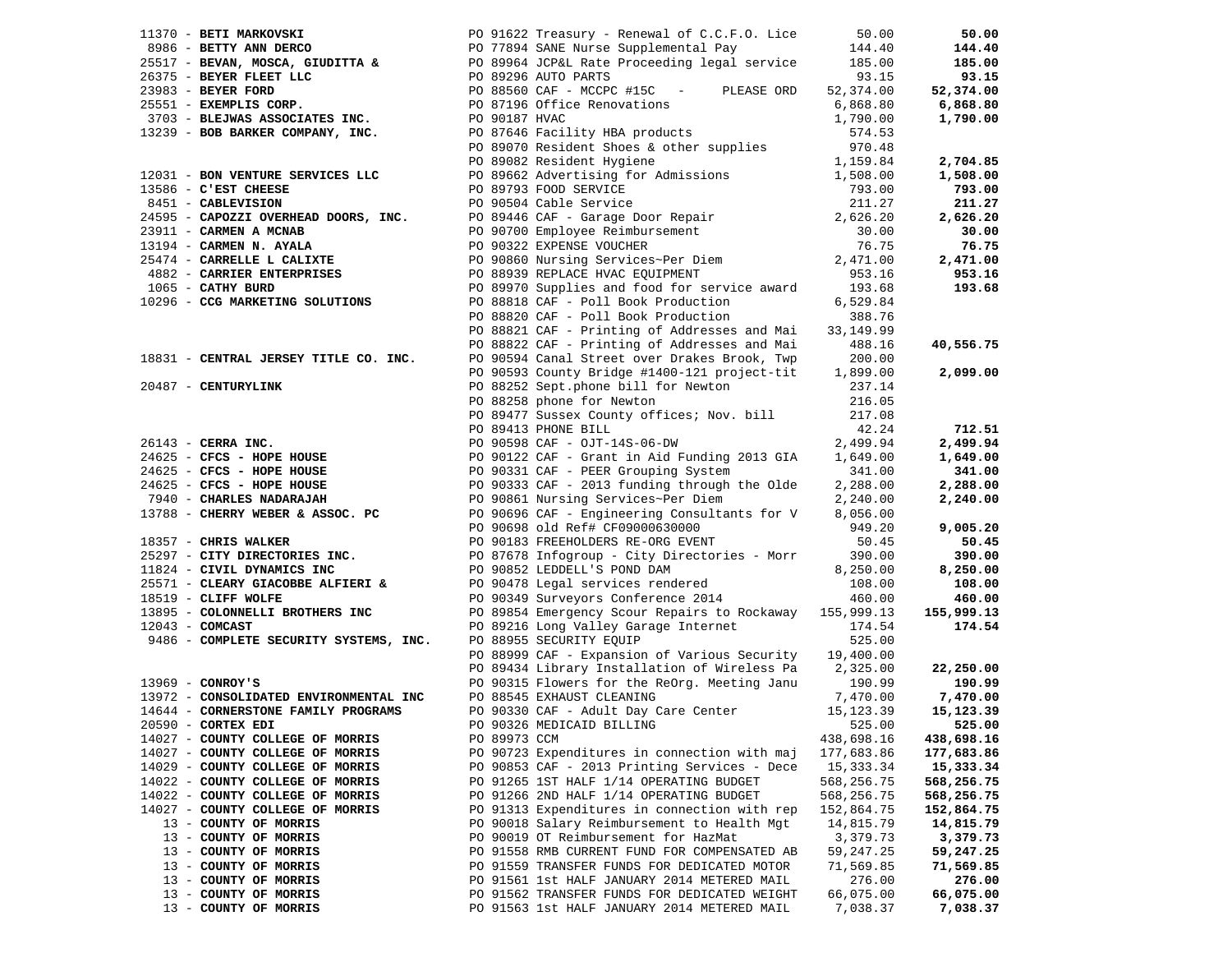| Vendor | PO / Description | Amount | Total |
|---|---|---|---|
| 11370 - **BETI MARKOVSKI** | PO 91622 Treasury - Renewal of C.C.F.O. Lice | 50.00 | **50.00** |
| 8986 - **BETTY ANN DERCO** | PO 77894 SANE Nurse Supplemental Pay | 144.40 | **144.40** |
| 25517 - **BEVAN, MOSCA, GIUDITTA &** | PO 89964 JCP&L Rate Proceeding legal service | 185.00 | **185.00** |
| 26375 - **BEYER FLEET LLC** | PO 89296 AUTO PARTS | 93.15 | **93.15** |
| 23983 - **BEYER FORD** | PO 88560 CAF - MCCPC #15C - PLEASE ORD | 52,374.00 | **52,374.00** |
| 25551 - **EXEMPLIS CORP.** | PO 87196 Office Renovations | 6,868.80 | **6,868.80** |
| 3703 - **BLEJWAS ASSOCIATES INC.** | PO 90187 HVAC | 1,790.00 | **1,790.00** |
| 13239 - **BOB BARKER COMPANY, INC.** | PO 87646 Facility HBA products | 574.53 | |
| | PO 89070 Resident Shoes & other supplies | 970.48 | |
| | PO 89082 Resident Hygiene | 1,159.84 | **2,704.85** |
| 12031 - **BON VENTURE SERVICES LLC** | PO 89662 Advertising for Admissions | 1,508.00 | **1,508.00** |
| 13586 - **C'EST CHEESE** | PO 89793 FOOD SERVICE | 793.00 | **793.00** |
| 8451 - **CABLEVISION** | PO 90504 Cable Service | 211.27 | **211.27** |
| 24595 - **CAPOZZI OVERHEAD DOORS, INC.** | PO 89446 CAF - Garage Door Repair | 2,626.20 | **2,626.20** |
| 23911 - **CARMEN A MCNAB** | PO 90700 Employee Reimbursement | 30.00 | **30.00** |
| 13194 - **CARMEN N. AYALA** | PO 90322 EXPENSE VOUCHER | 76.75 | **76.75** |
| 25474 - **CARRELLE L CALIXTE** | PO 90860 Nursing Services~Per Diem | 2,471.00 | **2,471.00** |
| 4882 - **CARRIER ENTERPRISES** | PO 88939 REPLACE HVAC EQUIPMENT | 953.16 | **953.16** |
| 1065 - **CATHY BURD** | PO 89970 Supplies and food for service award | 193.68 | **193.68** |
| 10296 - **CCG MARKETING SOLUTIONS** | PO 88818 CAF - Poll Book Production | 6,529.84 | |
| | PO 88820 CAF - Poll Book Production | 388.76 | |
| | PO 88821 CAF - Printing of Addresses and Mai | 33,149.99 | |
| | PO 88822 CAF - Printing of Addresses and Mai | 488.16 | **40,556.75** |
| 18831 - **CENTRAL JERSEY TITLE CO. INC.** | PO 90594 Canal Street over Drakes Brook, Twp | 200.00 | |
| | PO 90593 County Bridge #1400-121 project-tit | 1,899.00 | **2,099.00** |
| 20487 - **CENTURYLINK** | PO 88252 Sept.phone bill for Newton | 237.14 | |
| | PO 88258 phone for Newton | 216.05 | |
| | PO 89477 Sussex County offices; Nov. bill | 217.08 | |
| | PO 89413 PHONE BILL | 42.24 | **712.51** |
| 26143 - **CERRA INC.** | PO 90598 CAF - OJT-14S-06-DW | 2,499.94 | **2,499.94** |
| 24625 - **CFCS - HOPE HOUSE** | PO 90122 CAF - Grant in Aid Funding 2013 GIA | 1,649.00 | **1,649.00** |
| 24625 - **CFCS - HOPE HOUSE** | PO 90331 CAF - PEER Grouping System | 341.00 | **341.00** |
| 24625 - **CFCS - HOPE HOUSE** | PO 90333 CAF - 2013 funding through the Olde | 2,288.00 | **2,288.00** |
| 7940 - **CHARLES NADARAJAH** | PO 90861 Nursing Services~Per Diem | 2,240.00 | **2,240.00** |
| 13788 - **CHERRY WEBER & ASSOC. PC** | PO 90696 CAF - Engineering Consultants for V | 8,056.00 | |
| | PO 90698 old Ref# CF09000630000 | 949.20 | **9,005.20** |
| 18357 - **CHRIS WALKER** | PO 90183 FREEHOLDERS RE-ORG EVENT | 50.45 | **50.45** |
| 25297 - **CITY DIRECTORIES INC.** | PO 87678 Infogroup - City Directories - Morr | 390.00 | **390.00** |
| 11824 - **CIVIL DYNAMICS INC** | PO 90852 LEDDELL'S POND DAM | 8,250.00 | **8,250.00** |
| 25571 - **CLEARY GIACOBBE ALFIERI &** | PO 90478 Legal services rendered | 108.00 | **108.00** |
| 18519 - **CLIFF WOLFE** | PO 90349 Surveyors Conference 2014 | 460.00 | **460.00** |
| 13895 - **COLONNELLI BROTHERS INC** | PO 89854 Emergency Scour Repairs to Rockaway | 155,999.13 | **155,999.13** |
| 12043 - **COMCAST** | PO 89216 Long Valley Garage Internet | 174.54 | **174.54** |
| 9486 - **COMPLETE SECURITY SYSTEMS, INC.** | PO 88955 SECURITY EQUIP | 525.00 | |
| | PO 88999 CAF - Expansion of Various Security | 19,400.00 | |
| | PO 89434 Library Installation of Wireless Pa | 2,325.00 | **22,250.00** |
| 13969 - **CONROY'S** | PO 90315 Flowers for the ReOrg. Meeting Janu | 190.99 | **190.99** |
| 13972 - **CONSOLIDATED ENVIRONMENTAL INC** | PO 88545 EXHAUST CLEANING | 7,470.00 | **7,470.00** |
| 14644 - **CORNERSTONE FAMILY PROGRAMS** | PO 90330 CAF - Adult Day Care Center | 15,123.39 | **15,123.39** |
| 20590 - **CORTEX EDI** | PO 90326 MEDICAID BILLING | 525.00 | **525.00** |
| 14027 - **COUNTY COLLEGE OF MORRIS** | PO 89973 CCM | 438,698.16 | **438,698.16** |
| 14027 - **COUNTY COLLEGE OF MORRIS** | PO 90723 Expenditures in connection with maj | 177,683.86 | **177,683.86** |
| 14029 - **COUNTY COLLEGE OF MORRIS** | PO 90853 CAF - 2013 Printing Services - Dece | 15,333.34 | **15,333.34** |
| 14022 - **COUNTY COLLEGE OF MORRIS** | PO 91265 1ST HALF 1/14 OPERATING BUDGET | 568,256.75 | **568,256.75** |
| 14022 - **COUNTY COLLEGE OF MORRIS** | PO 91266 2ND HALF 1/14 OPERATING BUDGET | 568,256.75 | **568,256.75** |
| 14027 - **COUNTY COLLEGE OF MORRIS** | PO 91313 Expenditures in connection with rep | 152,864.75 | **152,864.75** |
| 13 - **COUNTY OF MORRIS** | PO 90018 Salary Reimbursement to Health Mgt | 14,815.79 | **14,815.79** |
| 13 - **COUNTY OF MORRIS** | PO 90019 OT Reimbursement for HazMat | 3,379.73 | **3,379.73** |
| 13 - **COUNTY OF MORRIS** | PO 91558 RMB CURRENT FUND FOR COMPENSATED AB | 59,247.25 | **59,247.25** |
| 13 - **COUNTY OF MORRIS** | PO 91559 TRANSFER FUNDS FOR DEDICATED MOTOR | 71,569.85 | **71,569.85** |
| 13 - **COUNTY OF MORRIS** | PO 91561 1st HALF JANUARY 2014 METERED MAIL | 276.00 | **276.00** |
| 13 - **COUNTY OF MORRIS** | PO 91562 TRANSFER FUNDS FOR DEDICATED WEIGHT | 66,075.00 | **66,075.00** |
| 13 - **COUNTY OF MORRIS** | PO 91563 1st HALF JANUARY 2014 METERED MAIL | 7,038.37 | **7,038.37** |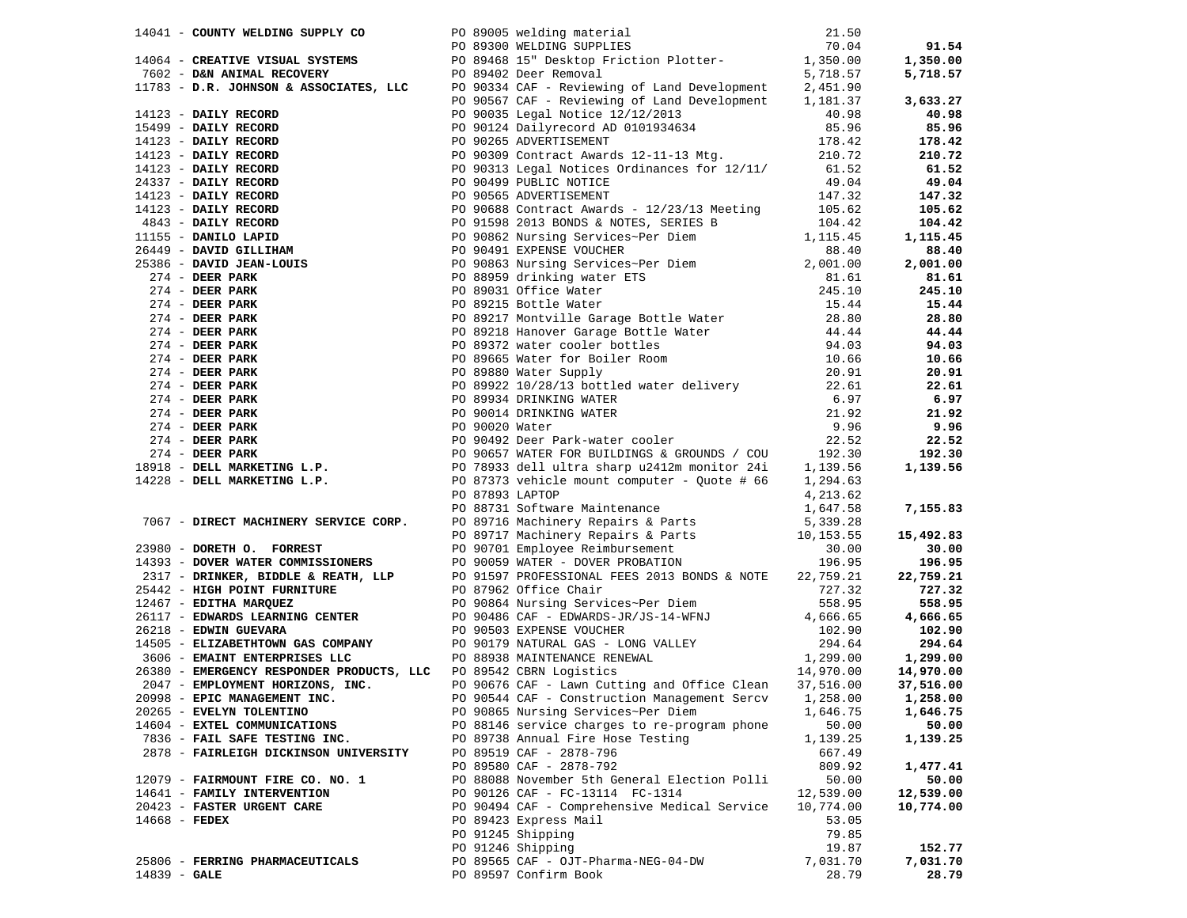| Vendor | PO / Description | Amount | Total |
|---|---|---|---|
| 14041 - **COUNTY WELDING SUPPLY CO** | PO 89005 welding material | 21.50 | |
| | PO 89300 WELDING SUPPLIES | 70.04 | **91.54** |
| 14064 - **CREATIVE VISUAL SYSTEMS** | PO 89468 15" Desktop Friction Plotter- | 1,350.00 | **1,350.00** |
| 7602 - **D&N ANIMAL RECOVERY** | PO 89402 Deer Removal | 5,718.57 | **5,718.57** |
| 11783 - **D.R. JOHNSON & ASSOCIATES, LLC** | PO 90334 CAF - Reviewing of Land Development | 2,451.90 | |
| | PO 90567 CAF - Reviewing of Land Development | 1,181.37 | **3,633.27** |
| 14123 - **DAILY RECORD** | PO 90035 Legal Notice 12/12/2013 | 40.98 | **40.98** |
| 15499 - **DAILY RECORD** | PO 90124 Dailyrecord AD 0101934634 | 85.96 | **85.96** |
| 14123 - **DAILY RECORD** | PO 90265 ADVERTISEMENT | 178.42 | **178.42** |
| 14123 - **DAILY RECORD** | PO 90309 Contract Awards 12-11-13 Mtg. | 210.72 | **210.72** |
| 14123 - **DAILY RECORD** | PO 90313 Legal Notices Ordinances for 12/11/ | 61.52 | **61.52** |
| 24337 - **DAILY RECORD** | PO 90499 PUBLIC NOTICE | 49.04 | **49.04** |
| 14123 - **DAILY RECORD** | PO 90565 ADVERTISEMENT | 147.32 | **147.32** |
| 14123 - **DAILY RECORD** | PO 90688 Contract Awards - 12/23/13 Meeting | 105.62 | **105.62** |
| 4843 - **DAILY RECORD** | PO 91598 2013 BONDS & NOTES, SERIES B | 104.42 | **104.42** |
| 11155 - **DANILO LAPID** | PO 90862 Nursing Services~Per Diem | 1,115.45 | **1,115.45** |
| 26449 - **DAVID GILLIHAM** | PO 90491 EXPENSE VOUCHER | 88.40 | **88.40** |
| 25386 - **DAVID JEAN-LOUIS** | PO 90863 Nursing Services~Per Diem | 2,001.00 | **2,001.00** |
| 274 - **DEER PARK** | PO 88959 drinking water ETS | 81.61 | **81.61** |
| 274 - **DEER PARK** | PO 89031 Office Water | 245.10 | **245.10** |
| 274 - **DEER PARK** | PO 89215 Bottle Water | 15.44 | **15.44** |
| 274 - **DEER PARK** | PO 89217 Montville Garage Bottle Water | 28.80 | **28.80** |
| 274 - **DEER PARK** | PO 89218 Hanover Garage Bottle Water | 44.44 | **44.44** |
| 274 - **DEER PARK** | PO 89372 water cooler bottles | 94.03 | **94.03** |
| 274 - **DEER PARK** | PO 89665 Water for Boiler Room | 10.66 | **10.66** |
| 274 - **DEER PARK** | PO 89880 Water Supply | 20.91 | **20.91** |
| 274 - **DEER PARK** | PO 89922 10/28/13 bottled water delivery | 22.61 | **22.61** |
| 274 - **DEER PARK** | PO 89934 DRINKING WATER | 6.97 | **6.97** |
| 274 - **DEER PARK** | PO 90014 DRINKING WATER | 21.92 | **21.92** |
| 274 - **DEER PARK** | PO 90020 Water | 9.96 | **9.96** |
| 274 - **DEER PARK** | PO 90492 Deer Park-water cooler | 22.52 | **22.52** |
| 274 - **DEER PARK** | PO 90657 WATER FOR BUILDINGS & GROUNDS / COU | 192.30 | **192.30** |
| 18918 - **DELL MARKETING L.P.** | PO 78933 dell ultra sharp u2412m monitor 24i | 1,139.56 | **1,139.56** |
| 14228 - **DELL MARKETING L.P.** | PO 87373 vehicle mount computer - Quote # 66 | 1,294.63 | |
| | PO 87893 LAPTOP | 4,213.62 | |
| | PO 88731 Software Maintenance | 1,647.58 | **7,155.83** |
| 7067 - **DIRECT MACHINERY SERVICE CORP.** | PO 89716 Machinery Repairs & Parts | 5,339.28 | |
| | PO 89717 Machinery Repairs & Parts | 10,153.55 | **15,492.83** |
| 23980 - **DORETH O. FORREST** | PO 90701 Employee Reimbursement | 30.00 | **30.00** |
| 14393 - **DOVER WATER COMMISSIONERS** | PO 90059 WATER - DOVER PROBATION | 196.95 | **196.95** |
| 2317 - **DRINKER, BIDDLE & REATH, LLP** | PO 91597 PROFESSIONAL FEES 2013 BONDS & NOTE | 22,759.21 | **22,759.21** |
| 25442 - **HIGH POINT FURNITURE** | PO 87962 Office Chair | 727.32 | **727.32** |
| 12467 - **EDITHA MARQUEZ** | PO 90864 Nursing Services~Per Diem | 558.95 | **558.95** |
| 26117 - **EDWARDS LEARNING CENTER** | PO 90486 CAF - EDWARDS-JR/JS-14-WFNJ | 4,666.65 | **4,666.65** |
| 26218 - **EDWIN GUEVARA** | PO 90503 EXPENSE VOUCHER | 102.90 | **102.90** |
| 14505 - **ELIZABETHTOWN GAS COMPANY** | PO 90179 NATURAL GAS - LONG VALLEY | 294.64 | **294.64** |
| 3606 - **EMAINT ENTERPRISES LLC** | PO 88938 MAINTENANCE RENEWAL | 1,299.00 | **1,299.00** |
| 26380 - **EMERGENCY RESPONDER PRODUCTS, LLC** | PO 89542 CBRN Logistics | 14,970.00 | **14,970.00** |
| 2047 - **EMPLOYMENT HORIZONS, INC.** | PO 90676 CAF - Lawn Cutting and Office Clean | 37,516.00 | **37,516.00** |
| 20998 - **EPIC MANAGEMENT INC.** | PO 90544 CAF - Construction Management Sercv | 1,258.00 | **1,258.00** |
| 20265 - **EVELYN TOLENTINO** | PO 90865 Nursing Services~Per Diem | 1,646.75 | **1,646.75** |
| 14604 - **EXTEL COMMUNICATIONS** | PO 88146 service charges to re-program phone | 50.00 | **50.00** |
| 7836 - **FAIL SAFE TESTING INC.** | PO 89738 Annual Fire Hose Testing | 1,139.25 | **1,139.25** |
| 2878 - **FAIRLEIGH DICKINSON UNIVERSITY** | PO 89519 CAF - 2878-796 | 667.49 | |
| | PO 89580 CAF - 2878-792 | 809.92 | **1,477.41** |
| 12079 - **FAIRMOUNT FIRE CO. NO. 1** | PO 88088 November 5th General Election Polli | 50.00 | **50.00** |
| 14641 - **FAMILY INTERVENTION** | PO 90126 CAF - FC-13114 FC-1314 | 12,539.00 | **12,539.00** |
| 20423 - **FASTER URGENT CARE** | PO 90494 CAF - Comprehensive Medical Service | 10,774.00 | **10,774.00** |
| 14668 - **FEDEX** | PO 89423 Express Mail | 53.05 | |
| | PO 91245 Shipping | 79.85 | |
| | PO 91246 Shipping | 19.87 | **152.77** |
| 25806 - **FERRING PHARMACEUTICALS** | PO 89565 CAF - OJT-Pharma-NEG-04-DW | 7,031.70 | **7,031.70** |
| 14839 - **GALE** | PO 89597 Confirm Book | 28.79 | **28.79** |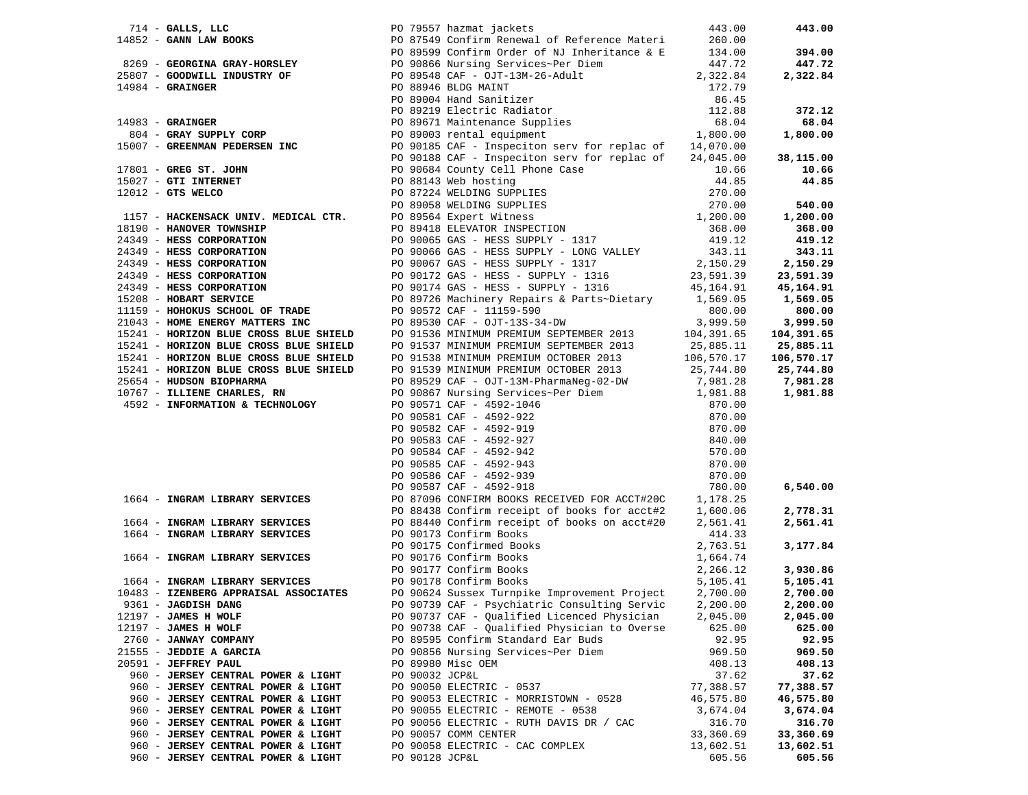| Vendor | PO / Description | Amount | Total |
|---|---|---|---|
| 714 - **GALLS, LLC** | PO 79557 hazmat jackets | 443.00 | **443.00** |
| 14852 - **GANN LAW BOOKS** | PO 87549 Confirm Renewal of Reference Materi | 260.00 | |
| | PO 89599 Confirm Order of NJ Inheritance & E | 134.00 | **394.00** |
| 8269 - **GEORGINA GRAY-HORSLEY** | PO 90866 Nursing Services~Per Diem | 447.72 | **447.72** |
| 25807 - **GOODWILL INDUSTRY OF** | PO 89548 CAF - OJT-13M-26-Adult | 2,322.84 | **2,322.84** |
| 14984 - **GRAINGER** | PO 88946 BLDG MAINT | 172.79 | |
| | PO 89004 Hand Sanitizer | 86.45 | |
| | PO 89219 Electric Radiator | 112.88 | **372.12** |
| 14983 - **GRAINGER** | PO 89671 Maintenance Supplies | 68.04 | **68.04** |
| 804 - **GRAY SUPPLY CORP** | PO 89003 rental equipment | 1,800.00 | **1,800.00** |
| 15007 - **GREENMAN PEDERSEN INC** | PO 90185 CAF - Inspeciton serv for replac of | 14,070.00 | |
| | PO 90188 CAF - Inspeciton serv for replac of | 24,045.00 | **38,115.00** |
| 17801 - **GREG ST. JOHN** | PO 90684 County Cell Phone Case | 10.66 | **10.66** |
| 15027 - **GTI INTERNET** | PO 88143 Web hosting | 44.85 | **44.85** |
| 12012 - **GTS WELCO** | PO 87224 WELDING SUPPLIES | 270.00 | |
| | PO 89058 WELDING SUPPLIES | 270.00 | **540.00** |
| 1157 - **HACKENSACK UNIV. MEDICAL CTR.** | PO 89564 Expert Witness | 1,200.00 | **1,200.00** |
| 18190 - **HANOVER TOWNSHIP** | PO 89418 ELEVATOR INSPECTION | 368.00 | **368.00** |
| 24349 - **HESS CORPORATION** | PO 90065 GAS - HESS SUPPLY - 1317 | 419.12 | **419.12** |
| 24349 - **HESS CORPORATION** | PO 90066 GAS - HESS SUPPLY - LONG VALLEY | 343.11 | **343.11** |
| 24349 - **HESS CORPORATION** | PO 90067 GAS - HESS SUPPLY - 1317 | 2,150.29 | **2,150.29** |
| 24349 - **HESS CORPORATION** | PO 90172 GAS - HESS - SUPPLY - 1316 | 23,591.39 | **23,591.39** |
| 24349 - **HESS CORPORATION** | PO 90174 GAS - HESS - SUPPLY - 1316 | 45,164.91 | **45,164.91** |
| 15208 - **HOBART SERVICE** | PO 89726 Machinery Repairs & Parts~Dietary | 1,569.05 | **1,569.05** |
| 11159 - **HOHOKUS SCHOOL OF TRADE** | PO 90572 CAF - 11159-590 | 800.00 | **800.00** |
| 21043 - **HOME ENERGY MATTERS INC** | PO 89530 CAF - OJT-13S-34-DW | 3,999.50 | **3,999.50** |
| 15241 - **HORIZON BLUE CROSS BLUE SHIELD** | PO 91536 MINIMUM PREMIUM SEPTEMBER 2013 | 104,391.65 | **104,391.65** |
| 15241 - **HORIZON BLUE CROSS BLUE SHIELD** | PO 91537 MINIMUM PREMIUM SEPTEMBER 2013 | 25,885.11 | **25,885.11** |
| 15241 - **HORIZON BLUE CROSS BLUE SHIELD** | PO 91538 MINIMUM PREMIUM OCTOBER 2013 | 106,570.17 | **106,570.17** |
| 15241 - **HORIZON BLUE CROSS BLUE SHIELD** | PO 91539 MINIMUM PREMIUM OCTOBER 2013 | 25,744.80 | **25,744.80** |
| 25654 - **HUDSON BIOPHARMA** | PO 89529 CAF - OJT-13M-PharmaNeg-02-DW | 7,981.28 | **7,981.28** |
| 10767 - **ILLIENE CHARLES, RN** | PO 90867 Nursing Services~Per Diem | 1,981.88 | **1,981.88** |
| 4592 - **INFORMATION & TECHNOLOGY** | PO 90571 CAF - 4592-1046 | 870.00 | |
| | PO 90581 CAF - 4592-922 | 870.00 | |
| | PO 90582 CAF - 4592-919 | 870.00 | |
| | PO 90583 CAF - 4592-927 | 840.00 | |
| | PO 90584 CAF - 4592-942 | 570.00 | |
| | PO 90585 CAF - 4592-943 | 870.00 | |
| | PO 90586 CAF - 4592-939 | 870.00 | |
| | PO 90587 CAF - 4592-918 | 780.00 | **6,540.00** |
| 1664 - **INGRAM LIBRARY SERVICES** | PO 87096 CONFIRM BOOKS RECEIVED FOR ACCT#20C | 1,178.25 | |
| | PO 88438 Confirm receipt of books for acct#2 | 1,600.06 | **2,778.31** |
| 1664 - **INGRAM LIBRARY SERVICES** | PO 88440 Confirm receipt of books on acct#20 | 2,561.41 | **2,561.41** |
| 1664 - **INGRAM LIBRARY SERVICES** | PO 90173 Confirm Books | 414.33 | |
| | PO 90175 Confirmed Books | 2,763.51 | **3,177.84** |
| 1664 - **INGRAM LIBRARY SERVICES** | PO 90176 Confirm Books | 1,664.74 | |
| | PO 90177 Confirm Books | 2,266.12 | **3,930.86** |
| 1664 - **INGRAM LIBRARY SERVICES** | PO 90178 Confirm Books | 5,105.41 | **5,105.41** |
| 10483 - **IZENBERG APPRAISAL ASSOCIATES** | PO 90624 Sussex Turnpike Improvement Project | 2,700.00 | **2,700.00** |
| 9361 - **JAGDISH DANG** | PO 90739 CAF - Psychiatric Consulting Servic | 2,200.00 | **2,200.00** |
| 12197 - **JAMES H WOLF** | PO 90737 CAF - Qualified Licenced Physician | 2,045.00 | **2,045.00** |
| 12197 - **JAMES H WOLF** | PO 90738 CAF - Qualified Physician to Overse | 625.00 | **625.00** |
| 2760 - **JANWAY COMPANY** | PO 89595 Confirm Standard Ear Buds | 92.95 | **92.95** |
| 21555 - **JEDDIE A GARCIA** | PO 90856 Nursing Services~Per Diem | 969.50 | **969.50** |
| 20591 - **JEFFREY PAUL** | PO 89980 Misc OEM | 408.13 | **408.13** |
| 960 - **JERSEY CENTRAL POWER & LIGHT** | PO 90032 JCP&L | 37.62 | **37.62** |
| 960 - **JERSEY CENTRAL POWER & LIGHT** | PO 90050 ELECTRIC - 0537 | 77,388.57 | **77,388.57** |
| 960 - **JERSEY CENTRAL POWER & LIGHT** | PO 90053 ELECTRIC - MORRISTOWN - 0528 | 46,575.80 | **46,575.80** |
| 960 - **JERSEY CENTRAL POWER & LIGHT** | PO 90055 ELECTRIC - REMOTE - 0538 | 3,674.04 | **3,674.04** |
| 960 - **JERSEY CENTRAL POWER & LIGHT** | PO 90056 ELECTRIC - RUTH DAVIS DR / CAC | 316.70 | **316.70** |
| 960 - **JERSEY CENTRAL POWER & LIGHT** | PO 90057 COMM CENTER | 33,360.69 | **33,360.69** |
| 960 - **JERSEY CENTRAL POWER & LIGHT** | PO 90058 ELECTRIC - CAC COMPLEX | 13,602.51 | **13,602.51** |
| 960 - **JERSEY CENTRAL POWER & LIGHT** | PO 90128 JCP&L | 605.56 | **605.56** |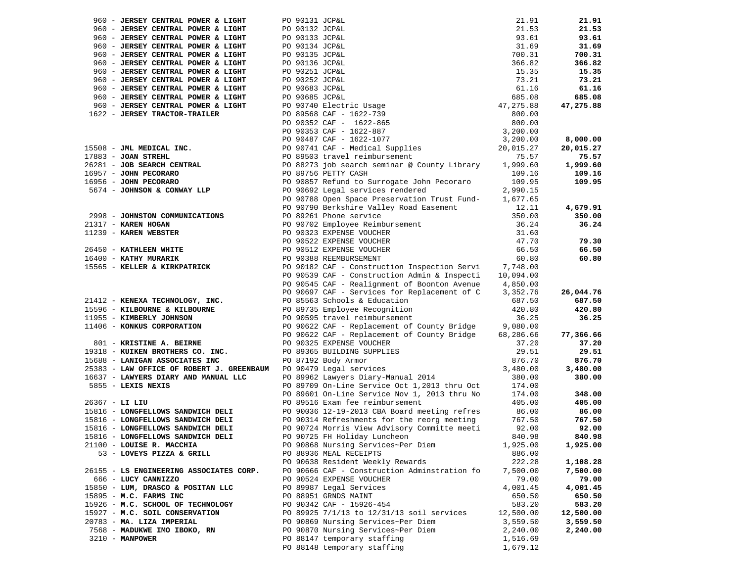| Vendor | PO / Description | Amount | Total |
|---|---|---|---|
| 960 - **JERSEY CENTRAL POWER & LIGHT** | PO 90131 JCP&L | 21.91 | **21.91** |
| 960 - **JERSEY CENTRAL POWER & LIGHT** | PO 90132 JCP&L | 21.53 | **21.53** |
| 960 - **JERSEY CENTRAL POWER & LIGHT** | PO 90133 JCP&L | 93.61 | **93.61** |
| 960 - **JERSEY CENTRAL POWER & LIGHT** | PO 90134 JCP&L | 31.69 | **31.69** |
| 960 - **JERSEY CENTRAL POWER & LIGHT** | PO 90135 JCP&L | 700.31 | **700.31** |
| 960 - **JERSEY CENTRAL POWER & LIGHT** | PO 90136 JCP&L | 366.82 | **366.82** |
| 960 - **JERSEY CENTRAL POWER & LIGHT** | PO 90251 JCP&L | 15.35 | **15.35** |
| 960 - **JERSEY CENTRAL POWER & LIGHT** | PO 90252 JCP&L | 73.21 | **73.21** |
| 960 - **JERSEY CENTRAL POWER & LIGHT** | PO 90683 JCP&L | 61.16 | **61.16** |
| 960 - **JERSEY CENTRAL POWER & LIGHT** | PO 90685 JCP&L | 685.08 | **685.08** |
| 960 - **JERSEY CENTRAL POWER & LIGHT** | PO 90740 Electric Usage | 47,275.88 | **47,275.88** |
| 1622 - **JERSEY TRACTOR-TRAILER** | PO 89568 CAF - 1622-739 | 800.00 | |
| | PO 90352 CAF - 1622-865 | 800.00 | |
| | PO 90353 CAF - 1622-887 | 3,200.00 | |
| | PO 90487 CAF - 1622-1077 | 3,200.00 | **8,000.00** |
| 15508 - **JML MEDICAL INC.** | PO 90741 CAF - Medical Supplies | 20,015.27 | **20,015.27** |
| 17883 - **JOAN STREHL** | PO 89503 travel reimbursement | 75.57 | **75.57** |
| 26281 - **JOB SEARCH CENTRAL** | PO 88273 job search seminar @ County Library | 1,999.60 | **1,999.60** |
| 16957 - **JOHN PECORARO** | PO 89756 PETTY CASH | 109.16 | **109.16** |
| 16956 - **JOHN PECORARO** | PO 90857 Refund to Surrogate John Pecoraro | 109.95 | **109.95** |
| 5674 - **JOHNSON & CONWAY LLP** | PO 90692 Legal services rendered | 2,990.15 | |
| | PO 90788 Open Space Preservation Trust Fund- | 1,677.65 | |
| | PO 90790 Berkshire Valley Road Easement | 12.11 | **4,679.91** |
| 2998 - **JOHNSTON COMMUNICATIONS** | PO 89261 Phone service | 350.00 | **350.00** |
| 21317 - **KAREN HOGAN** | PO 90702 Employee Reimbursement | 36.24 | **36.24** |
| 11239 - **KAREN WEBSTER** | PO 90323 EXPENSE VOUCHER | 31.60 | |
| | PO 90522 EXPENSE VOUCHER | 47.70 | **79.30** |
| 26450 - **KATHLEEN WHITE** | PO 90512 EXPENSE VOUCHER | 66.50 | **66.50** |
| 16400 - **KATHY MURARIK** | PO 90388 REEMBURSEMENT | 60.80 | **60.80** |
| 15565 - **KELLER & KIRKPATRICK** | PO 90182 CAF - Construction Inspection Servi | 7,748.00 | |
| | PO 90539 CAF - Construction Admin & Inspecti | 10,094.00 | |
| | PO 90545 CAF - Realignment of Boonton Avenue | 4,850.00 | |
| | PO 90697 CAF - Services for Replacement of C | 3,352.76 | **26,044.76** |
| 21412 - **KENEXA TECHNOLOGY, INC.** | PO 85563 Schools & Education | 687.50 | **687.50** |
| 15596 - **KILBOURNE & KILBOURNE** | PO 89735 Employee Recognition | 420.80 | **420.80** |
| 11955 - **KIMBERLY JOHNSON** | PO 90595 travel reimbursement | 36.25 | **36.25** |
| 11406 - **KONKUS CORPORATION** | PO 90622 CAF - Replacement of County Bridge | 9,080.00 | |
| | PO 90622 CAF - Replacement of County Bridge | 68,286.66 | **77,366.66** |
| 801 - **KRISTINE A. BEIRNE** | PO 90325 EXPENSE VOUCHER | 37.20 | **37.20** |
| 19318 - **KUIKEN BROTHERS CO. INC.** | PO 89365 BUILDING SUPPLIES | 29.51 | **29.51** |
| 15688 - **LANIGAN ASSOCIATES INC** | PO 87192 Body Armor | 876.70 | **876.70** |
| 25383 - **LAW OFFICE OF ROBERT J. GREENBAUM** | PO 90479 Legal services | 3,480.00 | **3,480.00** |
| 16637 - **LAWYERS DIARY AND MANUAL LLC** | PO 89962 Lawyers Diary-Manual 2014 | 380.00 | **380.00** |
| 5855 - **LEXIS NEXIS** | PO 89709 On-Line Service Oct 1,2013 thru Oct | 174.00 | |
| | PO 89601 On-Line Service Nov 1, 2013 thru No | 174.00 | **348.00** |
| 26367 - **LI LIU** | PO 89516 Exam fee reimbursement | 405.00 | **405.00** |
| 15816 - **LONGFELLOWS SANDWICH DELI** | PO 90036 12-19-2013 CBA Board meeting refres | 86.00 | **86.00** |
| 15816 - **LONGFELLOWS SANDWICH DELI** | PO 90314 Refreshments for the reorg meeting | 767.50 | **767.50** |
| 15816 - **LONGFELLOWS SANDWICH DELI** | PO 90724 Morris View Advisory Committe meeti | 92.00 | **92.00** |
| 15816 - **LONGFELLOWS SANDWICH DELI** | PO 90725 FH Holiday Luncheon | 840.98 | **840.98** |
| 21100 - **LOUISE R. MACCHIA** | PO 90868 Nursing Services~Per Diem | 1,925.00 | **1,925.00** |
| 53 - **LOVEYS PIZZA & GRILL** | PO 88936 MEAL RECEIPTS | 886.00 | |
| | PO 90638 Resident Weekly Rewards | 222.28 | **1,108.28** |
| 26155 - **LS ENGINEERING ASSOCIATES CORP.** | PO 90666 CAF - Construction Adminstration fo | 7,500.00 | **7,500.00** |
| 666 - **LUCY CANNIZZO** | PO 90524 EXPENSE VOUCHER | 79.00 | **79.00** |
| 15850 - **LUM, DRASCO & POSITAN LLC** | PO 89987 Legal Services | 4,001.45 | **4,001.45** |
| 15895 - **M.C. FARMS INC** | PO 88951 GRNDS MAINT | 650.50 | **650.50** |
| 15926 - **M.C. SCHOOL OF TECHNOLOGY** | PO 90342 CAF - 15926-454 | 583.20 | **583.20** |
| 15927 - **M.C. SOIL CONSERVATION** | PO 89925 7/1/13 to 12/31/13 soil services | 12,500.00 | **12,500.00** |
| 20783 - **MA. LIZA IMPERIAL** | PO 90869 Nursing Services~Per Diem | 3,559.50 | **3,559.50** |
| 7568 - **MADUKWE IMO IBOKO, RN** | PO 90870 Nursing Services~Per Diem | 2,240.00 | **2,240.00** |
| 3210 - **MANPOWER** | PO 88147 temporary staffing | 1,516.69 | |
| | PO 88148 temporary staffing | 1,679.12 | |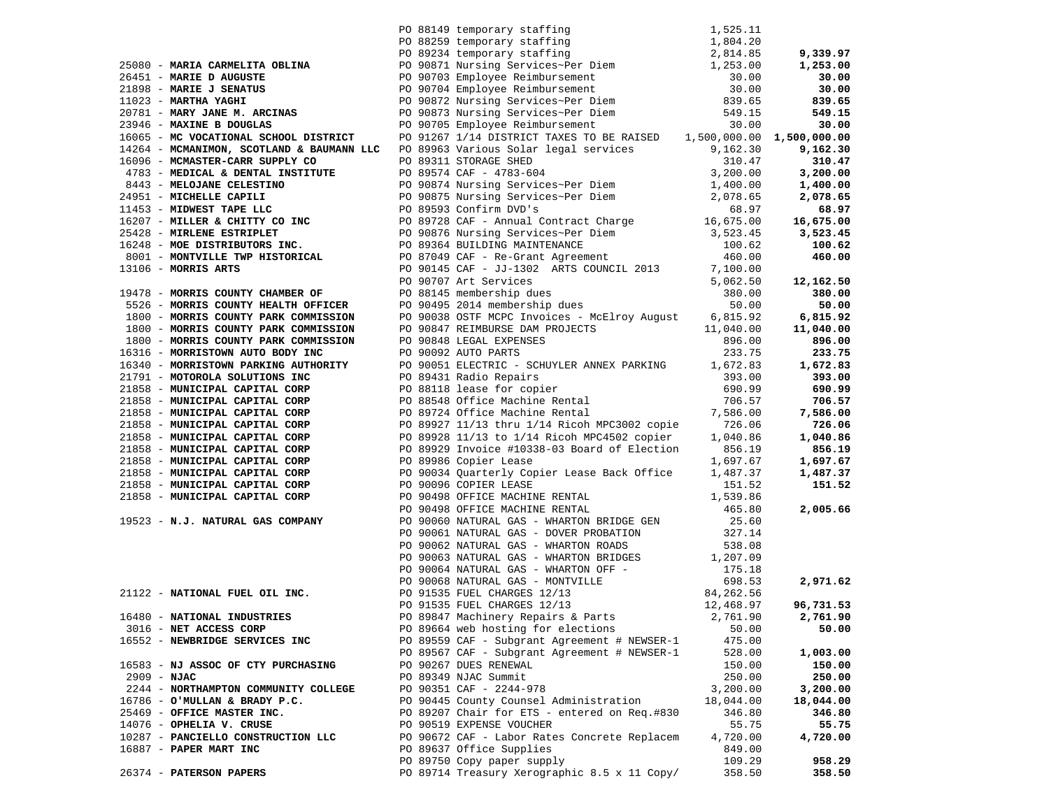| Vendor | PO / Description | Amount | Total |
|---|---|---|---|
| | PO 88149 temporary staffing | 1,525.11 | |
| | PO 88259 temporary staffing | 1,804.20 | |
| | PO 89234 temporary staffing | 2,814.85 | **9,339.97** |
| 25080 - **MARIA CARMELITA OBLINA** | PO 90871 Nursing Services~Per Diem | 1,253.00 | **1,253.00** |
| 26451 - **MARIE D AUGUSTE** | PO 90703 Employee Reimbursement | 30.00 | **30.00** |
| 21898 - **MARIE J SENATUS** | PO 90704 Employee Reimbursement | 30.00 | **30.00** |
| 11023 - **MARTHA YAGHI** | PO 90872 Nursing Services~Per Diem | 839.65 | **839.65** |
| 20781 - **MARY JANE M. ARCINAS** | PO 90873 Nursing Services~Per Diem | 549.15 | **549.15** |
| 23946 - **MAXINE B DOUGLAS** | PO 90705 Employee Reimbursement | 30.00 | **30.00** |
| 16065 - **MC VOCATIONAL SCHOOL DISTRICT** | PO 91267 1/14 DISTRICT TAXES TO BE RAISED | 1,500,000.00 | **1,500,000.00** |
| 14264 - **MCMANIMON, SCOTLAND & BAUMANN LLC** | PO 89963 Various Solar legal services | 9,162.30 | **9,162.30** |
| 16096 - **MCMASTER-CARR SUPPLY CO** | PO 89311 STORAGE SHED | 310.47 | **310.47** |
| 4783 - **MEDICAL & DENTAL INSTITUTE** | PO 89574 CAF - 4783-604 | 3,200.00 | **3,200.00** |
| 8443 - **MELOJANE CELESTINO** | PO 90874 Nursing Services~Per Diem | 1,400.00 | **1,400.00** |
| 24951 - **MICHELLE CAPILI** | PO 90875 Nursing Services~Per Diem | 2,078.65 | **2,078.65** |
| 11453 - **MIDWEST TAPE LLC** | PO 89593 Confirm DVD's | 68.97 | **68.97** |
| 16207 - **MILLER & CHITTY CO INC** | PO 89728 CAF - Annual Contract Charge | 16,675.00 | **16,675.00** |
| 25428 - **MIRLENE ESTRIPLET** | PO 90876 Nursing Services~Per Diem | 3,523.45 | **3,523.45** |
| 16248 - **MOE DISTRIBUTORS INC.** | PO 89364 BUILDING MAINTENANCE | 100.62 | **100.62** |
| 8001 - **MONTVILLE TWP HISTORICAL** | PO 87049 CAF - Re-Grant Agreement | 460.00 | **460.00** |
| 13106 - **MORRIS ARTS** | PO 90145 CAF - JJ-1302 ARTS COUNCIL 2013 | 7,100.00 | |
| | PO 90707 Art Services | 5,062.50 | **12,162.50** |
| 19478 - **MORRIS COUNTY CHAMBER OF** | PO 88145 membership dues | 380.00 | **380.00** |
| 5526 - **MORRIS COUNTY HEALTH OFFICER** | PO 90495 2014 membership dues | 50.00 | **50.00** |
| 1800 - **MORRIS COUNTY PARK COMMISSION** | PO 90038 OSTF MCPC Invoices - McElroy August | 6,815.92 | **6,815.92** |
| 1800 - **MORRIS COUNTY PARK COMMISSION** | PO 90847 REIMBURSE DAM PROJECTS | 11,040.00 | **11,040.00** |
| 1800 - **MORRIS COUNTY PARK COMMISSION** | PO 90848 LEGAL EXPENSES | 896.00 | **896.00** |
| 16316 - **MORRISTOWN AUTO BODY INC** | PO 90092 AUTO PARTS | 233.75 | **233.75** |
| 16340 - **MORRISTOWN PARKING AUTHORITY** | PO 90051 ELECTRIC - SCHUYLER ANNEX PARKING | 1,672.83 | **1,672.83** |
| 21791 - **MOTOROLA SOLUTIONS INC** | PO 89431 Radio Repairs | 393.00 | **393.00** |
| 21858 - **MUNICIPAL CAPITAL CORP** | PO 88118 lease for copier | 690.99 | **690.99** |
| 21858 - **MUNICIPAL CAPITAL CORP** | PO 88548 Office Machine Rental | 706.57 | **706.57** |
| 21858 - **MUNICIPAL CAPITAL CORP** | PO 89724 Office Machine Rental | 7,586.00 | **7,586.00** |
| 21858 - **MUNICIPAL CAPITAL CORP** | PO 89927 11/13 thru 1/14 Ricoh MPC3002 copie | 726.06 | **726.06** |
| 21858 - **MUNICIPAL CAPITAL CORP** | PO 89928 11/13 to 1/14 Ricoh MPC4502 copier | 1,040.86 | **1,040.86** |
| 21858 - **MUNICIPAL CAPITAL CORP** | PO 89929 Invoice #10338-03 Board of Election | 856.19 | **856.19** |
| 21858 - **MUNICIPAL CAPITAL CORP** | PO 89986 Copier Lease | 1,697.67 | **1,697.67** |
| 21858 - **MUNICIPAL CAPITAL CORP** | PO 90034 Quarterly Copier Lease Back Office | 1,487.37 | **1,487.37** |
| 21858 - **MUNICIPAL CAPITAL CORP** | PO 90096 COPIER LEASE | 151.52 | **151.52** |
| 21858 - **MUNICIPAL CAPITAL CORP** | PO 90498 OFFICE MACHINE RENTAL | 1,539.86 | |
| | PO 90498 OFFICE MACHINE RENTAL | 465.80 | **2,005.66** |
| 19523 - **N.J. NATURAL GAS COMPANY** | PO 90060 NATURAL GAS - WHARTON BRIDGE GEN | 25.60 | |
| | PO 90061 NATURAL GAS - DOVER PROBATION | 327.14 | |
| | PO 90062 NATURAL GAS - WHARTON ROADS | 538.08 | |
| | PO 90063 NATURAL GAS - WHARTON BRIDGES | 1,207.09 | |
| | PO 90064 NATURAL GAS - WHARTON OFF - | 175.18 | |
| | PO 90068 NATURAL GAS - MONTVILLE | 698.53 | **2,971.62** |
| 21122 - **NATIONAL FUEL OIL INC.** | PO 91535 FUEL CHARGES 12/13 | 84,262.56 | |
| | PO 91535 FUEL CHARGES 12/13 | 12,468.97 | **96,731.53** |
| 16480 - **NATIONAL INDUSTRIES** | PO 89847 Machinery Repairs & Parts | 2,761.90 | **2,761.90** |
| 3016 - **NET ACCESS CORP** | PO 89664 web hosting for elections | 50.00 | **50.00** |
| 16552 - **NEWBRIDGE SERVICES INC** | PO 89559 CAF - Subgrant Agreement # NEWSER-1 | 475.00 | |
| | PO 89567 CAF - Subgrant Agreement # NEWSER-1 | 528.00 | **1,003.00** |
| 16583 - **NJ ASSOC OF CTY PURCHASING** | PO 90267 DUES RENEWAL | 150.00 | **150.00** |
| 2909 - **NJAC** | PO 89349 NJAC Summit | 250.00 | **250.00** |
| 2244 - **NORTHAMPTON COMMUNITY COLLEGE** | PO 90351 CAF - 2244-978 | 3,200.00 | **3,200.00** |
| 16786 - **O'MULLAN & BRADY P.C.** | PO 90445 County Counsel Administration | 18,044.00 | **18,044.00** |
| 25469 - **OFFICE MASTER INC.** | PO 89207 Chair for ETS - entered on Req.#830 | 346.80 | **346.80** |
| 14076 - **OPHELIA V. CRUSE** | PO 90519 EXPENSE VOUCHER | 55.75 | **55.75** |
| 10287 - **PANCIELLO CONSTRUCTION LLC** | PO 90672 CAF - Labor Rates Concrete Replacem | 4,720.00 | **4,720.00** |
| 16887 - **PAPER MART INC** | PO 89637 Office Supplies | 849.00 | |
| | PO 89750 Copy paper supply | 109.29 | **958.29** |
| 26374 - **PATERSON PAPERS** | PO 89714 Treasury Xerographic 8.5 x 11 Copy/ | 358.50 | **358.50** |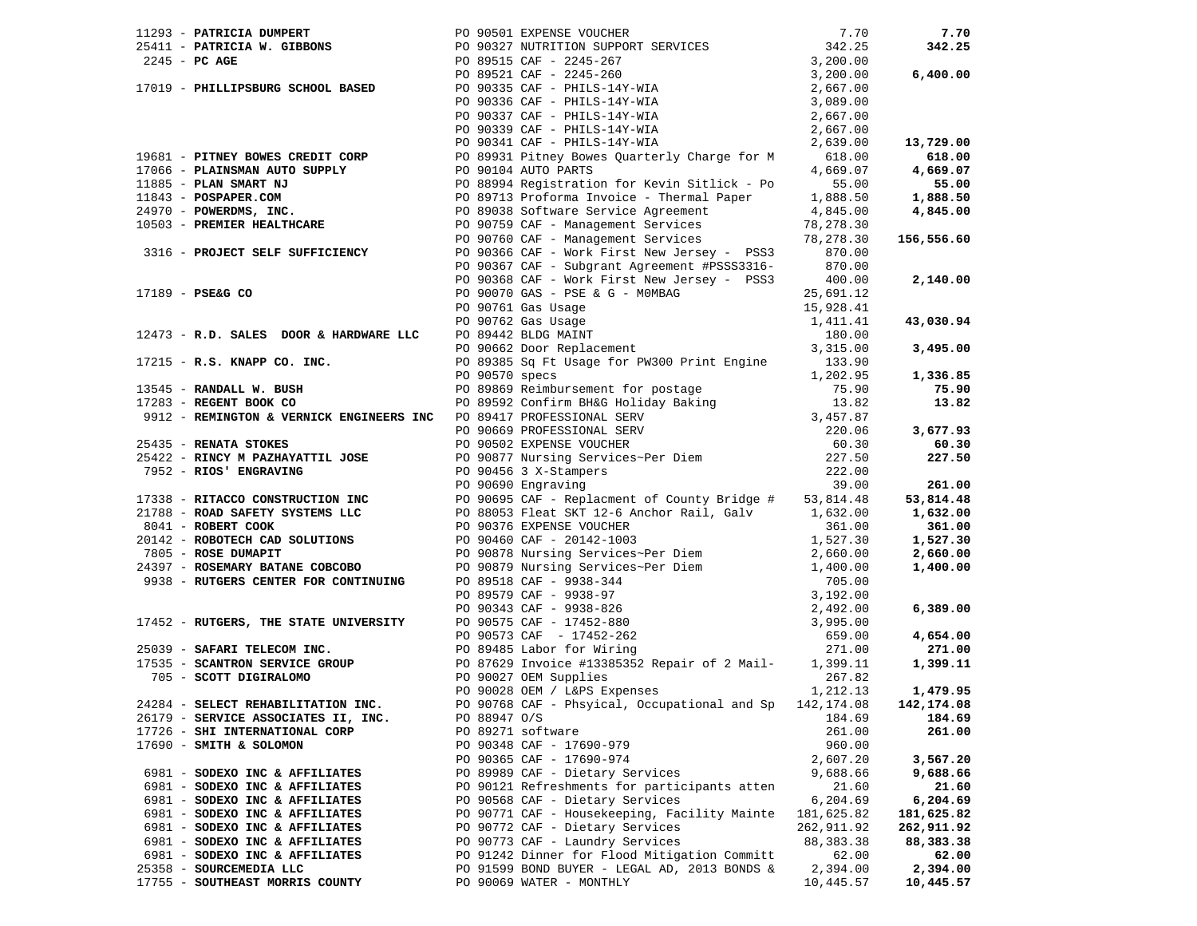| Vendor | PO / Description | Amount | Total |
|---|---|---|---|
| 11293 - **PATRICIA DUMPERT** | PO 90501 EXPENSE VOUCHER | 7.70 | **7.70** |
| 25411 - **PATRICIA W. GIBBONS** | PO 90327 NUTRITION SUPPORT SERVICES | 342.25 | **342.25** |
| 2245 - **PC AGE** | PO 89515 CAF - 2245-267 | 3,200.00 | |
| | PO 89521 CAF - 2245-260 | 3,200.00 | **6,400.00** |
| 17019 - **PHILLIPSBURG SCHOOL BASED** | PO 90335 CAF - PHILS-14Y-WIA | 2,667.00 | |
| | PO 90336 CAF - PHILS-14Y-WIA | 3,089.00 | |
| | PO 90337 CAF - PHILS-14Y-WIA | 2,667.00 | |
| | PO 90339 CAF - PHILS-14Y-WIA | 2,667.00 | |
| | PO 90341 CAF - PHILS-14Y-WIA | 2,639.00 | **13,729.00** |
| 19681 - **PITNEY BOWES CREDIT CORP** | PO 89931 Pitney Bowes Quarterly Charge for M | 618.00 | **618.00** |
| 17066 - **PLAINSMAN AUTO SUPPLY** | PO 90104 AUTO PARTS | 4,669.07 | **4,669.07** |
| 11885 - **PLAN SMART NJ** | PO 88994 Registration for Kevin Sitlick - Po | 55.00 | **55.00** |
| 11843 - **POSPAPER.COM** | PO 89713 Proforma Invoice - Thermal Paper | 1,888.50 | **1,888.50** |
| 24970 - **POWERDMS, INC.** | PO 89038 Software Service Agreement | 4,845.00 | **4,845.00** |
| 10503 - **PREMIER HEALTHCARE** | PO 90759 CAF - Management Services | 78,278.30 | |
| | PO 90760 CAF - Management Services | 78,278.30 | **156,556.60** |
| 3316 - **PROJECT SELF SUFFICIENCY** | PO 90366 CAF - Work First New Jersey - PSS3 | 870.00 | |
| | PO 90367 CAF - Subgrant Agreement #PSSS3316- | 870.00 | |
| | PO 90368 CAF - Work First New Jersey - PSS3 | 400.00 | **2,140.00** |
| 17189 - **PSE&G CO** | PO 90070 GAS - PSE & G - M0MBAG | 25,691.12 | |
| | PO 90761 Gas Usage | 15,928.41 | |
| | PO 90762 Gas Usage | 1,411.41 | **43,030.94** |
| 12473 - **R.D. SALES DOOR & HARDWARE LLC** | PO 89442 BLDG MAINT | 180.00 | |
| | PO 90662 Door Replacement | 3,315.00 | **3,495.00** |
| 17215 - **R.S. KNAPP CO. INC.** | PO 89385 Sq Ft Usage for PW300 Print Engine | 133.90 | |
| | PO 90570 specs | 1,202.95 | **1,336.85** |
| 13545 - **RANDALL W. BUSH** | PO 89869 Reimbursement for postage | 75.90 | **75.90** |
| 17283 - **REGENT BOOK CO** | PO 89592 Confirm BH&G Holiday Baking | 13.82 | **13.82** |
| 9912 - **REMINGTON & VERNICK ENGINEERS INC** | PO 89417 PROFESSIONAL SERV | 3,457.87 | |
| | PO 90669 PROFESSIONAL SERV | 220.06 | **3,677.93** |
| 25435 - **RENATA STOKES** | PO 90502 EXPENSE VOUCHER | 60.30 | **60.30** |
| 25422 - **RINCY M PAZHAYATTIL JOSE** | PO 90877 Nursing Services~Per Diem | 227.50 | **227.50** |
| 7952 - **RIOS' ENGRAVING** | PO 90456 3 X-Stampers | 222.00 | |
| | PO 90690 Engraving | 39.00 | **261.00** |
| 17338 - **RITACCO CONSTRUCTION INC** | PO 90695 CAF - Replacment of County Bridge # | 53,814.48 | **53,814.48** |
| 21788 - **ROAD SAFETY SYSTEMS LLC** | PO 88053 Fleat SKT 12-6 Anchor Rail, Galv | 1,632.00 | **1,632.00** |
| 8041 - **ROBERT COOK** | PO 90376 EXPENSE VOUCHER | 361.00 | **361.00** |
| 20142 - **ROBOTECH CAD SOLUTIONS** | PO 90460 CAF - 20142-1003 | 1,527.30 | **1,527.30** |
| 7805 - **ROSE DUMAPIT** | PO 90878 Nursing Services~Per Diem | 2,660.00 | **2,660.00** |
| 24397 - **ROSEMARY BATANE COBCOBO** | PO 90879 Nursing Services~Per Diem | 1,400.00 | **1,400.00** |
| 9938 - **RUTGERS CENTER FOR CONTINUING** | PO 89518 CAF - 9938-344 | 705.00 | |
| | PO 89579 CAF - 9938-97 | 3,192.00 | |
| | PO 90343 CAF - 9938-826 | 2,492.00 | **6,389.00** |
| 17452 - **RUTGERS, THE STATE UNIVERSITY** | PO 90575 CAF - 17452-880 | 3,995.00 | |
| | PO 90573 CAF - 17452-262 | 659.00 | **4,654.00** |
| 25039 - **SAFARI TELECOM INC.** | PO 89485 Labor for Wiring | 271.00 | **271.00** |
| 17535 - **SCANTRON SERVICE GROUP** | PO 87629 Invoice #13385352 Repair of 2 Mail- | 1,399.11 | **1,399.11** |
| 705 - **SCOTT DIGIRALOMO** | PO 90027 OEM Supplies | 267.82 | |
| | PO 90028 OEM / L&PS Expenses | 1,212.13 | **1,479.95** |
| 24284 - **SELECT REHABILITATION INC.** | PO 90768 CAF - Phsyical, Occupational and Sp | 142,174.08 | **142,174.08** |
| 26179 - **SERVICE ASSOCIATES II, INC.** | PO 88947 O/S | 184.69 | **184.69** |
| 17726 - **SHI INTERNATIONAL CORP** | PO 89271 software | 261.00 | **261.00** |
| 17690 - **SMITH & SOLOMON** | PO 90348 CAF - 17690-979 | 960.00 | |
| | PO 90365 CAF - 17690-974 | 2,607.20 | **3,567.20** |
| 6981 - **SODEXO INC & AFFILIATES** | PO 89989 CAF - Dietary Services | 9,688.66 | **9,688.66** |
| 6981 - **SODEXO INC & AFFILIATES** | PO 90121 Refreshments for participants atten | 21.60 | **21.60** |
| 6981 - **SODEXO INC & AFFILIATES** | PO 90568 CAF - Dietary Services | 6,204.69 | **6,204.69** |
| 6981 - **SODEXO INC & AFFILIATES** | PO 90771 CAF - Housekeeping, Facility Mainte | 181,625.82 | **181,625.82** |
| 6981 - **SODEXO INC & AFFILIATES** | PO 90772 CAF - Dietary Services | 262,911.92 | **262,911.92** |
| 6981 - **SODEXO INC & AFFILIATES** | PO 90773 CAF - Laundry Services | 88,383.38 | **88,383.38** |
| 6981 - **SODEXO INC & AFFILIATES** | PO 91242 Dinner for Flood Mitigation Committ | 62.00 | **62.00** |
| 25358 - **SOURCEMEDIA LLC** | PO 91599 BOND BUYER - LEGAL AD, 2013 BONDS & | 2,394.00 | **2,394.00** |
| 17755 - **SOUTHEAST MORRIS COUNTY** | PO 90069 WATER - MONTHLY | 10,445.57 | **10,445.57** |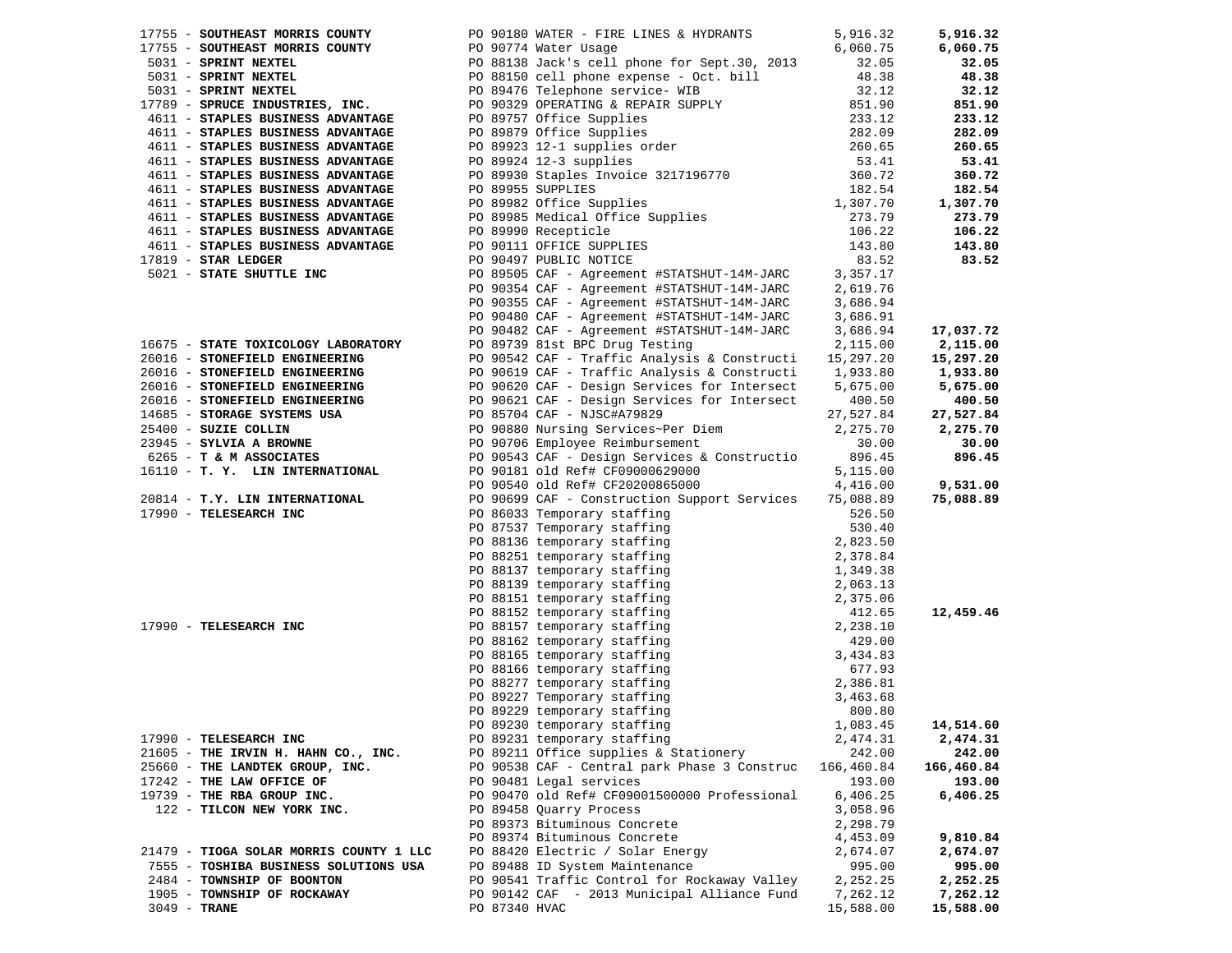| Vendor | PO / Description | Amount | Total |
|---|---|---|---|
| 17755 - **SOUTHEAST MORRIS COUNTY** | PO 90180 WATER - FIRE LINES & HYDRANTS | 5,916.32 | **5,916.32** |
| 17755 - **SOUTHEAST MORRIS COUNTY** | PO 90774 Water Usage | 6,060.75 | **6,060.75** |
| 5031 - **SPRINT NEXTEL** | PO 88138 Jack's cell phone for Sept.30, 2013 | 32.05 | **32.05** |
| 5031 - **SPRINT NEXTEL** | PO 88150 cell phone expense - Oct. bill | 48.38 | **48.38** |
| 5031 - **SPRINT NEXTEL** | PO 89476 Telephone service- WIB | 32.12 | **32.12** |
| 17789 - **SPRUCE INDUSTRIES, INC.** | PO 90329 OPERATING & REPAIR SUPPLY | 851.90 | **851.90** |
| 4611 - **STAPLES BUSINESS ADVANTAGE** | PO 89757 Office Supplies | 233.12 | **233.12** |
| 4611 - **STAPLES BUSINESS ADVANTAGE** | PO 89879 Office Supplies | 282.09 | **282.09** |
| 4611 - **STAPLES BUSINESS ADVANTAGE** | PO 89923 12-1 supplies order | 260.65 | **260.65** |
| 4611 - **STAPLES BUSINESS ADVANTAGE** | PO 89924 12-3 supplies | 53.41 | **53.41** |
| 4611 - **STAPLES BUSINESS ADVANTAGE** | PO 89930 Staples Invoice 3217196770 | 360.72 | **360.72** |
| 4611 - **STAPLES BUSINESS ADVANTAGE** | PO 89955 SUPPLIES | 182.54 | **182.54** |
| 4611 - **STAPLES BUSINESS ADVANTAGE** | PO 89982 Office Supplies | 1,307.70 | **1,307.70** |
| 4611 - **STAPLES BUSINESS ADVANTAGE** | PO 89985 Medical Office Supplies | 273.79 | **273.79** |
| 4611 - **STAPLES BUSINESS ADVANTAGE** | PO 89990 Recepticle | 106.22 | **106.22** |
| 4611 - **STAPLES BUSINESS ADVANTAGE** | PO 90111 OFFICE SUPPLIES | 143.80 | **143.80** |
| 17819 - **STAR LEDGER** | PO 90497 PUBLIC NOTICE | 83.52 | **83.52** |
| 5021 - **STATE SHUTTLE INC** | PO 89505 CAF - Agreement #STATSHUT-14M-JARC | 3,357.17 | |
| | PO 90354 CAF - Agreement #STATSHUT-14M-JARC | 2,619.76 | |
| | PO 90355 CAF - Agreement #STATSHUT-14M-JARC | 3,686.94 | |
| | PO 90480 CAF - Agreement #STATSHUT-14M-JARC | 3,686.91 | |
| | PO 90482 CAF - Agreement #STATSHUT-14M-JARC | 3,686.94 | **17,037.72** |
| 16675 - **STATE TOXICOLOGY LABORATORY** | PO 89739 81st BPC Drug Testing | 2,115.00 | **2,115.00** |
| 26016 - **STONEFIELD ENGINEERING** | PO 90542 CAF - Traffic Analysis & Constructi | 15,297.20 | **15,297.20** |
| 26016 - **STONEFIELD ENGINEERING** | PO 90619 CAF - Traffic Analysis & Constructi | 1,933.80 | **1,933.80** |
| 26016 - **STONEFIELD ENGINEERING** | PO 90620 CAF - Design Services for Intersect | 5,675.00 | **5,675.00** |
| 26016 - **STONEFIELD ENGINEERING** | PO 90621 CAF - Design Services for Intersect | 400.50 | **400.50** |
| 14685 - **STORAGE SYSTEMS USA** | PO 85704 CAF - NJSC#A79829 | 27,527.84 | **27,527.84** |
| 25400 - **SUZIE COLLIN** | PO 90880 Nursing Services~Per Diem | 2,275.70 | **2,275.70** |
| 23945 - **SYLVIA A BROWNE** | PO 90706 Employee Reimbursement | 30.00 | **30.00** |
| 6265 - **T & M ASSOCIATES** | PO 90543 CAF - Design Services & Constructio | 896.45 | **896.45** |
| 16110 - **T. Y. LIN INTERNATIONAL** | PO 90181 old Ref# CF09000629000 | 5,115.00 | |
| | PO 90540 old Ref# CF20200865000 | 4,416.00 | **9,531.00** |
| 20814 - **T.Y. LIN INTERNATIONAL** | PO 90699 CAF - Construction Support Services | 75,088.89 | **75,088.89** |
| 17990 - **TELESEARCH INC** | PO 86033 Temporary staffing | 526.50 | |
| | PO 87537 Temporary staffing | 530.40 | |
| | PO 88136 temporary staffing | 2,823.50 | |
| | PO 88251 temporary staffing | 2,378.84 | |
| | PO 88137 temporary staffing | 1,349.38 | |
| | PO 88139 temporary staffing | 2,063.13 | |
| | PO 88151 temporary staffing | 2,375.06 | |
| | PO 88152 temporary staffing | 412.65 | **12,459.46** |
| 17990 - **TELESEARCH INC** | PO 88157 temporary staffing | 2,238.10 | |
| | PO 88162 temporary staffing | 429.00 | |
| | PO 88165 temporary staffing | 3,434.83 | |
| | PO 88166 temporary staffing | 677.93 | |
| | PO 88277 temporary staffing | 2,386.81 | |
| | PO 89227 Temporary staffing | 3,463.68 | |
| | PO 89229 temporary staffing | 800.80 | |
| | PO 89230 temporary staffing | 1,083.45 | **14,514.60** |
| 17990 - **TELESEARCH INC** | PO 89231 temporary staffing | 2,474.31 | **2,474.31** |
| 21605 - **THE IRVIN H. HAHN CO., INC.** | PO 89211 Office supplies & Stationery | 242.00 | **242.00** |
| 25660 - **THE LANDTEK GROUP, INC.** | PO 90538 CAF - Central park Phase 3 Construc | 166,460.84 | **166,460.84** |
| 17242 - **THE LAW OFFICE OF** | PO 90481 Legal services | 193.00 | **193.00** |
| 19739 - **THE RBA GROUP INC.** | PO 90470 old Ref# CF09001500000 Professional | 6,406.25 | **6,406.25** |
| 122 - **TILCON NEW YORK INC.** | PO 89458 Quarry Process | 3,058.96 | |
| | PO 89373 Bituminous Concrete | 2,298.79 | |
| | PO 89374 Bituminous Concrete | 4,453.09 | **9,810.84** |
| 21479 - **TIOGA SOLAR MORRIS COUNTY 1 LLC** | PO 88420 Electric / Solar Energy | 2,674.07 | **2,674.07** |
| 7555 - **TOSHIBA BUSINESS SOLUTIONS USA** | PO 89488 ID System Maintenance | 995.00 | **995.00** |
| 2484 - **TOWNSHIP OF BOONTON** | PO 90541 Traffic Control for Rockaway Valley | 2,252.25 | **2,252.25** |
| 1905 - **TOWNSHIP OF ROCKAWAY** | PO 90142 CAF - 2013 Municipal Alliance Fund | 7,262.12 | **7,262.12** |
| 3049 - **TRANE** | PO 87340 HVAC | 15,588.00 | **15,588.00** |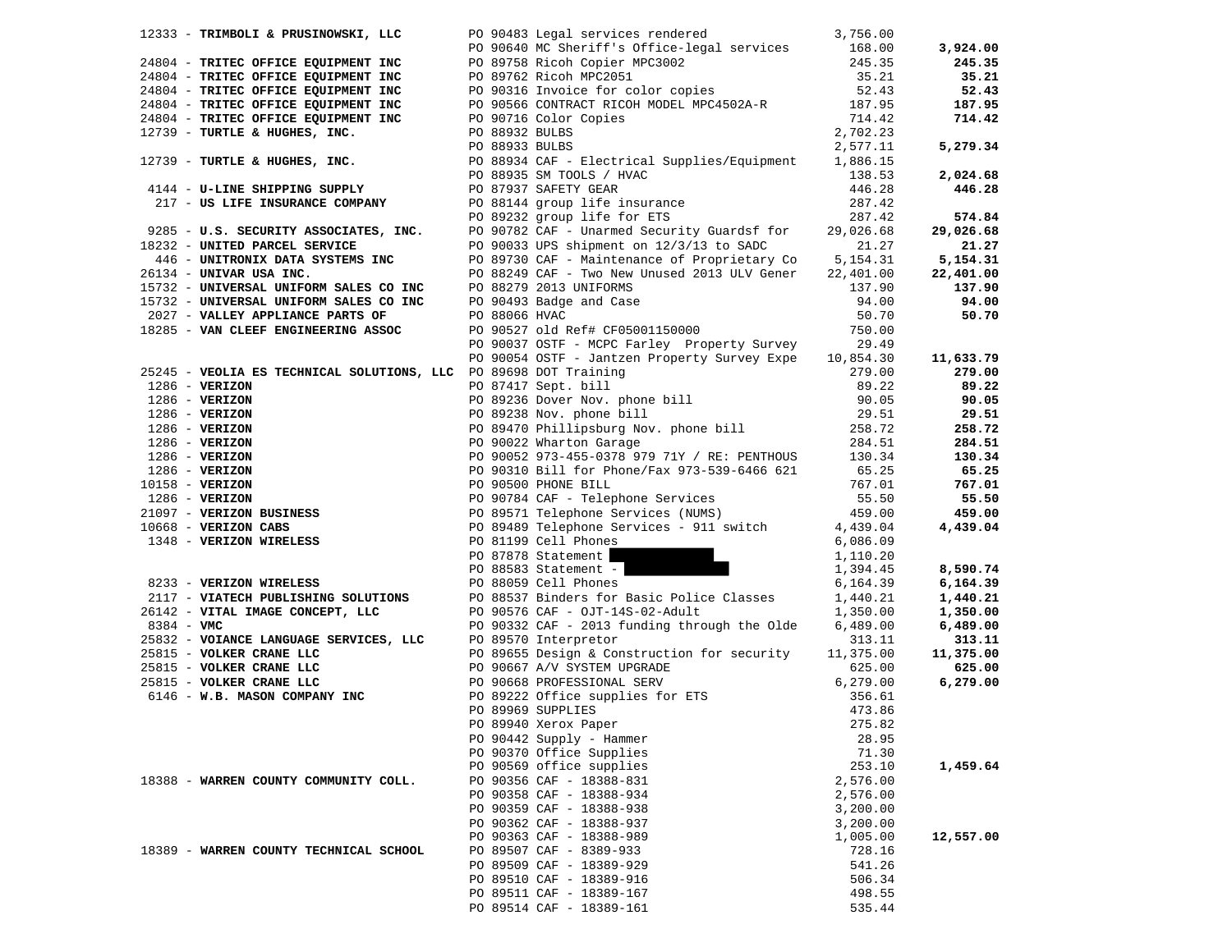| Vendor | PO / Description | Amount | Total |
|---|---|---|---|
| 12333 - **TRIMBOLI & PRUSINOWSKI, LLC** | PO 90483 Legal services rendered | 3,756.00 | |
| | PO 90640 MC Sheriff's Office-legal services | 168.00 | **3,924.00** |
| 24804 - **TRITEC OFFICE EQUIPMENT INC** | PO 89758 Ricoh Copier MPC3002 | 245.35 | **245.35** |
| 24804 - **TRITEC OFFICE EQUIPMENT INC** | PO 89762 Ricoh MPC2051 | 35.21 | **35.21** |
| 24804 - **TRITEC OFFICE EQUIPMENT INC** | PO 90316 Invoice for color copies | 52.43 | **52.43** |
| 24804 - **TRITEC OFFICE EQUIPMENT INC** | PO 90566 CONTRACT RICOH MODEL MPC4502A-R | 187.95 | **187.95** |
| 24804 - **TRITEC OFFICE EQUIPMENT INC** | PO 90716 Color Copies | 714.42 | **714.42** |
| 12739 - **TURTLE & HUGHES, INC.** | PO 88932 BULBS | 2,702.23 | |
| | PO 88933 BULBS | 2,577.11 | **5,279.34** |
| 12739 - **TURTLE & HUGHES, INC.** | PO 88934 CAF - Electrical Supplies/Equipment | 1,886.15 | |
| | PO 88935 SM TOOLS / HVAC | 138.53 | **2,024.68** |
| 4144 - **U-LINE SHIPPING SUPPLY** | PO 87937 SAFETY GEAR | 446.28 | **446.28** |
| 217 - **US LIFE INSURANCE COMPANY** | PO 88144 group life insurance | 287.42 | |
| | PO 89232 group life for ETS | 287.42 | **574.84** |
| 9285 - **U.S. SECURITY ASSOCIATES, INC.** | PO 90782 CAF - Unarmed Security Guardsf for | 29,026.68 | **29,026.68** |
| 18232 - **UNITED PARCEL SERVICE** | PO 90033 UPS shipment on 12/3/13 to SADC | 21.27 | **21.27** |
| 446 - **UNITRONIX DATA SYSTEMS INC** | PO 89730 CAF - Maintenance of Proprietary Co | 5,154.31 | **5,154.31** |
| 26134 - **UNIVAR USA INC.** | PO 88249 CAF - Two New Unused 2013 ULV Gener | 22,401.00 | **22,401.00** |
| 15732 - **UNIVERSAL UNIFORM SALES CO INC** | PO 88279 2013 UNIFORMS | 137.90 | **137.90** |
| 15732 - **UNIVERSAL UNIFORM SALES CO INC** | PO 90493 Badge and Case | 94.00 | **94.00** |
| 2027 - **VALLEY APPLIANCE PARTS OF** | PO 88066 HVAC | 50.70 | **50.70** |
| 18285 - **VAN CLEEF ENGINEERING ASSOC** | PO 90527 old Ref# CF05001150000 | 750.00 | |
| | PO 90037 OSTF - MCPC Farley Property Survey | 29.49 | |
| | PO 90054 OSTF - Jantzen Property Survey Expe | 10,854.30 | **11,633.79** |
| 25245 - **VEOLIA ES TECHNICAL SOLUTIONS, LLC** | PO 89698 DOT Training | 279.00 | **279.00** |
| 1286 - **VERIZON** | PO 87417 Sept. bill | 89.22 | **89.22** |
| 1286 - **VERIZON** | PO 89236 Dover Nov. phone bill | 90.05 | **90.05** |
| 1286 - **VERIZON** | PO 89238 Nov. phone bill | 29.51 | **29.51** |
| 1286 - **VERIZON** | PO 89470 Phillipsburg Nov. phone bill | 258.72 | **258.72** |
| 1286 - **VERIZON** | PO 90022 Wharton Garage | 284.51 | **284.51** |
| 1286 - **VERIZON** | PO 90052 973-455-0378 979 71Y / RE: PENTHOUS | 130.34 | **130.34** |
| 1286 - **VERIZON** | PO 90310 Bill for Phone/Fax 973-539-6466 621 | 65.25 | **65.25** |
| 10158 - **VERIZON** | PO 90500 PHONE BILL | 767.01 | **767.01** |
| 1286 - **VERIZON** | PO 90784 CAF - Telephone Services | 55.50 | **55.50** |
| 21097 - **VERIZON BUSINESS** | PO 89571 Telephone Services (NUMS) | 459.00 | **459.00** |
| 10668 - **VERIZON CABS** | PO 89489 Telephone Services - 911 switch | 4,439.04 | **4,439.04** |
| 1348 - **VERIZON WIRELESS** | PO 81199 Cell Phones | 6,086.09 | |
| | PO 87878 Statement | 1,110.20 | |
| | PO 88583 Statement - | 1,394.45 | **8,590.74** |
| 8233 - **VERIZON WIRELESS** | PO 88059 Cell Phones | 6,164.39 | **6,164.39** |
| 2117 - **VIATECH PUBLISHING SOLUTIONS** | PO 88537 Binders for Basic Police Classes | 1,440.21 | **1,440.21** |
| 26142 - **VITAL IMAGE CONCEPT, LLC** | PO 90576 CAF - OJT-14S-02-Adult | 1,350.00 | **1,350.00** |
| 8384 - **VMC** | PO 90332 CAF - 2013 funding through the Olde | 6,489.00 | **6,489.00** |
| 25832 - **VOIANCE LANGUAGE SERVICES, LLC** | PO 89570 Interpretor | 313.11 | **313.11** |
| 25815 - **VOLKER CRANE LLC** | PO 89655 Design & Construction for security | 11,375.00 | **11,375.00** |
| 25815 - **VOLKER CRANE LLC** | PO 90667 A/V SYSTEM UPGRADE | 625.00 | **625.00** |
| 25815 - **VOLKER CRANE LLC** | PO 90668 PROFESSIONAL SERV | 6,279.00 | **6,279.00** |
| 6146 - **W.B. MASON COMPANY INC** | PO 89222 Office supplies for ETS | 356.61 | |
| | PO 89969 SUPPLIES | 473.86 | |
| | PO 89940 Xerox Paper | 275.82 | |
| | PO 90442 Supply - Hammer | 28.95 | |
| | PO 90370 Office Supplies | 71.30 | |
| | PO 90569 office supplies | 253.10 | **1,459.64** |
| 18388 - **WARREN COUNTY COMMUNITY COLL.** | PO 90356 CAF - 18388-831 | 2,576.00 | |
| | PO 90358 CAF - 18388-934 | 2,576.00 | |
| | PO 90359 CAF - 18388-938 | 3,200.00 | |
| | PO 90362 CAF - 18388-937 | 3,200.00 | |
| | PO 90363 CAF - 18388-989 | 1,005.00 | **12,557.00** |
| 18389 - **WARREN COUNTY TECHNICAL SCHOOL** | PO 89507 CAF - 8389-933 | 728.16 | |
| | PO 89509 CAF - 18389-929 | 541.26 | |
| | PO 89510 CAF - 18389-916 | 506.34 | |
| | PO 89511 CAF - 18389-167 | 498.55 | |
| | PO 89514 CAF - 18389-161 | 535.44 | |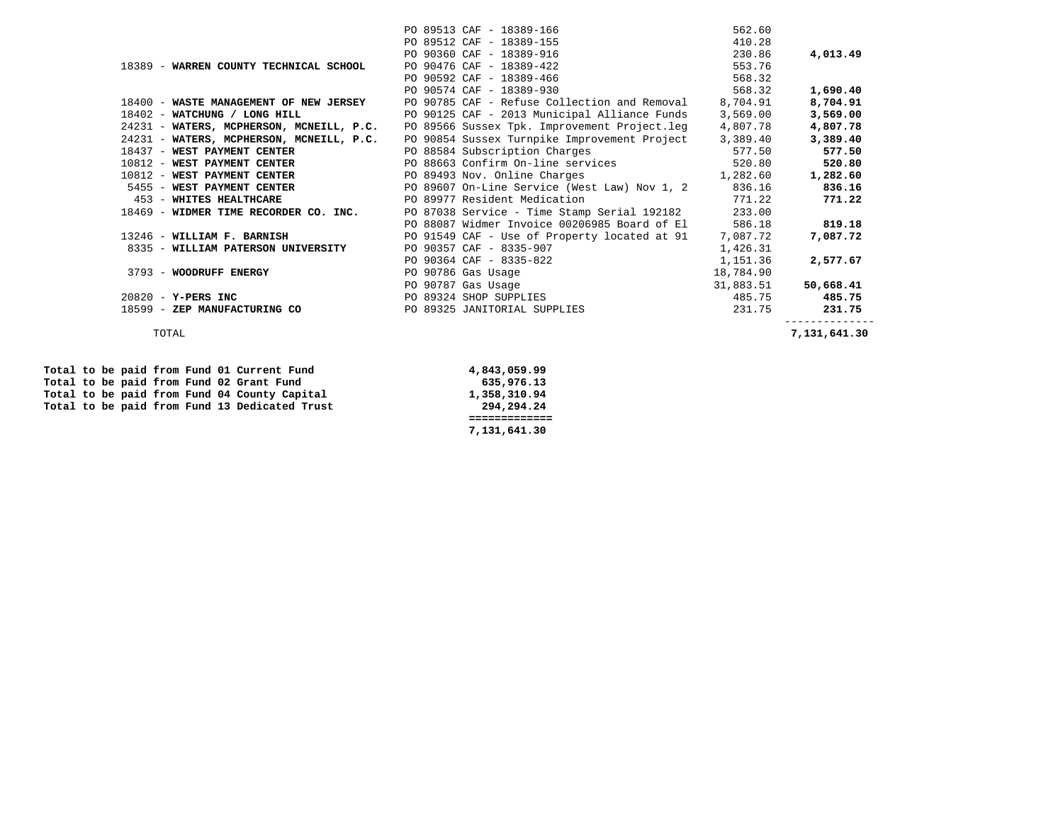| Vendor | PO / Description | Amount | Total |
|---|---|---|---|
| | PO 89513 CAF - 18389-166 | 562.60 | |
| | PO 89512 CAF - 18389-155 | 410.28 | |
| | PO 90360 CAF - 18389-916 | 230.86 | **4,013.49** |
| 18389 - **WARREN COUNTY TECHNICAL SCHOOL** | PO 90476 CAF - 18389-422 | 553.76 | |
| | PO 90592 CAF - 18389-466 | 568.32 | |
| | PO 90574 CAF - 18389-930 | 568.32 | **1,690.40** |
| 18400 - **WASTE MANAGEMENT OF NEW JERSEY** | PO 90785 CAF - Refuse Collection and Removal | 8,704.91 | **8,704.91** |
| 18402 - **WATCHUNG / LONG HILL** | PO 90125 CAF - 2013 Municipal Alliance Funds | 3,569.00 | **3,569.00** |
| 24231 - **WATERS, MCPHERSON, MCNEILL, P.C.** | PO 89566 Sussex Tpk. Improvement Project.leg | 4,807.78 | **4,807.78** |
| 24231 - **WATERS, MCPHERSON, MCNEILL, P.C.** | PO 90854 Sussex Turnpike Improvement Project | 3,389.40 | **3,389.40** |
| 18437 - **WEST PAYMENT CENTER** | PO 88584 Subscription Charges | 577.50 | **577.50** |
| 10812 - **WEST PAYMENT CENTER** | PO 88663 Confirm On-line services | 520.80 | **520.80** |
| 10812 - **WEST PAYMENT CENTER** | PO 89493 Nov. Online Charges | 1,282.60 | **1,282.60** |
| 5455 - **WEST PAYMENT CENTER** | PO 89607 On-Line Service (West Law) Nov 1, 2 | 836.16 | **836.16** |
| 453 - **WHITES HEALTHCARE** | PO 89977 Resident Medication | 771.22 | **771.22** |
| 18469 - **WIDMER TIME RECORDER CO. INC.** | PO 87038 Service - Time Stamp Serial 192182 | 233.00 | |
| | PO 88087 Widmer Invoice 00206985 Board of El | 586.18 | **819.18** |
| 13246 - **WILLIAM F. BARNISH** | PO 91549 CAF - Use of Property located at 91 | 7,087.72 | **7,087.72** |
| 8335 - **WILLIAM PATERSON UNIVERSITY** | PO 90357 CAF - 8335-907 | 1,426.31 | |
| | PO 90364 CAF - 8335-822 | 1,151.36 | **2,577.67** |
| 3793 - **WOODRUFF ENERGY** | PO 90786 Gas Usage | 18,784.90 | |
| | PO 90787 Gas Usage | 31,883.51 | **50,668.41** |
| 20820 - **Y-PERS INC** | PO 89324 SHOP SUPPLIES | 485.75 | **485.75** |
| 18599 - **ZEP MANUFACTURING CO** | PO 89325 JANITORIAL SUPPLIES | 231.75 | **231.75** |
| TOTAL | | | **7,131,641.30** |

| | |
|---|---|
| **Total to be paid from Fund 01 Current Fund** | **4,843,059.99** |
| **Total to be paid from Fund 02 Grant Fund** | **635,976.13** |
| **Total to be paid from Fund 04 County Capital** | **1,358,310.94** |
| **Total to be paid from Fund 13 Dedicated Trust** | **294,294.24** |
| | **7,131,641.30** |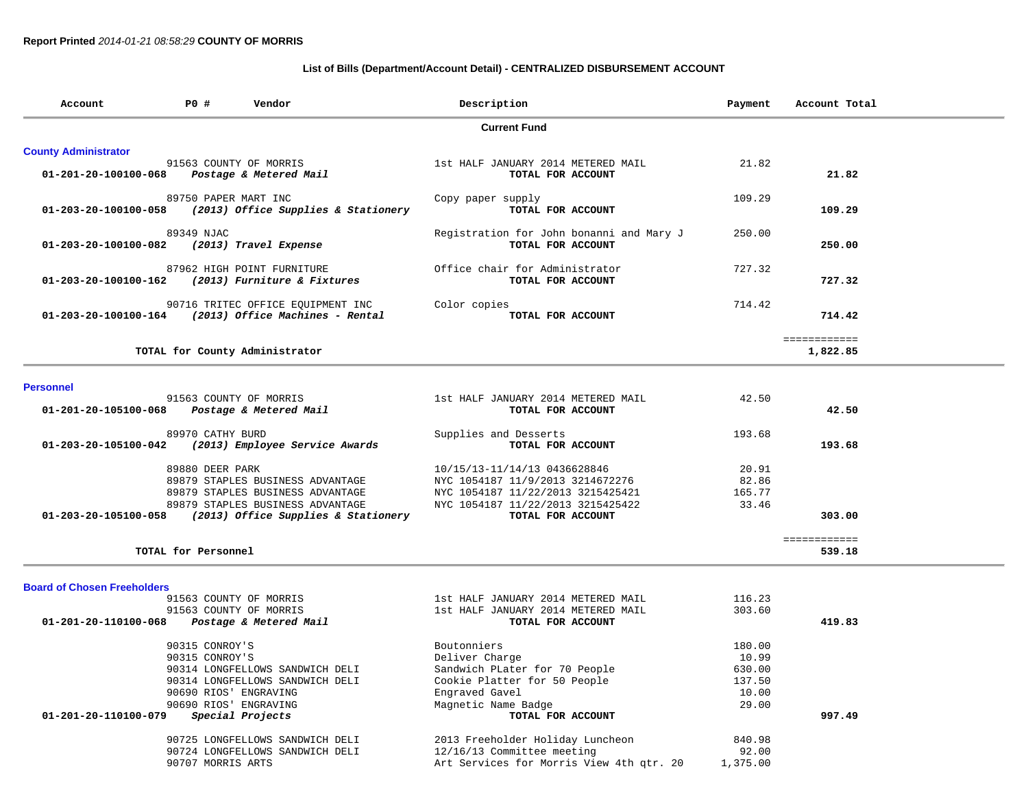**Report Printed** *2014-01-21 08:58:29* **COUNTY OF MORRIS**

**List of Bills (Department/Account Detail) - CENTRALIZED DISBURSEMENT ACCOUNT**

| Account | PO # Vendor | Description | Payment | Account Total |
|---|---|---|---|---|
| | | **Current Fund** | | |
| **County Administrator** | | | | |
| | 91563 COUNTY OF MORRIS | 1st HALF JANUARY 2014 METERED MAIL | 21.82 | |
| **01-201-20-100100-068** | ***Postage & Metered Mail*** | **TOTAL FOR ACCOUNT** | | **21.82** |
| | 89750 PAPER MART INC | Copy paper supply | 109.29 | |
| **01-203-20-100100-058** | ***(2013) Office Supplies & Stationery*** | **TOTAL FOR ACCOUNT** | | **109.29** |
| | 89349 NJAC | Registration for John bonanni and Mary J | 250.00 | |
| **01-203-20-100100-082** | ***(2013) Travel Expense*** | **TOTAL FOR ACCOUNT** | | **250.00** |
| | 87962 HIGH POINT FURNITURE | Office chair for Administrator | 727.32 | |
| **01-203-20-100100-162** | ***(2013) Furniture & Fixtures*** | **TOTAL FOR ACCOUNT** | | **727.32** |
| | 90716 TRITEC OFFICE EQUIPMENT INC | Color copies | 714.42 | |
| **01-203-20-100100-164** | ***(2013) Office Machines - Rental*** | **TOTAL FOR ACCOUNT** | | **714.42** |
| | **TOTAL for County Administrator** | | | ============ **1,822.85** |
| **Personnel** | | | | |
| | 91563 COUNTY OF MORRIS | 1st HALF JANUARY 2014 METERED MAIL | 42.50 | |
| **01-201-20-105100-068** | ***Postage & Metered Mail*** | **TOTAL FOR ACCOUNT** | | **42.50** |
| | 89970 CATHY BURD | Supplies and Desserts | 193.68 | |
| **01-203-20-105100-042** | ***(2013) Employee Service Awards*** | **TOTAL FOR ACCOUNT** | | **193.68** |
| | 89880 DEER PARK | 10/15/13-11/14/13 0436628846 | 20.91 | |
| | 89879 STAPLES BUSINESS ADVANTAGE | NYC 1054187 11/9/2013 3214672276 | 82.86 | |
| | 89879 STAPLES BUSINESS ADVANTAGE | NYC 1054187 11/22/2013 3215425421 | 165.77 | |
| | 89879 STAPLES BUSINESS ADVANTAGE | NYC 1054187 11/22/2013 3215425422 | 33.46 | |
| **01-203-20-105100-058** | ***(2013) Office Supplies & Stationery*** | **TOTAL FOR ACCOUNT** | | **303.00** |
| | **TOTAL for Personnel** | | | ============ **539.18** |
| **Board of Chosen Freeholders** | | | | |
| | 91563 COUNTY OF MORRIS | 1st HALF JANUARY 2014 METERED MAIL | 116.23 | |
| | 91563 COUNTY OF MORRIS | 1st HALF JANUARY 2014 METERED MAIL | 303.60 | |
| **01-201-20-110100-068** | ***Postage & Metered Mail*** | **TOTAL FOR ACCOUNT** | | **419.83** |
| | 90315 CONROY'S | Boutonniers | 180.00 | |
| | 90315 CONROY'S | Deliver Charge | 10.99 | |
| | 90314 LONGFELLOWS SANDWICH DELI | Sandwich PLater for 70 People | 630.00 | |
| | 90314 LONGFELLOWS SANDWICH DELI | Cookie Platter for 50 People | 137.50 | |
| | 90690 RIOS' ENGRAVING | Engraved Gavel | 10.00 | |
| | 90690 RIOS' ENGRAVING | Magnetic Name Badge | 29.00 | |
| **01-201-20-110100-079** | ***Special Projects*** | **TOTAL FOR ACCOUNT** | | **997.49** |
| | 90725 LONGFELLOWS SANDWICH DELI | 2013 Freeholder Holiday Luncheon | 840.98 | |
| | 90724 LONGFELLOWS SANDWICH DELI | 12/16/13 Committee meeting | 92.00 | |
| | 90707 MORRIS ARTS | Art Services for Morris View 4th qtr. 20 | 1,375.00 | |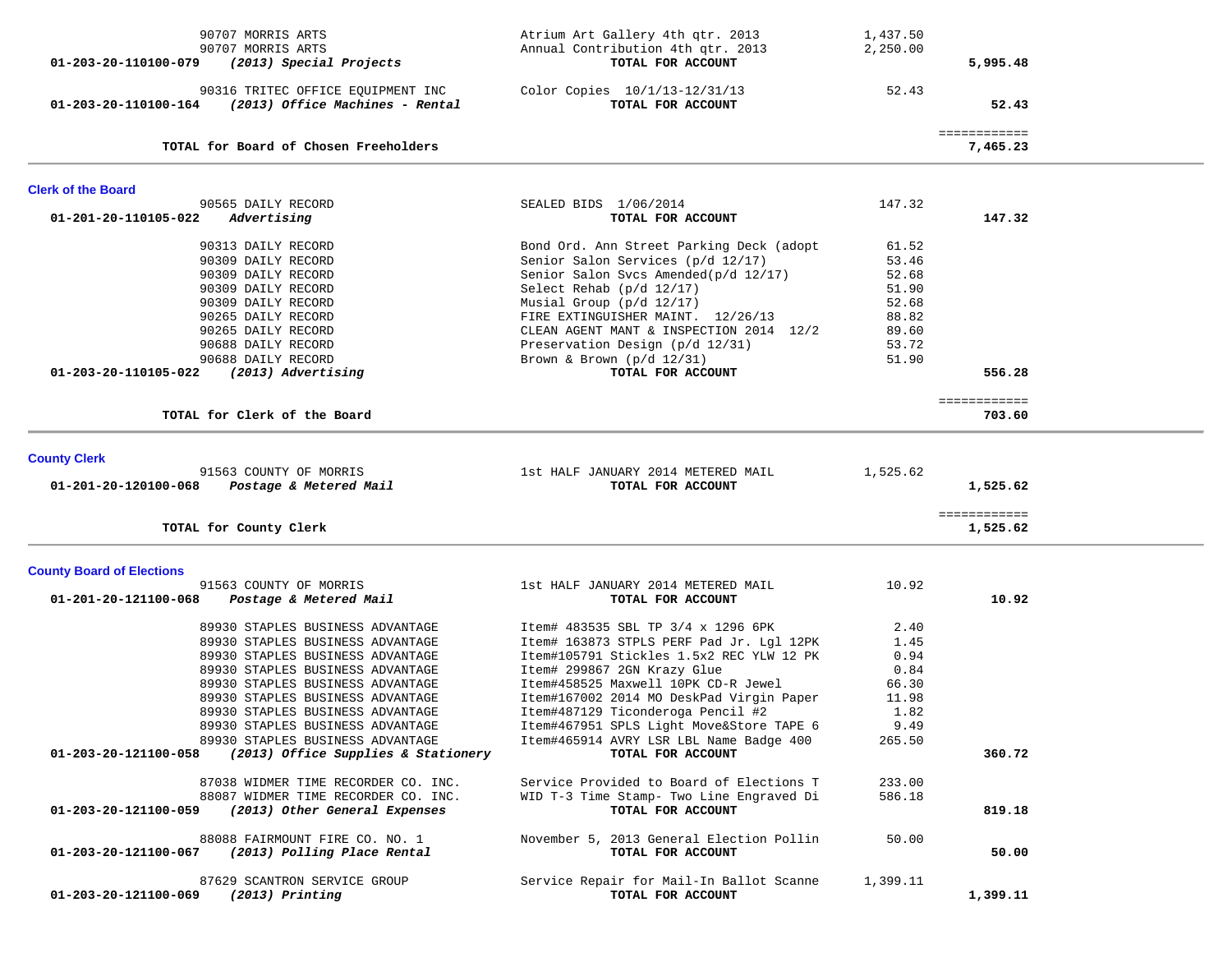| Account | Vendor / Description | Detail | Amount | Total |
|---|---|---|---|---|
| | 90707 MORRIS ARTS | Atrium Art Gallery 4th qtr. 2013 | 1,437.50 | |
| | 90707 MORRIS ARTS | Annual Contribution 4th qtr. 2013 | 2,250.00 | |
| 01-203-20-110100-079 | *(2013) Special Projects* | **TOTAL FOR ACCOUNT** | | **5,995.48** |
| | 90316 TRITEC OFFICE EQUIPMENT INC | Color Copies 10/1/13-12/31/13 | 52.43 | |
| 01-203-20-110100-164 | *(2013) Office Machines - Rental* | **TOTAL FOR ACCOUNT** | | **52.43** |
| | **TOTAL for Board of Chosen Freeholders** | | | **7,465.23** |

## Clerk of the Board

| Account | Vendor / Description | Detail | Amount | Total |
|---|---|---|---|---|
| | 90565 DAILY RECORD | SEALED BIDS 1/06/2014 | 147.32 | |
| 01-201-20-110105-022 | *Advertising* | **TOTAL FOR ACCOUNT** | | **147.32** |
| | 90313 DAILY RECORD | Bond Ord. Ann Street Parking Deck (adopt | 61.52 | |
| | 90309 DAILY RECORD | Senior Salon Services (p/d 12/17) | 53.46 | |
| | 90309 DAILY RECORD | Senior Salon Svcs Amended(p/d 12/17) | 52.68 | |
| | 90309 DAILY RECORD | Select Rehab (p/d 12/17) | 51.90 | |
| | 90309 DAILY RECORD | Musial Group (p/d 12/17) | 52.68 | |
| | 90265 DAILY RECORD | FIRE EXTINGUISHER MAINT. 12/26/13 | 88.82 | |
| | 90265 DAILY RECORD | CLEAN AGENT MANT & INSPECTION 2014 12/2 | 89.60 | |
| | 90688 DAILY RECORD | Preservation Design (p/d 12/31) | 53.72 | |
| | 90688 DAILY RECORD | Brown & Brown (p/d 12/31) | 51.90 | |
| 01-203-20-110105-022 | *(2013) Advertising* | **TOTAL FOR ACCOUNT** | | **556.28** |
| | **TOTAL for Clerk of the Board** | | | **703.60** |

## County Clerk

| Account | Vendor / Description | Detail | Amount | Total |
|---|---|---|---|---|
| | 91563 COUNTY OF MORRIS | 1st HALF JANUARY 2014 METERED MAIL | 1,525.62 | |
| 01-201-20-120100-068 | *Postage & Metered Mail* | **TOTAL FOR ACCOUNT** | | **1,525.62** |
| | **TOTAL for County Clerk** | | | **1,525.62** |

## County Board of Elections

| Account | Vendor / Description | Detail | Amount | Total |
|---|---|---|---|---|
| | 91563 COUNTY OF MORRIS | 1st HALF JANUARY 2014 METERED MAIL | 10.92 | |
| 01-201-20-121100-068 | *Postage & Metered Mail* | **TOTAL FOR ACCOUNT** | | **10.92** |
| | 89930 STAPLES BUSINESS ADVANTAGE | Item# 483535 SBL TP 3/4 x 1296 6PK | 2.40 | |
| | 89930 STAPLES BUSINESS ADVANTAGE | Item# 163873 STPLS PERF Pad Jr. Lgl 12PK | 1.45 | |
| | 89930 STAPLES BUSINESS ADVANTAGE | Item#105791 Stickles 1.5x2 REC YLW 12 PK | 0.94 | |
| | 89930 STAPLES BUSINESS ADVANTAGE | Item# 299867 2GN Krazy Glue | 0.84 | |
| | 89930 STAPLES BUSINESS ADVANTAGE | Item#458525 Maxwell 10PK CD-R Jewel | 66.30 | |
| | 89930 STAPLES BUSINESS ADVANTAGE | Item#167002 2014 MO DeskPad Virgin Paper | 11.98 | |
| | 89930 STAPLES BUSINESS ADVANTAGE | Item#487129 Ticonderoga Pencil #2 | 1.82 | |
| | 89930 STAPLES BUSINESS ADVANTAGE | Item#467951 SPLS Light Move&Store TAPE 6 | 9.49 | |
| | 89930 STAPLES BUSINESS ADVANTAGE | Item#465914 AVRY LSR LBL Name Badge 400 | 265.50 | |
| 01-203-20-121100-058 | *(2013) Office Supplies & Stationery* | **TOTAL FOR ACCOUNT** | | **360.72** |
| | 87038 WIDMER TIME RECORDER CO. INC. | Service Provided to Board of Elections T | 233.00 | |
| | 88087 WIDMER TIME RECORDER CO. INC. | WID T-3 Time Stamp- Two Line Engraved Di | 586.18 | |
| 01-203-20-121100-059 | *(2013) Other General Expenses* | **TOTAL FOR ACCOUNT** | | **819.18** |
| | 88088 FAIRMOUNT FIRE CO. NO. 1 | November 5, 2013 General Election Pollin | 50.00 | |
| 01-203-20-121100-067 | *(2013) Polling Place Rental* | **TOTAL FOR ACCOUNT** | | **50.00** |
| | 87629 SCANTRON SERVICE GROUP | Service Repair for Mail-In Ballot Scanne | 1,399.11 | |
| 01-203-20-121100-069 | *(2013) Printing* | **TOTAL FOR ACCOUNT** | | **1,399.11** |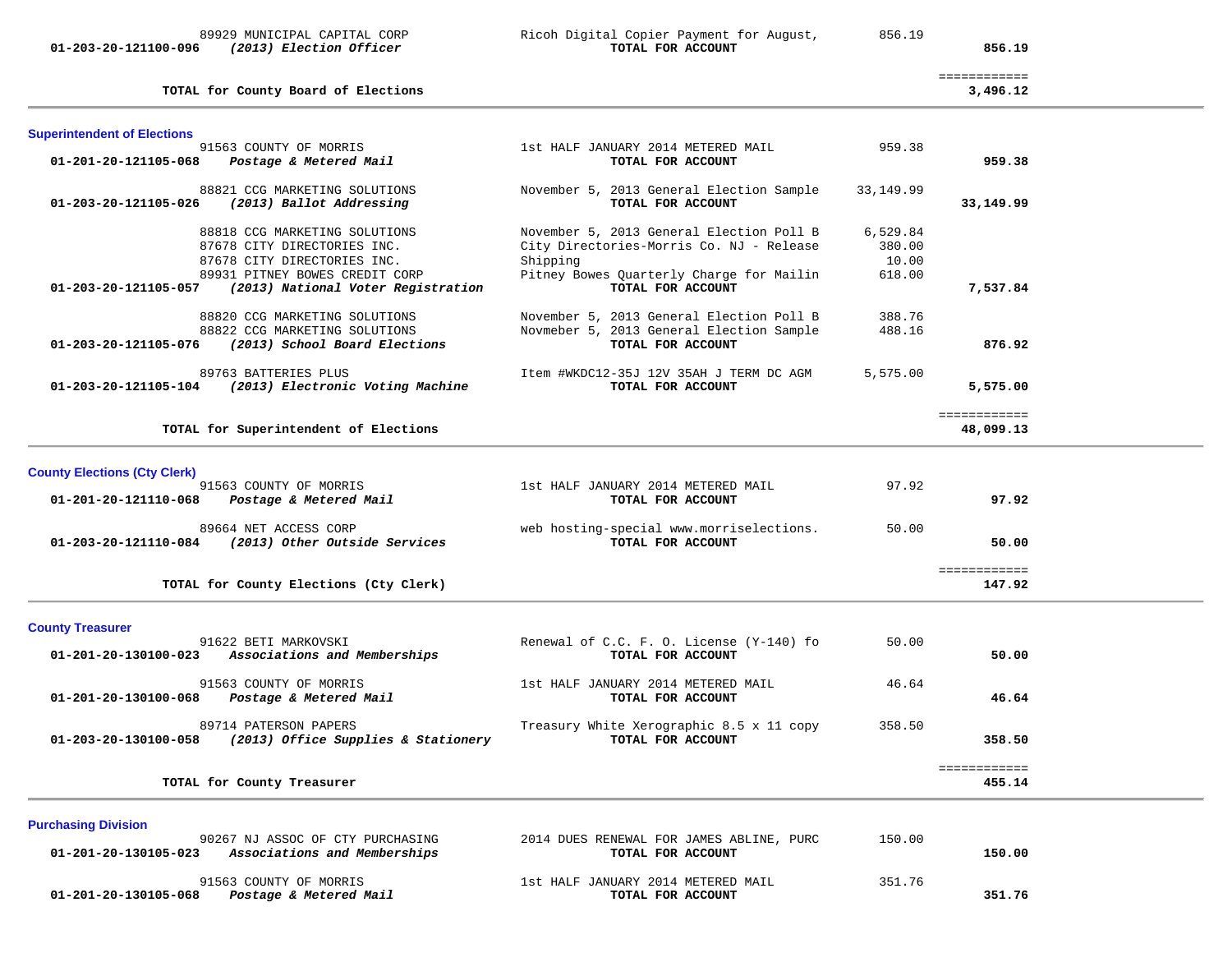| Account | Vendor / Account Description | Description | Amount | Total |
|---|---|---|---|---|
| | 89929 MUNICIPAL CAPITAL CORP | Ricoh Digital Copier Payment for August, | 856.19 | |
| **01-203-20-121100-096** | ***(2013) Election Officer*** | **TOTAL FOR ACCOUNT** | | **856.19** |
| | **TOTAL for County Board of Elections** | | | **3,496.12** |

## Superintendent of Elections

| Account | Vendor / Account Description | Description | Amount | Total |
|---|---|---|---|---|
| | 91563 COUNTY OF MORRIS | 1st HALF JANUARY 2014 METERED MAIL | 959.38 | |
| **01-201-20-121105-068** | ***Postage & Metered Mail*** | **TOTAL FOR ACCOUNT** | | **959.38** |
| | 88821 CCG MARKETING SOLUTIONS | November 5, 2013 General Election Sample | 33,149.99 | |
| **01-203-20-121105-026** | ***(2013) Ballot Addressing*** | **TOTAL FOR ACCOUNT** | | **33,149.99** |
| | 88818 CCG MARKETING SOLUTIONS | November 5, 2013 General Election Poll B | 6,529.84 | |
| | 87678 CITY DIRECTORIES INC. | City Directories-Morris Co. NJ - Release | 380.00 | |
| | 87678 CITY DIRECTORIES INC. | Shipping | 10.00 | |
| | 89931 PITNEY BOWES CREDIT CORP | Pitney Bowes Quarterly Charge for Mailin | 618.00 | |
| **01-203-20-121105-057** | ***(2013) National Voter Registration*** | **TOTAL FOR ACCOUNT** | | **7,537.84** |
| | 88820 CCG MARKETING SOLUTIONS | November 5, 2013 General Election Poll B | 388.76 | |
| | 88822 CCG MARKETING SOLUTIONS | Novmeber 5, 2013 General Election Sample | 488.16 | |
| **01-203-20-121105-076** | ***(2013) School Board Elections*** | **TOTAL FOR ACCOUNT** | | **876.92** |
| | 89763 BATTERIES PLUS | Item #WKDC12-35J 12V 35AH J TERM DC AGM | 5,575.00 | |
| **01-203-20-121105-104** | ***(2013) Electronic Voting Machine*** | **TOTAL FOR ACCOUNT** | | **5,575.00** |
| | **TOTAL for Superintendent of Elections** | | | **48,099.13** |

## County Elections (Cty Clerk)

| Account | Vendor / Account Description | Description | Amount | Total |
|---|---|---|---|---|
| | 91563 COUNTY OF MORRIS | 1st HALF JANUARY 2014 METERED MAIL | 97.92 | |
| **01-201-20-121110-068** | ***Postage & Metered Mail*** | **TOTAL FOR ACCOUNT** | | **97.92** |
| | 89664 NET ACCESS CORP | web hosting-special www.morriselections. | 50.00 | |
| **01-203-20-121110-084** | ***(2013) Other Outside Services*** | **TOTAL FOR ACCOUNT** | | **50.00** |
| | **TOTAL for County Elections (Cty Clerk)** | | | **147.92** |

## County Treasurer

| Account | Vendor / Account Description | Description | Amount | Total |
|---|---|---|---|---|
| | 91622 BETI MARKOVSKI | Renewal of C.C. F. O. License (Y-140) fo | 50.00 | |
| **01-201-20-130100-023** | ***Associations and Memberships*** | **TOTAL FOR ACCOUNT** | | **50.00** |
| | 91563 COUNTY OF MORRIS | 1st HALF JANUARY 2014 METERED MAIL | 46.64 | |
| **01-201-20-130100-068** | ***Postage & Metered Mail*** | **TOTAL FOR ACCOUNT** | | **46.64** |
| | 89714 PATERSON PAPERS | Treasury White Xerographic 8.5 x 11 copy | 358.50 | |
| **01-203-20-130100-058** | ***(2013) Office Supplies & Stationery*** | **TOTAL FOR ACCOUNT** | | **358.50** |
| | **TOTAL for County Treasurer** | | | **455.14** |

## Purchasing Division

| Account | Vendor / Account Description | Description | Amount | Total |
|---|---|---|---|---|
| | 90267 NJ ASSOC OF CTY PURCHASING | 2014 DUES RENEWAL FOR JAMES ABLINE, PURC | 150.00 | |
| **01-201-20-130105-023** | ***Associations and Memberships*** | **TOTAL FOR ACCOUNT** | | **150.00** |
| | 91563 COUNTY OF MORRIS | 1st HALF JANUARY 2014 METERED MAIL | 351.76 | |
| **01-201-20-130105-068** | ***Postage & Metered Mail*** | **TOTAL FOR ACCOUNT** | | **351.76** |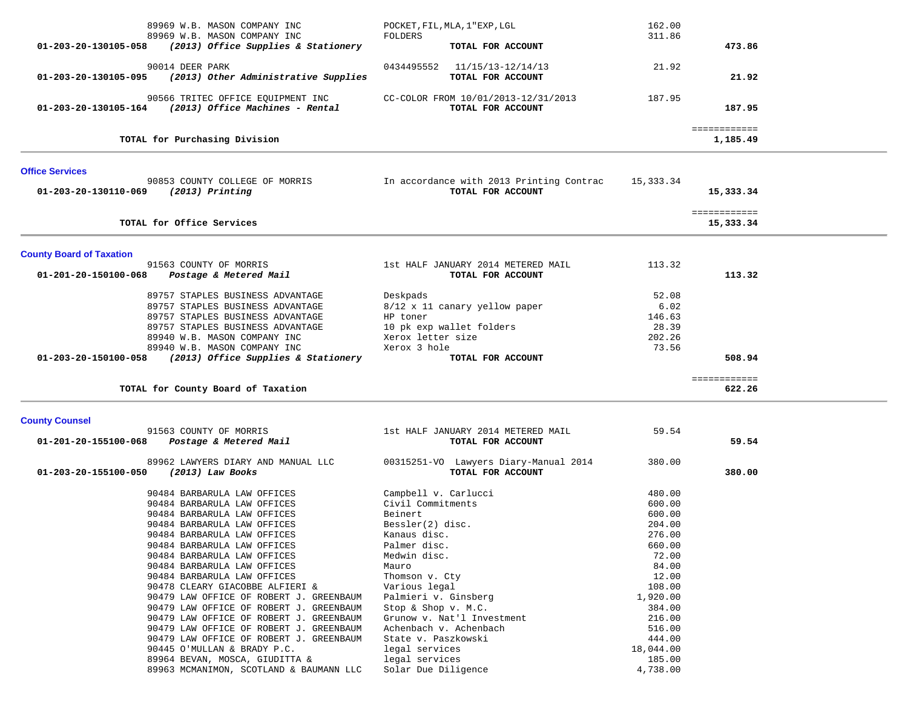| Account | Vendor | Description | Amount | Total |
|---|---|---|---|---|
| | 89969 W.B. MASON COMPANY INC | POCKET,FIL,MLA,1"EXP,LGL | 162.00 | |
| | 89969 W.B. MASON COMPANY INC | FOLDERS | 311.86 | |
| **01-203-20-130105-058** | ***(2013) Office Supplies & Stationery*** | **TOTAL FOR ACCOUNT** | | **473.86** |
| | 90014 DEER PARK | 0434495552 11/15/13-12/14/13 | 21.92 | |
| **01-203-20-130105-095** | ***(2013) Other Administrative Supplies*** | **TOTAL FOR ACCOUNT** | | **21.92** |
| | 90566 TRITEC OFFICE EQUIPMENT INC | CC-COLOR FROM 10/01/2013-12/31/2013 | 187.95 | |
| **01-203-20-130105-164** | ***(2013) Office Machines - Rental*** | **TOTAL FOR ACCOUNT** | | **187.95** |
| | | | | ============ |
| | **TOTAL for Purchasing Division** | | | **1,185.49** |

## Office Services

| Account | Vendor | Description | Amount | Total |
|---|---|---|---|---|
| | 90853 COUNTY COLLEGE OF MORRIS | In accordance with 2013 Printing Contrac | 15,333.34 | |
| **01-203-20-130110-069** | ***(2013) Printing*** | **TOTAL FOR ACCOUNT** | | **15,333.34** |
| | | | | ============ |
| | **TOTAL for Office Services** | | | **15,333.34** |

## County Board of Taxation

| Account | Vendor | Description | Amount | Total |
|---|---|---|---|---|
| | 91563 COUNTY OF MORRIS | 1st HALF JANUARY 2014 METERED MAIL | 113.32 | |
| **01-201-20-150100-068** | ***Postage & Metered Mail*** | **TOTAL FOR ACCOUNT** | | **113.32** |
| | 89757 STAPLES BUSINESS ADVANTAGE | Deskpads | 52.08 | |
| | 89757 STAPLES BUSINESS ADVANTAGE | 8/12 x 11 canary yellow paper | 6.02 | |
| | 89757 STAPLES BUSINESS ADVANTAGE | HP toner | 146.63 | |
| | 89757 STAPLES BUSINESS ADVANTAGE | 10 pk exp wallet folders | 28.39 | |
| | 89940 W.B. MASON COMPANY INC | Xerox letter size | 202.26 | |
| | 89940 W.B. MASON COMPANY INC | Xerox 3 hole | 73.56 | |
| **01-203-20-150100-058** | ***(2013) Office Supplies & Stationery*** | **TOTAL FOR ACCOUNT** | | **508.94** |
| | | | | ============ |
| | **TOTAL for County Board of Taxation** | | | **622.26** |

## County Counsel

| Account | Vendor | Description | Amount | Total |
|---|---|---|---|---|
| | 91563 COUNTY OF MORRIS | 1st HALF JANUARY 2014 METERED MAIL | 59.54 | |
| **01-201-20-155100-068** | ***Postage & Metered Mail*** | **TOTAL FOR ACCOUNT** | | **59.54** |
| | 89962 LAWYERS DIARY AND MANUAL LLC | 00315251-VO Lawyers Diary-Manual 2014 | 380.00 | |
| **01-203-20-155100-050** | ***(2013) Law Books*** | **TOTAL FOR ACCOUNT** | | **380.00** |
| | 90484 BARBARULA LAW OFFICES | Campbell v. Carlucci | 480.00 | |
| | 90484 BARBARULA LAW OFFICES | Civil Commitments | 600.00 | |
| | 90484 BARBARULA LAW OFFICES | Beinert | 600.00 | |
| | 90484 BARBARULA LAW OFFICES | Bessler(2) disc. | 204.00 | |
| | 90484 BARBARULA LAW OFFICES | Kanaus disc. | 276.00 | |
| | 90484 BARBARULA LAW OFFICES | Palmer disc. | 660.00 | |
| | 90484 BARBARULA LAW OFFICES | Medwin disc. | 72.00 | |
| | 90484 BARBARULA LAW OFFICES | Mauro | 84.00 | |
| | 90484 BARBARULA LAW OFFICES | Thomson v. Cty | 12.00 | |
| | 90478 CLEARY GIACOBBE ALFIERI & | Various legal | 108.00 | |
| | 90479 LAW OFFICE OF ROBERT J. GREENBAUM | Palmieri v. Ginsberg | 1,920.00 | |
| | 90479 LAW OFFICE OF ROBERT J. GREENBAUM | Stop & Shop v. M.C. | 384.00 | |
| | 90479 LAW OFFICE OF ROBERT J. GREENBAUM | Grunow v. Nat'l Investment | 216.00 | |
| | 90479 LAW OFFICE OF ROBERT J. GREENBAUM | Achenbach v. Achenbach | 516.00 | |
| | 90479 LAW OFFICE OF ROBERT J. GREENBAUM | State v. Paszkowski | 444.00 | |
| | 90445 O'MULLAN & BRADY P.C. | legal services | 18,044.00 | |
| | 89964 BEVAN, MOSCA, GIUDITTA & | legal services | 185.00 | |
| | 89963 MCMANIMON, SCOTLAND & BAUMANN LLC | Solar Due Diligence | 4,738.00 | |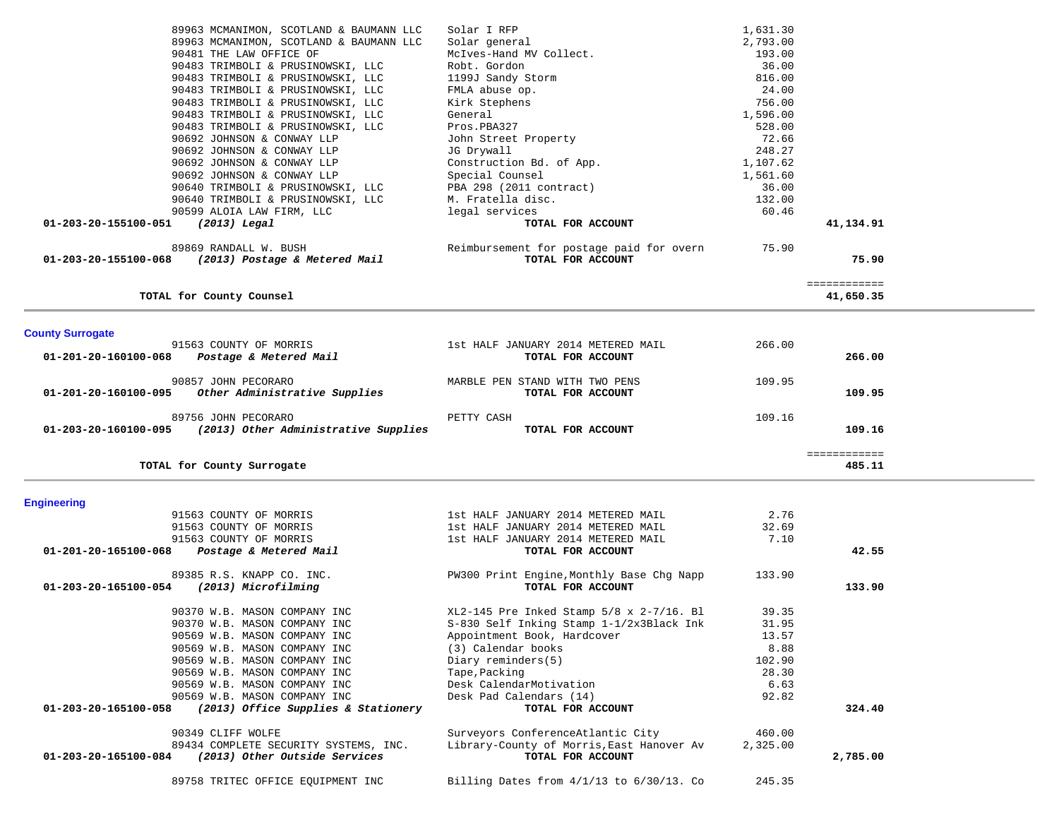| Account | Vendor | Description | Amount | Total |
|---|---|---|---|---|
| | 89963 MCMANIMON, SCOTLAND & BAUMANN LLC | Solar I RFP | 1,631.30 | |
| | 89963 MCMANIMON, SCOTLAND & BAUMANN LLC | Solar general | 2,793.00 | |
| | 90481 THE LAW OFFICE OF | McIves-Hand MV Collect. | 193.00 | |
| | 90483 TRIMBOLI & PRUSINOWSKI, LLC | Robt. Gordon | 36.00 | |
| | 90483 TRIMBOLI & PRUSINOWSKI, LLC | 1199J Sandy Storm | 816.00 | |
| | 90483 TRIMBOLI & PRUSINOWSKI, LLC | FMLA abuse op. | 24.00 | |
| | 90483 TRIMBOLI & PRUSINOWSKI, LLC | Kirk Stephens | 756.00 | |
| | 90483 TRIMBOLI & PRUSINOWSKI, LLC | General | 1,596.00 | |
| | 90483 TRIMBOLI & PRUSINOWSKI, LLC | Pros.PBA327 | 528.00 | |
| | 90692 JOHNSON & CONWAY LLP | John Street Property | 72.66 | |
| | 90692 JOHNSON & CONWAY LLP | JG Drywall | 248.27 | |
| | 90692 JOHNSON & CONWAY LLP | Construction Bd. of App. | 1,107.62 | |
| | 90692 JOHNSON & CONWAY LLP | Special Counsel | 1,561.60 | |
| | 90640 TRIMBOLI & PRUSINOWSKI, LLC | PBA 298 (2011 contract) | 36.00 | |
| | 90640 TRIMBOLI & PRUSINOWSKI, LLC | M. Fratella disc. | 132.00 | |
| | 90599 ALOIA LAW FIRM, LLC | legal services | 60.46 | |
| **01-203-20-155100-051** | ***(2013) Legal*** | **TOTAL FOR ACCOUNT** | | **41,134.91** |
| | 89869 RANDALL W. BUSH | Reimbursement for postage paid for overn | 75.90 | |
| **01-203-20-155100-068** | ***(2013) Postage & Metered Mail*** | **TOTAL FOR ACCOUNT** | | **75.90** |
| | **TOTAL for County Counsel** | | | **41,650.35** |

## County Surrogate

| Account | Vendor | Description | Amount | Total |
|---|---|---|---|---|
| | 91563 COUNTY OF MORRIS | 1st HALF JANUARY 2014 METERED MAIL | 266.00 | |
| **01-201-20-160100-068** | ***Postage & Metered Mail*** | **TOTAL FOR ACCOUNT** | | **266.00** |
| | 90857 JOHN PECORARO | MARBLE PEN STAND WITH TWO PENS | 109.95 | |
| **01-201-20-160100-095** | ***Other Administrative Supplies*** | **TOTAL FOR ACCOUNT** | | **109.95** |
| | 89756 JOHN PECORARO | PETTY CASH | 109.16 | |
| **01-203-20-160100-095** | ***(2013) Other Administrative Supplies*** | **TOTAL FOR ACCOUNT** | | **109.16** |
| | **TOTAL for County Surrogate** | | | **485.11** |

## Engineering

| Account | Vendor | Description | Amount | Total |
|---|---|---|---|---|
| | 91563 COUNTY OF MORRIS | 1st HALF JANUARY 2014 METERED MAIL | 2.76 | |
| | 91563 COUNTY OF MORRIS | 1st HALF JANUARY 2014 METERED MAIL | 32.69 | |
| | 91563 COUNTY OF MORRIS | 1st HALF JANUARY 2014 METERED MAIL | 7.10 | |
| **01-201-20-165100-068** | ***Postage & Metered Mail*** | **TOTAL FOR ACCOUNT** | | **42.55** |
| | 89385 R.S. KNAPP CO. INC. | PW300 Print Engine,Monthly Base Chg Napp | 133.90 | |
| **01-203-20-165100-054** | ***(2013) Microfilming*** | **TOTAL FOR ACCOUNT** | | **133.90** |
| | 90370 W.B. MASON COMPANY INC | XL2-145 Pre Inked Stamp 5/8 x 2-7/16. Bl | 39.35 | |
| | 90370 W.B. MASON COMPANY INC | S-830 Self Inking Stamp 1-1/2x3Black Ink | 31.95 | |
| | 90569 W.B. MASON COMPANY INC | Appointment Book, Hardcover | 13.57 | |
| | 90569 W.B. MASON COMPANY INC | (3) Calendar books | 8.88 | |
| | 90569 W.B. MASON COMPANY INC | Diary reminders(5) | 102.90 | |
| | 90569 W.B. MASON COMPANY INC | Tape,Packing | 28.30 | |
| | 90569 W.B. MASON COMPANY INC | Desk CalendarMotivation | 6.63 | |
| | 90569 W.B. MASON COMPANY INC | Desk Pad Calendars (14) | 92.82 | |
| **01-203-20-165100-058** | ***(2013) Office Supplies & Stationery*** | **TOTAL FOR ACCOUNT** | | **324.40** |
| | 90349 CLIFF WOLFE | Surveyors ConferenceAtlantic City | 460.00 | |
| | 89434 COMPLETE SECURITY SYSTEMS, INC. | Library-County of Morris,East Hanover Av | 2,325.00 | |
| **01-203-20-165100-084** | ***(2013) Other Outside Services*** | **TOTAL FOR ACCOUNT** | | **2,785.00** |
| | 89758 TRITEC OFFICE EQUIPMENT INC | Billing Dates from 4/1/13 to 6/30/13. Co | 245.35 | |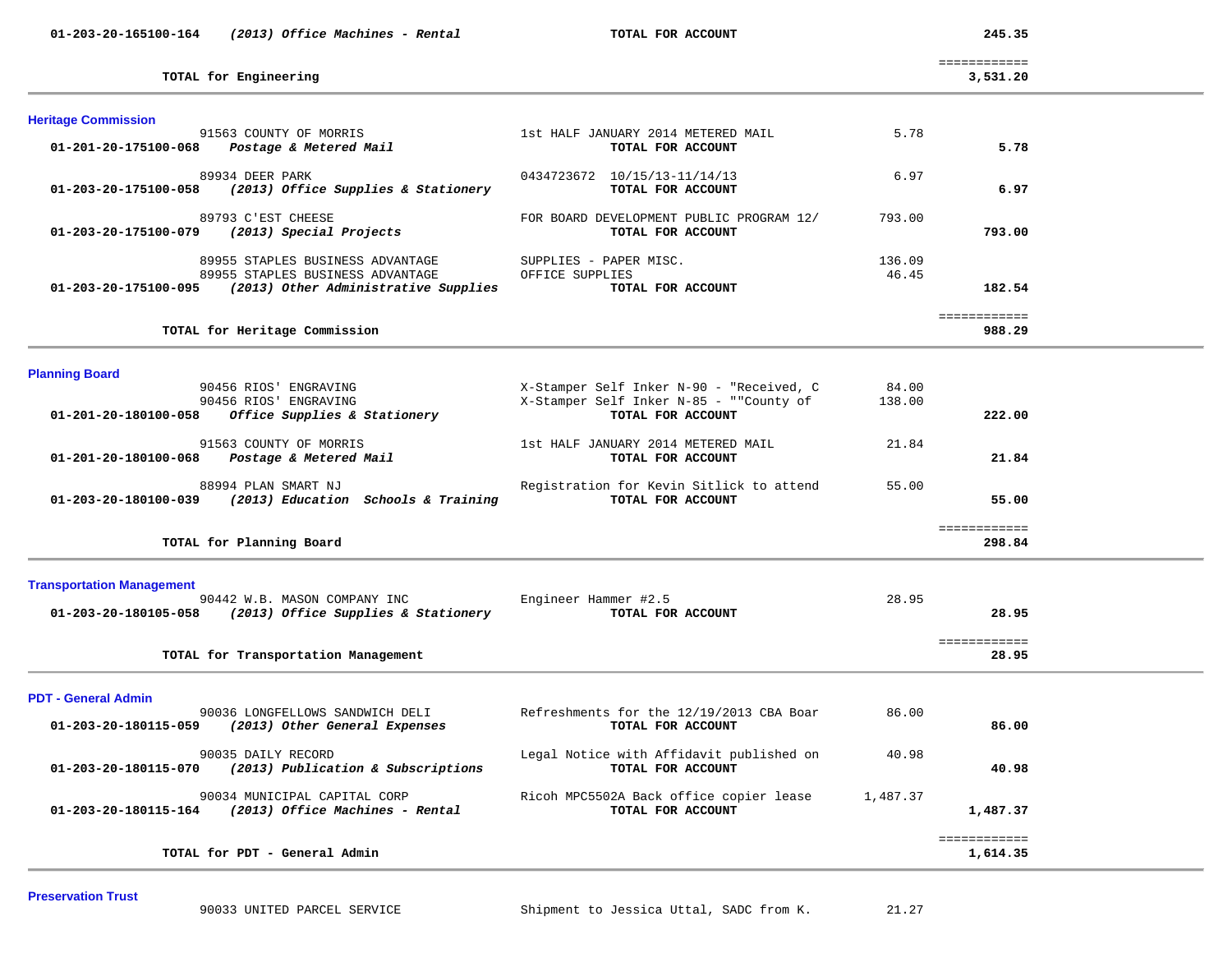| Account | Description | Vendor / Detail | Amount | Total |
|---|---|---|---|---|
| 01-203-20-165100-164 | *(2013) Office Machines - Rental* | **TOTAL FOR ACCOUNT** | | **245.35** |
| | **TOTAL for Engineering** | | | ============ **3,531.20** |

## Heritage Commission

| Account | Description | Vendor / Detail | Amount | Total |
|---|---|---|---|---|
| | 91563 COUNTY OF MORRIS | 1st HALF JANUARY 2014 METERED MAIL | 5.78 | |
| 01-201-20-175100-068 | *Postage & Metered Mail* | **TOTAL FOR ACCOUNT** | | **5.78** |
| | 89934 DEER PARK | 0434723672 10/15/13-11/14/13 | 6.97 | |
| 01-203-20-175100-058 | *(2013) Office Supplies & Stationery* | **TOTAL FOR ACCOUNT** | | **6.97** |
| | 89793 C'EST CHEESE | FOR BOARD DEVELOPMENT PUBLIC PROGRAM 12/ | 793.00 | |
| 01-203-20-175100-079 | *(2013) Special Projects* | **TOTAL FOR ACCOUNT** | | **793.00** |
| | 89955 STAPLES BUSINESS ADVANTAGE | SUPPLIES - PAPER MISC. | 136.09 | |
| | 89955 STAPLES BUSINESS ADVANTAGE | OFFICE SUPPLIES | 46.45 | |
| 01-203-20-175100-095 | *(2013) Other Administrative Supplies* | **TOTAL FOR ACCOUNT** | | **182.54** |
| | **TOTAL for Heritage Commission** | | | ============ **988.29** |

## Planning Board

| Account | Description | Vendor / Detail | Amount | Total |
|---|---|---|---|---|
| | 90456 RIOS' ENGRAVING | X-Stamper Self Inker N-90 - "Received, C | 84.00 | |
| | 90456 RIOS' ENGRAVING | X-Stamper Self Inker N-85 - ""County of | 138.00 | |
| 01-201-20-180100-058 | *Office Supplies & Stationery* | **TOTAL FOR ACCOUNT** | | **222.00** |
| | 91563 COUNTY OF MORRIS | 1st HALF JANUARY 2014 METERED MAIL | 21.84 | |
| 01-201-20-180100-068 | *Postage & Metered Mail* | **TOTAL FOR ACCOUNT** | | **21.84** |
| | 88994 PLAN SMART NJ | Registration for Kevin Sitlick to attend | 55.00 | |
| 01-203-20-180100-039 | *(2013) Education Schools & Training* | **TOTAL FOR ACCOUNT** | | **55.00** |
| | **TOTAL for Planning Board** | | | ============ **298.84** |

## Transportation Management

| Account | Description | Vendor / Detail | Amount | Total |
|---|---|---|---|---|
| | 90442 W.B. MASON COMPANY INC | Engineer Hammer #2.5 | 28.95 | |
| 01-203-20-180105-058 | *(2013) Office Supplies & Stationery* | **TOTAL FOR ACCOUNT** | | **28.95** |
| | **TOTAL for Transportation Management** | | | ============ **28.95** |

## PDT - General Admin

| Account | Description | Vendor / Detail | Amount | Total |
|---|---|---|---|---|
| | 90036 LONGFELLOWS SANDWICH DELI | Refreshments for the 12/19/2013 CBA Boar | 86.00 | |
| 01-203-20-180115-059 | *(2013) Other General Expenses* | **TOTAL FOR ACCOUNT** | | **86.00** |
| | 90035 DAILY RECORD | Legal Notice with Affidavit published on | 40.98 | |
| 01-203-20-180115-070 | *(2013) Publication & Subscriptions* | **TOTAL FOR ACCOUNT** | | **40.98** |
| | 90034 MUNICIPAL CAPITAL CORP | Ricoh MPC5502A Back office copier lease | 1,487.37 | |
| 01-203-20-180115-164 | *(2013) Office Machines - Rental* | **TOTAL FOR ACCOUNT** | | **1,487.37** |
| | **TOTAL for PDT - General Admin** | | | ============ **1,614.35** |

## Preservation Trust

| Account | Description | Vendor / Detail | Amount | Total |
|---|---|---|---|---|
| | 90033 UNITED PARCEL SERVICE | Shipment to Jessica Uttal, SADC from K. | 21.27 | |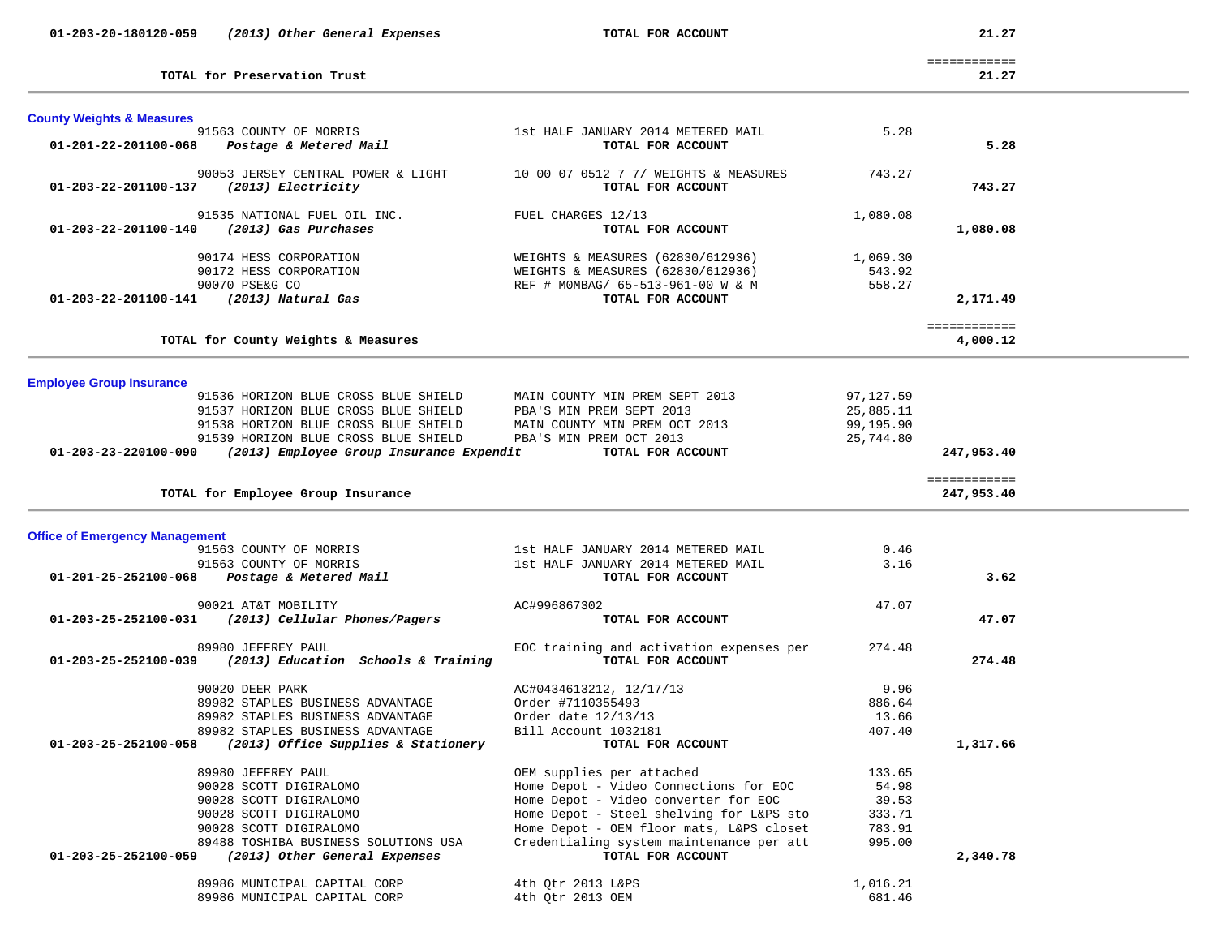| Account | Vendor / Description | | Amount | Total |
|---|---|---|---|---|
| 01-203-20-180120-059 | *(2013) Other General Expenses* | **TOTAL FOR ACCOUNT** | | **21.27** |
| | | | | ============ |
| | **TOTAL for Preservation Trust** | | | **21.27** |

## County Weights & Measures

| Account | Vendor | Description | Amount | Total |
|---|---|---|---|---|
| | 91563 COUNTY OF MORRIS | 1st HALF JANUARY 2014 METERED MAIL | 5.28 | |
| **01-201-22-201100-068** | ***Postage & Metered Mail*** | **TOTAL FOR ACCOUNT** | | **5.28** |
| | 90053 JERSEY CENTRAL POWER & LIGHT | 10 00 07 0512 7 7/ WEIGHTS & MEASURES | 743.27 | |
| **01-203-22-201100-137** | ***(2013) Electricity*** | **TOTAL FOR ACCOUNT** | | **743.27** |
| | 91535 NATIONAL FUEL OIL INC. | FUEL CHARGES 12/13 | 1,080.08 | |
| **01-203-22-201100-140** | ***(2013) Gas Purchases*** | **TOTAL FOR ACCOUNT** | | **1,080.08** |
| | 90174 HESS CORPORATION | WEIGHTS & MEASURES (62830/612936) | 1,069.30 | |
| | 90172 HESS CORPORATION | WEIGHTS & MEASURES (62830/612936) | 543.92 | |
| | 90070 PSE&G CO | REF # MOMBAG/ 65-513-961-00 W & M | 558.27 | |
| **01-203-22-201100-141** | ***(2013) Natural Gas*** | **TOTAL FOR ACCOUNT** | | **2,171.49** |
| | | | | ============ |
| | **TOTAL for County Weights & Measures** | | | **4,000.12** |

## Employee Group Insurance

| Account | Vendor | Description | Amount | Total |
|---|---|---|---|---|
| | 91536 HORIZON BLUE CROSS BLUE SHIELD | MAIN COUNTY MIN PREM SEPT 2013 | 97,127.59 | |
| | 91537 HORIZON BLUE CROSS BLUE SHIELD | PBA'S MIN PREM SEPT 2013 | 25,885.11 | |
| | 91538 HORIZON BLUE CROSS BLUE SHIELD | MAIN COUNTY MIN PREM OCT 2013 | 99,195.90 | |
| | 91539 HORIZON BLUE CROSS BLUE SHIELD | PBA'S MIN PREM OCT 2013 | 25,744.80 | |
| **01-203-23-220100-090** | ***(2013) Employee Group Insurance Expendit*** | **TOTAL FOR ACCOUNT** | | **247,953.40** |
| | | | | ============ |
| | **TOTAL for Employee Group Insurance** | | | **247,953.40** |

## Office of Emergency Management

| Account | Vendor | Description | Amount | Total |
|---|---|---|---|---|
| | 91563 COUNTY OF MORRIS | 1st HALF JANUARY 2014 METERED MAIL | 0.46 | |
| | 91563 COUNTY OF MORRIS | 1st HALF JANUARY 2014 METERED MAIL | 3.16 | |
| **01-201-25-252100-068** | ***Postage & Metered Mail*** | **TOTAL FOR ACCOUNT** | | **3.62** |
| | 90021 AT&T MOBILITY | AC#996867302 | 47.07 | |
| **01-203-25-252100-031** | ***(2013) Cellular Phones/Pagers*** | **TOTAL FOR ACCOUNT** | | **47.07** |
| | 89980 JEFFREY PAUL | EOC training and activation expenses per | 274.48 | |
| **01-203-25-252100-039** | ***(2013) Education Schools & Training*** | **TOTAL FOR ACCOUNT** | | **274.48** |
| | 90020 DEER PARK | AC#0434613212, 12/17/13 | 9.96 | |
| | 89982 STAPLES BUSINESS ADVANTAGE | Order #7110355493 | 886.64 | |
| | 89982 STAPLES BUSINESS ADVANTAGE | Order date 12/13/13 | 13.66 | |
| | 89982 STAPLES BUSINESS ADVANTAGE | Bill Account 1032181 | 407.40 | |
| **01-203-25-252100-058** | ***(2013) Office Supplies & Stationery*** | **TOTAL FOR ACCOUNT** | | **1,317.66** |
| | 89980 JEFFREY PAUL | OEM supplies per attached | 133.65 | |
| | 90028 SCOTT DIGIRALOMO | Home Depot - Video Connections for EOC | 54.98 | |
| | 90028 SCOTT DIGIRALOMO | Home Depot - Video converter for EOC | 39.53 | |
| | 90028 SCOTT DIGIRALOMO | Home Depot - Steel shelving for L&PS sto | 333.71 | |
| | 90028 SCOTT DIGIRALOMO | Home Depot - OEM floor mats, L&PS closet | 783.91 | |
| | 89488 TOSHIBA BUSINESS SOLUTIONS USA | Credentialing system maintenance per att | 995.00 | |
| **01-203-25-252100-059** | ***(2013) Other General Expenses*** | **TOTAL FOR ACCOUNT** | | **2,340.78** |
| | 89986 MUNICIPAL CAPITAL CORP | 4th Qtr 2013 L&PS | 1,016.21 | |
| | 89986 MUNICIPAL CAPITAL CORP | 4th Qtr 2013 OEM | 681.46 | |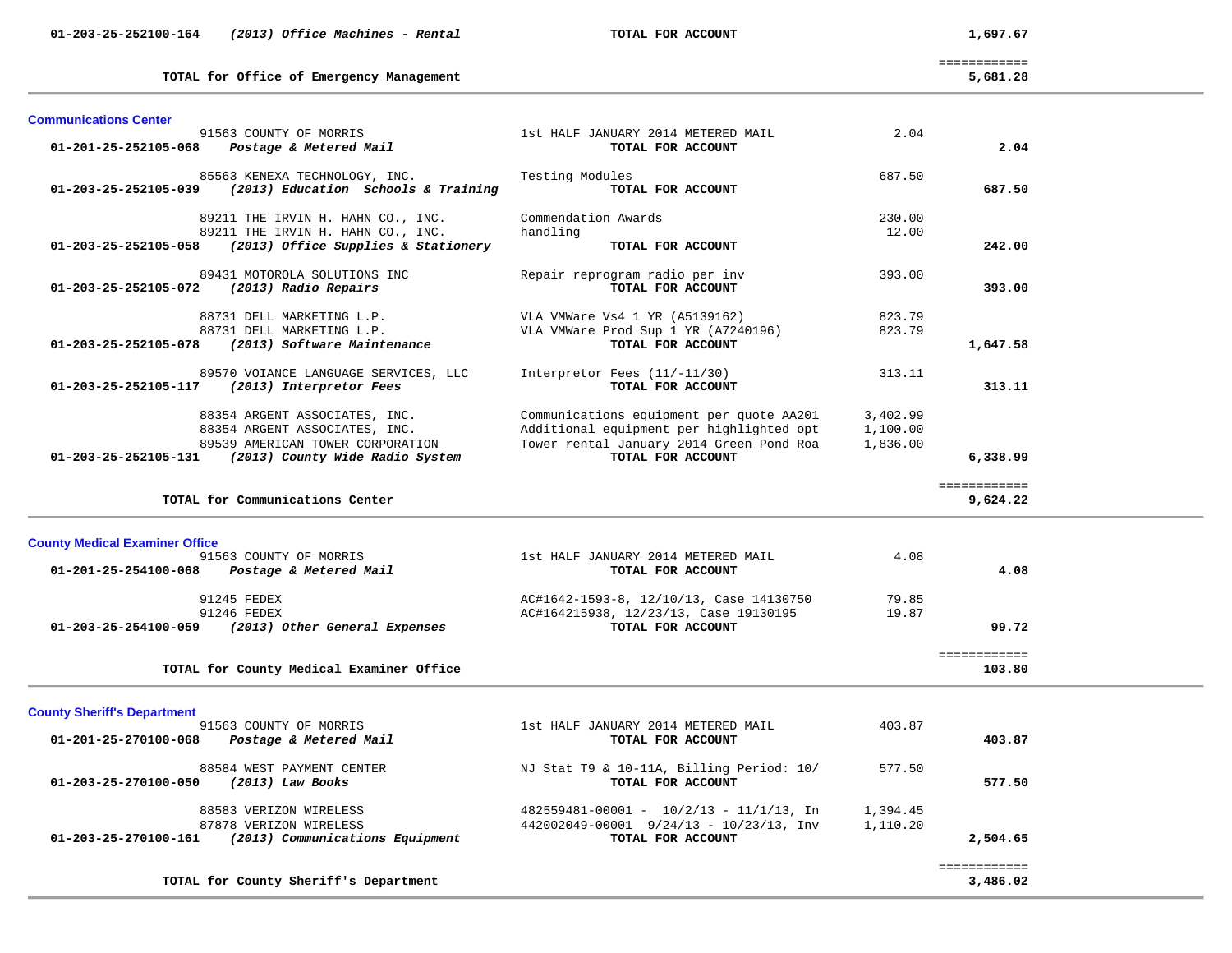| | | | | |
|---|---|---|---|---|
| **01-203-25-252100-164** | ***(2013) Office Machines - Rental*** | **TOTAL FOR ACCOUNT** | | **1,697.67** |
| | | | | ============ |
| | **TOTAL for Office of Emergency Management** | | | **5,681.28** |

## Communications Center

| | | | | |
|---|---|---|---|---|
| | 91563 COUNTY OF MORRIS | 1st HALF JANUARY 2014 METERED MAIL | 2.04 | |
| **01-201-25-252105-068** | ***Postage & Metered Mail*** | **TOTAL FOR ACCOUNT** | | **2.04** |
| | 85563 KENEXA TECHNOLOGY, INC. | Testing Modules | 687.50 | |
| **01-203-25-252105-039** | ***(2013) Education Schools & Training*** | **TOTAL FOR ACCOUNT** | | **687.50** |
| | 89211 THE IRVIN H. HAHN CO., INC. | Commendation Awards | 230.00 | |
| | 89211 THE IRVIN H. HAHN CO., INC. | handling | 12.00 | |
| **01-203-25-252105-058** | ***(2013) Office Supplies & Stationery*** | **TOTAL FOR ACCOUNT** | | **242.00** |
| | 89431 MOTOROLA SOLUTIONS INC | Repair reprogram radio per inv | 393.00 | |
| **01-203-25-252105-072** | ***(2013) Radio Repairs*** | **TOTAL FOR ACCOUNT** | | **393.00** |
| | 88731 DELL MARKETING L.P. | VLA VMWare Vs4 1 YR (A5139162) | 823.79 | |
| | 88731 DELL MARKETING L.P. | VLA VMWare Prod Sup 1 YR (A7240196) | 823.79 | |
| **01-203-25-252105-078** | ***(2013) Software Maintenance*** | **TOTAL FOR ACCOUNT** | | **1,647.58** |
| | 89570 VOIANCE LANGUAGE SERVICES, LLC | Interpretor Fees (11/-11/30) | 313.11 | |
| **01-203-25-252105-117** | ***(2013) Interpretor Fees*** | **TOTAL FOR ACCOUNT** | | **313.11** |
| | 88354 ARGENT ASSOCIATES, INC. | Communications equipment per quote AA201 | 3,402.99 | |
| | 88354 ARGENT ASSOCIATES, INC. | Additional equipment per highlighted opt | 1,100.00 | |
| | 89539 AMERICAN TOWER CORPORATION | Tower rental January 2014 Green Pond Roa | 1,836.00 | |
| **01-203-25-252105-131** | ***(2013) County Wide Radio System*** | **TOTAL FOR ACCOUNT** | | **6,338.99** |
| | | | | ============ |
| | **TOTAL for Communications Center** | | | **9,624.22** |

## County Medical Examiner Office

| | | | | |
|---|---|---|---|---|
| | 91563 COUNTY OF MORRIS | 1st HALF JANUARY 2014 METERED MAIL | 4.08 | |
| **01-201-25-254100-068** | ***Postage & Metered Mail*** | **TOTAL FOR ACCOUNT** | | **4.08** |
| | 91245 FEDEX | AC#1642-1593-8, 12/10/13, Case 14130750 | 79.85 | |
| | 91246 FEDEX | AC#164215938, 12/23/13, Case 19130195 | 19.87 | |
| **01-203-25-254100-059** | ***(2013) Other General Expenses*** | **TOTAL FOR ACCOUNT** | | **99.72** |
| | | | | ============ |
| | **TOTAL for County Medical Examiner Office** | | | **103.80** |

## County Sheriff's Department

| | | | | |
|---|---|---|---|---|
| | 91563 COUNTY OF MORRIS | 1st HALF JANUARY 2014 METERED MAIL | 403.87 | |
| **01-201-25-270100-068** | ***Postage & Metered Mail*** | **TOTAL FOR ACCOUNT** | | **403.87** |
| | 88584 WEST PAYMENT CENTER | NJ Stat T9 & 10-11A, Billing Period: 10/ | 577.50 | |
| **01-203-25-270100-050** | ***(2013) Law Books*** | **TOTAL FOR ACCOUNT** | | **577.50** |
| | 88583 VERIZON WIRELESS | 482559481-00001 - 10/2/13 - 11/1/13, In | 1,394.45 | |
| | 87878 VERIZON WIRELESS | 442002049-00001 9/24/13 - 10/23/13, Inv | 1,110.20 | |
| **01-203-25-270100-161** | ***(2013) Communications Equipment*** | **TOTAL FOR ACCOUNT** | | **2,504.65** |
| | | | | ============ |
| | **TOTAL for County Sheriff's Department** | | | **3,486.02** |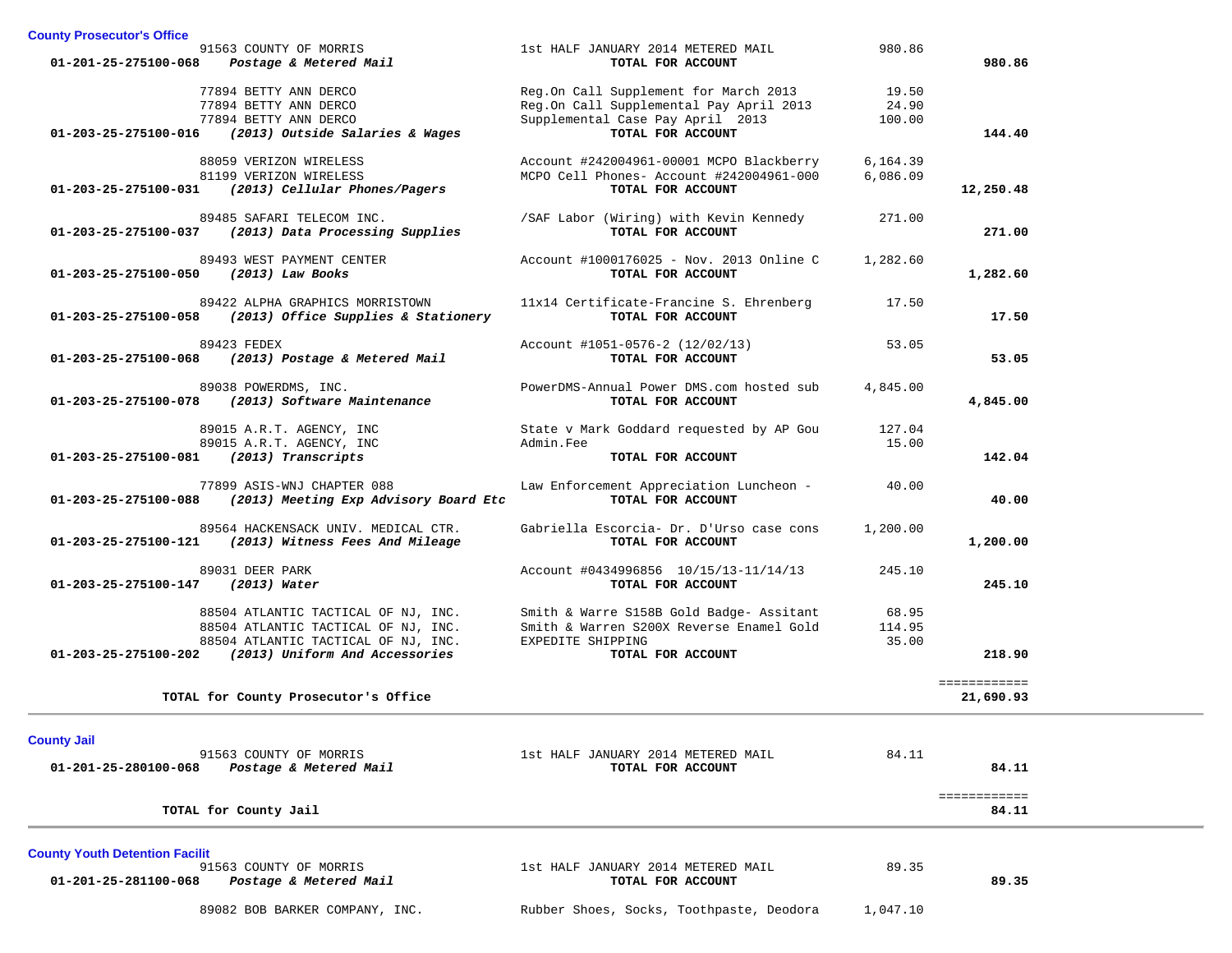## County Prosecutor's Office

| Account | Vendor | Description | Amount | Total |
|---|---|---|---|---|
| | 91563 COUNTY OF MORRIS | 1st HALF JANUARY 2014 METERED MAIL | 980.86 | |
| **01-201-25-275100-068** | ***Postage & Metered Mail*** | **TOTAL FOR ACCOUNT** | | **980.86** |
| | 77894 BETTY ANN DERCO | Reg.On Call Supplement for March 2013 | 19.50 | |
| | 77894 BETTY ANN DERCO | Reg.On Call Supplemental Pay April 2013 | 24.90 | |
| | 77894 BETTY ANN DERCO | Supplemental Case Pay April 2013 | 100.00 | |
| **01-203-25-275100-016** | ***(2013) Outside Salaries & Wages*** | **TOTAL FOR ACCOUNT** | | **144.40** |
| | 88059 VERIZON WIRELESS | Account #242004961-00001 MCPO Blackberry | 6,164.39 | |
| | 81199 VERIZON WIRELESS | MCPO Cell Phones- Account #242004961-000 | 6,086.09 | |
| **01-203-25-275100-031** | ***(2013) Cellular Phones/Pagers*** | **TOTAL FOR ACCOUNT** | | **12,250.48** |
| | 89485 SAFARI TELECOM INC. | /SAF Labor (Wiring) with Kevin Kennedy | 271.00 | |
| **01-203-25-275100-037** | ***(2013) Data Processing Supplies*** | **TOTAL FOR ACCOUNT** | | **271.00** |
| | 89493 WEST PAYMENT CENTER | Account #1000176025 - Nov. 2013 Online C | 1,282.60 | |
| **01-203-25-275100-050** | ***(2013) Law Books*** | **TOTAL FOR ACCOUNT** | | **1,282.60** |
| | 89422 ALPHA GRAPHICS MORRISTOWN | 11x14 Certificate-Francine S. Ehrenberg | 17.50 | |
| **01-203-25-275100-058** | ***(2013) Office Supplies & Stationery*** | **TOTAL FOR ACCOUNT** | | **17.50** |
| | 89423 FEDEX | Account #1051-0576-2 (12/02/13) | 53.05 | |
| **01-203-25-275100-068** | ***(2013) Postage & Metered Mail*** | **TOTAL FOR ACCOUNT** | | **53.05** |
| | 89038 POWERDMS, INC. | PowerDMS-Annual Power DMS.com hosted sub | 4,845.00 | |
| **01-203-25-275100-078** | ***(2013) Software Maintenance*** | **TOTAL FOR ACCOUNT** | | **4,845.00** |
| | 89015 A.R.T. AGENCY, INC | State v Mark Goddard requested by AP Gou | 127.04 | |
| | 89015 A.R.T. AGENCY, INC | Admin.Fee | 15.00 | |
| **01-203-25-275100-081** | ***(2013) Transcripts*** | **TOTAL FOR ACCOUNT** | | **142.04** |
| | 77899 ASIS-WNJ CHAPTER 088 | Law Enforcement Appreciation Luncheon - | 40.00 | |
| **01-203-25-275100-088** | ***(2013) Meeting Exp Advisory Board Etc*** | **TOTAL FOR ACCOUNT** | | **40.00** |
| | 89564 HACKENSACK UNIV. MEDICAL CTR. | Gabriella Escorcia- Dr. D'Urso case cons | 1,200.00 | |
| **01-203-25-275100-121** | ***(2013) Witness Fees And Mileage*** | **TOTAL FOR ACCOUNT** | | **1,200.00** |
| | 89031 DEER PARK | Account #0434996856 10/15/13-11/14/13 | 245.10 | |
| **01-203-25-275100-147** | ***(2013) Water*** | **TOTAL FOR ACCOUNT** | | **245.10** |
| | 88504 ATLANTIC TACTICAL OF NJ, INC. | Smith & Warre S158B Gold Badge- Assitant | 68.95 | |
| | 88504 ATLANTIC TACTICAL OF NJ, INC. | Smith & Warren S200X Reverse Enamel Gold | 114.95 | |
| | 88504 ATLANTIC TACTICAL OF NJ, INC. | EXPEDITE SHIPPING | 35.00 | |
| **01-203-25-275100-202** | ***(2013) Uniform And Accessories*** | **TOTAL FOR ACCOUNT** | | **218.90** |
| | **TOTAL for County Prosecutor's Office** | | | **21,690.93** |

## County Jail

| Account | Vendor | Description | Amount | Total |
|---|---|---|---|---|
| | 91563 COUNTY OF MORRIS | 1st HALF JANUARY 2014 METERED MAIL | 84.11 | |
| **01-201-25-280100-068** | ***Postage & Metered Mail*** | **TOTAL FOR ACCOUNT** | | **84.11** |
| | **TOTAL for County Jail** | | | **84.11** |

## County Youth Detention Facilit

| Account | Vendor | Description | Amount | Total |
|---|---|---|---|---|
| | 91563 COUNTY OF MORRIS | 1st HALF JANUARY 2014 METERED MAIL | 89.35 | |
| **01-201-25-281100-068** | ***Postage & Metered Mail*** | **TOTAL FOR ACCOUNT** | | **89.35** |
| | 89082 BOB BARKER COMPANY, INC. | Rubber Shoes, Socks, Toothpaste, Deodora | 1,047.10 | |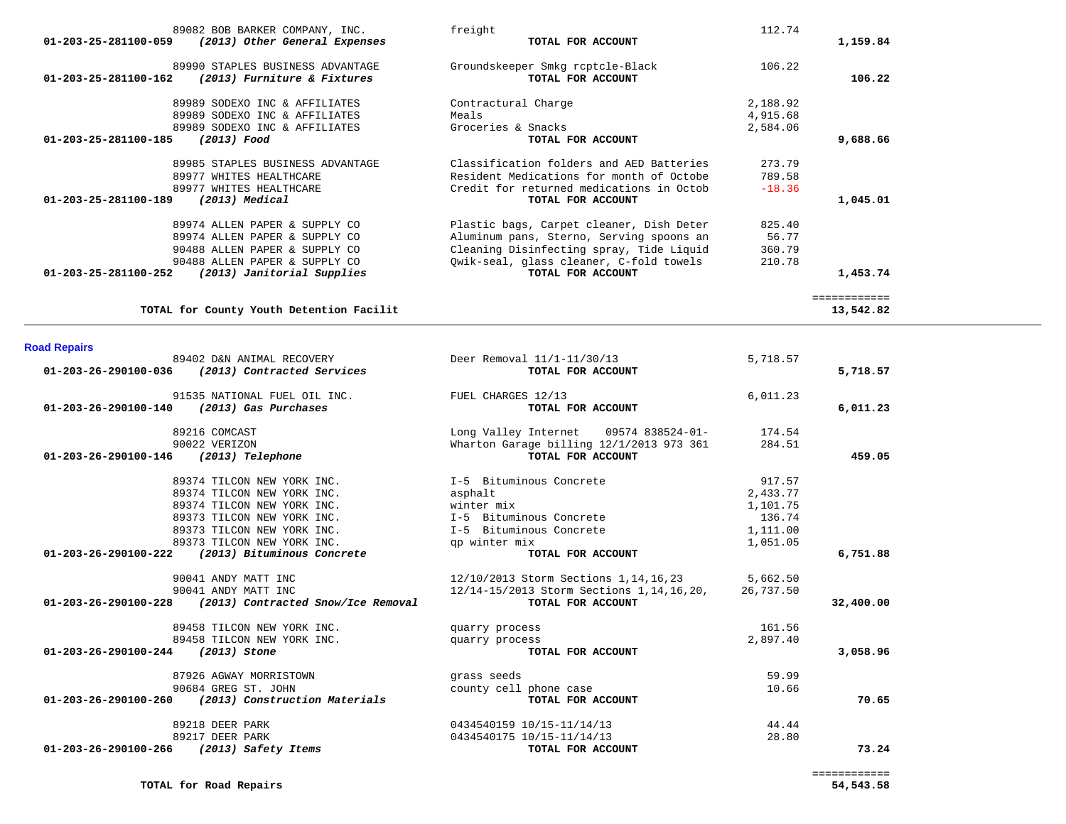| Account | Vendor / Description | Detail | Amount | Total |
|---|---|---|---|---|
| | 89082 BOB BARKER COMPANY, INC. | freight | 112.74 | |
| 01-203-25-281100-059 | *(2013) Other General Expenses* | **TOTAL FOR ACCOUNT** | | **1,159.84** |
| | 89990 STAPLES BUSINESS ADVANTAGE | Groundskeeper Smkg rcptcle-Black | 106.22 | |
| 01-203-25-281100-162 | *(2013) Furniture & Fixtures* | **TOTAL FOR ACCOUNT** | | **106.22** |
| | 89989 SODEXO INC & AFFILIATES | Contractural Charge | 2,188.92 | |
| | 89989 SODEXO INC & AFFILIATES | Meals | 4,915.68 | |
| | 89989 SODEXO INC & AFFILIATES | Groceries & Snacks | 2,584.06 | |
| 01-203-25-281100-185 | *(2013) Food* | **TOTAL FOR ACCOUNT** | | **9,688.66** |
| | 89985 STAPLES BUSINESS ADVANTAGE | Classification folders and AED Batteries | 273.79 | |
| | 89977 WHITES HEALTHCARE | Resident Medications for month of Octobe | 789.58 | |
| | 89977 WHITES HEALTHCARE | Credit for returned medications in Octob | -18.36 | |
| 01-203-25-281100-189 | *(2013) Medical* | **TOTAL FOR ACCOUNT** | | **1,045.01** |
| | 89974 ALLEN PAPER & SUPPLY CO | Plastic bags, Carpet cleaner, Dish Deter | 825.40 | |
| | 89974 ALLEN PAPER & SUPPLY CO | Aluminum pans, Sterno, Serving spoons an | 56.77 | |
| | 90488 ALLEN PAPER & SUPPLY CO | Cleaning Disinfecting spray, Tide Liquid | 360.79 | |
| | 90488 ALLEN PAPER & SUPPLY CO | Qwik-seal, glass cleaner, C-fold towels | 210.78 | |
| 01-203-25-281100-252 | *(2013) Janitorial Supplies* | **TOTAL FOR ACCOUNT** | | **1,453.74** |
| | **TOTAL for County Youth Detention Facilit** | | | **13,542.82** |

## Road Repairs

| Account | Vendor / Description | Detail | Amount | Total |
|---|---|---|---|---|
| | 89402 D&N ANIMAL RECOVERY | Deer Removal 11/1-11/30/13 | 5,718.57 | |
| 01-203-26-290100-036 | *(2013) Contracted Services* | **TOTAL FOR ACCOUNT** | | **5,718.57** |
| | 91535 NATIONAL FUEL OIL INC. | FUEL CHARGES 12/13 | 6,011.23 | |
| 01-203-26-290100-140 | *(2013) Gas Purchases* | **TOTAL FOR ACCOUNT** | | **6,011.23** |
| | 89216 COMCAST | Long Valley Internet 09574 838524-01- | 174.54 | |
| | 90022 VERIZON | Wharton Garage billing 12/1/2013 973 361 | 284.51 | |
| 01-203-26-290100-146 | *(2013) Telephone* | **TOTAL FOR ACCOUNT** | | **459.05** |
| | 89374 TILCON NEW YORK INC. | I-5 Bituminous Concrete | 917.57 | |
| | 89374 TILCON NEW YORK INC. | asphalt | 2,433.77 | |
| | 89374 TILCON NEW YORK INC. | winter mix | 1,101.75 | |
| | 89373 TILCON NEW YORK INC. | I-5 Bituminous Concrete | 136.74 | |
| | 89373 TILCON NEW YORK INC. | I-5 Bituminous Concrete | 1,111.00 | |
| | 89373 TILCON NEW YORK INC. | qp winter mix | 1,051.05 | |
| 01-203-26-290100-222 | *(2013) Bituminous Concrete* | **TOTAL FOR ACCOUNT** | | **6,751.88** |
| | 90041 ANDY MATT INC | 12/10/2013 Storm Sections 1,14,16,23 | 5,662.50 | |
| | 90041 ANDY MATT INC | 12/14-15/2013 Storm Sections 1,14,16,20, | 26,737.50 | |
| 01-203-26-290100-228 | *(2013) Contracted Snow/Ice Removal* | **TOTAL FOR ACCOUNT** | | **32,400.00** |
| | 89458 TILCON NEW YORK INC. | quarry process | 161.56 | |
| | 89458 TILCON NEW YORK INC. | quarry process | 2,897.40 | |
| 01-203-26-290100-244 | *(2013) Stone* | **TOTAL FOR ACCOUNT** | | **3,058.96** |
| | 87926 AGWAY MORRISTOWN | grass seeds | 59.99 | |
| | 90684 GREG ST. JOHN | county cell phone case | 10.66 | |
| 01-203-26-290100-260 | *(2013) Construction Materials* | **TOTAL FOR ACCOUNT** | | **70.65** |
| | 89218 DEER PARK | 0434540159 10/15-11/14/13 | 44.44 | |
| | 89217 DEER PARK | 0434540175 10/15-11/14/13 | 28.80 | |
| 01-203-26-290100-266 | *(2013) Safety Items* | **TOTAL FOR ACCOUNT** | | **73.24** |
| | **TOTAL for Road Repairs** | | | **54,543.58** |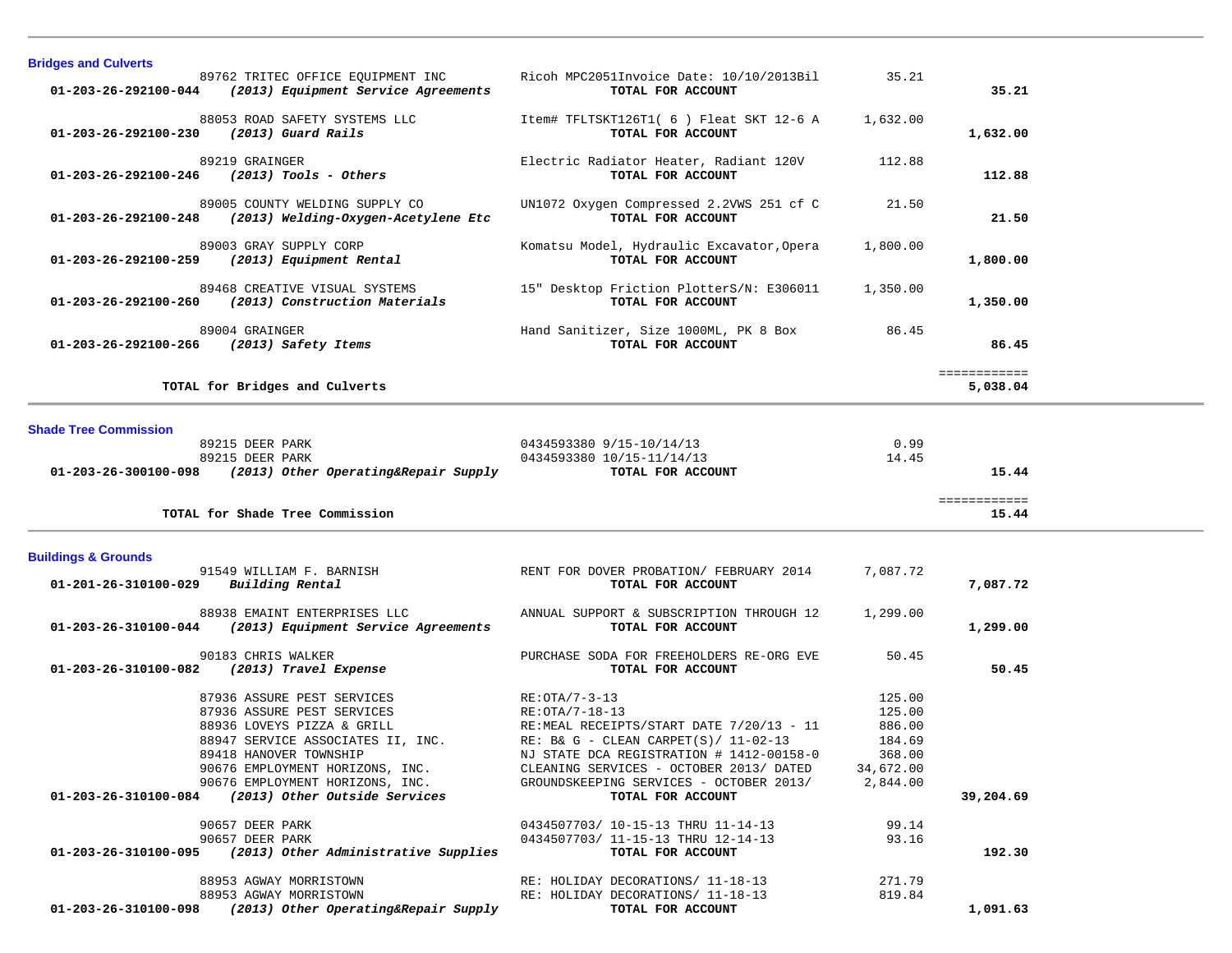## Bridges and Culverts

| Account / Vendor | Description | Amount | Total |
|---|---|---|---|
| 89762 TRITEC OFFICE EQUIPMENT INC | Ricoh MPC2051Invoice Date: 10/10/2013Bil | 35.21 | |
| **01-203-26-292100-044** ***(2013) Equipment Service Agreements*** | **TOTAL FOR ACCOUNT** | | **35.21** |
| 88053 ROAD SAFETY SYSTEMS LLC | Item# TFLTSKT126T1( 6 ) Fleat SKT 12-6 A | 1,632.00 | |
| **01-203-26-292100-230** ***(2013) Guard Rails*** | **TOTAL FOR ACCOUNT** | | **1,632.00** |
| 89219 GRAINGER | Electric Radiator Heater, Radiant 120V | 112.88 | |
| **01-203-26-292100-246** ***(2013) Tools - Others*** | **TOTAL FOR ACCOUNT** | | **112.88** |
| 89005 COUNTY WELDING SUPPLY CO | UN1072 Oxygen Compressed 2.2VWS 251 cf C | 21.50 | |
| **01-203-26-292100-248** ***(2013) Welding-Oxygen-Acetylene Etc*** | **TOTAL FOR ACCOUNT** | | **21.50** |
| 89003 GRAY SUPPLY CORP | Komatsu Model, Hydraulic Excavator,Opera | 1,800.00 | |
| **01-203-26-292100-259** ***(2013) Equipment Rental*** | **TOTAL FOR ACCOUNT** | | **1,800.00** |
| 89468 CREATIVE VISUAL SYSTEMS | 15" Desktop Friction PlotterS/N: E306011 | 1,350.00 | |
| **01-203-26-292100-260** ***(2013) Construction Materials*** | **TOTAL FOR ACCOUNT** | | **1,350.00** |
| 89004 GRAINGER | Hand Sanitizer, Size 1000ML, PK 8 Box | 86.45 | |
| **01-203-26-292100-266** ***(2013) Safety Items*** | **TOTAL FOR ACCOUNT** | | **86.45** |
| **TOTAL for Bridges and Culverts** | | | **5,038.04** |

## Shade Tree Commission

| Account / Vendor | Description | Amount | Total |
|---|---|---|---|
| 89215 DEER PARK | 0434593380 9/15-10/14/13 | 0.99 | |
| 89215 DEER PARK | 0434593380 10/15-11/14/13 | 14.45 | |
| **01-203-26-300100-098** ***(2013) Other Operating&Repair Supply*** | **TOTAL FOR ACCOUNT** | | **15.44** |
| **TOTAL for Shade Tree Commission** | | | **15.44** |

## Buildings & Grounds

| Account / Vendor | Description | Amount | Total |
|---|---|---|---|
| 91549 WILLIAM F. BARNISH | RENT FOR DOVER PROBATION/ FEBRUARY 2014 | 7,087.72 | |
| **01-201-26-310100-029** ***Building Rental*** | **TOTAL FOR ACCOUNT** | | **7,087.72** |
| 88938 EMAINT ENTERPRISES LLC | ANNUAL SUPPORT & SUBSCRIPTION THROUGH 12 | 1,299.00 | |
| **01-203-26-310100-044** ***(2013) Equipment Service Agreements*** | **TOTAL FOR ACCOUNT** | | **1,299.00** |
| 90183 CHRIS WALKER | PURCHASE SODA FOR FREEHOLDERS RE-ORG EVE | 50.45 | |
| **01-203-26-310100-082** ***(2013) Travel Expense*** | **TOTAL FOR ACCOUNT** | | **50.45** |
| 87936 ASSURE PEST SERVICES | RE:OTA/7-3-13 | 125.00 | |
| 87936 ASSURE PEST SERVICES | RE:OTA/7-18-13 | 125.00 | |
| 88936 LOVEYS PIZZA & GRILL | RE:MEAL RECEIPTS/START DATE 7/20/13 - 11 | 886.00 | |
| 88947 SERVICE ASSOCIATES II, INC. | RE: B& G - CLEAN CARPET(S)/ 11-02-13 | 184.69 | |
| 89418 HANOVER TOWNSHIP | NJ STATE DCA REGISTRATION # 1412-00158-0 | 368.00 | |
| 90676 EMPLOYMENT HORIZONS, INC. | CLEANING SERVICES - OCTOBER 2013/ DATED | 34,672.00 | |
| 90676 EMPLOYMENT HORIZONS, INC. | GROUNDSKEEPING SERVICES - OCTOBER 2013/ | 2,844.00 | |
| **01-203-26-310100-084** ***(2013) Other Outside Services*** | **TOTAL FOR ACCOUNT** | | **39,204.69** |
| 90657 DEER PARK | 0434507703/ 10-15-13 THRU 11-14-13 | 99.14 | |
| 90657 DEER PARK | 0434507703/ 11-15-13 THRU 12-14-13 | 93.16 | |
| **01-203-26-310100-095** ***(2013) Other Administrative Supplies*** | **TOTAL FOR ACCOUNT** | | **192.30** |
| 88953 AGWAY MORRISTOWN | RE: HOLIDAY DECORATIONS/ 11-18-13 | 271.79 | |
| 88953 AGWAY MORRISTOWN | RE: HOLIDAY DECORATIONS/ 11-18-13 | 819.84 | |
| **01-203-26-310100-098** ***(2013) Other Operating&Repair Supply*** | **TOTAL FOR ACCOUNT** | | **1,091.63** |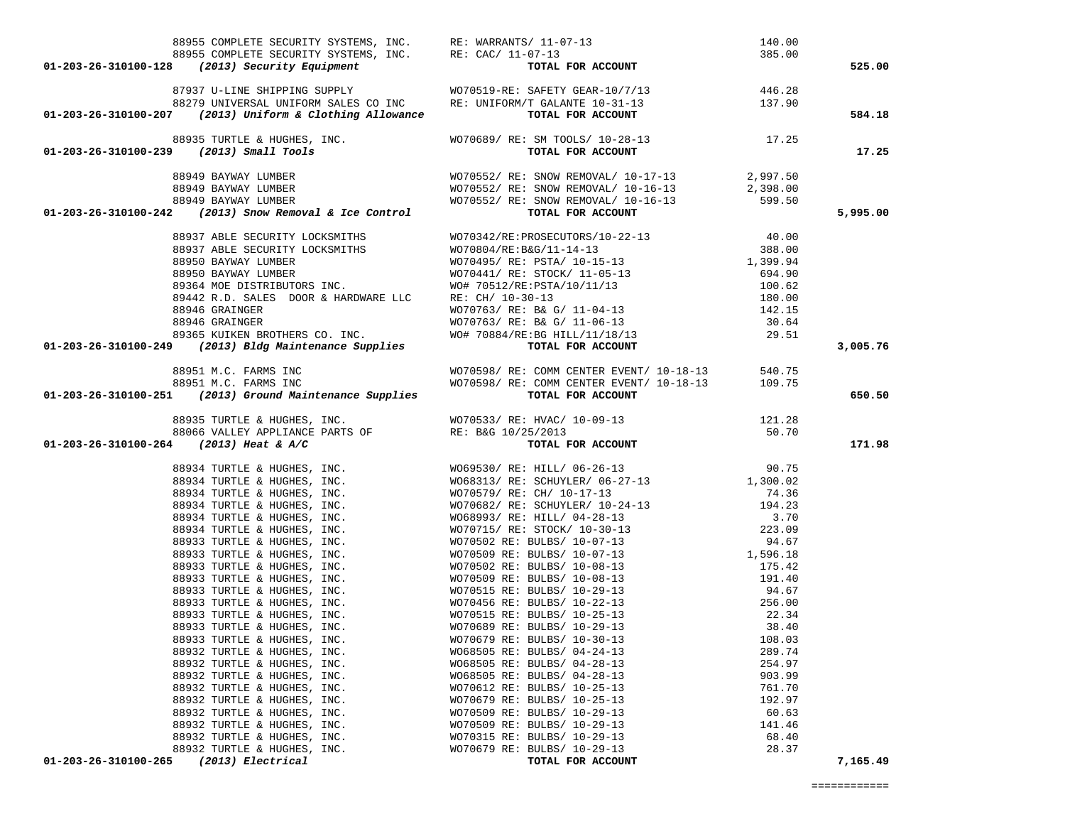| Account | Vendor | Description | Amount | Total |
|---|---|---|---|---|
| | 88955 COMPLETE SECURITY SYSTEMS, INC. | RE: WARRANTS/ 11-07-13 | 140.00 | |
| | 88955 COMPLETE SECURITY SYSTEMS, INC. | RE: CAC/ 11-07-13 | 385.00 | |
| **01-203-26-310100-128** | ***(2013) Security Equipment*** | **TOTAL FOR ACCOUNT** | | **525.00** |
| | 87937 U-LINE SHIPPING SUPPLY | WO70519-RE: SAFETY GEAR-10/7/13 | 446.28 | |
| | 88279 UNIVERSAL UNIFORM SALES CO INC | RE: UNIFORM/T GALANTE 10-31-13 | 137.90 | |
| **01-203-26-310100-207** | ***(2013) Uniform & Clothing Allowance*** | **TOTAL FOR ACCOUNT** | | **584.18** |
| | 88935 TURTLE & HUGHES, INC. | WO70689/ RE: SM TOOLS/ 10-28-13 | 17.25 | |
| **01-203-26-310100-239** | ***(2013) Small Tools*** | **TOTAL FOR ACCOUNT** | | **17.25** |
| | 88949 BAYWAY LUMBER | WO70552/ RE: SNOW REMOVAL/ 10-17-13 | 2,997.50 | |
| | 88949 BAYWAY LUMBER | WO70552/ RE: SNOW REMOVAL/ 10-16-13 | 2,398.00 | |
| | 88949 BAYWAY LUMBER | WO70552/ RE: SNOW REMOVAL/ 10-16-13 | 599.50 | |
| **01-203-26-310100-242** | ***(2013) Snow Removal & Ice Control*** | **TOTAL FOR ACCOUNT** | | **5,995.00** |
| | 88937 ABLE SECURITY LOCKSMITHS | WO70342/RE:PROSECUTORS/10-22-13 | 40.00 | |
| | 88937 ABLE SECURITY LOCKSMITHS | WO70804/RE:B&G/11-14-13 | 388.00 | |
| | 88950 BAYWAY LUMBER | WO70495/ RE: PSTA/ 10-15-13 | 1,399.94 | |
| | 88950 BAYWAY LUMBER | WO70441/ RE: STOCK/ 11-05-13 | 694.90 | |
| | 89364 MOE DISTRIBUTORS INC. | WO# 70512/RE:PSTA/10/11/13 | 100.62 | |
| | 89442 R.D. SALES DOOR & HARDWARE LLC | RE: CH/ 10-30-13 | 180.00 | |
| | 88946 GRAINGER | WO70763/ RE: B& G/ 11-04-13 | 142.15 | |
| | 88946 GRAINGER | WO70763/ RE: B& G/ 11-06-13 | 30.64 | |
| | 89365 KUIKEN BROTHERS CO. INC. | WO# 70884/RE:BG HILL/11/18/13 | 29.51 | |
| **01-203-26-310100-249** | ***(2013) Bldg Maintenance Supplies*** | **TOTAL FOR ACCOUNT** | | **3,005.76** |
| | 88951 M.C. FARMS INC | WO70598/ RE: COMM CENTER EVENT/ 10-18-13 | 540.75 | |
| | 88951 M.C. FARMS INC | WO70598/ RE: COMM CENTER EVENT/ 10-18-13 | 109.75 | |
| **01-203-26-310100-251** | ***(2013) Ground Maintenance Supplies*** | **TOTAL FOR ACCOUNT** | | **650.50** |
| | 88935 TURTLE & HUGHES, INC. | WO70533/ RE: HVAC/ 10-09-13 | 121.28 | |
| | 88066 VALLEY APPLIANCE PARTS OF | RE: B&G 10/25/2013 | 50.70 | |
| **01-203-26-310100-264** | ***(2013) Heat & A/C*** | **TOTAL FOR ACCOUNT** | | **171.98** |
| | 88934 TURTLE & HUGHES, INC. | WO69530/ RE: HILL/ 06-26-13 | 90.75 | |
| | 88934 TURTLE & HUGHES, INC. | WO68313/ RE: SCHUYLER/ 06-27-13 | 1,300.02 | |
| | 88934 TURTLE & HUGHES, INC. | WO70579/ RE: CH/ 10-17-13 | 74.36 | |
| | 88934 TURTLE & HUGHES, INC. | WO70682/ RE: SCHUYLER/ 10-24-13 | 194.23 | |
| | 88934 TURTLE & HUGHES, INC. | WO68993/ RE: HILL/ 04-28-13 | 3.70 | |
| | 88934 TURTLE & HUGHES, INC. | WO70715/ RE: STOCK/ 10-30-13 | 223.09 | |
| | 88933 TURTLE & HUGHES, INC. | WO70502 RE: BULBS/ 10-07-13 | 94.67 | |
| | 88933 TURTLE & HUGHES, INC. | WO70509 RE: BULBS/ 10-07-13 | 1,596.18 | |
| | 88933 TURTLE & HUGHES, INC. | WO70502 RE: BULBS/ 10-08-13 | 175.42 | |
| | 88933 TURTLE & HUGHES, INC. | WO70509 RE: BULBS/ 10-08-13 | 191.40 | |
| | 88933 TURTLE & HUGHES, INC. | WO70515 RE: BULBS/ 10-29-13 | 94.67 | |
| | 88933 TURTLE & HUGHES, INC. | WO70456 RE: BULBS/ 10-22-13 | 256.00 | |
| | 88933 TURTLE & HUGHES, INC. | WO70515 RE: BULBS/ 10-25-13 | 22.34 | |
| | 88933 TURTLE & HUGHES, INC. | WO70689 RE: BULBS/ 10-29-13 | 38.40 | |
| | 88933 TURTLE & HUGHES, INC. | WO70679 RE: BULBS/ 10-30-13 | 108.03 | |
| | 88932 TURTLE & HUGHES, INC. | WO68505 RE: BULBS/ 04-24-13 | 289.74 | |
| | 88932 TURTLE & HUGHES, INC. | WO68505 RE: BULBS/ 04-28-13 | 254.97 | |
| | 88932 TURTLE & HUGHES, INC. | WO68505 RE: BULBS/ 04-28-13 | 903.99 | |
| | 88932 TURTLE & HUGHES, INC. | WO70612 RE: BULBS/ 10-25-13 | 761.70 | |
| | 88932 TURTLE & HUGHES, INC. | WO70679 RE: BULBS/ 10-25-13 | 192.97 | |
| | 88932 TURTLE & HUGHES, INC. | WO70509 RE: BULBS/ 10-29-13 | 60.63 | |
| | 88932 TURTLE & HUGHES, INC. | WO70509 RE: BULBS/ 10-29-13 | 141.46 | |
| | 88932 TURTLE & HUGHES, INC. | WO70315 RE: BULBS/ 10-29-13 | 68.40 | |
| | 88932 TURTLE & HUGHES, INC. | WO70679 RE: BULBS/ 10-29-13 | 28.37 | |
| **01-203-26-310100-265** | ***(2013) Electrical*** | **TOTAL FOR ACCOUNT** | | **7,165.49** |

============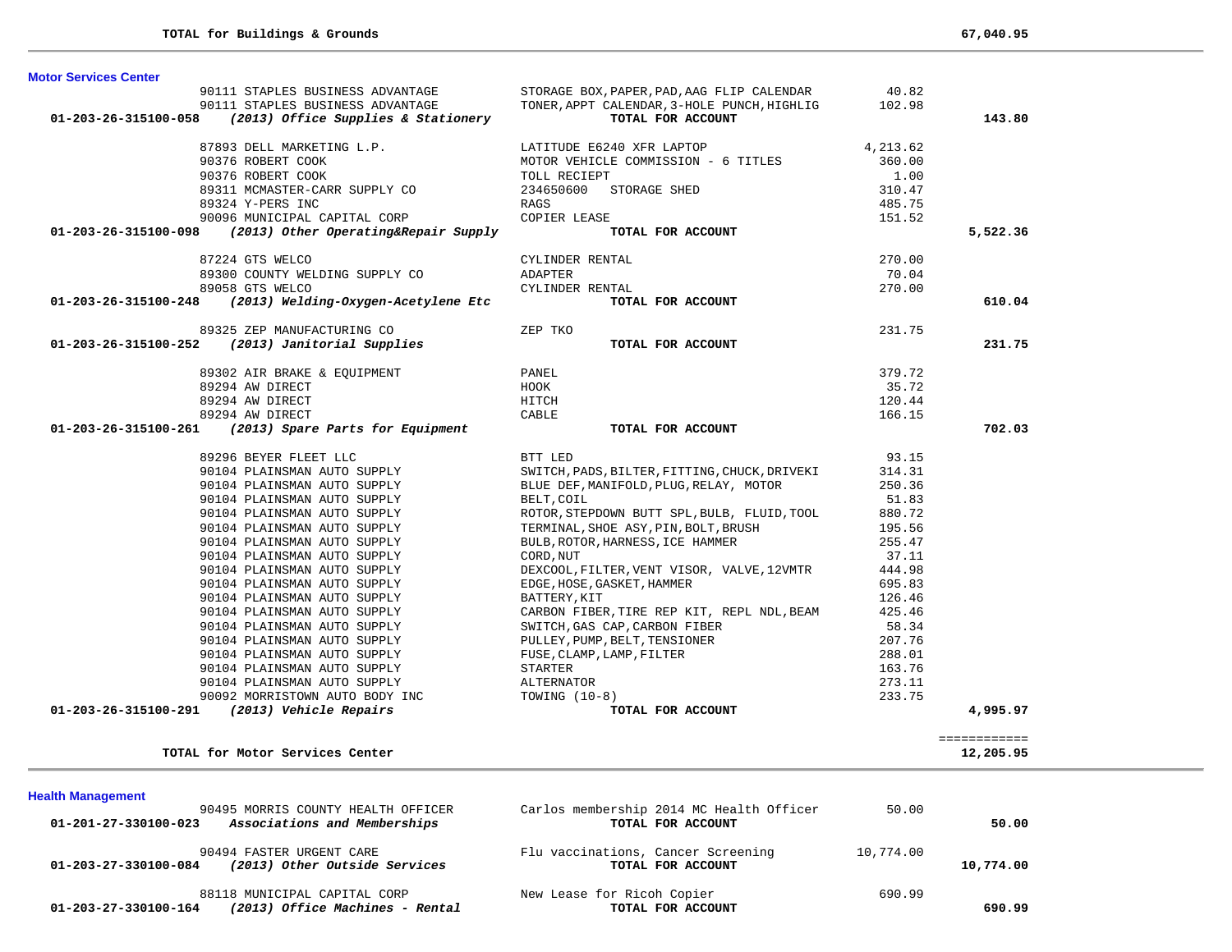**TOTAL for Buildings & Grounds** 67,040.95

### Motor Services Center

| Account | Vendor | Description | Amount | Total |
|---|---|---|---|---|
| | 90111 STAPLES BUSINESS ADVANTAGE | STORAGE BOX,PAPER,PAD,AAG FLIP CALENDAR | 40.82 | |
| | 90111 STAPLES BUSINESS ADVANTAGE | TONER,APPT CALENDAR,3-HOLE PUNCH,HIGHLIG | 102.98 | |
| **01-203-26-315100-058** | ***(2013) Office Supplies & Stationery*** | **TOTAL FOR ACCOUNT** | | **143.80** |
| | 87893 DELL MARKETING L.P. | LATITUDE E6240 XFR LAPTOP | 4,213.62 | |
| | 90376 ROBERT COOK | MOTOR VEHICLE COMMISSION - 6 TITLES | 360.00 | |
| | 90376 ROBERT COOK | TOLL RECIEPT | 1.00 | |
| | 89311 MCMASTER-CARR SUPPLY CO | 234650600 STORAGE SHED | 310.47 | |
| | 89324 Y-PERS INC | RAGS | 485.75 | |
| | 90096 MUNICIPAL CAPITAL CORP | COPIER LEASE | 151.52 | |
| **01-203-26-315100-098** | ***(2013) Other Operating&Repair Supply*** | **TOTAL FOR ACCOUNT** | | **5,522.36** |
| | 87224 GTS WELCO | CYLINDER RENTAL | 270.00 | |
| | 89300 COUNTY WELDING SUPPLY CO | ADAPTER | 70.04 | |
| | 89058 GTS WELCO | CYLINDER RENTAL | 270.00 | |
| **01-203-26-315100-248** | ***(2013) Welding-Oxygen-Acetylene Etc*** | **TOTAL FOR ACCOUNT** | | **610.04** |
| | 89325 ZEP MANUFACTURING CO | ZEP TKO | 231.75 | |
| **01-203-26-315100-252** | ***(2013) Janitorial Supplies*** | **TOTAL FOR ACCOUNT** | | **231.75** |
| | 89302 AIR BRAKE & EQUIPMENT | PANEL | 379.72 | |
| | 89294 AW DIRECT | HOOK | 35.72 | |
| | 89294 AW DIRECT | HITCH | 120.44 | |
| | 89294 AW DIRECT | CABLE | 166.15 | |
| **01-203-26-315100-261** | ***(2013) Spare Parts for Equipment*** | **TOTAL FOR ACCOUNT** | | **702.03** |
| | 89296 BEYER FLEET LLC | BTT LED | 93.15 | |
| | 90104 PLAINSMAN AUTO SUPPLY | SWITCH,PADS,BILTER,FITTING,CHUCK,DRIVEKI | 314.31 | |
| | 90104 PLAINSMAN AUTO SUPPLY | BLUE DEF,MANIFOLD,PLUG,RELAY, MOTOR | 250.36 | |
| | 90104 PLAINSMAN AUTO SUPPLY | BELT,COIL | 51.83 | |
| | 90104 PLAINSMAN AUTO SUPPLY | ROTOR,STEPDOWN BUTT SPL,BULB, FLUID,TOOL | 880.72 | |
| | 90104 PLAINSMAN AUTO SUPPLY | TERMINAL,SHOE ASY,PIN,BOLT,BRUSH | 195.56 | |
| | 90104 PLAINSMAN AUTO SUPPLY | BULB,ROTOR,HARNESS,ICE HAMMER | 255.47 | |
| | 90104 PLAINSMAN AUTO SUPPLY | CORD,NUT | 37.11 | |
| | 90104 PLAINSMAN AUTO SUPPLY | DEXCOOL,FILTER,VENT VISOR, VALVE,12VMTR | 444.98 | |
| | 90104 PLAINSMAN AUTO SUPPLY | EDGE,HOSE,GASKET,HAMMER | 695.83 | |
| | 90104 PLAINSMAN AUTO SUPPLY | BATTERY,KIT | 126.46 | |
| | 90104 PLAINSMAN AUTO SUPPLY | CARBON FIBER,TIRE REP KIT, REPL NDL,BEAM | 425.46 | |
| | 90104 PLAINSMAN AUTO SUPPLY | SWITCH,GAS CAP,CARBON FIBER | 58.34 | |
| | 90104 PLAINSMAN AUTO SUPPLY | PULLEY,PUMP,BELT,TENSIONER | 207.76 | |
| | 90104 PLAINSMAN AUTO SUPPLY | FUSE,CLAMP,LAMP,FILTER | 288.01 | |
| | 90104 PLAINSMAN AUTO SUPPLY | STARTER | 163.76 | |
| | 90104 PLAINSMAN AUTO SUPPLY | ALTERNATOR | 273.11 | |
| | 90092 MORRISTOWN AUTO BODY INC | TOWING (10-8) | 233.75 | |
| **01-203-26-315100-291** | ***(2013) Vehicle Repairs*** | **TOTAL FOR ACCOUNT** | | **4,995.97** |

============

**TOTAL for Motor Services Center** 12,205.95

### Health Management

| Account | Vendor | Description | Amount | Total |
|---|---|---|---|---|
| | 90495 MORRIS COUNTY HEALTH OFFICER | Carlos membership 2014 MC Health Officer | 50.00 | |
| **01-201-27-330100-023** | ***Associations and Memberships*** | **TOTAL FOR ACCOUNT** | | **50.00** |
| | 90494 FASTER URGENT CARE | Flu vaccinations, Cancer Screening | 10,774.00 | |
| **01-203-27-330100-084** | ***(2013) Other Outside Services*** | **TOTAL FOR ACCOUNT** | | **10,774.00** |
| | 88118 MUNICIPAL CAPITAL CORP | New Lease for Ricoh Copier | 690.99 | |
| **01-203-27-330100-164** | ***(2013) Office Machines - Rental*** | **TOTAL FOR ACCOUNT** | | **690.99** |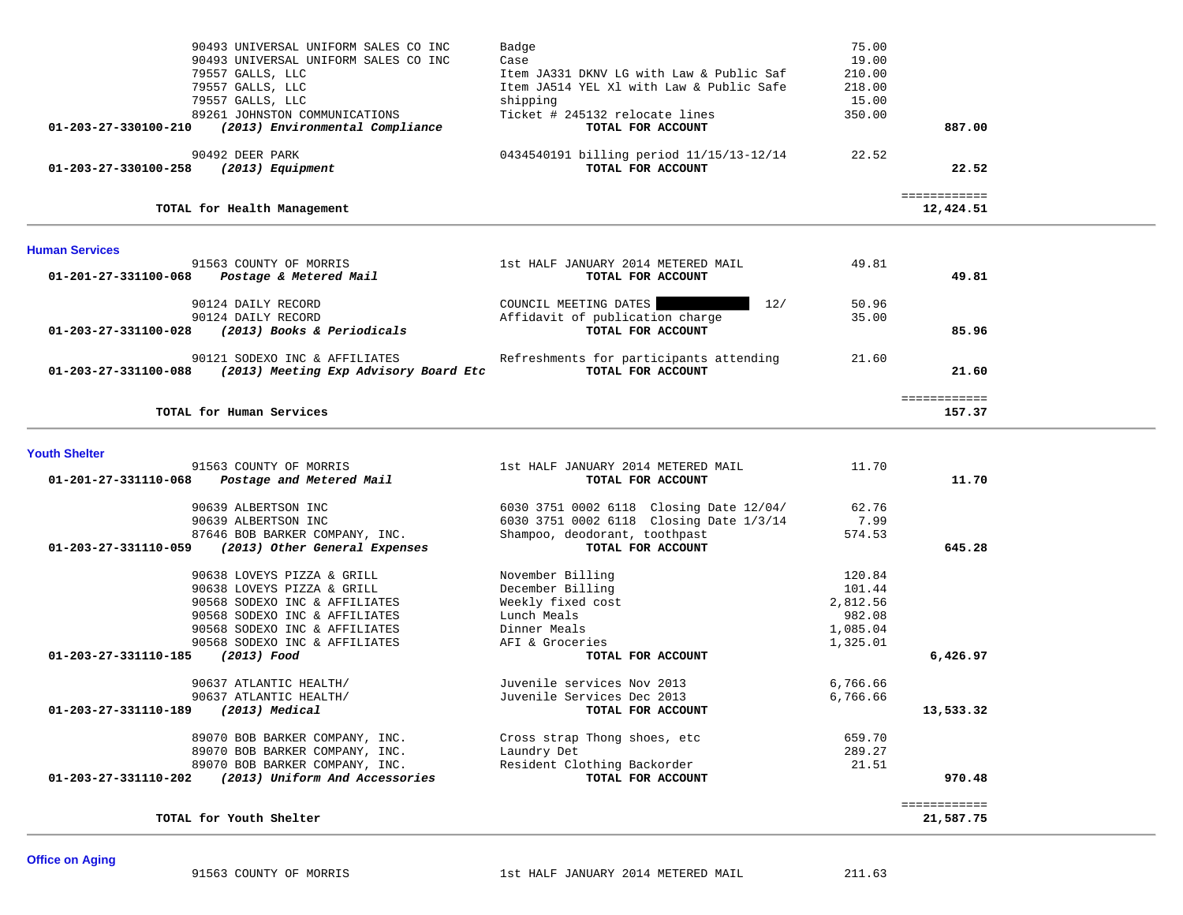| Account | Vendor / Description | Item | Amount | Total |
|---|---|---|---|---|
| | 90493 UNIVERSAL UNIFORM SALES CO INC | Badge | 75.00 | |
| | 90493 UNIVERSAL UNIFORM SALES CO INC | Case | 19.00 | |
| | 79557 GALLS, LLC | Item JA331 DKNV LG with Law & Public Saf | 210.00 | |
| | 79557 GALLS, LLC | Item JA514 YEL Xl with Law & Public Safe | 218.00 | |
| | 79557 GALLS, LLC | shipping | 15.00 | |
| | 89261 JOHNSTON COMMUNICATIONS | Ticket # 245132 relocate lines | 350.00 | |
| **01-203-27-330100-210** | ***(2013) Environmental Compliance*** | **TOTAL FOR ACCOUNT** | | **887.00** |
| | 90492 DEER PARK | 0434540191 billing period 11/15/13-12/14 | 22.52 | |
| **01-203-27-330100-258** | ***(2013) Equipment*** | **TOTAL FOR ACCOUNT** | | **22.52** |
| | **TOTAL for Health Management** | | | **12,424.51** |

## Human Services

| Account | Vendor / Description | Item | Amount | Total |
|---|---|---|---|---|
| | 91563 COUNTY OF MORRIS | 1st HALF JANUARY 2014 METERED MAIL | 49.81 | |
| **01-201-27-331100-068** | ***Postage & Metered Mail*** | **TOTAL FOR ACCOUNT** | | **49.81** |
| | 90124 DAILY RECORD | COUNCIL MEETING DATES [REDACTED] 12/ | 50.96 | |
| | 90124 DAILY RECORD | Affidavit of publication charge | 35.00 | |
| **01-203-27-331100-028** | ***(2013) Books & Periodicals*** | **TOTAL FOR ACCOUNT** | | **85.96** |
| | 90121 SODEXO INC & AFFILIATES | Refreshments for participants attending | 21.60 | |
| **01-203-27-331100-088** | ***(2013) Meeting Exp Advisory Board Etc*** | **TOTAL FOR ACCOUNT** | | **21.60** |
| | **TOTAL for Human Services** | | | **157.37** |

## Youth Shelter

| Account | Vendor / Description | Item | Amount | Total |
|---|---|---|---|---|
| | 91563 COUNTY OF MORRIS | 1st HALF JANUARY 2014 METERED MAIL | 11.70 | |
| **01-201-27-331110-068** | ***Postage and Metered Mail*** | **TOTAL FOR ACCOUNT** | | **11.70** |
| | 90639 ALBERTSON INC | 6030 3751 0002 6118 Closing Date 12/04/ | 62.76 | |
| | 90639 ALBERTSON INC | 6030 3751 0002 6118 Closing Date 1/3/14 | 7.99 | |
| | 87646 BOB BARKER COMPANY, INC. | Shampoo, deodorant, toothpast | 574.53 | |
| **01-203-27-331110-059** | ***(2013) Other General Expenses*** | **TOTAL FOR ACCOUNT** | | **645.28** |
| | 90638 LOVEYS PIZZA & GRILL | November Billing | 120.84 | |
| | 90638 LOVEYS PIZZA & GRILL | December Billing | 101.44 | |
| | 90568 SODEXO INC & AFFILIATES | Weekly fixed cost | 2,812.56 | |
| | 90568 SODEXO INC & AFFILIATES | Lunch Meals | 982.08 | |
| | 90568 SODEXO INC & AFFILIATES | Dinner Meals | 1,085.04 | |
| | 90568 SODEXO INC & AFFILIATES | AFI & Groceries | 1,325.01 | |
| **01-203-27-331110-185** | ***(2013) Food*** | **TOTAL FOR ACCOUNT** | | **6,426.97** |
| | 90637 ATLANTIC HEALTH/ | Juvenile services Nov 2013 | 6,766.66 | |
| | 90637 ATLANTIC HEALTH/ | Juvenile Services Dec 2013 | 6,766.66 | |
| **01-203-27-331110-189** | ***(2013) Medical*** | **TOTAL FOR ACCOUNT** | | **13,533.32** |
| | 89070 BOB BARKER COMPANY, INC. | Cross strap Thong shoes, etc | 659.70 | |
| | 89070 BOB BARKER COMPANY, INC. | Laundry Det | 289.27 | |
| | 89070 BOB BARKER COMPANY, INC. | Resident Clothing Backorder | 21.51 | |
| **01-203-27-331110-202** | ***(2013) Uniform And Accessories*** | **TOTAL FOR ACCOUNT** | | **970.48** |
| | **TOTAL for Youth Shelter** | | | **21,587.75** |

## Office on Aging

| Account | Vendor / Description | Item | Amount | Total |
|---|---|---|---|---|
| | 91563 COUNTY OF MORRIS | 1st HALF JANUARY 2014 METERED MAIL | 211.63 | |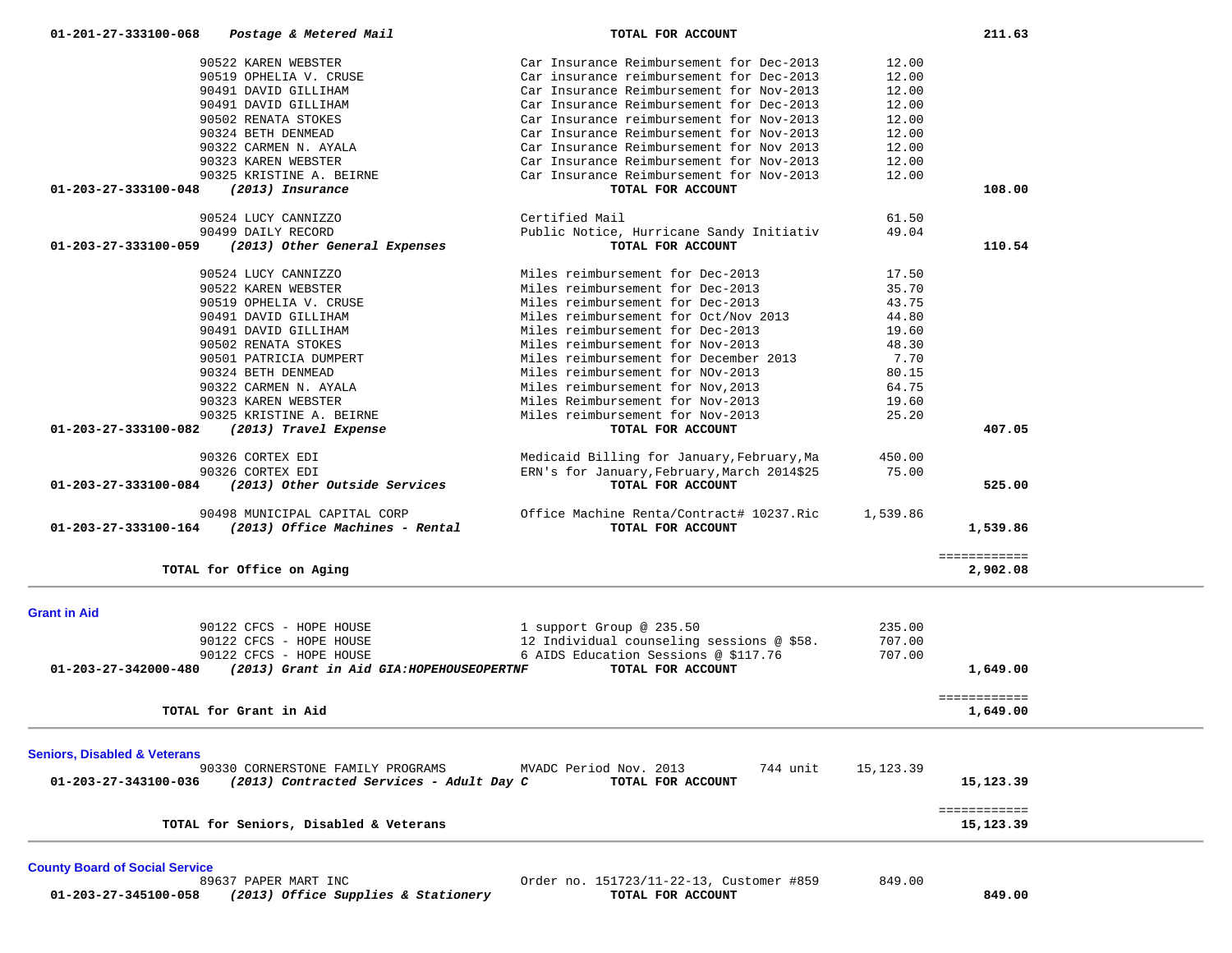| Account / Vendor | Description | Amount | Total |
|---|---|---|---|
| **01-201-27-333100-068** ***Postage & Metered Mail*** | **TOTAL FOR ACCOUNT** | | **211.63** |
| 90522 KAREN WEBSTER | Car Insurance Reimbursement for Dec-2013 | 12.00 | |
| 90519 OPHELIA V. CRUSE | Car insurance reimbursement for Dec-2013 | 12.00 | |
| 90491 DAVID GILLIHAM | Car Insurance Reimbursement for Nov-2013 | 12.00 | |
| 90491 DAVID GILLIHAM | Car Insurance Reimbursement for Dec-2013 | 12.00 | |
| 90502 RENATA STOKES | Car Insurance reimbursement for Nov-2013 | 12.00 | |
| 90324 BETH DENMEAD | Car Insurance Reimbursement for Nov-2013 | 12.00 | |
| 90322 CARMEN N. AYALA | Car Insurance Reimbursement for Nov 2013 | 12.00 | |
| 90323 KAREN WEBSTER | Car Insurance Reimbursement for Nov-2013 | 12.00 | |
| 90325 KRISTINE A. BEIRNE | Car Insurance Reimbursement for Nov-2013 | 12.00 | |
| **01-203-27-333100-048** ***(2013) Insurance*** | **TOTAL FOR ACCOUNT** | | **108.00** |
| 90524 LUCY CANNIZZO | Certified Mail | 61.50 | |
| 90499 DAILY RECORD | Public Notice, Hurricane Sandy Initiativ | 49.04 | |
| **01-203-27-333100-059** ***(2013) Other General Expenses*** | **TOTAL FOR ACCOUNT** | | **110.54** |
| 90524 LUCY CANNIZZO | Miles reimbursement for Dec-2013 | 17.50 | |
| 90522 KAREN WEBSTER | Miles reimbursement for Dec-2013 | 35.70 | |
| 90519 OPHELIA V. CRUSE | Miles reimbursement for Dec-2013 | 43.75 | |
| 90491 DAVID GILLIHAM | Miles reimbursement for Oct/Nov 2013 | 44.80 | |
| 90491 DAVID GILLIHAM | Miles reimbursement for Dec-2013 | 19.60 | |
| 90502 RENATA STOKES | Miles reimbursement for Nov-2013 | 48.30 | |
| 90501 PATRICIA DUMPERT | Miles reimbursement for December 2013 | 7.70 | |
| 90324 BETH DENMEAD | Miles reimbursement for NOv-2013 | 80.15 | |
| 90322 CARMEN N. AYALA | Miles reimbursement for Nov,2013 | 64.75 | |
| 90323 KAREN WEBSTER | Miles Reimbursement for Nov-2013 | 19.60 | |
| 90325 KRISTINE A. BEIRNE | Miles reimbursement for Nov-2013 | 25.20 | |
| **01-203-27-333100-082** ***(2013) Travel Expense*** | **TOTAL FOR ACCOUNT** | | **407.05** |
| 90326 CORTEX EDI | Medicaid Billing for January,February,Ma | 450.00 | |
| 90326 CORTEX EDI | ERN's for January,February,March 2014$25 | 75.00 | |
| **01-203-27-333100-084** ***(2013) Other Outside Services*** | **TOTAL FOR ACCOUNT** | | **525.00** |
| 90498 MUNICIPAL CAPITAL CORP | Office Machine Renta/Contract# 10237.Ric | 1,539.86 | |
| **01-203-27-333100-164** ***(2013) Office Machines - Rental*** | **TOTAL FOR ACCOUNT** | | **1,539.86** |
| **TOTAL for Office on Aging** | | | **2,902.08** |

## Grant in Aid

| Account / Vendor | Description | Amount | Total |
|---|---|---|---|
| 90122 CFCS - HOPE HOUSE | 1 support Group @ 235.50 | 235.00 | |
| 90122 CFCS - HOPE HOUSE | 12 Individual counseling sessions @ $58. | 707.00 | |
| 90122 CFCS - HOPE HOUSE | 6 AIDS Education Sessions @ $117.76 | 707.00 | |
| **01-203-27-342000-480** ***(2013) Grant in Aid GIA:HOPEHOUSEOPERTNF*** | **TOTAL FOR ACCOUNT** | | **1,649.00** |
| **TOTAL for Grant in Aid** | | | **1,649.00** |

## Seniors, Disabled & Veterans

| Account / Vendor | Description | Amount | Total |
|---|---|---|---|
| 90330 CORNERSTONE FAMILY PROGRAMS | MVADC Period Nov. 2013 744 unit | 15,123.39 | |
| **01-203-27-343100-036** ***(2013) Contracted Services - Adult Day C*** | **TOTAL FOR ACCOUNT** | | **15,123.39** |
| **TOTAL for Seniors, Disabled & Veterans** | | | **15,123.39** |

## County Board of Social Service

| Account / Vendor | Description | Amount | Total |
|---|---|---|---|
| 89637 PAPER MART INC | Order no. 151723/11-22-13, Customer #859 | 849.00 | |
| **01-203-27-345100-058** ***(2013) Office Supplies & Stationery*** | **TOTAL FOR ACCOUNT** | | **849.00** |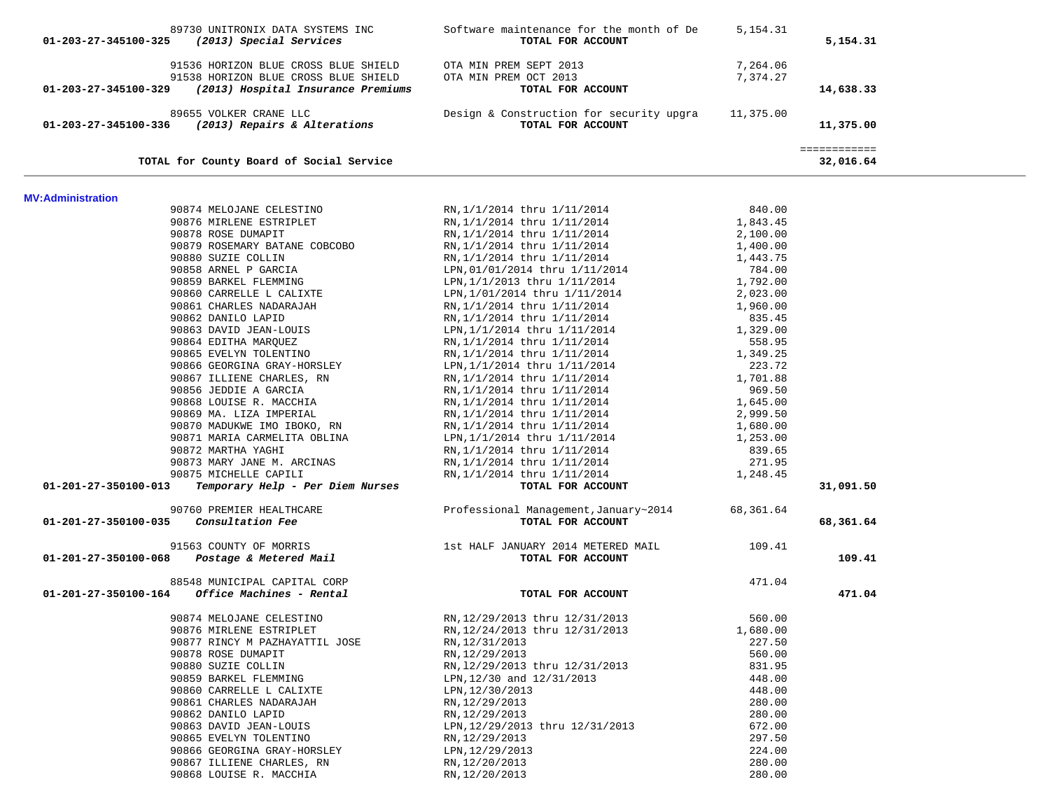| Account | Vendor / Description | Item Description | Amount | Account Total |
|---|---|---|---|---|
| | 89730 UNITRONIX DATA SYSTEMS INC | Software maintenance for the month of De | 5,154.31 | |
| 01-203-27-345100-325 | *(2013) Special Services* | **TOTAL FOR ACCOUNT** | | **5,154.31** |
| | 91536 HORIZON BLUE CROSS BLUE SHIELD | OTA MIN PREM SEPT 2013 | 7,264.06 | |
| | 91538 HORIZON BLUE CROSS BLUE SHIELD | OTA MIN PREM OCT 2013 | 7,374.27 | |
| 01-203-27-345100-329 | *(2013) Hospital Insurance Premiums* | **TOTAL FOR ACCOUNT** | | **14,638.33** |
| | 89655 VOLKER CRANE LLC | Design & Construction for security upgra | 11,375.00 | |
| 01-203-27-345100-336 | *(2013) Repairs & Alterations* | **TOTAL FOR ACCOUNT** | | **11,375.00** |
| | | | | ============ |
| | **TOTAL for County Board of Social Service** | | | **32,016.64** |

**MV:Administration**

| Account | Vendor / Description | Item Description | Amount | Account Total |
|---|---|---|---|---|
| | 90874 MELOJANE CELESTINO | RN,1/1/2014 thru 1/11/2014 | 840.00 | |
| | 90876 MIRLENE ESTRIPLET | RN,1/1/2014 thru 1/11/2014 | 1,843.45 | |
| | 90878 ROSE DUMAPIT | RN,1/1/2014 thru 1/11/2014 | 2,100.00 | |
| | 90879 ROSEMARY BATANE COBCOBO | RN,1/1/2014 thru 1/11/2014 | 1,400.00 | |
| | 90880 SUZIE COLLIN | RN,1/1/2014 thru 1/11/2014 | 1,443.75 | |
| | 90858 ARNEL P GARCIA | LPN,01/01/2014 thru 1/11/2014 | 784.00 | |
| | 90859 BARKEL FLEMMING | LPN,1/1/2013 thru 1/11/2014 | 1,792.00 | |
| | 90860 CARRELLE L CALIXTE | LPN,1/01/2014 thru 1/11/2014 | 2,023.00 | |
| | 90861 CHARLES NADARAJAH | RN,1/1/2014 thru 1/11/2014 | 1,960.00 | |
| | 90862 DANILO LAPID | RN,1/1/2014 thru 1/11/2014 | 835.45 | |
| | 90863 DAVID JEAN-LOUIS | LPN,1/1/2014 thru 1/11/2014 | 1,329.00 | |
| | 90864 EDITHA MARQUEZ | RN,1/1/2014 thru 1/11/2014 | 558.95 | |
| | 90865 EVELYN TOLENTINO | RN,1/1/2014 thru 1/11/2014 | 1,349.25 | |
| | 90866 GEORGINA GRAY-HORSLEY | LPN,1/1/2014 thru 1/11/2014 | 223.72 | |
| | 90867 ILLIENE CHARLES, RN | RN,1/1/2014 thru 1/11/2014 | 1,701.88 | |
| | 90856 JEDDIE A GARCIA | RN,1/1/2014 thru 1/11/2014 | 969.50 | |
| | 90868 LOUISE R. MACCHIA | RN,1/1/2014 thru 1/11/2014 | 1,645.00 | |
| | 90869 MA. LIZA IMPERIAL | RN,1/1/2014 thru 1/11/2014 | 2,999.50 | |
| | 90870 MADUKWE IMO IBOKO, RN | RN,1/1/2014 thru 1/11/2014 | 1,680.00 | |
| | 90871 MARIA CARMELITA OBLINA | LPN,1/1/2014 thru 1/11/2014 | 1,253.00 | |
| | 90872 MARTHA YAGHI | RN,1/1/2014 thru 1/11/2014 | 839.65 | |
| | 90873 MARY JANE M. ARCINAS | RN,1/1/2014 thru 1/11/2014 | 271.95 | |
| | 90875 MICHELLE CAPILI | RN,1/1/2014 thru 1/11/2014 | 1,248.45 | |
| 01-201-27-350100-013 | *Temporary Help - Per Diem Nurses* | **TOTAL FOR ACCOUNT** | | **31,091.50** |
| | 90760 PREMIER HEALTHCARE | Professional Management,January~2014 | 68,361.64 | |
| 01-201-27-350100-035 | *Consultation Fee* | **TOTAL FOR ACCOUNT** | | **68,361.64** |
| | 91563 COUNTY OF MORRIS | 1st HALF JANUARY 2014 METERED MAIL | 109.41 | |
| 01-201-27-350100-068 | *Postage & Metered Mail* | **TOTAL FOR ACCOUNT** | | **109.41** |
| | 88548 MUNICIPAL CAPITAL CORP | | 471.04 | |
| 01-201-27-350100-164 | *Office Machines - Rental* | **TOTAL FOR ACCOUNT** | | **471.04** |
| | 90874 MELOJANE CELESTINO | RN,12/29/2013 thru 12/31/2013 | 560.00 | |
| | 90876 MIRLENE ESTRIPLET | RN,12/24/2013 thru 12/31/2013 | 1,680.00 | |
| | 90877 RINCY M PAZHAYATTIL JOSE | RN,12/31/2013 | 227.50 | |
| | 90878 ROSE DUMAPIT | RN,12/29/2013 | 560.00 | |
| | 90880 SUZIE COLLIN | RN,l2/29/2013 thru 12/31/2013 | 831.95 | |
| | 90859 BARKEL FLEMMING | LPN,12/30 and 12/31/2013 | 448.00 | |
| | 90860 CARRELLE L CALIXTE | LPN,12/30/2013 | 448.00 | |
| | 90861 CHARLES NADARAJAH | RN,12/29/2013 | 280.00 | |
| | 90862 DANILO LAPID | RN,12/29/2013 | 280.00 | |
| | 90863 DAVID JEAN-LOUIS | LPN,12/29/2013 thru 12/31/2013 | 672.00 | |
| | 90865 EVELYN TOLENTINO | RN,12/29/2013 | 297.50 | |
| | 90866 GEORGINA GRAY-HORSLEY | LPN,12/29/2013 | 224.00 | |
| | 90867 ILLIENE CHARLES, RN | RN,12/20/2013 | 280.00 | |
| | 90868 LOUISE R. MACCHIA | RN,12/20/2013 | 280.00 | |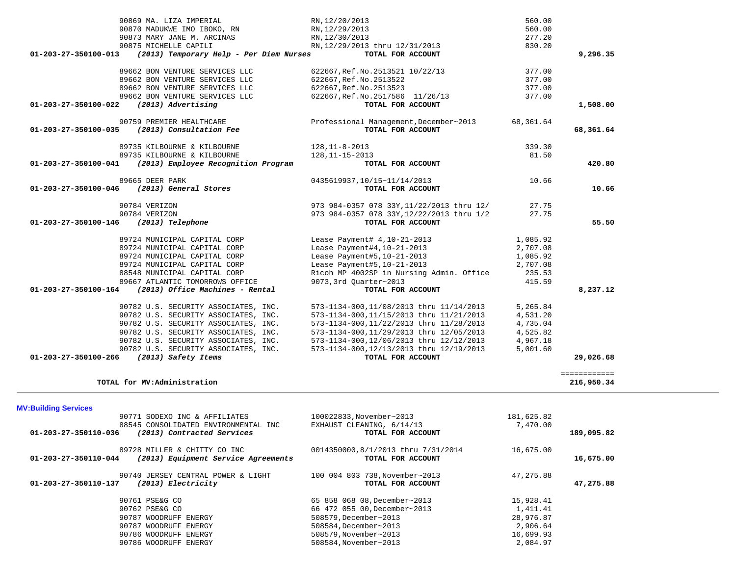| Account | Vendor / Description | Reference | Amount | Total |
|---|---|---|---|---|
| | 90869 MA. LIZA IMPERIAL | RN,12/20/2013 | 560.00 | |
| | 90870 MADUKWE IMO IBOKO, RN | RN,12/29/2013 | 560.00 | |
| | 90873 MARY JANE M. ARCINAS | RN,12/30/2013 | 277.20 | |
| | 90875 MICHELLE CAPILI | RN,12/29/2013 thru 12/31/2013 | 830.20 | |
| **01-203-27-350100-013** | ***(2013) Temporary Help - Per Diem Nurses*** | **TOTAL FOR ACCOUNT** | | **9,296.35** |
| | 89662 BON VENTURE SERVICES LLC | 622667,Ref.No.2513521 10/22/13 | 377.00 | |
| | 89662 BON VENTURE SERVICES LLC | 622667,Ref.No.2513522 | 377.00 | |
| | 89662 BON VENTURE SERVICES LLC | 622667,Ref.No.2513523 | 377.00 | |
| | 89662 BON VENTURE SERVICES LLC | 622667,Ref.No.2517586 11/26/13 | 377.00 | |
| **01-203-27-350100-022** | ***(2013) Advertising*** | **TOTAL FOR ACCOUNT** | | **1,508.00** |
| | 90759 PREMIER HEALTHCARE | Professional Management,December~2013 | 68,361.64 | |
| **01-203-27-350100-035** | ***(2013) Consultation Fee*** | **TOTAL FOR ACCOUNT** | | **68,361.64** |
| | 89735 KILBOURNE & KILBOURNE | 128,11-8-2013 | 339.30 | |
| | 89735 KILBOURNE & KILBOURNE | 128,11-15-2013 | 81.50 | |
| **01-203-27-350100-041** | ***(2013) Employee Recognition Program*** | **TOTAL FOR ACCOUNT** | | **420.80** |
| | 89665 DEER PARK | 0435619937,10/15~11/14/2013 | 10.66 | |
| **01-203-27-350100-046** | ***(2013) General Stores*** | **TOTAL FOR ACCOUNT** | | **10.66** |
| | 90784 VERIZON | 973 984-0357 078 33Y,11/22/2013 thru 12/ | 27.75 | |
| | 90784 VERIZON | 973 984-0357 078 33Y,12/22/2013 thru 1/2 | 27.75 | |
| **01-203-27-350100-146** | ***(2013) Telephone*** | **TOTAL FOR ACCOUNT** | | **55.50** |
| | 89724 MUNICIPAL CAPITAL CORP | Lease Payment# 4,10-21-2013 | 1,085.92 | |
| | 89724 MUNICIPAL CAPITAL CORP | Lease Payment#4,10-21-2013 | 2,707.08 | |
| | 89724 MUNICIPAL CAPITAL CORP | Lease Payment#5,10-21-2013 | 1,085.92 | |
| | 89724 MUNICIPAL CAPITAL CORP | Lease Payment#5,10-21-2013 | 2,707.08 | |
| | 88548 MUNICIPAL CAPITAL CORP | Ricoh MP 4002SP in Nursing Admin. Office | 235.53 | |
| | 89667 ATLANTIC TOMORROWS OFFICE | 9073,3rd Quarter~2013 | 415.59 | |
| **01-203-27-350100-164** | ***(2013) Office Machines - Rental*** | **TOTAL FOR ACCOUNT** | | **8,237.12** |
| | 90782 U.S. SECURITY ASSOCIATES, INC. | 573-1134-000,11/08/2013 thru 11/14/2013 | 5,265.84 | |
| | 90782 U.S. SECURITY ASSOCIATES, INC. | 573-1134-000,11/15/2013 thru 11/21/2013 | 4,531.20 | |
| | 90782 U.S. SECURITY ASSOCIATES, INC. | 573-1134-000,11/22/2013 thru 11/28/2013 | 4,735.04 | |
| | 90782 U.S. SECURITY ASSOCIATES, INC. | 573-1134-000,11/29/2013 thru 12/05/2013 | 4,525.82 | |
| | 90782 U.S. SECURITY ASSOCIATES, INC. | 573-1134-000,12/06/2013 thru 12/12/2013 | 4,967.18 | |
| | 90782 U.S. SECURITY ASSOCIATES, INC. | 573-1134-000,12/13/2013 thru 12/19/2013 | 5,001.60 | |
| **01-203-27-350100-266** | ***(2013) Safety Items*** | **TOTAL FOR ACCOUNT** | | **29,026.68** |
| | | | | ============ |
| | **TOTAL for MV:Administration** | | | **216,950.34** |

---

**MV:Building Services**

| Account | Vendor / Description | Reference | Amount | Total |
|---|---|---|---|---|
| | 90771 SODEXO INC & AFFILIATES | 100022833,November~2013 | 181,625.82 | |
| | 88545 CONSOLIDATED ENVIRONMENTAL INC | EXHAUST CLEANING, 6/14/13 | 7,470.00 | |
| **01-203-27-350110-036** | ***(2013) Contracted Services*** | **TOTAL FOR ACCOUNT** | | **189,095.82** |
| | 89728 MILLER & CHITTY CO INC | 0014350000,8/1/2013 thru 7/31/2014 | 16,675.00 | |
| **01-203-27-350110-044** | ***(2013) Equipment Service Agreements*** | **TOTAL FOR ACCOUNT** | | **16,675.00** |
| | 90740 JERSEY CENTRAL POWER & LIGHT | 100 004 803 738,November~2013 | 47,275.88 | |
| **01-203-27-350110-137** | ***(2013) Electricity*** | **TOTAL FOR ACCOUNT** | | **47,275.88** |
| | 90761 PSE&G CO | 65 858 068 08,December~2013 | 15,928.41 | |
| | 90762 PSE&G CO | 66 472 055 00,December~2013 | 1,411.41 | |
| | 90787 WOODRUFF ENERGY | 508579,December~2013 | 28,976.87 | |
| | 90787 WOODRUFF ENERGY | 508584,December~2013 | 2,906.64 | |
| | 90786 WOODRUFF ENERGY | 508579,November~2013 | 16,699.93 | |
| | 90786 WOODRUFF ENERGY | 508584,November~2013 | 2,084.97 | |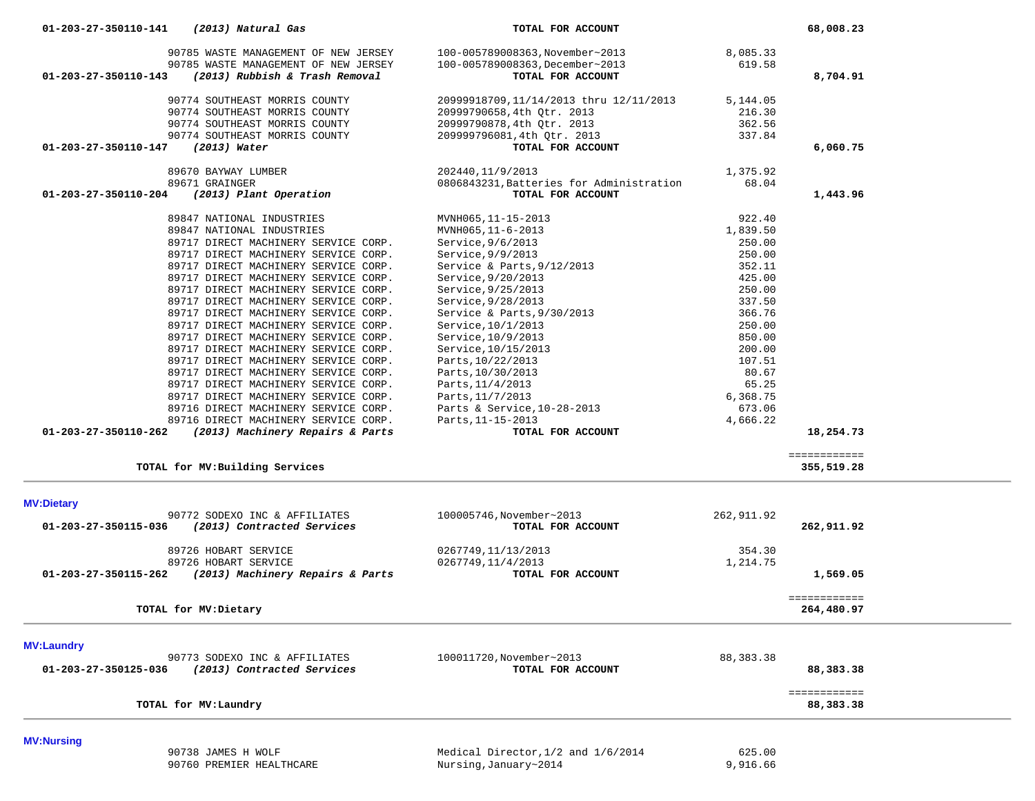| Account | Vendor / Description | Invoice / Detail | Amount | Total |
|---|---|---|---|---|
| 01-203-27-350110-141 | *(2013) Natural Gas* | **TOTAL FOR ACCOUNT** | | **68,008.23** |
| | 90785 WASTE MANAGEMENT OF NEW JERSEY | 100-005789008363,November~2013 | 8,085.33 | |
| | 90785 WASTE MANAGEMENT OF NEW JERSEY | 100-005789008363,December~2013 | 619.58 | |
| **01-203-27-350110-143** | ***(2013) Rubbish & Trash Removal*** | **TOTAL FOR ACCOUNT** | | **8,704.91** |
| | 90774 SOUTHEAST MORRIS COUNTY | 20999918709,11/14/2013 thru 12/11/2013 | 5,144.05 | |
| | 90774 SOUTHEAST MORRIS COUNTY | 20999790658,4th Qtr. 2013 | 216.30 | |
| | 90774 SOUTHEAST MORRIS COUNTY | 20999790878,4th Qtr. 2013 | 362.56 | |
| | 90774 SOUTHEAST MORRIS COUNTY | 209999796081,4th Qtr. 2013 | 337.84 | |
| **01-203-27-350110-147** | ***(2013) Water*** | **TOTAL FOR ACCOUNT** | | **6,060.75** |
| | 89670 BAYWAY LUMBER | 202440,11/9/2013 | 1,375.92 | |
| | 89671 GRAINGER | 0806843231,Batteries for Administration | 68.04 | |
| **01-203-27-350110-204** | ***(2013) Plant Operation*** | **TOTAL FOR ACCOUNT** | | **1,443.96** |
| | 89847 NATIONAL INDUSTRIES | MVNH065,11-15-2013 | 922.40 | |
| | 89847 NATIONAL INDUSTRIES | MVNH065,11-6-2013 | 1,839.50 | |
| | 89717 DIRECT MACHINERY SERVICE CORP. | Service,9/6/2013 | 250.00 | |
| | 89717 DIRECT MACHINERY SERVICE CORP. | Service,9/9/2013 | 250.00 | |
| | 89717 DIRECT MACHINERY SERVICE CORP. | Service & Parts,9/12/2013 | 352.11 | |
| | 89717 DIRECT MACHINERY SERVICE CORP. | Service,9/20/2013 | 425.00 | |
| | 89717 DIRECT MACHINERY SERVICE CORP. | Service,9/25/2013 | 250.00 | |
| | 89717 DIRECT MACHINERY SERVICE CORP. | Service,9/28/2013 | 337.50 | |
| | 89717 DIRECT MACHINERY SERVICE CORP. | Service & Parts,9/30/2013 | 366.76 | |
| | 89717 DIRECT MACHINERY SERVICE CORP. | Service,10/1/2013 | 250.00 | |
| | 89717 DIRECT MACHINERY SERVICE CORP. | Service,10/9/2013 | 850.00 | |
| | 89717 DIRECT MACHINERY SERVICE CORP. | Service,10/15/2013 | 200.00 | |
| | 89717 DIRECT MACHINERY SERVICE CORP. | Parts,10/22/2013 | 107.51 | |
| | 89717 DIRECT MACHINERY SERVICE CORP. | Parts,10/30/2013 | 80.67 | |
| | 89717 DIRECT MACHINERY SERVICE CORP. | Parts,11/4/2013 | 65.25 | |
| | 89717 DIRECT MACHINERY SERVICE CORP. | Parts,11/7/2013 | 6,368.75 | |
| | 89716 DIRECT MACHINERY SERVICE CORP. | Parts & Service,10-28-2013 | 673.06 | |
| | 89716 DIRECT MACHINERY SERVICE CORP. | Parts,11-15-2013 | 4,666.22 | |
| **01-203-27-350110-262** | ***(2013) Machinery Repairs & Parts*** | **TOTAL FOR ACCOUNT** | | **18,254.73** |
| | **TOTAL for MV:Building Services** | | | **355,519.28** |

**MV:Dietary**

| Account | Vendor / Description | Invoice / Detail | Amount | Total |
|---|---|---|---|---|
| | 90772 SODEXO INC & AFFILIATES | 100005746,November~2013 | 262,911.92 | |
| **01-203-27-350115-036** | ***(2013) Contracted Services*** | **TOTAL FOR ACCOUNT** | | **262,911.92** |
| | 89726 HOBART SERVICE | 0267749,11/13/2013 | 354.30 | |
| | 89726 HOBART SERVICE | 0267749,11/4/2013 | 1,214.75 | |
| **01-203-27-350115-262** | ***(2013) Machinery Repairs & Parts*** | **TOTAL FOR ACCOUNT** | | **1,569.05** |
| | **TOTAL for MV:Dietary** | | | **264,480.97** |

**MV:Laundry**

| Account | Vendor / Description | Invoice / Detail | Amount | Total |
|---|---|---|---|---|
| | 90773 SODEXO INC & AFFILIATES | 100011720,November~2013 | 88,383.38 | |
| **01-203-27-350125-036** | ***(2013) Contracted Services*** | **TOTAL FOR ACCOUNT** | | **88,383.38** |
| | **TOTAL for MV:Laundry** | | | **88,383.38** |

**MV:Nursing**

| Account | Vendor / Description | Invoice / Detail | Amount | Total |
|---|---|---|---|---|
| | 90738 JAMES H WOLF | Medical Director,1/2 and 1/6/2014 | 625.00 | |
| | 90760 PREMIER HEALTHCARE | Nursing,January~2014 | 9,916.66 | |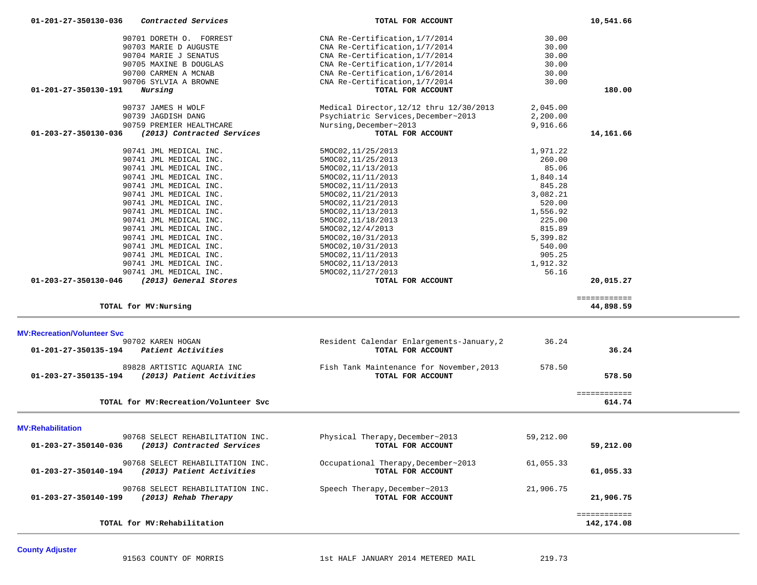| Account | Vendor | Description | Amount | Total |
|---|---|---|---|---|
| 01-201-27-350130-036 *Contracted Services* | | **TOTAL FOR ACCOUNT** | | **10,541.66** |
| | 90701 DORETH O. FORREST | CNA Re-Certification,1/7/2014 | 30.00 | |
| | 90703 MARIE D AUGUSTE | CNA Re-Certification,1/7/2014 | 30.00 | |
| | 90704 MARIE J SENATUS | CNA Re-Certification,1/7/2014 | 30.00 | |
| | 90705 MAXINE B DOUGLAS | CNA Re-Certification,1/7/2014 | 30.00 | |
| | 90700 CARMEN A MCNAB | CNA Re-Certification,1/6/2014 | 30.00 | |
| | 90706 SYLVIA A BROWNE | CNA Re-Certification,1/7/2014 | 30.00 | |
| 01-201-27-350130-191 *Nursing* | | **TOTAL FOR ACCOUNT** | | **180.00** |
| | 90737 JAMES H WOLF | Medical Director,12/12 thru 12/30/2013 | 2,045.00 | |
| | 90739 JAGDISH DANG | Psychiatric Services,December~2013 | 2,200.00 | |
| | 90759 PREMIER HEALTHCARE | Nursing,December~2013 | 9,916.66 | |
| 01-203-27-350130-036 *(2013) Contracted Services* | | **TOTAL FOR ACCOUNT** | | **14,161.66** |
| | 90741 JML MEDICAL INC. | 5MOC02,11/25/2013 | 1,971.22 | |
| | 90741 JML MEDICAL INC. | 5MOC02,11/25/2013 | 260.00 | |
| | 90741 JML MEDICAL INC. | 5MOC02,11/13/2013 | 85.06 | |
| | 90741 JML MEDICAL INC. | 5MOC02,11/11/2013 | 1,840.14 | |
| | 90741 JML MEDICAL INC. | 5MOC02,11/11/2013 | 845.28 | |
| | 90741 JML MEDICAL INC. | 5MOC02,11/21/2013 | 3,082.21 | |
| | 90741 JML MEDICAL INC. | 5MOC02,11/21/2013 | 520.00 | |
| | 90741 JML MEDICAL INC. | 5MOC02,11/13/2013 | 1,556.92 | |
| | 90741 JML MEDICAL INC. | 5MOC02,11/18/2013 | 225.00 | |
| | 90741 JML MEDICAL INC. | 5MOC02,12/4/2013 | 815.89 | |
| | 90741 JML MEDICAL INC. | 5MOC02,10/31/2013 | 5,399.82 | |
| | 90741 JML MEDICAL INC. | 5MOC02,10/31/2013 | 540.00 | |
| | 90741 JML MEDICAL INC. | 5MOC02,11/11/2013 | 905.25 | |
| | 90741 JML MEDICAL INC. | 5MOC02,11/13/2013 | 1,912.32 | |
| | 90741 JML MEDICAL INC. | 5MOC02,11/27/2013 | 56.16 | |
| 01-203-27-350130-046 *(2013) General Stores* | | **TOTAL FOR ACCOUNT** | | **20,015.27** |
| | | | | ============ |
| **TOTAL for MV:Nursing** | | | | **44,898.59** |

**MV:Recreation/Volunteer Svc**

| Account | Vendor | Description | Amount | Total |
|---|---|---|---|---|
| | 90702 KAREN HOGAN | Resident Calendar Enlargements-January,2 | 36.24 | |
| 01-201-27-350135-194 *Patient Activities* | | **TOTAL FOR ACCOUNT** | | **36.24** |
| | 89828 ARTISTIC AQUARIA INC | Fish Tank Maintenance for November,2013 | 578.50 | |
| 01-203-27-350135-194 *(2013) Patient Activities* | | **TOTAL FOR ACCOUNT** | | **578.50** |
| | | | | ============ |
| **TOTAL for MV:Recreation/Volunteer Svc** | | | | **614.74** |

**MV:Rehabilitation**

| Account | Vendor | Description | Amount | Total |
|---|---|---|---|---|
| | 90768 SELECT REHABILITATION INC. | Physical Therapy,December~2013 | 59,212.00 | |
| 01-203-27-350140-036 *(2013) Contracted Services* | | **TOTAL FOR ACCOUNT** | | **59,212.00** |
| | 90768 SELECT REHABILITATION INC. | Occupational Therapy,December~2013 | 61,055.33 | |
| 01-203-27-350140-194 *(2013) Patient Activities* | | **TOTAL FOR ACCOUNT** | | **61,055.33** |
| | 90768 SELECT REHABILITATION INC. | Speech Therapy,December~2013 | 21,906.75 | |
| 01-203-27-350140-199 *(2013) Rehab Therapy* | | **TOTAL FOR ACCOUNT** | | **21,906.75** |
| | | | | ============ |
| **TOTAL for MV:Rehabilitation** | | | | **142,174.08** |

**County Adjuster**

| Account | Vendor | Description | Amount | Total |
|---|---|---|---|---|
| | 91563 COUNTY OF MORRIS | 1st HALF JANUARY 2014 METERED MAIL | 219.73 | |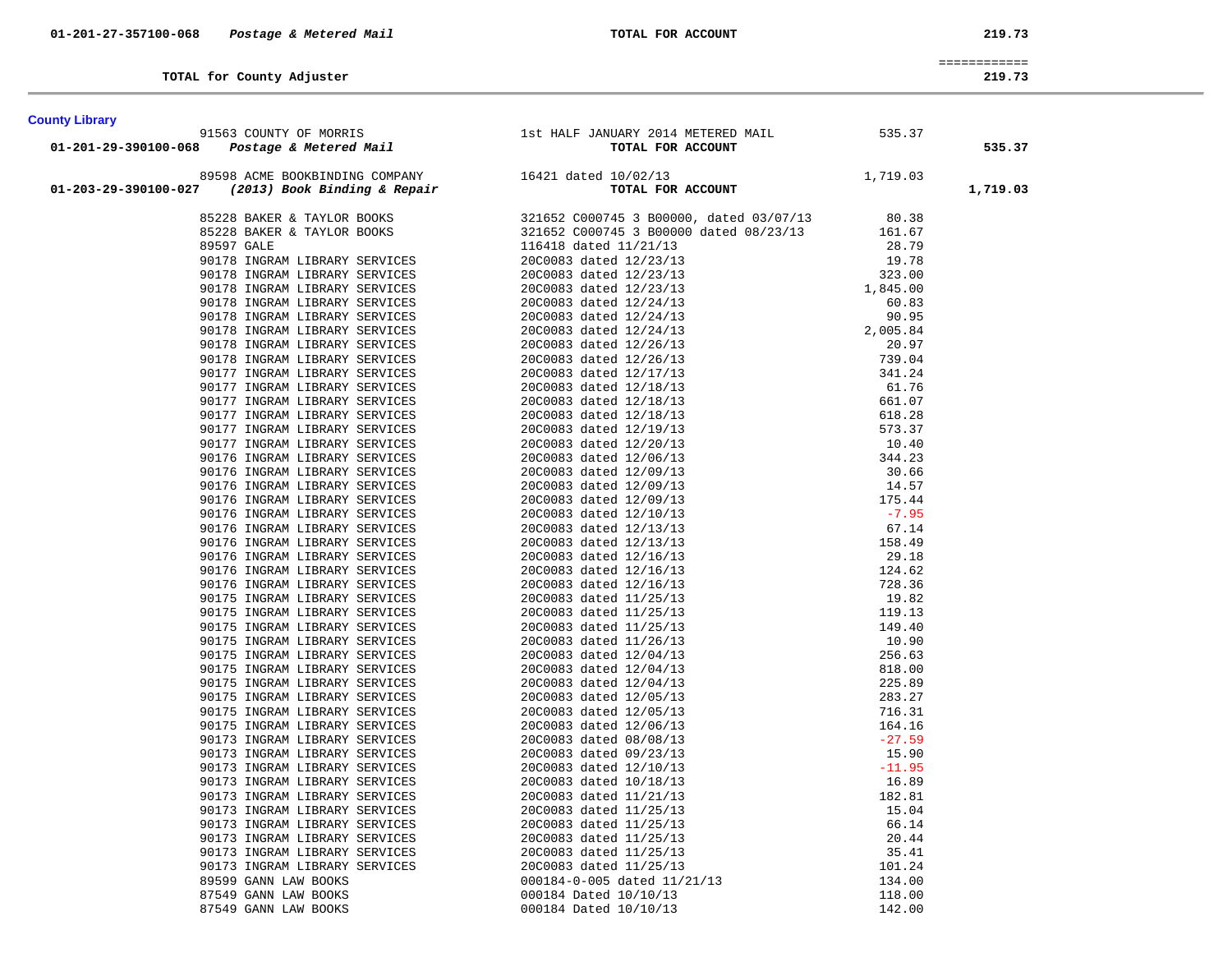| | | | | |
|---|---|---|---|---|
| **01-201-27-357100-068** | ***Postage & Metered Mail*** | **TOTAL FOR ACCOUNT** | | **219.73** |
| | | | | ============ |
| | **TOTAL for County Adjuster** | | | **219.73** |

**County Library**

| Account | Vendor | Description | Amount | Total |
|---|---|---|---|---|
| | 91563 COUNTY OF MORRIS | 1st HALF JANUARY 2014 METERED MAIL | 535.37 | |
| **01-201-29-390100-068** | ***Postage & Metered Mail*** | **TOTAL FOR ACCOUNT** | | **535.37** |
| | 89598 ACME BOOKBINDING COMPANY | 16421 dated 10/02/13 | 1,719.03 | |
| **01-203-29-390100-027** | ***(2013) Book Binding & Repair*** | **TOTAL FOR ACCOUNT** | | **1,719.03** |
| | 85228 BAKER & TAYLOR BOOKS | 321652 C000745 3 B00000, dated 03/07/13 | 80.38 | |
| | 85228 BAKER & TAYLOR BOOKS | 321652 C000745 3 B00000 dated 08/23/13 | 161.67 | |
| | 89597 GALE | 116418 dated 11/21/13 | 28.79 | |
| | 90178 INGRAM LIBRARY SERVICES | 20C0083 dated 12/23/13 | 19.78 | |
| | 90178 INGRAM LIBRARY SERVICES | 20C0083 dated 12/23/13 | 323.00 | |
| | 90178 INGRAM LIBRARY SERVICES | 20C0083 dated 12/23/13 | 1,845.00 | |
| | 90178 INGRAM LIBRARY SERVICES | 20C0083 dated 12/24/13 | 60.83 | |
| | 90178 INGRAM LIBRARY SERVICES | 20C0083 dated 12/24/13 | 90.95 | |
| | 90178 INGRAM LIBRARY SERVICES | 20C0083 dated 12/24/13 | 2,005.84 | |
| | 90178 INGRAM LIBRARY SERVICES | 20C0083 dated 12/26/13 | 20.97 | |
| | 90178 INGRAM LIBRARY SERVICES | 20C0083 dated 12/26/13 | 739.04 | |
| | 90177 INGRAM LIBRARY SERVICES | 20C0083 dated 12/17/13 | 341.24 | |
| | 90177 INGRAM LIBRARY SERVICES | 20C0083 dated 12/18/13 | 61.76 | |
| | 90177 INGRAM LIBRARY SERVICES | 20C0083 dated 12/18/13 | 661.07 | |
| | 90177 INGRAM LIBRARY SERVICES | 20C0083 dated 12/18/13 | 618.28 | |
| | 90177 INGRAM LIBRARY SERVICES | 20C0083 dated 12/19/13 | 573.37 | |
| | 90177 INGRAM LIBRARY SERVICES | 20C0083 dated 12/20/13 | 10.40 | |
| | 90176 INGRAM LIBRARY SERVICES | 20C0083 dated 12/06/13 | 344.23 | |
| | 90176 INGRAM LIBRARY SERVICES | 20C0083 dated 12/09/13 | 30.66 | |
| | 90176 INGRAM LIBRARY SERVICES | 20C0083 dated 12/09/13 | 14.57 | |
| | 90176 INGRAM LIBRARY SERVICES | 20C0083 dated 12/09/13 | 175.44 | |
| | 90176 INGRAM LIBRARY SERVICES | 20C0083 dated 12/10/13 | -7.95 | |
| | 90176 INGRAM LIBRARY SERVICES | 20C0083 dated 12/13/13 | 67.14 | |
| | 90176 INGRAM LIBRARY SERVICES | 20C0083 dated 12/13/13 | 158.49 | |
| | 90176 INGRAM LIBRARY SERVICES | 20C0083 dated 12/16/13 | 29.18 | |
| | 90176 INGRAM LIBRARY SERVICES | 20C0083 dated 12/16/13 | 124.62 | |
| | 90176 INGRAM LIBRARY SERVICES | 20C0083 dated 12/16/13 | 728.36 | |
| | 90175 INGRAM LIBRARY SERVICES | 20C0083 dated 11/25/13 | 19.82 | |
| | 90175 INGRAM LIBRARY SERVICES | 20C0083 dated 11/25/13 | 119.13 | |
| | 90175 INGRAM LIBRARY SERVICES | 20C0083 dated 11/25/13 | 149.40 | |
| | 90175 INGRAM LIBRARY SERVICES | 20C0083 dated 11/26/13 | 10.90 | |
| | 90175 INGRAM LIBRARY SERVICES | 20C0083 dated 12/04/13 | 256.63 | |
| | 90175 INGRAM LIBRARY SERVICES | 20C0083 dated 12/04/13 | 818.00 | |
| | 90175 INGRAM LIBRARY SERVICES | 20C0083 dated 12/04/13 | 225.89 | |
| | 90175 INGRAM LIBRARY SERVICES | 20C0083 dated 12/05/13 | 283.27 | |
| | 90175 INGRAM LIBRARY SERVICES | 20C0083 dated 12/05/13 | 716.31 | |
| | 90175 INGRAM LIBRARY SERVICES | 20C0083 dated 12/06/13 | 164.16 | |
| | 90173 INGRAM LIBRARY SERVICES | 20C0083 dated 08/08/13 | -27.59 | |
| | 90173 INGRAM LIBRARY SERVICES | 20C0083 dated 09/23/13 | 15.90 | |
| | 90173 INGRAM LIBRARY SERVICES | 20C0083 dated 12/10/13 | -11.95 | |
| | 90173 INGRAM LIBRARY SERVICES | 20C0083 dated 10/18/13 | 16.89 | |
| | 90173 INGRAM LIBRARY SERVICES | 20C0083 dated 11/21/13 | 182.81 | |
| | 90173 INGRAM LIBRARY SERVICES | 20C0083 dated 11/25/13 | 15.04 | |
| | 90173 INGRAM LIBRARY SERVICES | 20C0083 dated 11/25/13 | 66.14 | |
| | 90173 INGRAM LIBRARY SERVICES | 20C0083 dated 11/25/13 | 20.44 | |
| | 90173 INGRAM LIBRARY SERVICES | 20C0083 dated 11/25/13 | 35.41 | |
| | 90173 INGRAM LIBRARY SERVICES | 20C0083 dated 11/25/13 | 101.24 | |
| | 89599 GANN LAW BOOKS | 000184-0-005 dated 11/21/13 | 134.00 | |
| | 87549 GANN LAW BOOKS | 000184 Dated 10/10/13 | 118.00 | |
| | 87549 GANN LAW BOOKS | 000184 Dated 10/10/13 | 142.00 | |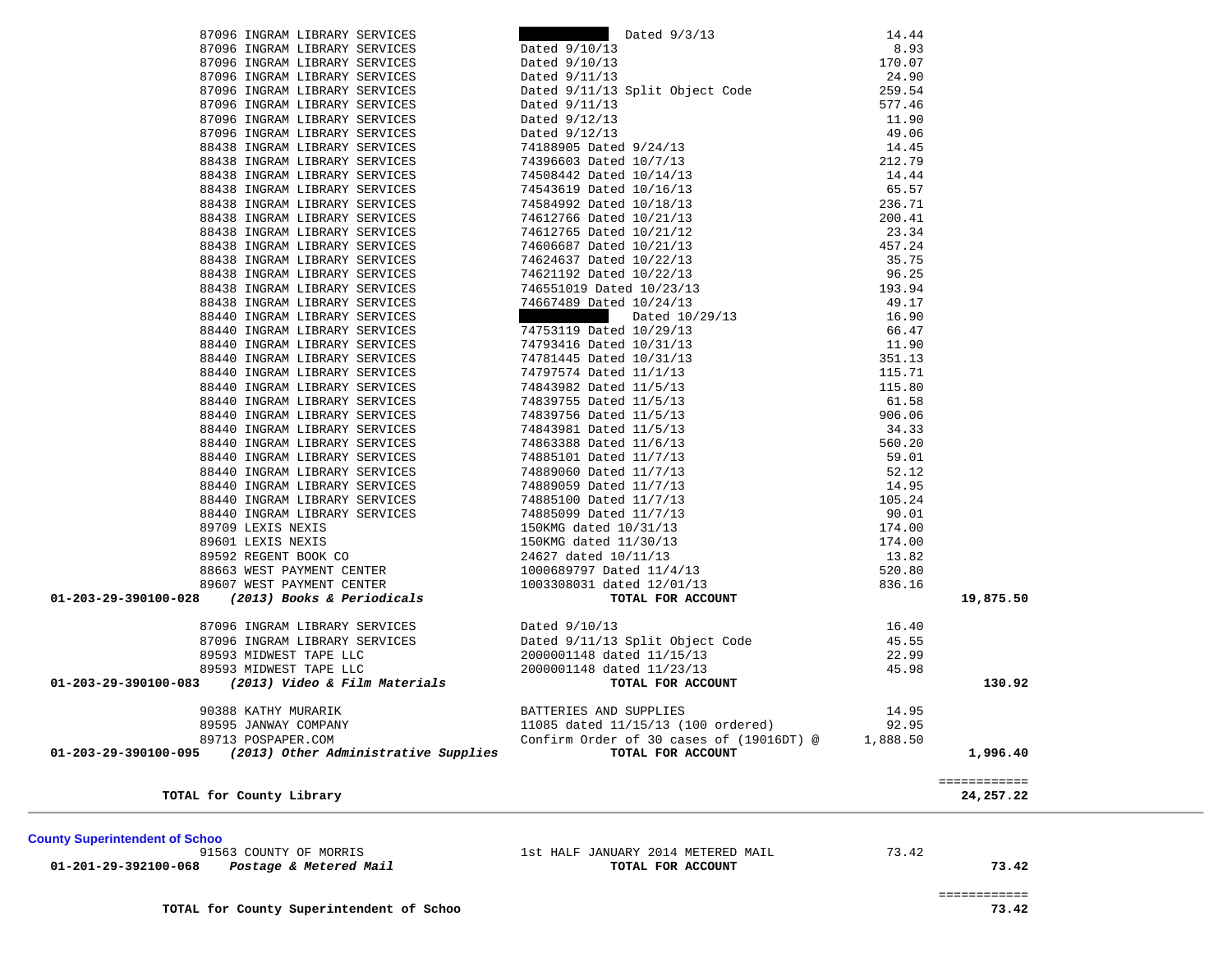| Vendor | Description | Amount | Account Total |
|---|---|---|---|
| 87096 INGRAM LIBRARY SERVICES | Dated 9/3/13 | 14.44 | |
| 87096 INGRAM LIBRARY SERVICES | Dated 9/10/13 | 8.93 | |
| 87096 INGRAM LIBRARY SERVICES | Dated 9/10/13 | 170.07 | |
| 87096 INGRAM LIBRARY SERVICES | Dated 9/11/13 | 24.90 | |
| 87096 INGRAM LIBRARY SERVICES | Dated 9/11/13 Split Object Code | 259.54 | |
| 87096 INGRAM LIBRARY SERVICES | Dated 9/11/13 | 577.46 | |
| 87096 INGRAM LIBRARY SERVICES | Dated 9/12/13 | 11.90 | |
| 87096 INGRAM LIBRARY SERVICES | Dated 9/12/13 | 49.06 | |
| 88438 INGRAM LIBRARY SERVICES | 74188905 Dated 9/24/13 | 14.45 | |
| 88438 INGRAM LIBRARY SERVICES | 74396603 Dated 10/7/13 | 212.79 | |
| 88438 INGRAM LIBRARY SERVICES | 74508442 Dated 10/14/13 | 14.44 | |
| 88438 INGRAM LIBRARY SERVICES | 74543619 Dated 10/16/13 | 65.57 | |
| 88438 INGRAM LIBRARY SERVICES | 74584992 Dated 10/18/13 | 236.71 | |
| 88438 INGRAM LIBRARY SERVICES | 74612766 Dated 10/21/13 | 200.41 | |
| 88438 INGRAM LIBRARY SERVICES | 74612765 Dated 10/21/12 | 23.34 | |
| 88438 INGRAM LIBRARY SERVICES | 74606687 Dated 10/21/13 | 457.24 | |
| 88438 INGRAM LIBRARY SERVICES | 74624637 Dated 10/22/13 | 35.75 | |
| 88438 INGRAM LIBRARY SERVICES | 74621192 Dated 10/22/13 | 96.25 | |
| 88438 INGRAM LIBRARY SERVICES | 746551019 Dated 10/23/13 | 193.94 | |
| 88438 INGRAM LIBRARY SERVICES | 74667489 Dated 10/24/13 | 49.17 | |
| 88440 INGRAM LIBRARY SERVICES | Dated 10/29/13 | 16.90 | |
| 88440 INGRAM LIBRARY SERVICES | 74753119 Dated 10/29/13 | 66.47 | |
| 88440 INGRAM LIBRARY SERVICES | 74793416 Dated 10/31/13 | 11.90 | |
| 88440 INGRAM LIBRARY SERVICES | 74781445 Dated 10/31/13 | 351.13 | |
| 88440 INGRAM LIBRARY SERVICES | 74797574 Dated 11/1/13 | 115.71 | |
| 88440 INGRAM LIBRARY SERVICES | 74843982 Dated 11/5/13 | 115.80 | |
| 88440 INGRAM LIBRARY SERVICES | 74839755 Dated 11/5/13 | 61.58 | |
| 88440 INGRAM LIBRARY SERVICES | 74839756 Dated 11/5/13 | 906.06 | |
| 88440 INGRAM LIBRARY SERVICES | 74843981 Dated 11/5/13 | 34.33 | |
| 88440 INGRAM LIBRARY SERVICES | 74863388 Dated 11/6/13 | 560.20 | |
| 88440 INGRAM LIBRARY SERVICES | 74885101 Dated 11/7/13 | 59.01 | |
| 88440 INGRAM LIBRARY SERVICES | 74889060 Dated 11/7/13 | 52.12 | |
| 88440 INGRAM LIBRARY SERVICES | 74889059 Dated 11/7/13 | 14.95 | |
| 88440 INGRAM LIBRARY SERVICES | 74885100 Dated 11/7/13 | 105.24 | |
| 88440 INGRAM LIBRARY SERVICES | 74885099 Dated 11/7/13 | 90.01 | |
| 89709 LEXIS NEXIS | 150KMG dated 10/31/13 | 174.00 | |
| 89601 LEXIS NEXIS | 150KMG dated 11/30/13 | 174.00 | |
| 89592 REGENT BOOK CO | 24627 dated 10/11/13 | 13.82 | |
| 88663 WEST PAYMENT CENTER | 1000689797 Dated 11/4/13 | 520.80 | |
| 89607 WEST PAYMENT CENTER | 1003308031 dated 12/01/13 | 836.16 | |
| **01-203-29-390100-028** ***(2013) Books & Periodicals*** | **TOTAL FOR ACCOUNT** | | **19,875.50** |
| 87096 INGRAM LIBRARY SERVICES | Dated 9/10/13 | 16.40 | |
| 87096 INGRAM LIBRARY SERVICES | Dated 9/11/13 Split Object Code | 45.55 | |
| 89593 MIDWEST TAPE LLC | 2000001148 dated 11/15/13 | 22.99 | |
| 89593 MIDWEST TAPE LLC | 2000001148 dated 11/23/13 | 45.98 | |
| **01-203-29-390100-083** ***(2013) Video & Film Materials*** | **TOTAL FOR ACCOUNT** | | **130.92** |
| 90388 KATHY MURARIK | BATTERIES AND SUPPLIES | 14.95 | |
| 89595 JANWAY COMPANY | 11085 dated 11/15/13 (100 ordered) | 92.95 | |
| 89713 POSPAPER.COM | Confirm Order of 30 cases of (19016DT) @ | 1,888.50 | |
| **01-203-29-390100-095** ***(2013) Other Administrative Supplies*** | **TOTAL FOR ACCOUNT** | | **1,996.40** |
| **TOTAL for County Library** | | | **24,257.22** |

**County Superintendent of Schoo**

| Vendor | Description | Amount | Account Total |
|---|---|---|---|
| 91563 COUNTY OF MORRIS | 1st HALF JANUARY 2014 METERED MAIL | 73.42 | |
| **01-201-29-392100-068** ***Postage & Metered Mail*** | **TOTAL FOR ACCOUNT** | | **73.42** |
| **TOTAL for County Superintendent of Schoo** | | | **73.42** |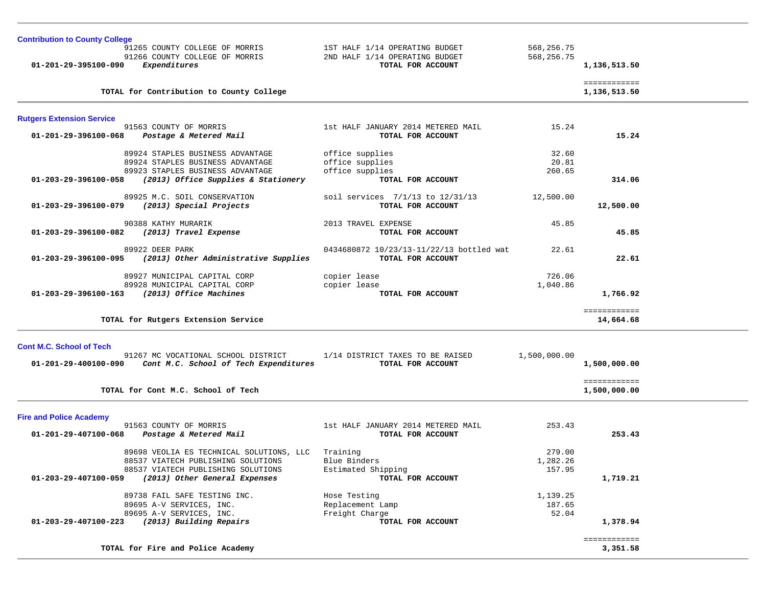### Contribution to County College

| Account | Vendor / Account Description | Description | Amount | Total |
|---|---|---|---|---|
| | 91265 COUNTY COLLEGE OF MORRIS | 1ST HALF 1/14 OPERATING BUDGET | 568,256.75 | |
| | 91266 COUNTY COLLEGE OF MORRIS | 2ND HALF 1/14 OPERATING BUDGET | 568,256.75 | |
| **01-201-29-395100-090** | ***Expenditures*** | **TOTAL FOR ACCOUNT** | | **1,136,513.50** |

**TOTAL for Contribution to County College** ============ **1,136,513.50**

### Rutgers Extension Service

| Account | Vendor / Account Description | Description | Amount | Total |
|---|---|---|---|---|
| | 91563 COUNTY OF MORRIS | 1st HALF JANUARY 2014 METERED MAIL | 15.24 | |
| **01-201-29-396100-068** | ***Postage & Metered Mail*** | **TOTAL FOR ACCOUNT** | | **15.24** |
| | 89924 STAPLES BUSINESS ADVANTAGE | office supplies | 32.60 | |
| | 89924 STAPLES BUSINESS ADVANTAGE | office supplies | 20.81 | |
| | 89923 STAPLES BUSINESS ADVANTAGE | office supplies | 260.65 | |
| **01-203-29-396100-058** | ***(2013) Office Supplies & Stationery*** | **TOTAL FOR ACCOUNT** | | **314.06** |
| | 89925 M.C. SOIL CONSERVATION | soil services 7/1/13 to 12/31/13 | 12,500.00 | |
| **01-203-29-396100-079** | ***(2013) Special Projects*** | **TOTAL FOR ACCOUNT** | | **12,500.00** |
| | 90388 KATHY MURARIK | 2013 TRAVEL EXPENSE | 45.85 | |
| **01-203-29-396100-082** | ***(2013) Travel Expense*** | **TOTAL FOR ACCOUNT** | | **45.85** |
| | 89922 DEER PARK | 0434680872 10/23/13-11/22/13 bottled wat | 22.61 | |
| **01-203-29-396100-095** | ***(2013) Other Administrative Supplies*** | **TOTAL FOR ACCOUNT** | | **22.61** |
| | 89927 MUNICIPAL CAPITAL CORP | copier lease | 726.06 | |
| | 89928 MUNICIPAL CAPITAL CORP | copier lease | 1,040.86 | |
| **01-203-29-396100-163** | ***(2013) Office Machines*** | **TOTAL FOR ACCOUNT** | | **1,766.92** |

**TOTAL for Rutgers Extension Service** ============ **14,664.68**

### Cont M.C. School of Tech

| Account | Vendor / Account Description | Description | Amount | Total |
|---|---|---|---|---|
| | 91267 MC VOCATIONAL SCHOOL DISTRICT | 1/14 DISTRICT TAXES TO BE RAISED | 1,500,000.00 | |
| **01-201-29-400100-090** | ***Cont M.C. School of Tech Expenditures*** | **TOTAL FOR ACCOUNT** | | **1,500,000.00** |

**TOTAL for Cont M.C. School of Tech** ============ **1,500,000.00**

### Fire and Police Academy

| Account | Vendor / Account Description | Description | Amount | Total |
|---|---|---|---|---|
| | 91563 COUNTY OF MORRIS | 1st HALF JANUARY 2014 METERED MAIL | 253.43 | |
| **01-201-29-407100-068** | ***Postage & Metered Mail*** | **TOTAL FOR ACCOUNT** | | **253.43** |
| | 89698 VEOLIA ES TECHNICAL SOLUTIONS, LLC | Training | 279.00 | |
| | 88537 VIATECH PUBLISHING SOLUTIONS | Blue Binders | 1,282.26 | |
| | 88537 VIATECH PUBLISHING SOLUTIONS | Estimated Shipping | 157.95 | |
| **01-203-29-407100-059** | ***(2013) Other General Expenses*** | **TOTAL FOR ACCOUNT** | | **1,719.21** |
| | 89738 FAIL SAFE TESTING INC. | Hose Testing | 1,139.25 | |
| | 89695 A-V SERVICES, INC. | Replacement Lamp | 187.65 | |
| | 89695 A-V SERVICES, INC. | Freight Charge | 52.04 | |
| **01-203-29-407100-223** | ***(2013) Building Repairs*** | **TOTAL FOR ACCOUNT** | | **1,378.94** |

**TOTAL for Fire and Police Academy** ============ **3,351.58**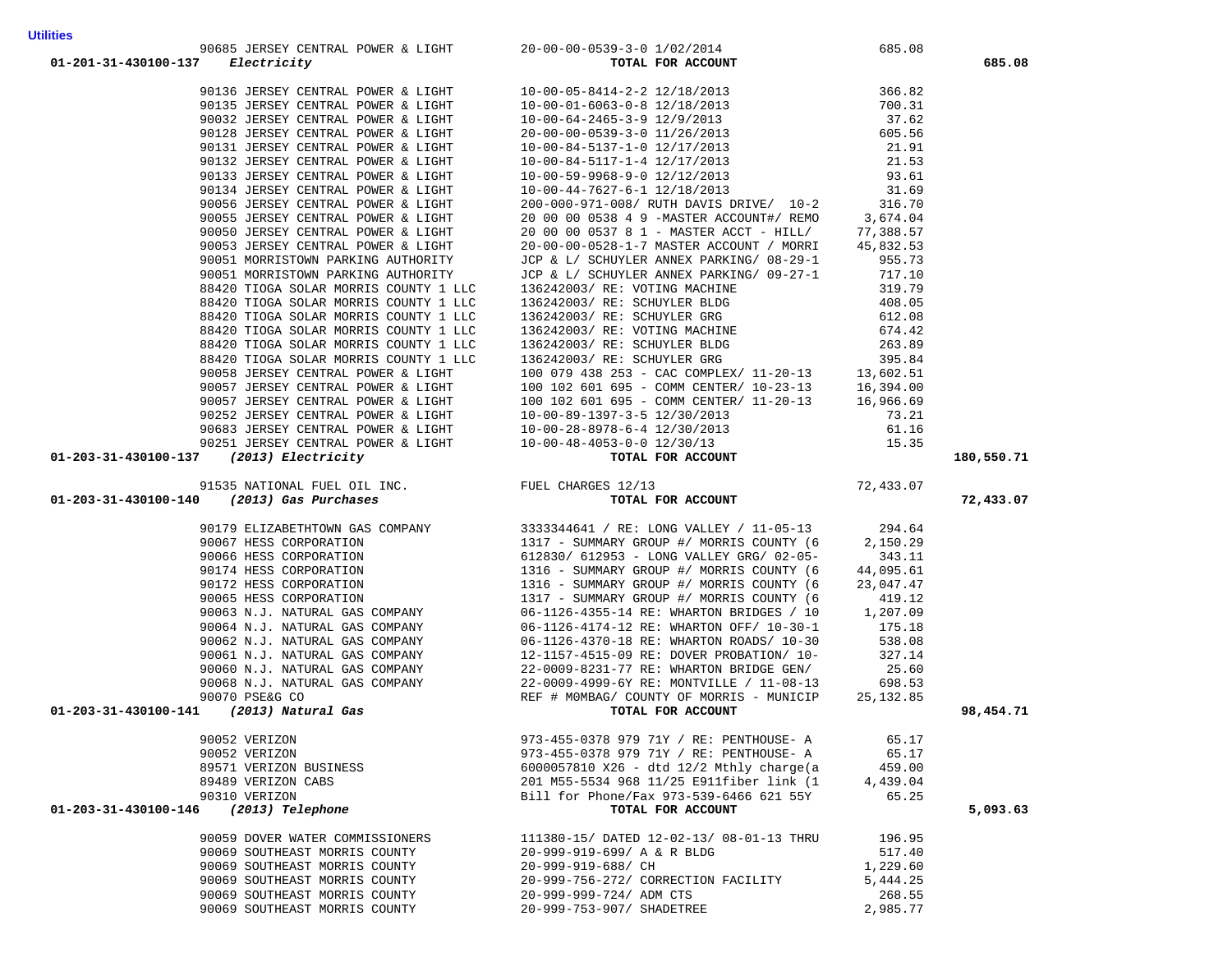**Utilities**

| Account | Vendor | Description | Amount | Total |
|---|---|---|---|---|
| | 90685 JERSEY CENTRAL POWER & LIGHT | 20-00-00-0539-3-0 1/02/2014 | 685.08 | |
| 01-201-31-430100-137 *Electricity* | | TOTAL FOR ACCOUNT | | 685.08 |
| | 90136 JERSEY CENTRAL POWER & LIGHT | 10-00-05-8414-2-2 12/18/2013 | 366.82 | |
| | 90135 JERSEY CENTRAL POWER & LIGHT | 10-00-01-6063-0-8 12/18/2013 | 700.31 | |
| | 90032 JERSEY CENTRAL POWER & LIGHT | 10-00-64-2465-3-9 12/9/2013 | 37.62 | |
| | 90128 JERSEY CENTRAL POWER & LIGHT | 20-00-00-0539-3-0 11/26/2013 | 605.56 | |
| | 90131 JERSEY CENTRAL POWER & LIGHT | 10-00-84-5137-1-0 12/17/2013 | 21.91 | |
| | 90132 JERSEY CENTRAL POWER & LIGHT | 10-00-84-5117-1-4 12/17/2013 | 21.53 | |
| | 90133 JERSEY CENTRAL POWER & LIGHT | 10-00-59-9968-9-0 12/12/2013 | 93.61 | |
| | 90134 JERSEY CENTRAL POWER & LIGHT | 10-00-44-7627-6-1 12/18/2013 | 31.69 | |
| | 90056 JERSEY CENTRAL POWER & LIGHT | 200-000-971-008/ RUTH DAVIS DRIVE/ 10-2 | 316.70 | |
| | 90055 JERSEY CENTRAL POWER & LIGHT | 20 00 00 0538 4 9 -MASTER ACCOUNT#/ REMO | 3,674.04 | |
| | 90050 JERSEY CENTRAL POWER & LIGHT | 20 00 00 0537 8 1 - MASTER ACCT - HILL/ | 77,388.57 | |
| | 90053 JERSEY CENTRAL POWER & LIGHT | 20-00-00-0528-1-7 MASTER ACCOUNT / MORRI | 45,832.53 | |
| | 90051 MORRISTOWN PARKING AUTHORITY | JCP & L/ SCHUYLER ANNEX PARKING/ 08-29-1 | 955.73 | |
| | 90051 MORRISTOWN PARKING AUTHORITY | JCP & L/ SCHUYLER ANNEX PARKING/ 09-27-1 | 717.10 | |
| | 88420 TIOGA SOLAR MORRIS COUNTY 1 LLC | 136242003/ RE: VOTING MACHINE | 319.79 | |
| | 88420 TIOGA SOLAR MORRIS COUNTY 1 LLC | 136242003/ RE: SCHUYLER BLDG | 408.05 | |
| | 88420 TIOGA SOLAR MORRIS COUNTY 1 LLC | 136242003/ RE: SCHUYLER GRG | 612.08 | |
| | 88420 TIOGA SOLAR MORRIS COUNTY 1 LLC | 136242003/ RE: VOTING MACHINE | 674.42 | |
| | 88420 TIOGA SOLAR MORRIS COUNTY 1 LLC | 136242003/ RE: SCHUYLER BLDG | 263.89 | |
| | 88420 TIOGA SOLAR MORRIS COUNTY 1 LLC | 136242003/ RE: SCHUYLER GRG | 395.84 | |
| | 90058 JERSEY CENTRAL POWER & LIGHT | 100 079 438 253 - CAC COMPLEX/ 11-20-13 | 13,602.51 | |
| | 90057 JERSEY CENTRAL POWER & LIGHT | 100 102 601 695 - COMM CENTER/ 10-23-13 | 16,394.00 | |
| | 90057 JERSEY CENTRAL POWER & LIGHT | 100 102 601 695 - COMM CENTER/ 11-20-13 | 16,966.69 | |
| | 90252 JERSEY CENTRAL POWER & LIGHT | 10-00-89-1397-3-5 12/30/2013 | 73.21 | |
| | 90683 JERSEY CENTRAL POWER & LIGHT | 10-00-28-8978-6-4 12/30/2013 | 61.16 | |
| | 90251 JERSEY CENTRAL POWER & LIGHT | 10-00-48-4053-0-0 12/30/13 | 15.35 | |
| 01-203-31-430100-137 *(2013) Electricity* | | TOTAL FOR ACCOUNT | | 180,550.71 |
| | 91535 NATIONAL FUEL OIL INC. | FUEL CHARGES 12/13 | 72,433.07 | |
| 01-203-31-430100-140 *(2013) Gas Purchases* | | TOTAL FOR ACCOUNT | | 72,433.07 |
| | 90179 ELIZABETHTOWN GAS COMPANY | 3333344641 / RE: LONG VALLEY / 11-05-13 | 294.64 | |
| | 90067 HESS CORPORATION | 1317 - SUMMARY GROUP #/ MORRIS COUNTY (6 | 2,150.29 | |
| | 90066 HESS CORPORATION | 612830/ 612953 - LONG VALLEY GRG/ 02-05- | 343.11 | |
| | 90174 HESS CORPORATION | 1316 - SUMMARY GROUP #/ MORRIS COUNTY (6 | 44,095.61 | |
| | 90172 HESS CORPORATION | 1316 - SUMMARY GROUP #/ MORRIS COUNTY (6 | 23,047.47 | |
| | 90065 HESS CORPORATION | 1317 - SUMMARY GROUP #/ MORRIS COUNTY (6 | 419.12 | |
| | 90063 N.J. NATURAL GAS COMPANY | 06-1126-4355-14 RE: WHARTON BRIDGES / 10 | 1,207.09 | |
| | 90064 N.J. NATURAL GAS COMPANY | 06-1126-4174-12 RE: WHARTON OFF/ 10-30-1 | 175.18 | |
| | 90062 N.J. NATURAL GAS COMPANY | 06-1126-4370-18 RE: WHARTON ROADS/ 10-30 | 538.08 | |
| | 90061 N.J. NATURAL GAS COMPANY | 12-1157-4515-09 RE: DOVER PROBATION/ 10- | 327.14 | |
| | 90060 N.J. NATURAL GAS COMPANY | 22-0009-8231-77 RE: WHARTON BRIDGE GEN/ | 25.60 | |
| | 90068 N.J. NATURAL GAS COMPANY | 22-0009-4999-6Y RE: MONTVILLE / 11-08-13 | 698.53 | |
| | 90070 PSE&G CO | REF # M0MBAG/ COUNTY OF MORRIS - MUNICIP | 25,132.85 | |
| 01-203-31-430100-141 *(2013) Natural Gas* | | TOTAL FOR ACCOUNT | | 98,454.71 |
| | 90052 VERIZON | 973-455-0378 979 71Y / RE: PENTHOUSE- A | 65.17 | |
| | 90052 VERIZON | 973-455-0378 979 71Y / RE: PENTHOUSE- A | 65.17 | |
| | 89571 VERIZON BUSINESS | 6000057810 X26 - dtd 12/2 Mthly charge(a | 459.00 | |
| | 89489 VERIZON CABS | 201 M55-5534 968 11/25 E911fiber link (1 | 4,439.04 | |
| | 90310 VERIZON | Bill for Phone/Fax 973-539-6466 621 55Y | 65.25 | |
| 01-203-31-430100-146 *(2013) Telephone* | | TOTAL FOR ACCOUNT | | 5,093.63 |
| | 90059 DOVER WATER COMMISSIONERS | 111380-15/ DATED 12-02-13/ 08-01-13 THRU | 196.95 | |
| | 90069 SOUTHEAST MORRIS COUNTY | 20-999-919-699/ A & R BLDG | 517.40 | |
| | 90069 SOUTHEAST MORRIS COUNTY | 20-999-919-688/ CH | 1,229.60 | |
| | 90069 SOUTHEAST MORRIS COUNTY | 20-999-756-272/ CORRECTION FACILITY | 5,444.25 | |
| | 90069 SOUTHEAST MORRIS COUNTY | 20-999-999-724/ ADM CTS | 268.55 | |
| | 90069 SOUTHEAST MORRIS COUNTY | 20-999-753-907/ SHADETREE | 2,985.77 | |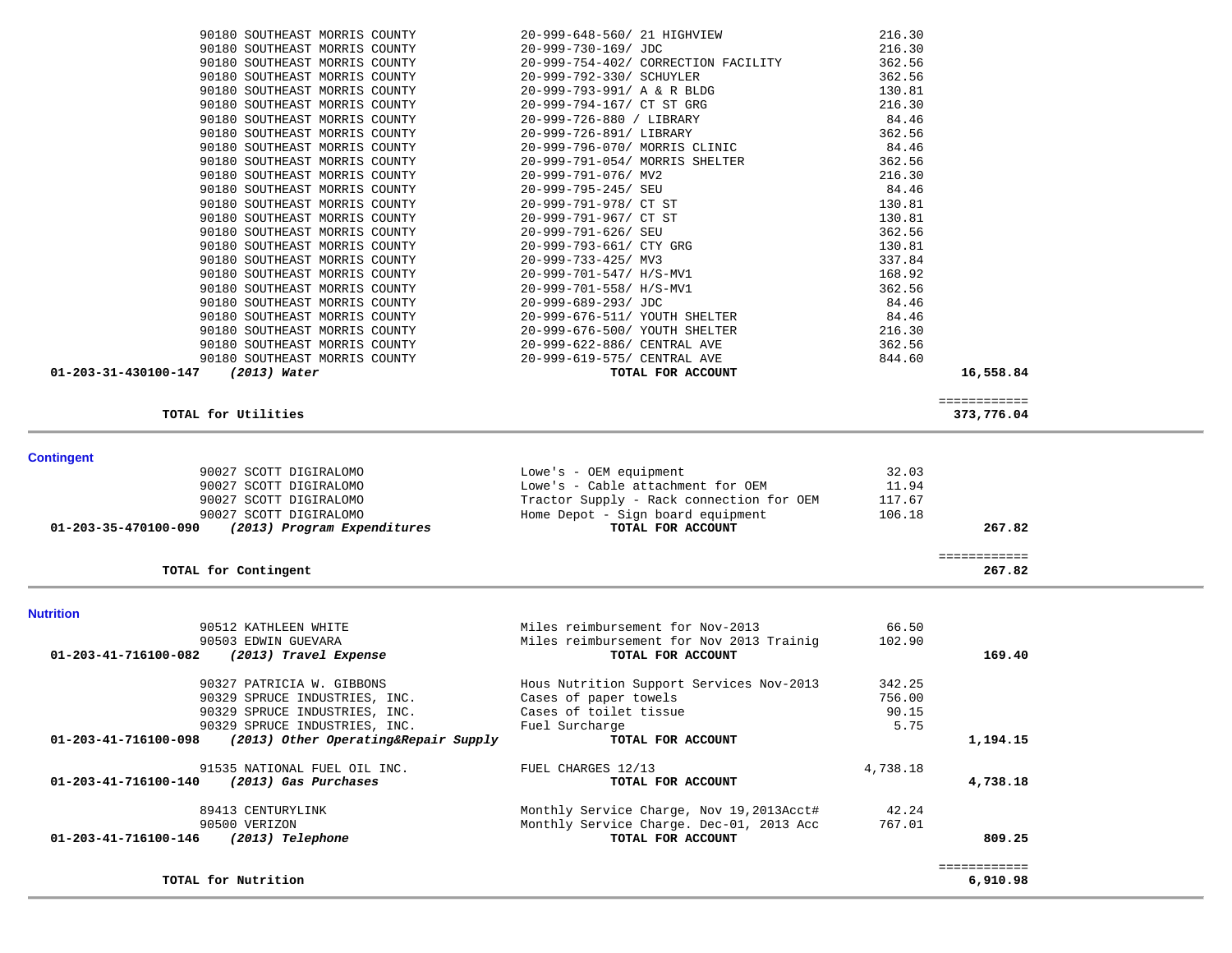| Account | Vendor | Description | Amount | Total |
|---|---|---|---|---|
| | 90180 SOUTHEAST MORRIS COUNTY | 20-999-648-560/ 21 HIGHVIEW | 216.30 | |
| | 90180 SOUTHEAST MORRIS COUNTY | 20-999-730-169/ JDC | 216.30 | |
| | 90180 SOUTHEAST MORRIS COUNTY | 20-999-754-402/ CORRECTION FACILITY | 362.56 | |
| | 90180 SOUTHEAST MORRIS COUNTY | 20-999-792-330/ SCHUYLER | 362.56 | |
| | 90180 SOUTHEAST MORRIS COUNTY | 20-999-793-991/ A & R BLDG | 130.81 | |
| | 90180 SOUTHEAST MORRIS COUNTY | 20-999-794-167/ CT ST GRG | 216.30 | |
| | 90180 SOUTHEAST MORRIS COUNTY | 20-999-726-880 / LIBRARY | 84.46 | |
| | 90180 SOUTHEAST MORRIS COUNTY | 20-999-726-891/ LIBRARY | 362.56 | |
| | 90180 SOUTHEAST MORRIS COUNTY | 20-999-796-070/ MORRIS CLINIC | 84.46 | |
| | 90180 SOUTHEAST MORRIS COUNTY | 20-999-791-054/ MORRIS SHELTER | 362.56 | |
| | 90180 SOUTHEAST MORRIS COUNTY | 20-999-791-076/ MV2 | 216.30 | |
| | 90180 SOUTHEAST MORRIS COUNTY | 20-999-795-245/ SEU | 84.46 | |
| | 90180 SOUTHEAST MORRIS COUNTY | 20-999-791-978/ CT ST | 130.81 | |
| | 90180 SOUTHEAST MORRIS COUNTY | 20-999-791-967/ CT ST | 130.81 | |
| | 90180 SOUTHEAST MORRIS COUNTY | 20-999-791-626/ SEU | 362.56 | |
| | 90180 SOUTHEAST MORRIS COUNTY | 20-999-793-661/ CTY GRG | 130.81 | |
| | 90180 SOUTHEAST MORRIS COUNTY | 20-999-733-425/ MV3 | 337.84 | |
| | 90180 SOUTHEAST MORRIS COUNTY | 20-999-701-547/ H/S-MV1 | 168.92 | |
| | 90180 SOUTHEAST MORRIS COUNTY | 20-999-701-558/ H/S-MV1 | 362.56 | |
| | 90180 SOUTHEAST MORRIS COUNTY | 20-999-689-293/ JDC | 84.46 | |
| | 90180 SOUTHEAST MORRIS COUNTY | 20-999-676-511/ YOUTH SHELTER | 84.46 | |
| | 90180 SOUTHEAST MORRIS COUNTY | 20-999-676-500/ YOUTH SHELTER | 216.30 | |
| | 90180 SOUTHEAST MORRIS COUNTY | 20-999-622-886/ CENTRAL AVE | 362.56 | |
| | 90180 SOUTHEAST MORRIS COUNTY | 20-999-619-575/ CENTRAL AVE | 844.60 | |
| **01-203-31-430100-147** | ***(2013) Water*** | **TOTAL FOR ACCOUNT** | | **16,558.84** |
| | **TOTAL for Utilities** | | | **373,776.04** |

## Contingent

| Account | Vendor | Description | Amount | Total |
|---|---|---|---|---|
| | 90027 SCOTT DIGIRALOMO | Lowe's - OEM equipment | 32.03 | |
| | 90027 SCOTT DIGIRALOMO | Lowe's - Cable attachment for OEM | 11.94 | |
| | 90027 SCOTT DIGIRALOMO | Tractor Supply - Rack connection for OEM | 117.67 | |
| | 90027 SCOTT DIGIRALOMO | Home Depot - Sign board equipment | 106.18 | |
| **01-203-35-470100-090** | ***(2013) Program Expenditures*** | **TOTAL FOR ACCOUNT** | | **267.82** |
| | **TOTAL for Contingent** | | | **267.82** |

## Nutrition

| Account | Vendor | Description | Amount | Total |
|---|---|---|---|---|
| | 90512 KATHLEEN WHITE | Miles reimbursement for Nov-2013 | 66.50 | |
| | 90503 EDWIN GUEVARA | Miles reimbursement for Nov 2013 Trainig | 102.90 | |
| **01-203-41-716100-082** | ***(2013) Travel Expense*** | **TOTAL FOR ACCOUNT** | | **169.40** |
| | 90327 PATRICIA W. GIBBONS | Hous Nutrition Support Services Nov-2013 | 342.25 | |
| | 90329 SPRUCE INDUSTRIES, INC. | Cases of paper towels | 756.00 | |
| | 90329 SPRUCE INDUSTRIES, INC. | Cases of toilet tissue | 90.15 | |
| | 90329 SPRUCE INDUSTRIES, INC. | Fuel Surcharge | 5.75 | |
| **01-203-41-716100-098** | ***(2013) Other Operating&Repair Supply*** | **TOTAL FOR ACCOUNT** | | **1,194.15** |
| | 91535 NATIONAL FUEL OIL INC. | FUEL CHARGES 12/13 | 4,738.18 | |
| **01-203-41-716100-140** | ***(2013) Gas Purchases*** | **TOTAL FOR ACCOUNT** | | **4,738.18** |
| | 89413 CENTURYLINK | Monthly Service Charge, Nov 19,2013Acct# | 42.24 | |
| | 90500 VERIZON | Monthly Service Charge. Dec-01, 2013 Acc | 767.01 | |
| **01-203-41-716100-146** | ***(2013) Telephone*** | **TOTAL FOR ACCOUNT** | | **809.25** |
| | **TOTAL for Nutrition** | | | **6,910.98** |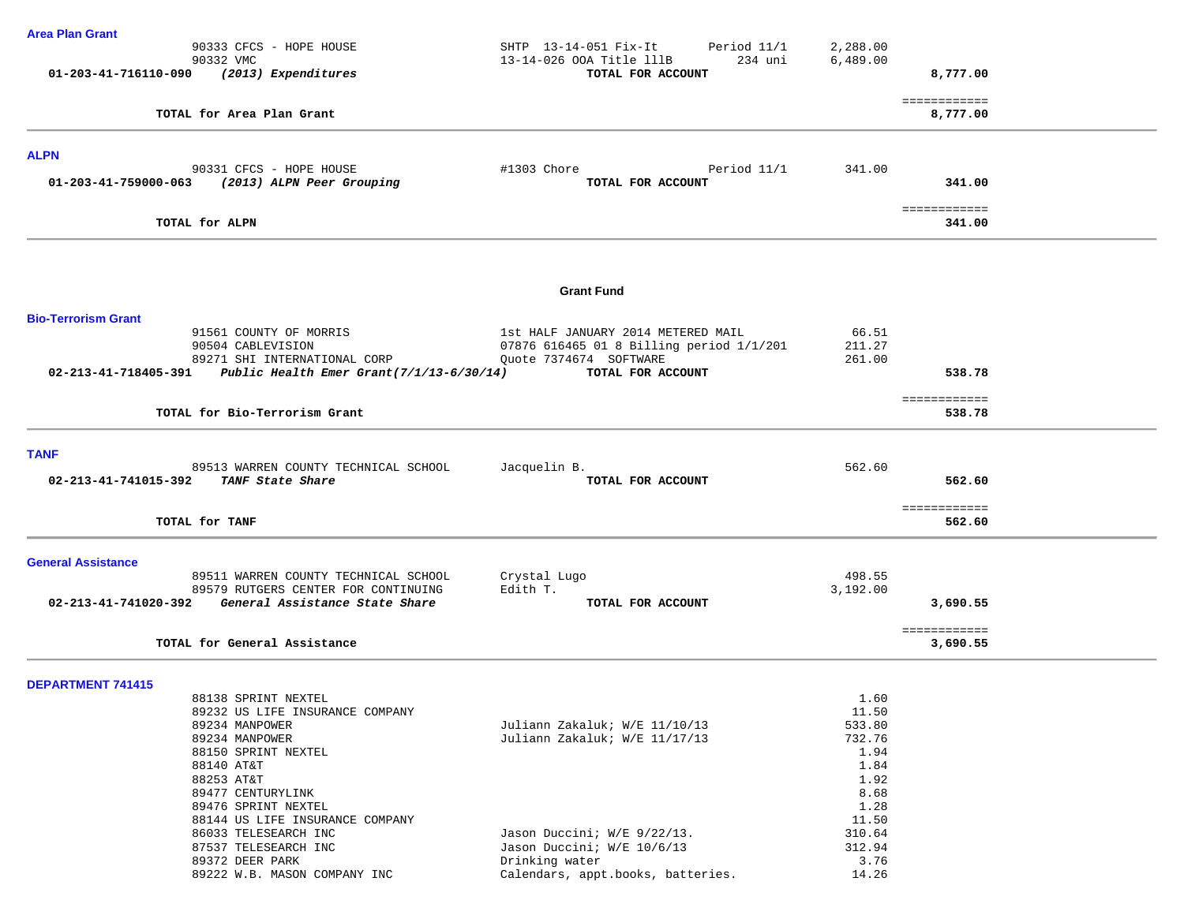**Area Plan Grant**

| | | | | |
|---|---|---|---|---|
| | 90333 CFCS - HOPE HOUSE | SHTP 13-14-051 Fix-It Period 11/1 | 2,288.00 | |
| | 90332 VMC | 13-14-026 OOA Title 111B 234 uni | 6,489.00 | |
| 01-203-41-716110-090 | *(2013) Expenditures* | **TOTAL FOR ACCOUNT** | | **8,777.00** |
| | | | | ============ |
| | **TOTAL for Area Plan Grant** | | | **8,777.00** |

**ALPN**

| | | | | |
|---|---|---|---|---|
| | 90331 CFCS - HOPE HOUSE | #1303 Chore Period 11/1 | 341.00 | |
| 01-203-41-759000-063 | *(2013) ALPN Peer Grouping* | **TOTAL FOR ACCOUNT** | | **341.00** |
| | | | | ============ |
| | **TOTAL for ALPN** | | | **341.00** |

## Grant Fund

**Bio-Terrorism Grant**

| | | | | |
|---|---|---|---|---|
| | 91561 COUNTY OF MORRIS | 1st HALF JANUARY 2014 METERED MAIL | 66.51 | |
| | 90504 CABLEVISION | 07876 616465 01 8 Billing period 1/1/201 | 211.27 | |
| | 89271 SHI INTERNATIONAL CORP | Quote 7374674 SOFTWARE | 261.00 | |
| 02-213-41-718405-391 | *Public Health Emer Grant(7/1/13-6/30/14)* | **TOTAL FOR ACCOUNT** | | **538.78** |
| | | | | ============ |
| | **TOTAL for Bio-Terrorism Grant** | | | **538.78** |

**TANF**

| | | | | |
|---|---|---|---|---|
| | 89513 WARREN COUNTY TECHNICAL SCHOOL | Jacquelin B. | 562.60 | |
| 02-213-41-741015-392 | *TANF State Share* | **TOTAL FOR ACCOUNT** | | **562.60** |
| | | | | ============ |
| | **TOTAL for TANF** | | | **562.60** |

**General Assistance**

| | | | | |
|---|---|---|---|---|
| | 89511 WARREN COUNTY TECHNICAL SCHOOL | Crystal Lugo | 498.55 | |
| | 89579 RUTGERS CENTER FOR CONTINUING | Edith T. | 3,192.00 | |
| 02-213-41-741020-392 | *General Assistance State Share* | **TOTAL FOR ACCOUNT** | | **3,690.55** |
| | | | | ============ |
| | **TOTAL for General Assistance** | | | **3,690.55** |

**DEPARTMENT 741415**

| | | | | |
|---|---|---|---|---|
| | 88138 SPRINT NEXTEL | | 1.60 | |
| | 89232 US LIFE INSURANCE COMPANY | | 11.50 | |
| | 89234 MANPOWER | Juliann Zakaluk; W/E 11/10/13 | 533.80 | |
| | 89234 MANPOWER | Juliann Zakaluk; W/E 11/17/13 | 732.76 | |
| | 88150 SPRINT NEXTEL | | 1.94 | |
| | 88140 AT&T | | 1.84 | |
| | 88253 AT&T | | 1.92 | |
| | 89477 CENTURYLINK | | 8.68 | |
| | 89476 SPRINT NEXTEL | | 1.28 | |
| | 88144 US LIFE INSURANCE COMPANY | | 11.50 | |
| | 86033 TELESEARCH INC | Jason Duccini; W/E 9/22/13. | 310.64 | |
| | 87537 TELESEARCH INC | Jason Duccini; W/E 10/6/13 | 312.94 | |
| | 89372 DEER PARK | Drinking water | 3.76 | |
| | 89222 W.B. MASON COMPANY INC | Calendars, appt.books, batteries. | 14.26 | |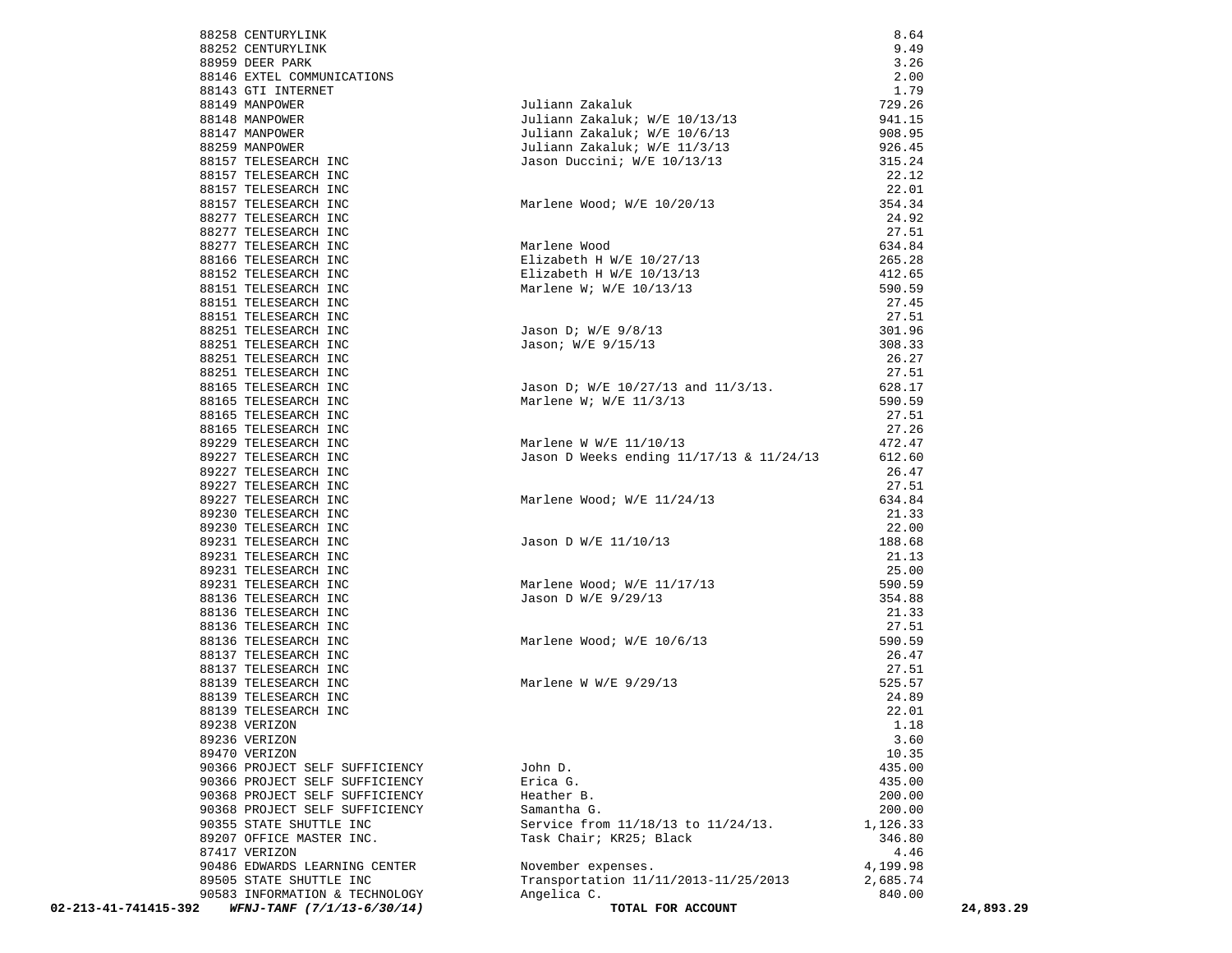| | | | | |
|---|---|---|---|---|
| | 88258 CENTURYLINK | | 8.64 | |
| | 88252 CENTURYLINK | | 9.49 | |
| | 88959 DEER PARK | | 3.26 | |
| | 88146 EXTEL COMMUNICATIONS | | 2.00 | |
| | 88143 GTI INTERNET | | 1.79 | |
| | 88149 MANPOWER | Juliann Zakaluk | 729.26 | |
| | 88148 MANPOWER | Juliann Zakaluk; W/E 10/13/13 | 941.15 | |
| | 88147 MANPOWER | Juliann Zakaluk; W/E 10/6/13 | 908.95 | |
| | 88259 MANPOWER | Juliann Zakaluk; W/E 11/3/13 | 926.45 | |
| | 88157 TELESEARCH INC | Jason Duccini; W/E 10/13/13 | 315.24 | |
| | 88157 TELESEARCH INC | | 22.12 | |
| | 88157 TELESEARCH INC | | 22.01 | |
| | 88157 TELESEARCH INC | Marlene Wood; W/E 10/20/13 | 354.34 | |
| | 88277 TELESEARCH INC | | 24.92 | |
| | 88277 TELESEARCH INC | | 27.51 | |
| | 88277 TELESEARCH INC | Marlene Wood | 634.84 | |
| | 88166 TELESEARCH INC | Elizabeth H W/E 10/27/13 | 265.28 | |
| | 88152 TELESEARCH INC | Elizabeth H W/E 10/13/13 | 412.65 | |
| | 88151 TELESEARCH INC | Marlene W; W/E 10/13/13 | 590.59 | |
| | 88151 TELESEARCH INC | | 27.45 | |
| | 88151 TELESEARCH INC | | 27.51 | |
| | 88251 TELESEARCH INC | Jason D; W/E 9/8/13 | 301.96 | |
| | 88251 TELESEARCH INC | Jason; W/E 9/15/13 | 308.33 | |
| | 88251 TELESEARCH INC | | 26.27 | |
| | 88251 TELESEARCH INC | | 27.51 | |
| | 88165 TELESEARCH INC | Jason D; W/E 10/27/13 and 11/3/13. | 628.17 | |
| | 88165 TELESEARCH INC | Marlene W; W/E 11/3/13 | 590.59 | |
| | 88165 TELESEARCH INC | | 27.51 | |
| | 88165 TELESEARCH INC | | 27.26 | |
| | 89229 TELESEARCH INC | Marlene W W/E 11/10/13 | 472.47 | |
| | 89227 TELESEARCH INC | Jason D Weeks ending 11/17/13 & 11/24/13 | 612.60 | |
| | 89227 TELESEARCH INC | | 26.47 | |
| | 89227 TELESEARCH INC | | 27.51 | |
| | 89227 TELESEARCH INC | Marlene Wood; W/E 11/24/13 | 634.84 | |
| | 89230 TELESEARCH INC | | 21.33 | |
| | 89230 TELESEARCH INC | | 22.00 | |
| | 89231 TELESEARCH INC | Jason D W/E 11/10/13 | 188.68 | |
| | 89231 TELESEARCH INC | | 21.13 | |
| | 89231 TELESEARCH INC | | 25.00 | |
| | 89231 TELESEARCH INC | Marlene Wood; W/E 11/17/13 | 590.59 | |
| | 88136 TELESEARCH INC | Jason D W/E 9/29/13 | 354.88 | |
| | 88136 TELESEARCH INC | | 21.33 | |
| | 88136 TELESEARCH INC | | 27.51 | |
| | 88136 TELESEARCH INC | Marlene Wood; W/E 10/6/13 | 590.59 | |
| | 88137 TELESEARCH INC | | 26.47 | |
| | 88137 TELESEARCH INC | | 27.51 | |
| | 88139 TELESEARCH INC | Marlene W W/E 9/29/13 | 525.57 | |
| | 88139 TELESEARCH INC | | 24.89 | |
| | 88139 TELESEARCH INC | | 22.01 | |
| | 89238 VERIZON | | 1.18 | |
| | 89236 VERIZON | | 3.60 | |
| | 89470 VERIZON | | 10.35 | |
| | 90366 PROJECT SELF SUFFICIENCY | John D. | 435.00 | |
| | 90366 PROJECT SELF SUFFICIENCY | Erica G. | 435.00 | |
| | 90368 PROJECT SELF SUFFICIENCY | Heather B. | 200.00 | |
| | 90368 PROJECT SELF SUFFICIENCY | Samantha G. | 200.00 | |
| | 90355 STATE SHUTTLE INC | Service from 11/18/13 to 11/24/13. | 1,126.33 | |
| | 89207 OFFICE MASTER INC. | Task Chair; KR25; Black | 346.80 | |
| | 87417 VERIZON | | 4.46 | |
| | 90486 EDWARDS LEARNING CENTER | November expenses. | 4,199.98 | |
| | 89505 STATE SHUTTLE INC | Transportation 11/11/2013-11/25/2013 | 2,685.74 | |
| | 90583 INFORMATION & TECHNOLOGY | Angelica C. | 840.00 | |
| **02-213-41-741415-392** | ***WFNJ-TANF (7/1/13-6/30/14)*** | **TOTAL FOR ACCOUNT** | | **24,893.29** |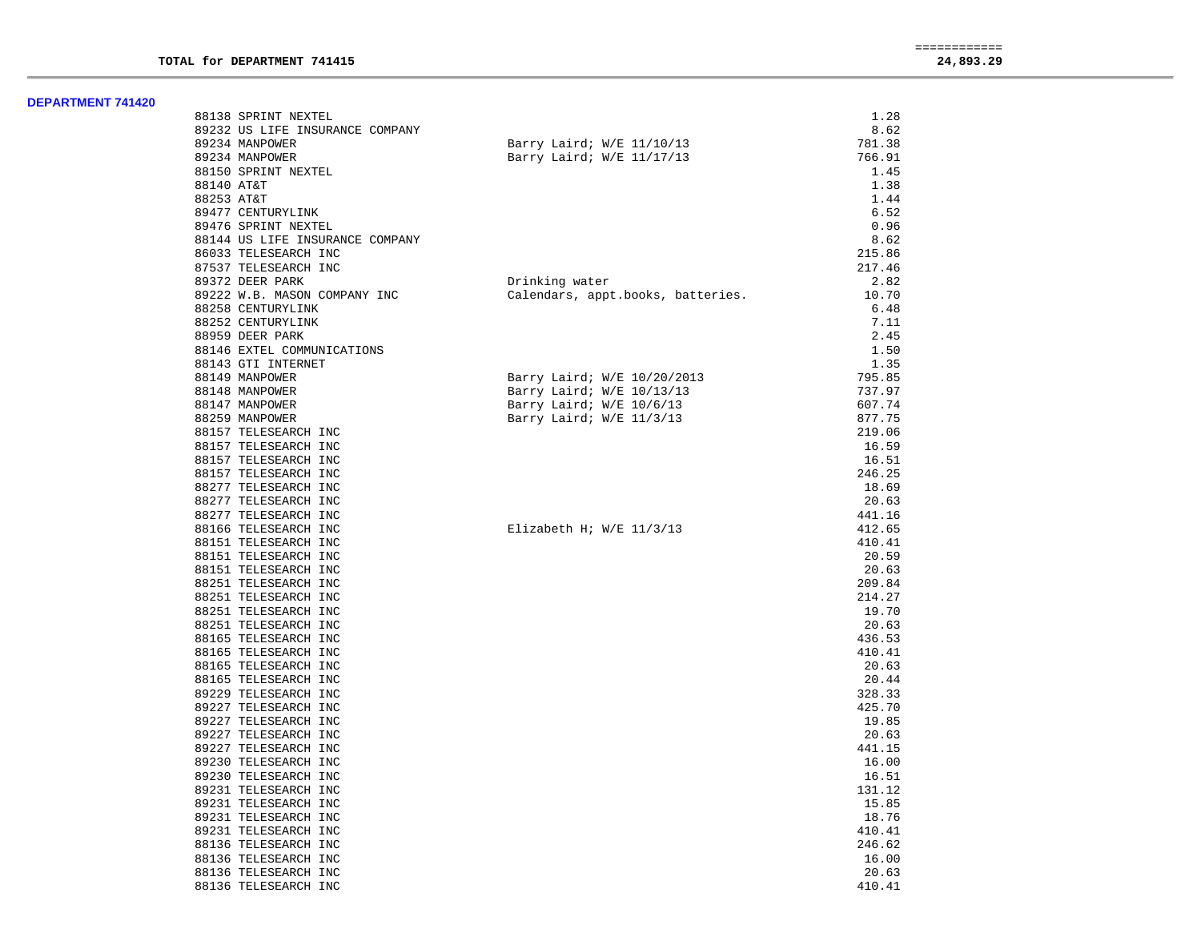**TOTAL for DEPARTMENT 741415** 24,893.29

## DEPARTMENT 741420

| Vendor | Description | Amount |
|---|---|---|
| 88138 SPRINT NEXTEL | | 1.28 |
| 89232 US LIFE INSURANCE COMPANY | | 8.62 |
| 89234 MANPOWER | Barry Laird; W/E 11/10/13 | 781.38 |
| 89234 MANPOWER | Barry Laird; W/E 11/17/13 | 766.91 |
| 88150 SPRINT NEXTEL | | 1.45 |
| 88140 AT&T | | 1.38 |
| 88253 AT&T | | 1.44 |
| 89477 CENTURYLINK | | 6.52 |
| 89476 SPRINT NEXTEL | | 0.96 |
| 88144 US LIFE INSURANCE COMPANY | | 8.62 |
| 86033 TELESEARCH INC | | 215.86 |
| 87537 TELESEARCH INC | | 217.46 |
| 89372 DEER PARK | Drinking water | 2.82 |
| 89222 W.B. MASON COMPANY INC | Calendars, appt.books, batteries. | 10.70 |
| 88258 CENTURYLINK | | 6.48 |
| 88252 CENTURYLINK | | 7.11 |
| 88959 DEER PARK | | 2.45 |
| 88146 EXTEL COMMUNICATIONS | | 1.50 |
| 88143 GTI INTERNET | | 1.35 |
| 88149 MANPOWER | Barry Laird; W/E 10/20/2013 | 795.85 |
| 88148 MANPOWER | Barry Laird; W/E 10/13/13 | 737.97 |
| 88147 MANPOWER | Barry Laird; W/E 10/6/13 | 607.74 |
| 88259 MANPOWER | Barry Laird; W/E 11/3/13 | 877.75 |
| 88157 TELESEARCH INC | | 219.06 |
| 88157 TELESEARCH INC | | 16.59 |
| 88157 TELESEARCH INC | | 16.51 |
| 88157 TELESEARCH INC | | 246.25 |
| 88277 TELESEARCH INC | | 18.69 |
| 88277 TELESEARCH INC | | 20.63 |
| 88277 TELESEARCH INC | | 441.16 |
| 88166 TELESEARCH INC | Elizabeth H; W/E 11/3/13 | 412.65 |
| 88151 TELESEARCH INC | | 410.41 |
| 88151 TELESEARCH INC | | 20.59 |
| 88151 TELESEARCH INC | | 20.63 |
| 88251 TELESEARCH INC | | 209.84 |
| 88251 TELESEARCH INC | | 214.27 |
| 88251 TELESEARCH INC | | 19.70 |
| 88251 TELESEARCH INC | | 20.63 |
| 88165 TELESEARCH INC | | 436.53 |
| 88165 TELESEARCH INC | | 410.41 |
| 88165 TELESEARCH INC | | 20.63 |
| 88165 TELESEARCH INC | | 20.44 |
| 89229 TELESEARCH INC | | 328.33 |
| 89227 TELESEARCH INC | | 425.70 |
| 89227 TELESEARCH INC | | 19.85 |
| 89227 TELESEARCH INC | | 20.63 |
| 89227 TELESEARCH INC | | 441.15 |
| 89230 TELESEARCH INC | | 16.00 |
| 89230 TELESEARCH INC | | 16.51 |
| 89231 TELESEARCH INC | | 131.12 |
| 89231 TELESEARCH INC | | 15.85 |
| 89231 TELESEARCH INC | | 18.76 |
| 89231 TELESEARCH INC | | 410.41 |
| 88136 TELESEARCH INC | | 246.62 |
| 88136 TELESEARCH INC | | 16.00 |
| 88136 TELESEARCH INC | | 20.63 |
| 88136 TELESEARCH INC | | 410.41 |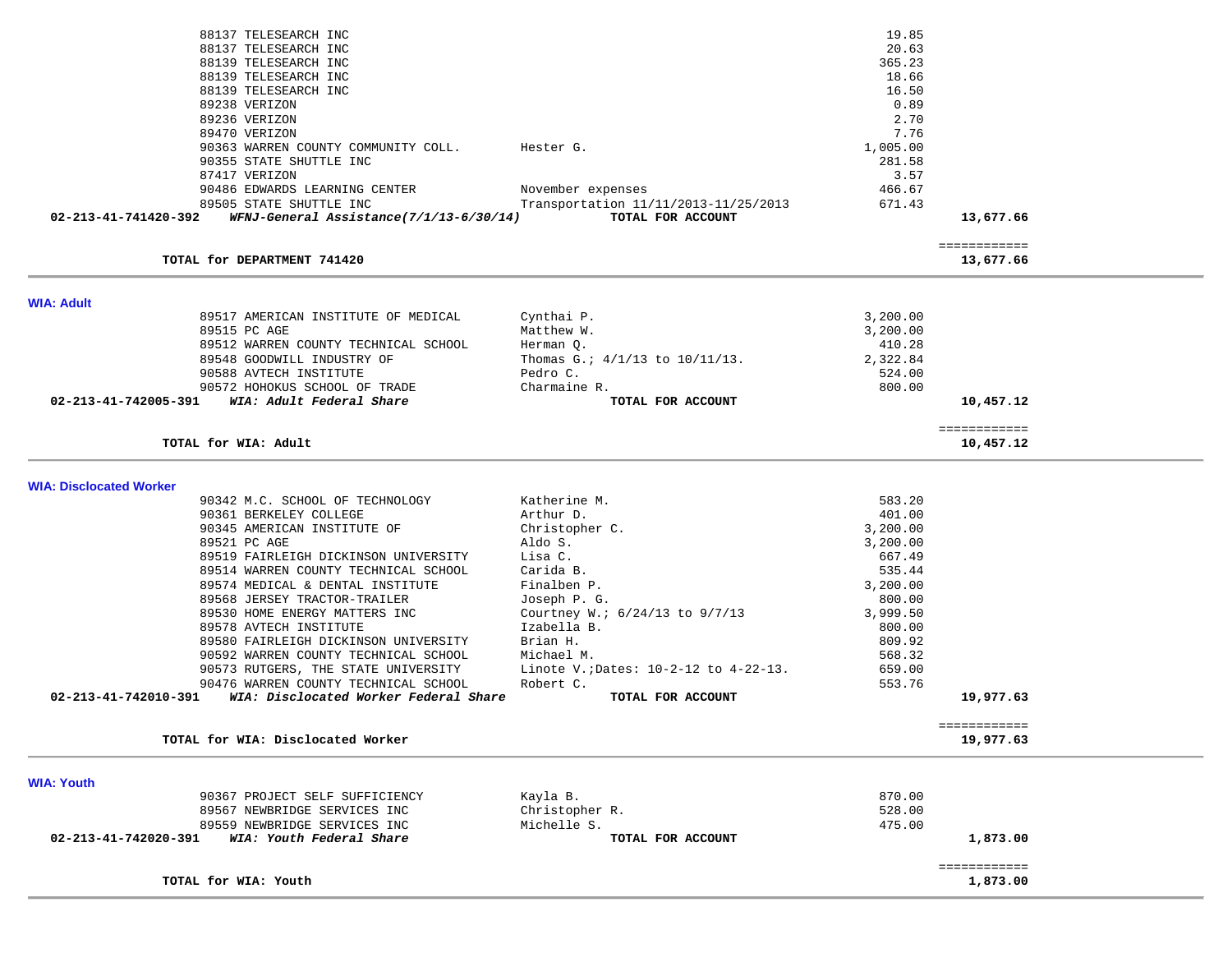| Vendor | Description | Amount | Total |
|---|---|---|---|
| 88137 TELESEARCH INC | | 19.85 | |
| 88137 TELESEARCH INC | | 20.63 | |
| 88139 TELESEARCH INC | | 365.23 | |
| 88139 TELESEARCH INC | | 18.66 | |
| 88139 TELESEARCH INC | | 16.50 | |
| 89238 VERIZON | | 0.89 | |
| 89236 VERIZON | | 2.70 | |
| 89470 VERIZON | | 7.76 | |
| 90363 WARREN COUNTY COMMUNITY COLL. | Hester G. | 1,005.00 | |
| 90355 STATE SHUTTLE INC | | 281.58 | |
| 87417 VERIZON | | 3.57 | |
| 90486 EDWARDS LEARNING CENTER | November expenses | 466.67 | |
| 89505 STATE SHUTTLE INC | Transportation 11/11/2013-11/25/2013 | 671.43 | |
| **02-213-41-741420-392** ***WFNJ-General Assistance(7/1/13-6/30/14)*** | **TOTAL FOR ACCOUNT** | | **13,677.66** |

**TOTAL for DEPARTMENT 741420** — ============ **13,677.66**

---

## WIA: Adult

| Vendor | Description | Amount | Total |
|---|---|---|---|
| 89517 AMERICAN INSTITUTE OF MEDICAL | Cynthai P. | 3,200.00 | |
| 89515 PC AGE | Matthew W. | 3,200.00 | |
| 89512 WARREN COUNTY TECHNICAL SCHOOL | Herman Q. | 410.28 | |
| 89548 GOODWILL INDUSTRY OF | Thomas G.; 4/1/13 to 10/11/13. | 2,322.84 | |
| 90588 AVTECH INSTITUTE | Pedro C. | 524.00 | |
| 90572 HOHOKUS SCHOOL OF TRADE | Charmaine R. | 800.00 | |
| **02-213-41-742005-391** ***WIA: Adult Federal Share*** | **TOTAL FOR ACCOUNT** | | **10,457.12** |

**TOTAL for WIA: Adult** — ============ **10,457.12**

---

## WIA: Disclocated Worker

| Vendor | Description | Amount | Total |
|---|---|---|---|
| 90342 M.C. SCHOOL OF TECHNOLOGY | Katherine M. | 583.20 | |
| 90361 BERKELEY COLLEGE | Arthur D. | 401.00 | |
| 90345 AMERICAN INSTITUTE OF | Christopher C. | 3,200.00 | |
| 89521 PC AGE | Aldo S. | 3,200.00 | |
| 89519 FAIRLEIGH DICKINSON UNIVERSITY | Lisa C. | 667.49 | |
| 89514 WARREN COUNTY TECHNICAL SCHOOL | Carida B. | 535.44 | |
| 89574 MEDICAL & DENTAL INSTITUTE | Finalben P. | 3,200.00 | |
| 89568 JERSEY TRACTOR-TRAILER | Joseph P. G. | 800.00 | |
| 89530 HOME ENERGY MATTERS INC | Courtney W.; 6/24/13 to 9/7/13 | 3,999.50 | |
| 89578 AVTECH INSTITUTE | Izabella B. | 800.00 | |
| 89580 FAIRLEIGH DICKINSON UNIVERSITY | Brian H. | 809.92 | |
| 90592 WARREN COUNTY TECHNICAL SCHOOL | Michael M. | 568.32 | |
| 90573 RUTGERS, THE STATE UNIVERSITY | Linote V.;Dates: 10-2-12 to 4-22-13. | 659.00 | |
| 90476 WARREN COUNTY TECHNICAL SCHOOL | Robert C. | 553.76 | |
| **02-213-41-742010-391** ***WIA: Disclocated Worker Federal Share*** | **TOTAL FOR ACCOUNT** | | **19,977.63** |

**TOTAL for WIA: Disclocated Worker** — ============ **19,977.63**

---

## WIA: Youth

| Vendor | Description | Amount | Total |
|---|---|---|---|
| 90367 PROJECT SELF SUFFICIENCY | Kayla B. | 870.00 | |
| 89567 NEWBRIDGE SERVICES INC | Christopher R. | 528.00 | |
| 89559 NEWBRIDGE SERVICES INC | Michelle S. | 475.00 | |
| **02-213-41-742020-391** ***WIA: Youth Federal Share*** | **TOTAL FOR ACCOUNT** | | **1,873.00** |

**TOTAL for WIA: Youth** — ============ **1,873.00**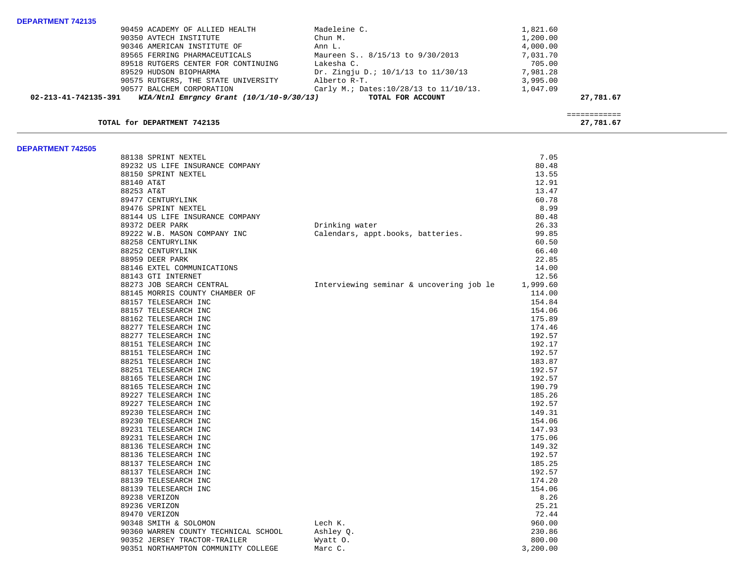**DEPARTMENT 742135**

| | Vendor | Description | Amount | Total |
|---|---|---|---|---|
| | 90459 ACADEMY OF ALLIED HEALTH | Madeleine C. | 1,821.60 | |
| | 90350 AVTECH INSTITUTE | Chun M. | 1,200.00 | |
| | 90346 AMERICAN INSTITUTE OF | Ann L. | 4,000.00 | |
| | 89565 FERRING PHARMACEUTICALS | Maureen S.. 8/15/13 to 9/30/2013 | 7,031.70 | |
| | 89518 RUTGERS CENTER FOR CONTINUING | Lakesha C. | 705.00 | |
| | 89529 HUDSON BIOPHARMA | Dr. Zingju D.; 10/1/13 to 11/30/13 | 7,981.28 | |
| | 90575 RUTGERS, THE STATE UNIVERSITY | Alberto R-T. | 3,995.00 | |
| | 90577 BALCHEM CORPORATION | Carly M.; Dates:10/28/13 to 11/10/13. | 1,047.09 | |
| **02-213-41-742135-391** | ***WIA/Ntnl Emrgncy Grant (10/1/10-9/30/13)*** | **TOTAL FOR ACCOUNT** | | **27,781.67** |

**TOTAL for DEPARTMENT 742135** — ============ **27,781.67**

---

**DEPARTMENT 742505**

| Vendor | Description | Amount |
|---|---|---|
| 88138 SPRINT NEXTEL | | 7.05 |
| 89232 US LIFE INSURANCE COMPANY | | 80.48 |
| 88150 SPRINT NEXTEL | | 13.55 |
| 88140 AT&T | | 12.91 |
| 88253 AT&T | | 13.47 |
| 89477 CENTURYLINK | | 60.78 |
| 89476 SPRINT NEXTEL | | 8.99 |
| 88144 US LIFE INSURANCE COMPANY | | 80.48 |
| 89372 DEER PARK | Drinking water | 26.33 |
| 89222 W.B. MASON COMPANY INC | Calendars, appt.books, batteries. | 99.85 |
| 88258 CENTURYLINK | | 60.50 |
| 88252 CENTURYLINK | | 66.40 |
| 88959 DEER PARK | | 22.85 |
| 88146 EXTEL COMMUNICATIONS | | 14.00 |
| 88143 GTI INTERNET | | 12.56 |
| 88273 JOB SEARCH CENTRAL | Interviewing seminar & uncovering job le | 1,999.60 |
| 88145 MORRIS COUNTY CHAMBER OF | | 114.00 |
| 88157 TELESEARCH INC | | 154.84 |
| 88157 TELESEARCH INC | | 154.06 |
| 88162 TELESEARCH INC | | 175.89 |
| 88277 TELESEARCH INC | | 174.46 |
| 88277 TELESEARCH INC | | 192.57 |
| 88151 TELESEARCH INC | | 192.17 |
| 88151 TELESEARCH INC | | 192.57 |
| 88251 TELESEARCH INC | | 183.87 |
| 88251 TELESEARCH INC | | 192.57 |
| 88165 TELESEARCH INC | | 192.57 |
| 88165 TELESEARCH INC | | 190.79 |
| 89227 TELESEARCH INC | | 185.26 |
| 89227 TELESEARCH INC | | 192.57 |
| 89230 TELESEARCH INC | | 149.31 |
| 89230 TELESEARCH INC | | 154.06 |
| 89231 TELESEARCH INC | | 147.93 |
| 89231 TELESEARCH INC | | 175.06 |
| 88136 TELESEARCH INC | | 149.32 |
| 88136 TELESEARCH INC | | 192.57 |
| 88137 TELESEARCH INC | | 185.25 |
| 88137 TELESEARCH INC | | 192.57 |
| 88139 TELESEARCH INC | | 174.20 |
| 88139 TELESEARCH INC | | 154.06 |
| 89238 VERIZON | | 8.26 |
| 89236 VERIZON | | 25.21 |
| 89470 VERIZON | | 72.44 |
| 90348 SMITH & SOLOMON | Lech K. | 960.00 |
| 90360 WARREN COUNTY TECHNICAL SCHOOL | Ashley Q. | 230.86 |
| 90352 JERSEY TRACTOR-TRAILER | Wyatt O. | 800.00 |
| 90351 NORTHAMPTON COMMUNITY COLLEGE | Marc C. | 3,200.00 |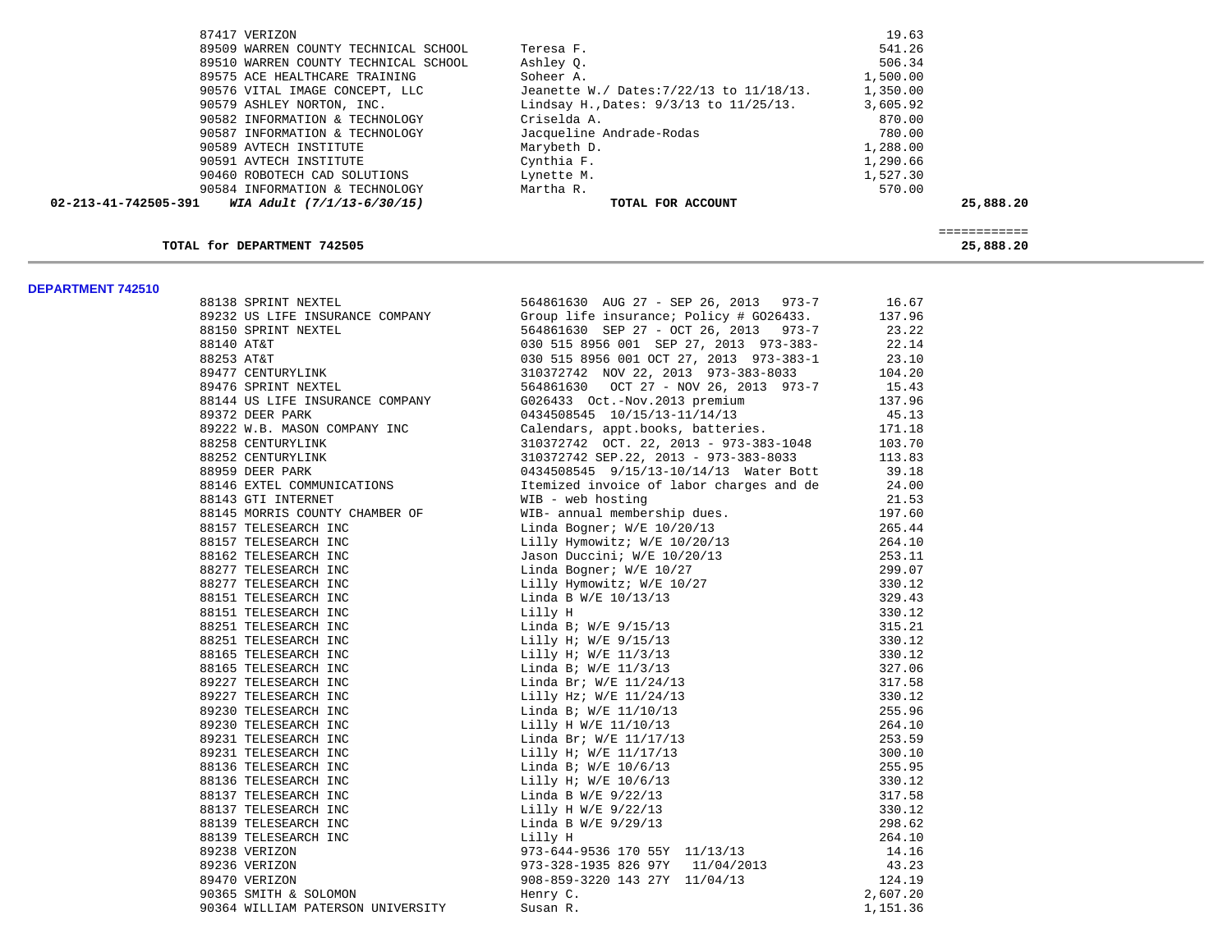| | Vendor | Description | Amount | Total |
|---|---|---|---|---|
| | 87417 VERIZON | | 19.63 | |
| | 89509 WARREN COUNTY TECHNICAL SCHOOL | Teresa F. | 541.26 | |
| | 89510 WARREN COUNTY TECHNICAL SCHOOL | Ashley Q. | 506.34 | |
| | 89575 ACE HEALTHCARE TRAINING | Soheer A. | 1,500.00 | |
| | 90576 VITAL IMAGE CONCEPT, LLC | Jeanette W./ Dates:7/22/13 to 11/18/13. | 1,350.00 | |
| | 90579 ASHLEY NORTON, INC. | Lindsay H.,Dates: 9/3/13 to 11/25/13. | 3,605.92 | |
| | 90582 INFORMATION & TECHNOLOGY | Criselda A. | 870.00 | |
| | 90587 INFORMATION & TECHNOLOGY | Jacqueline Andrade-Rodas | 780.00 | |
| | 90589 AVTECH INSTITUTE | Marybeth D. | 1,288.00 | |
| | 90591 AVTECH INSTITUTE | Cynthia F. | 1,290.66 | |
| | 90460 ROBOTECH CAD SOLUTIONS | Lynette M. | 1,527.30 | |
| | 90584 INFORMATION & TECHNOLOGY | Martha R. | 570.00 | |
| **02-213-41-742505-391** | ***WIA Adult (7/1/13-6/30/15)*** | **TOTAL FOR ACCOUNT** | | **25,888.20** |

**TOTAL for DEPARTMENT 742505** — ============ **25,888.20**

---

**DEPARTMENT 742510**

| Vendor | Description | Amount |
|---|---|---|
| 88138 SPRINT NEXTEL | 564861630 AUG 27 - SEP 26, 2013 973-7 | 16.67 |
| 89232 US LIFE INSURANCE COMPANY | Group life insurance; Policy # GO26433. | 137.96 |
| 88150 SPRINT NEXTEL | 564861630 SEP 27 - OCT 26, 2013 973-7 | 23.22 |
| 88140 AT&T | 030 515 8956 001 SEP 27, 2013 973-383- | 22.14 |
| 88253 AT&T | 030 515 8956 001 OCT 27, 2013 973-383-1 | 23.10 |
| 89477 CENTURYLINK | 310372742 NOV 22, 2013 973-383-8033 | 104.20 |
| 89476 SPRINT NEXTEL | 564861630 OCT 27 - NOV 26, 2013 973-7 | 15.43 |
| 88144 US LIFE INSURANCE COMPANY | G026433 Oct.-Nov.2013 premium | 137.96 |
| 89372 DEER PARK | 0434508545 10/15/13-11/14/13 | 45.13 |
| 89222 W.B. MASON COMPANY INC | Calendars, appt.books, batteries. | 171.18 |
| 88258 CENTURYLINK | 310372742 OCT. 22, 2013 - 973-383-1048 | 103.70 |
| 88252 CENTURYLINK | 310372742 SEP.22, 2013 - 973-383-8033 | 113.83 |
| 88959 DEER PARK | 0434508545 9/15/13-10/14/13 Water Bott | 39.18 |
| 88146 EXTEL COMMUNICATIONS | Itemized invoice of labor charges and de | 24.00 |
| 88143 GTI INTERNET | WIB - web hosting | 21.53 |
| 88145 MORRIS COUNTY CHAMBER OF | WIB- annual membership dues. | 197.60 |
| 88157 TELESEARCH INC | Linda Bogner; W/E 10/20/13 | 265.44 |
| 88157 TELESEARCH INC | Lilly Hymowitz; W/E 10/20/13 | 264.10 |
| 88162 TELESEARCH INC | Jason Duccini; W/E 10/20/13 | 253.11 |
| 88277 TELESEARCH INC | Linda Bogner; W/E 10/27 | 299.07 |
| 88277 TELESEARCH INC | Lilly Hymowitz; W/E 10/27 | 330.12 |
| 88151 TELESEARCH INC | Linda B W/E 10/13/13 | 329.43 |
| 88151 TELESEARCH INC | Lilly H | 330.12 |
| 88251 TELESEARCH INC | Linda B; W/E 9/15/13 | 315.21 |
| 88251 TELESEARCH INC | Lilly H; W/E 9/15/13 | 330.12 |
| 88165 TELESEARCH INC | Lilly H; W/E 11/3/13 | 330.12 |
| 88165 TELESEARCH INC | Linda B; W/E 11/3/13 | 327.06 |
| 89227 TELESEARCH INC | Linda Br; W/E 11/24/13 | 317.58 |
| 89227 TELESEARCH INC | Lilly Hz; W/E 11/24/13 | 330.12 |
| 89230 TELESEARCH INC | Linda B; W/E 11/10/13 | 255.96 |
| 89230 TELESEARCH INC | Lilly H W/E 11/10/13 | 264.10 |
| 89231 TELESEARCH INC | Linda Br; W/E 11/17/13 | 253.59 |
| 89231 TELESEARCH INC | Lilly H; W/E 11/17/13 | 300.10 |
| 88136 TELESEARCH INC | Linda B; W/E 10/6/13 | 255.95 |
| 88136 TELESEARCH INC | Lilly H; W/E 10/6/13 | 330.12 |
| 88137 TELESEARCH INC | Linda B W/E 9/22/13 | 317.58 |
| 88137 TELESEARCH INC | Lilly H W/E 9/22/13 | 330.12 |
| 88139 TELESEARCH INC | Linda B W/E 9/29/13 | 298.62 |
| 88139 TELESEARCH INC | Lilly H | 264.10 |
| 89238 VERIZON | 973-644-9536 170 55Y 11/13/13 | 14.16 |
| 89236 VERIZON | 973-328-1935 826 97Y 11/04/2013 | 43.23 |
| 89470 VERIZON | 908-859-3220 143 27Y 11/04/13 | 124.19 |
| 90365 SMITH & SOLOMON | Henry C. | 2,607.20 |
| 90364 WILLIAM PATERSON UNIVERSITY | Susan R. | 1,151.36 |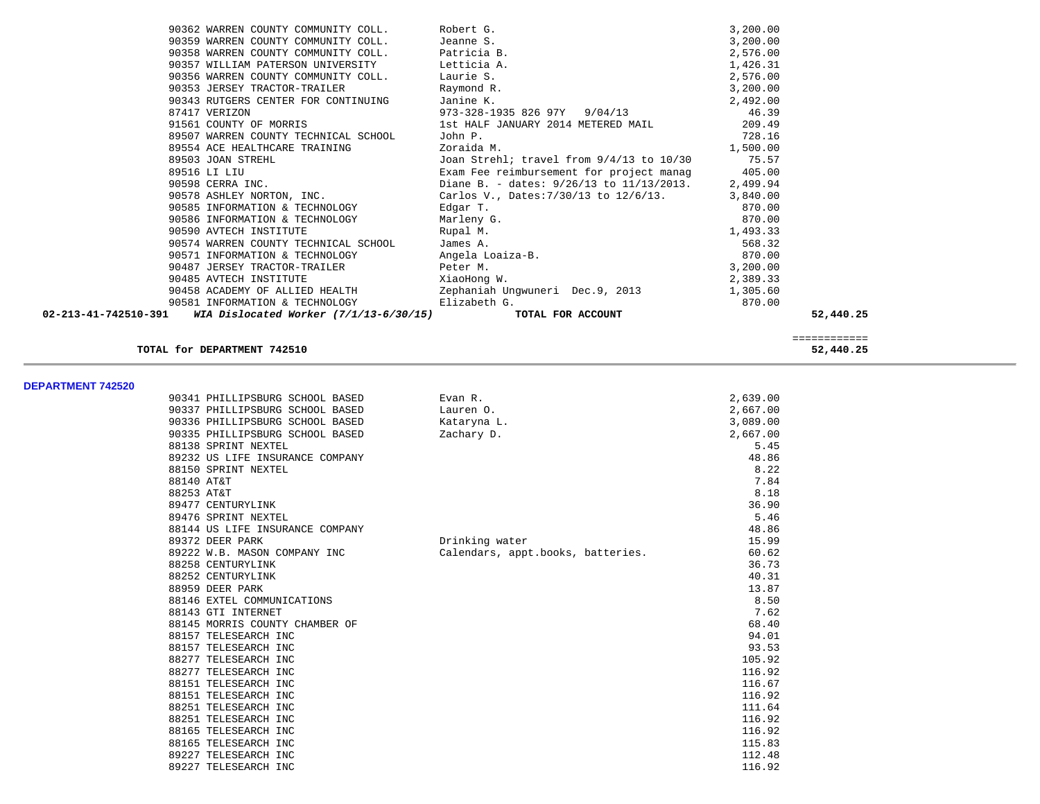| Vendor | Description | Amount | Total |
|---|---|---|---|
| 90362 WARREN COUNTY COMMUNITY COLL. | Robert G. | 3,200.00 | |
| 90359 WARREN COUNTY COMMUNITY COLL. | Jeanne S. | 3,200.00 | |
| 90358 WARREN COUNTY COMMUNITY COLL. | Patricia B. | 2,576.00 | |
| 90357 WILLIAM PATERSON UNIVERSITY | Letticia A. | 1,426.31 | |
| 90356 WARREN COUNTY COMMUNITY COLL. | Laurie S. | 2,576.00 | |
| 90353 JERSEY TRACTOR-TRAILER | Raymond R. | 3,200.00 | |
| 90343 RUTGERS CENTER FOR CONTINUING | Janine K. | 2,492.00 | |
| 87417 VERIZON | 973-328-1935 826 97Y 9/04/13 | 46.39 | |
| 91561 COUNTY OF MORRIS | 1st HALF JANUARY 2014 METERED MAIL | 209.49 | |
| 89507 WARREN COUNTY TECHNICAL SCHOOL | John P. | 728.16 | |
| 89554 ACE HEALTHCARE TRAINING | Zoraida M. | 1,500.00 | |
| 89503 JOAN STREHL | Joan Strehl; travel from 9/4/13 to 10/30 | 75.57 | |
| 89516 LI LIU | Exam Fee reimbursement for project manag | 405.00 | |
| 90598 CERRA INC. | Diane B. - dates: 9/26/13 to 11/13/2013. | 2,499.94 | |
| 90578 ASHLEY NORTON, INC. | Carlos V., Dates:7/30/13 to 12/6/13. | 3,840.00 | |
| 90585 INFORMATION & TECHNOLOGY | Edgar T. | 870.00 | |
| 90586 INFORMATION & TECHNOLOGY | Marleny G. | 870.00 | |
| 90590 AVTECH INSTITUTE | Rupal M. | 1,493.33 | |
| 90574 WARREN COUNTY TECHNICAL SCHOOL | James A. | 568.32 | |
| 90571 INFORMATION & TECHNOLOGY | Angela Loaiza-B. | 870.00 | |
| 90487 JERSEY TRACTOR-TRAILER | Peter M. | 3,200.00 | |
| 90485 AVTECH INSTITUTE | XiaoHong W. | 2,389.33 | |
| 90458 ACADEMY OF ALLIED HEALTH | Zephaniah Ungwuneri Dec.9, 2013 | 1,305.60 | |
| 90581 INFORMATION & TECHNOLOGY | Elizabeth G. | 870.00 | |
| **02-213-41-742510-391** ***WIA Dislocated Worker (7/1/13-6/30/15)*** | **TOTAL FOR ACCOUNT** | | **52,440.25** |

**TOTAL for DEPARTMENT 742510** ============ **52,440.25**

## DEPARTMENT 742520

| Vendor | Description | Amount |
|---|---|---|
| 90341 PHILLIPSBURG SCHOOL BASED | Evan R. | 2,639.00 |
| 90337 PHILLIPSBURG SCHOOL BASED | Lauren O. | 2,667.00 |
| 90336 PHILLIPSBURG SCHOOL BASED | Kataryna L. | 3,089.00 |
| 90335 PHILLIPSBURG SCHOOL BASED | Zachary D. | 2,667.00 |
| 88138 SPRINT NEXTEL | | 5.45 |
| 89232 US LIFE INSURANCE COMPANY | | 48.86 |
| 88150 SPRINT NEXTEL | | 8.22 |
| 88140 AT&T | | 7.84 |
| 88253 AT&T | | 8.18 |
| 89477 CENTURYLINK | | 36.90 |
| 89476 SPRINT NEXTEL | | 5.46 |
| 88144 US LIFE INSURANCE COMPANY | | 48.86 |
| 89372 DEER PARK | Drinking water | 15.99 |
| 89222 W.B. MASON COMPANY INC | Calendars, appt.books, batteries. | 60.62 |
| 88258 CENTURYLINK | | 36.73 |
| 88252 CENTURYLINK | | 40.31 |
| 88959 DEER PARK | | 13.87 |
| 88146 EXTEL COMMUNICATIONS | | 8.50 |
| 88143 GTI INTERNET | | 7.62 |
| 88145 MORRIS COUNTY CHAMBER OF | | 68.40 |
| 88157 TELESEARCH INC | | 94.01 |
| 88157 TELESEARCH INC | | 93.53 |
| 88277 TELESEARCH INC | | 105.92 |
| 88277 TELESEARCH INC | | 116.92 |
| 88151 TELESEARCH INC | | 116.67 |
| 88151 TELESEARCH INC | | 116.92 |
| 88251 TELESEARCH INC | | 111.64 |
| 88251 TELESEARCH INC | | 116.92 |
| 88165 TELESEARCH INC | | 116.92 |
| 88165 TELESEARCH INC | | 115.83 |
| 89227 TELESEARCH INC | | 112.48 |
| 89227 TELESEARCH INC | | 116.92 |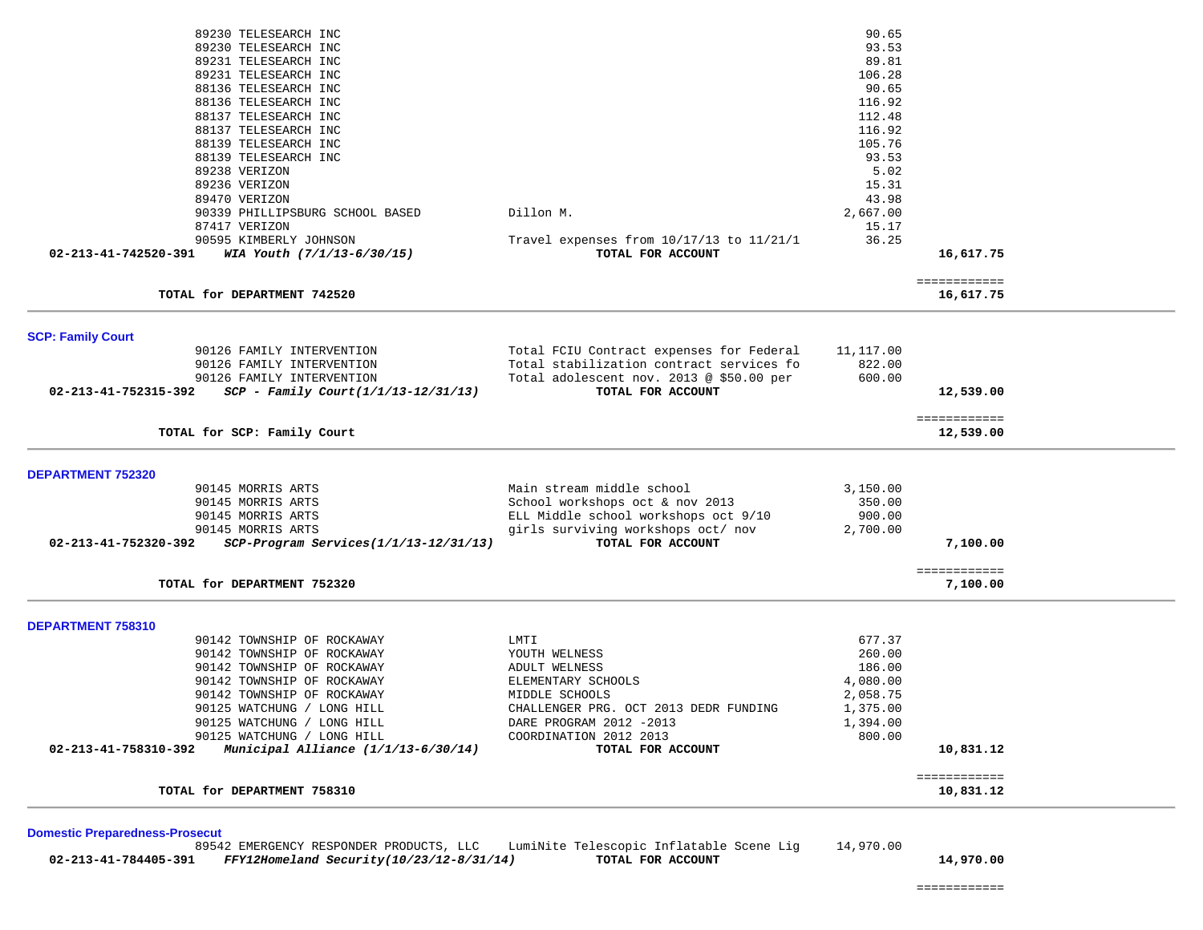| Account | Vendor | Description | Amount | Total |
|---|---|---|---|---|
| | 89230 TELESEARCH INC | | 90.65 | |
| | 89230 TELESEARCH INC | | 93.53 | |
| | 89231 TELESEARCH INC | | 89.81 | |
| | 89231 TELESEARCH INC | | 106.28 | |
| | 88136 TELESEARCH INC | | 90.65 | |
| | 88136 TELESEARCH INC | | 116.92 | |
| | 88137 TELESEARCH INC | | 112.48 | |
| | 88137 TELESEARCH INC | | 116.92 | |
| | 88139 TELESEARCH INC | | 105.76 | |
| | 88139 TELESEARCH INC | | 93.53 | |
| | 89238 VERIZON | | 5.02 | |
| | 89236 VERIZON | | 15.31 | |
| | 89470 VERIZON | | 43.98 | |
| | 90339 PHILLIPSBURG SCHOOL BASED | Dillon M. | 2,667.00 | |
| | 87417 VERIZON | | 15.17 | |
| | 90595 KIMBERLY JOHNSON | Travel expenses from 10/17/13 to 11/21/1 | 36.25 | |
| **02-213-41-742520-391** | ***WIA Youth (7/1/13-6/30/15)*** | **TOTAL FOR ACCOUNT** | | **16,617.75** |
| | **TOTAL for DEPARTMENT 742520** | | | **16,617.75** |

**SCP: Family Court**

| Account | Vendor | Description | Amount | Total |
|---|---|---|---|---|
| | 90126 FAMILY INTERVENTION | Total FCIU Contract expenses for Federal | 11,117.00 | |
| | 90126 FAMILY INTERVENTION | Total stabilization contract services fo | 822.00 | |
| | 90126 FAMILY INTERVENTION | Total adolescent nov. 2013 @ $50.00 per | 600.00 | |
| **02-213-41-752315-392** | ***SCP - Family Court(1/1/13-12/31/13)*** | **TOTAL FOR ACCOUNT** | | **12,539.00** |
| | **TOTAL for SCP: Family Court** | | | **12,539.00** |

**DEPARTMENT 752320**

| Account | Vendor | Description | Amount | Total |
|---|---|---|---|---|
| | 90145 MORRIS ARTS | Main stream middle school | 3,150.00 | |
| | 90145 MORRIS ARTS | School workshops oct & nov 2013 | 350.00 | |
| | 90145 MORRIS ARTS | ELL Middle school workshops oct 9/10 | 900.00 | |
| | 90145 MORRIS ARTS | girls surviving workshops oct/ nov | 2,700.00 | |
| **02-213-41-752320-392** | ***SCP-Program Services(1/1/13-12/31/13)*** | **TOTAL FOR ACCOUNT** | | **7,100.00** |
| | **TOTAL for DEPARTMENT 752320** | | | **7,100.00** |

**DEPARTMENT 758310**

| Account | Vendor | Description | Amount | Total |
|---|---|---|---|---|
| | 90142 TOWNSHIP OF ROCKAWAY | LMTI | 677.37 | |
| | 90142 TOWNSHIP OF ROCKAWAY | YOUTH WELNESS | 260.00 | |
| | 90142 TOWNSHIP OF ROCKAWAY | ADULT WELNESS | 186.00 | |
| | 90142 TOWNSHIP OF ROCKAWAY | ELEMENTARY SCHOOLS | 4,080.00 | |
| | 90142 TOWNSHIP OF ROCKAWAY | MIDDLE SCHOOLS | 2,058.75 | |
| | 90125 WATCHUNG / LONG HILL | CHALLENGER PRG. OCT 2013 DEDR FUNDING | 1,375.00 | |
| | 90125 WATCHUNG / LONG HILL | DARE PROGRAM 2012 -2013 | 1,394.00 | |
| | 90125 WATCHUNG / LONG HILL | COORDINATION 2012 2013 | 800.00 | |
| **02-213-41-758310-392** | ***Municipal Alliance (1/1/13-6/30/14)*** | **TOTAL FOR ACCOUNT** | | **10,831.12** |
| | **TOTAL for DEPARTMENT 758310** | | | **10,831.12** |

**Domestic Preparedness-Prosecut**

| Account | Vendor | Description | Amount | Total |
|---|---|---|---|---|
| | 89542 EMERGENCY RESPONDER PRODUCTS, LLC | LumiNite Telescopic Inflatable Scene Lig | 14,970.00 | |
| **02-213-41-784405-391** | ***FFY12Homeland Security(10/23/12-8/31/14)*** | **TOTAL FOR ACCOUNT** | | **14,970.00** |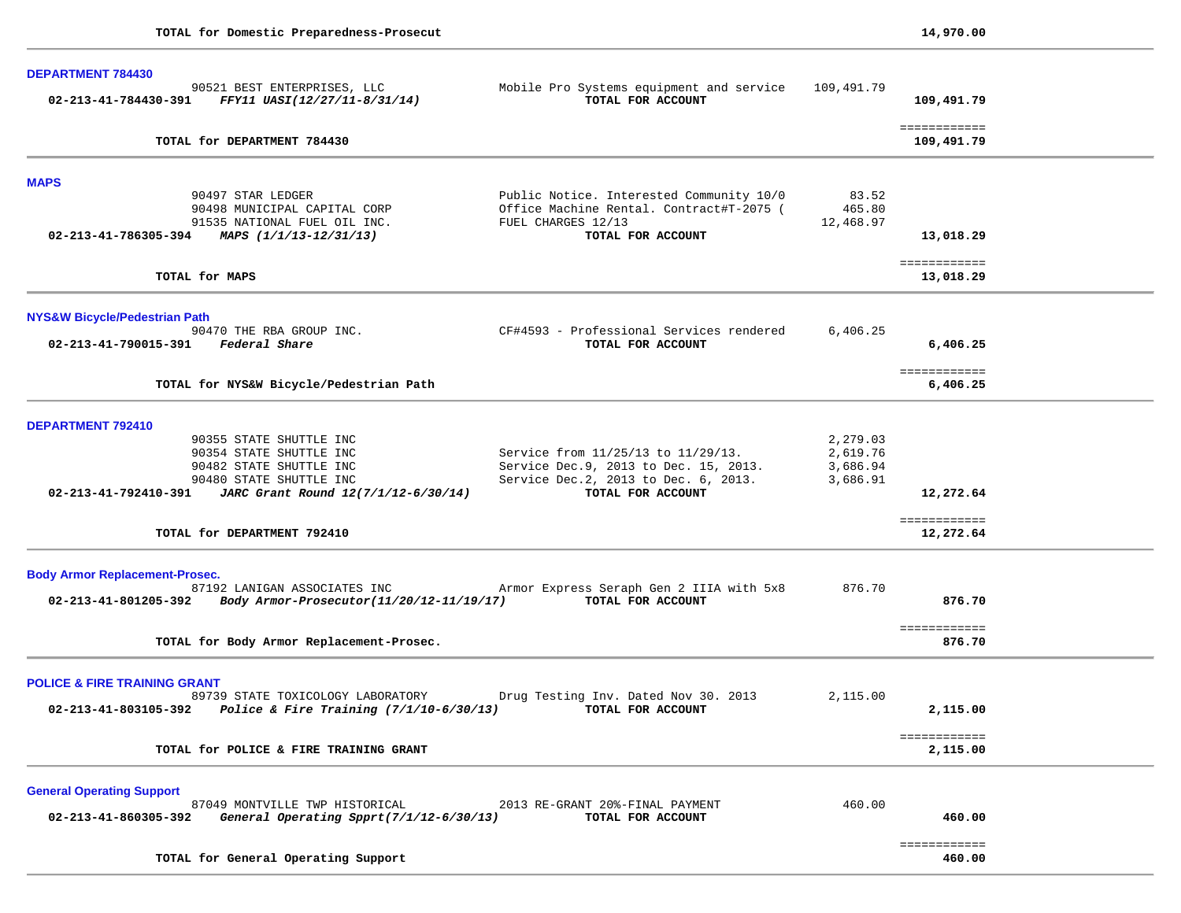**TOTAL for Domestic Preparedness-Prosecut** 14,970.00

---

## DEPARTMENT 784430

| Account | Vendor | Description | Amount | Total |
|---|---|---|---|---|
| | 90521 BEST ENTERPRISES, LLC | Mobile Pro Systems equipment and service | 109,491.79 | |
| **02-213-41-784430-391** | ***FFY11 UASI(12/27/11-8/31/14)*** | **TOTAL FOR ACCOUNT** | | **109,491.79** |

============

**TOTAL for DEPARTMENT 784430** 109,491.79

---

## MAPS

| Account | Vendor | Description | Amount | Total |
|---|---|---|---|---|
| | 90497 STAR LEDGER | Public Notice. Interested Community 10/0 | 83.52 | |
| | 90498 MUNICIPAL CAPITAL CORP | Office Machine Rental. Contract#T-2075 ( | 465.80 | |
| | 91535 NATIONAL FUEL OIL INC. | FUEL CHARGES 12/13 | 12,468.97 | |
| **02-213-41-786305-394** | ***MAPS (1/1/13-12/31/13)*** | **TOTAL FOR ACCOUNT** | | **13,018.29** |

============

**TOTAL for MAPS** 13,018.29

---

## NYS&W Bicycle/Pedestrian Path

| Account | Vendor | Description | Amount | Total |
|---|---|---|---|---|
| | 90470 THE RBA GROUP INC. | CF#4593 - Professional Services rendered | 6,406.25 | |
| **02-213-41-790015-391** | ***Federal Share*** | **TOTAL FOR ACCOUNT** | | **6,406.25** |

============

**TOTAL for NYS&W Bicycle/Pedestrian Path** 6,406.25

---

## DEPARTMENT 792410

| Account | Vendor | Description | Amount | Total |
|---|---|---|---|---|
| | 90355 STATE SHUTTLE INC | | 2,279.03 | |
| | 90354 STATE SHUTTLE INC | Service from 11/25/13 to 11/29/13. | 2,619.76 | |
| | 90482 STATE SHUTTLE INC | Service Dec.9, 2013 to Dec. 15, 2013. | 3,686.94 | |
| | 90480 STATE SHUTTLE INC | Service Dec.2, 2013 to Dec. 6, 2013. | 3,686.91 | |
| **02-213-41-792410-391** | ***JARC Grant Round 12(7/1/12-6/30/14)*** | **TOTAL FOR ACCOUNT** | | **12,272.64** |

============

**TOTAL for DEPARTMENT 792410** 12,272.64

---

## Body Armor Replacement-Prosec.

| Account | Vendor | Description | Amount | Total |
|---|---|---|---|---|
| | 87192 LANIGAN ASSOCIATES INC | Armor Express Seraph Gen 2 IIIA with 5x8 | 876.70 | |
| **02-213-41-801205-392** | ***Body Armor-Prosecutor(11/20/12-11/19/17)*** | **TOTAL FOR ACCOUNT** | | **876.70** |

============

**TOTAL for Body Armor Replacement-Prosec.** 876.70

---

## POLICE & FIRE TRAINING GRANT

| Account | Vendor | Description | Amount | Total |
|---|---|---|---|---|
| | 89739 STATE TOXICOLOGY LABORATORY | Drug Testing Inv. Dated Nov 30. 2013 | 2,115.00 | |
| **02-213-41-803105-392** | ***Police & Fire Training (7/1/10-6/30/13)*** | **TOTAL FOR ACCOUNT** | | **2,115.00** |

============

**TOTAL for POLICE & FIRE TRAINING GRANT** 2,115.00

---

## General Operating Support

| Account | Vendor | Description | Amount | Total |
|---|---|---|---|---|
| | 87049 MONTVILLE TWP HISTORICAL | 2013 RE-GRANT 20%-FINAL PAYMENT | 460.00 | |
| **02-213-41-860305-392** | ***General Operating Spprt(7/1/12-6/30/13)*** | **TOTAL FOR ACCOUNT** | | **460.00** |

============

**TOTAL for General Operating Support** 460.00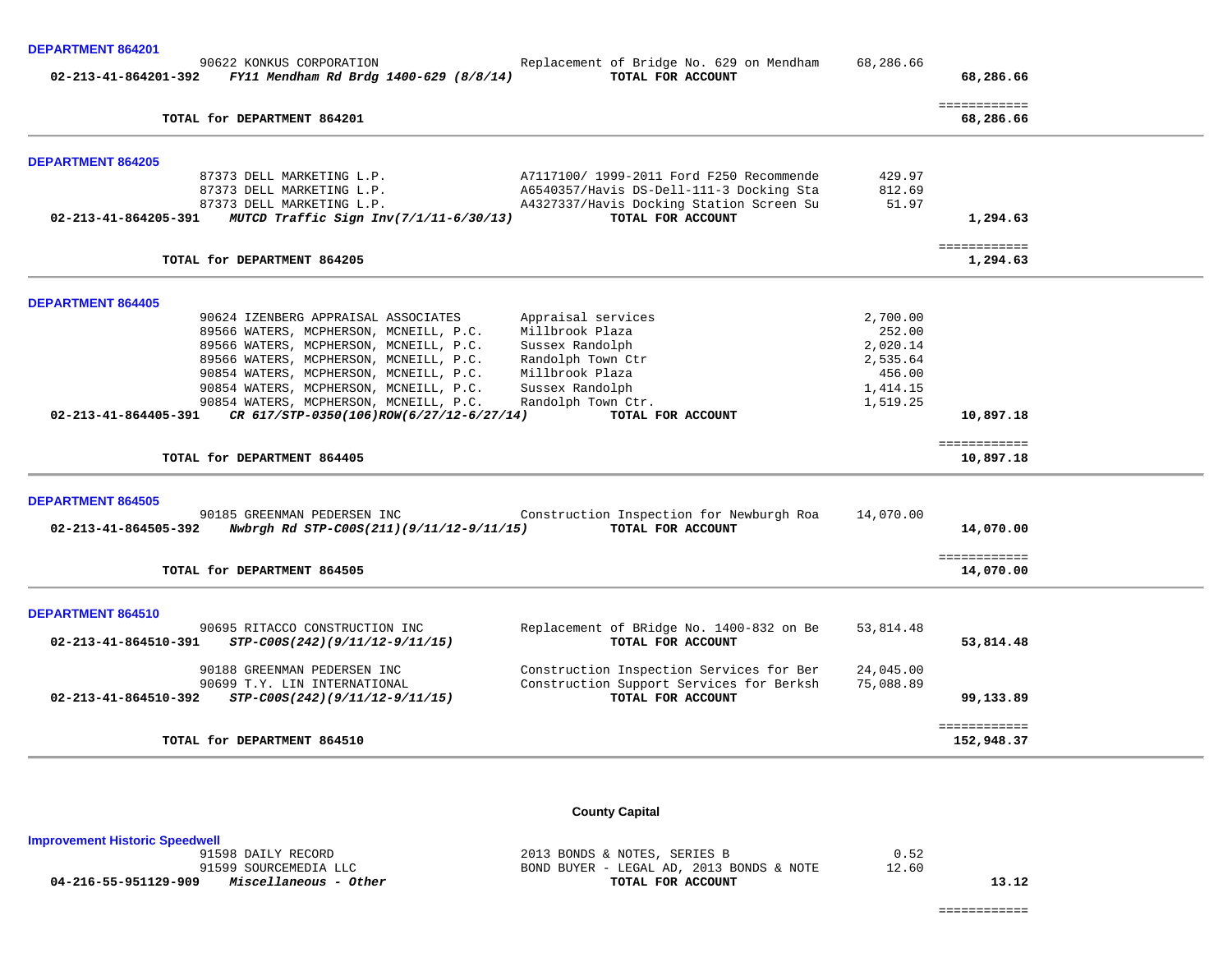**DEPARTMENT 864201**

| Account | Vendor | Description | Amount | Total |
|---|---|---|---|---|
| | 90622 KONKUS CORPORATION | Replacement of Bridge No. 629 on Mendham | 68,286.66 | |
| 02-213-41-864201-392 | *FY11 Mendham Rd Brdg 1400-629 (8/8/14)* | **TOTAL FOR ACCOUNT** | | **68,286.66** |

**TOTAL for DEPARTMENT 864201** ============ **68,286.66**

**DEPARTMENT 864205**

| Account | Vendor | Description | Amount | Total |
|---|---|---|---|---|
| | 87373 DELL MARKETING L.P. | A7117100/ 1999-2011 Ford F250 Recommende | 429.97 | |
| | 87373 DELL MARKETING L.P. | A6540357/Havis DS-Dell-111-3 Docking Sta | 812.69 | |
| | 87373 DELL MARKETING L.P. | A4327337/Havis Docking Station Screen Su | 51.97 | |
| 02-213-41-864205-391 | *MUTCD Traffic Sign Inv(7/1/11-6/30/13)* | **TOTAL FOR ACCOUNT** | | **1,294.63** |

**TOTAL for DEPARTMENT 864205** ============ **1,294.63**

**DEPARTMENT 864405**

| Account | Vendor | Description | Amount | Total |
|---|---|---|---|---|
| | 90624 IZENBERG APPRAISAL ASSOCIATES | Appraisal services | 2,700.00 | |
| | 89566 WATERS, MCPHERSON, MCNEILL, P.C. | Millbrook Plaza | 252.00 | |
| | 89566 WATERS, MCPHERSON, MCNEILL, P.C. | Sussex Randolph | 2,020.14 | |
| | 89566 WATERS, MCPHERSON, MCNEILL, P.C. | Randolph Town Ctr | 2,535.64 | |
| | 90854 WATERS, MCPHERSON, MCNEILL, P.C. | Millbrook Plaza | 456.00 | |
| | 90854 WATERS, MCPHERSON, MCNEILL, P.C. | Sussex Randolph | 1,414.15 | |
| | 90854 WATERS, MCPHERSON, MCNEILL, P.C. | Randolph Town Ctr. | 1,519.25 | |
| 02-213-41-864405-391 | *CR 617/STP-0350(106)ROW(6/27/12-6/27/14)* | **TOTAL FOR ACCOUNT** | | **10,897.18** |

**TOTAL for DEPARTMENT 864405** ============ **10,897.18**

**DEPARTMENT 864505**

| Account | Vendor | Description | Amount | Total |
|---|---|---|---|---|
| | 90185 GREENMAN PEDERSEN INC | Construction Inspection for Newburgh Roa | 14,070.00 | |
| 02-213-41-864505-392 | *Nwbrgh Rd STP-C00S(211)(9/11/12-9/11/15)* | **TOTAL FOR ACCOUNT** | | **14,070.00** |

**TOTAL for DEPARTMENT 864505** ============ **14,070.00**

**DEPARTMENT 864510**

| Account | Vendor | Description | Amount | Total |
|---|---|---|---|---|
| | 90695 RITACCO CONSTRUCTION INC | Replacement of BRidge No. 1400-832 on Be | 53,814.48 | |
| 02-213-41-864510-391 | *STP-C00S(242)(9/11/12-9/11/15)* | **TOTAL FOR ACCOUNT** | | **53,814.48** |
| | 90188 GREENMAN PEDERSEN INC | Construction Inspection Services for Ber | 24,045.00 | |
| | 90699 T.Y. LIN INTERNATIONAL | Construction Support Services for Berksh | 75,088.89 | |
| 02-213-41-864510-392 | *STP-C00S(242)(9/11/12-9/11/15)* | **TOTAL FOR ACCOUNT** | | **99,133.89** |

**TOTAL for DEPARTMENT 864510** ============ **152,948.37**

## County Capital

**Improvement Historic Speedwell**

| Account | Vendor | Description | Amount | Total |
|---|---|---|---|---|
| | 91598 DAILY RECORD | 2013 BONDS & NOTES, SERIES B | 0.52 | |
| | 91599 SOURCEMEDIA LLC | BOND BUYER - LEGAL AD, 2013 BONDS & NOTE | 12.60 | |
| 04-216-55-951129-909 | *Miscellaneous - Other* | **TOTAL FOR ACCOUNT** | | **13.12** |

============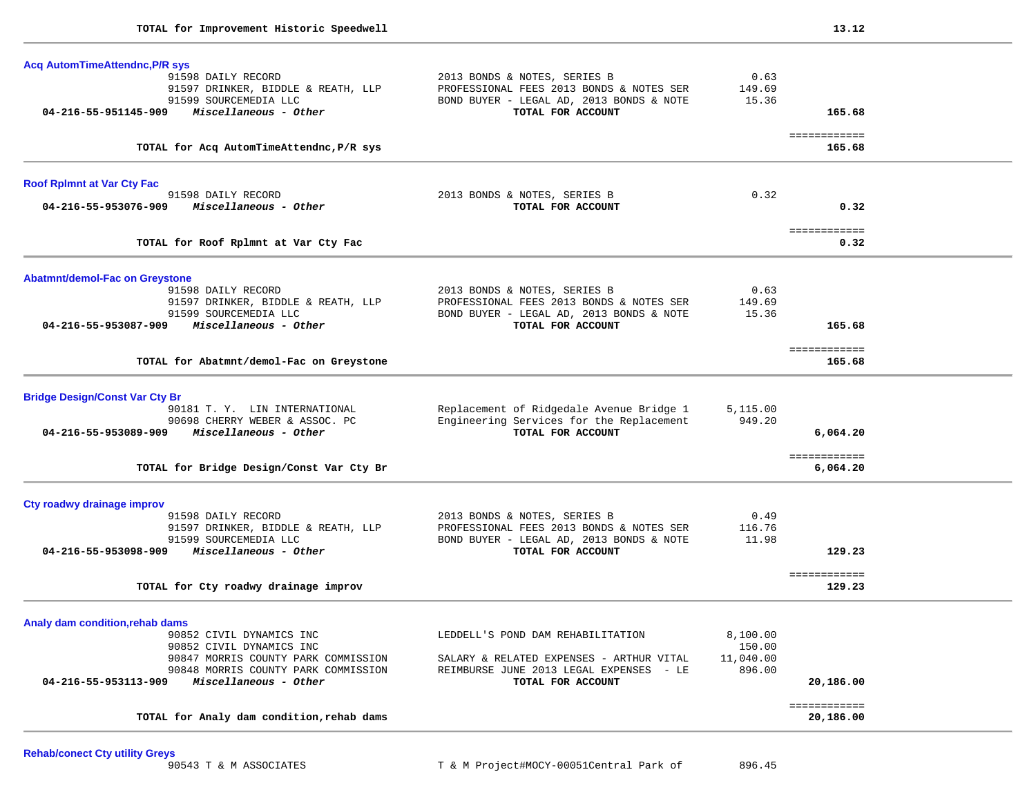**TOTAL for Improvement Historic Speedwell** 13.12

---

### Acq AutomTimeAttendnc,P/R sys

| Account | Vendor | Description | Amount | Total |
|---|---|---|---|---|
| | 91598 DAILY RECORD | 2013 BONDS & NOTES, SERIES B | 0.63 | |
| | 91597 DRINKER, BIDDLE & REATH, LLP | PROFESSIONAL FEES 2013 BONDS & NOTES SER | 149.69 | |
| | 91599 SOURCEMEDIA LLC | BOND BUYER - LEGAL AD, 2013 BONDS & NOTE | 15.36 | |
| **04-216-55-951145-909** | ***Miscellaneous - Other*** | **TOTAL FOR ACCOUNT** | | **165.68** |

**TOTAL for Acq AutomTimeAttendnc,P/R sys** **165.68**

---

### Roof Rplmnt at Var Cty Fac

| Account | Vendor | Description | Amount | Total |
|---|---|---|---|---|
| | 91598 DAILY RECORD | 2013 BONDS & NOTES, SERIES B | 0.32 | |
| **04-216-55-953076-909** | ***Miscellaneous - Other*** | **TOTAL FOR ACCOUNT** | | **0.32** |

**TOTAL for Roof Rplmnt at Var Cty Fac** **0.32**

---

### Abatmnt/demol-Fac on Greystone

| Account | Vendor | Description | Amount | Total |
|---|---|---|---|---|
| | 91598 DAILY RECORD | 2013 BONDS & NOTES, SERIES B | 0.63 | |
| | 91597 DRINKER, BIDDLE & REATH, LLP | PROFESSIONAL FEES 2013 BONDS & NOTES SER | 149.69 | |
| | 91599 SOURCEMEDIA LLC | BOND BUYER - LEGAL AD, 2013 BONDS & NOTE | 15.36 | |
| **04-216-55-953087-909** | ***Miscellaneous - Other*** | **TOTAL FOR ACCOUNT** | | **165.68** |

**TOTAL for Abatmnt/demol-Fac on Greystone** **165.68**

---

### Bridge Design/Const Var Cty Br

| Account | Vendor | Description | Amount | Total |
|---|---|---|---|---|
| | 90181 T. Y. LIN INTERNATIONAL | Replacement of Ridgedale Avenue Bridge 1 | 5,115.00 | |
| | 90698 CHERRY WEBER & ASSOC. PC | Engineering Services for the Replacement | 949.20 | |
| **04-216-55-953089-909** | ***Miscellaneous - Other*** | **TOTAL FOR ACCOUNT** | | **6,064.20** |

**TOTAL for Bridge Design/Const Var Cty Br** **6,064.20**

---

### Cty roadwy drainage improv

| Account | Vendor | Description | Amount | Total |
|---|---|---|---|---|
| | 91598 DAILY RECORD | 2013 BONDS & NOTES, SERIES B | 0.49 | |
| | 91597 DRINKER, BIDDLE & REATH, LLP | PROFESSIONAL FEES 2013 BONDS & NOTES SER | 116.76 | |
| | 91599 SOURCEMEDIA LLC | BOND BUYER - LEGAL AD, 2013 BONDS & NOTE | 11.98 | |
| **04-216-55-953098-909** | ***Miscellaneous - Other*** | **TOTAL FOR ACCOUNT** | | **129.23** |

**TOTAL for Cty roadwy drainage improv** **129.23**

---

### Analy dam condition,rehab dams

| Account | Vendor | Description | Amount | Total |
|---|---|---|---|---|
| | 90852 CIVIL DYNAMICS INC | LEDDELL'S POND DAM REHABILITATION | 8,100.00 | |
| | 90852 CIVIL DYNAMICS INC | | 150.00 | |
| | 90847 MORRIS COUNTY PARK COMMISSION | SALARY & RELATED EXPENSES - ARTHUR VITAL | 11,040.00 | |
| | 90848 MORRIS COUNTY PARK COMMISSION | REIMBURSE JUNE 2013 LEGAL EXPENSES - LE | 896.00 | |
| **04-216-55-953113-909** | ***Miscellaneous - Other*** | **TOTAL FOR ACCOUNT** | | **20,186.00** |

**TOTAL for Analy dam condition,rehab dams** **20,186.00**

---

### Rehab/conect Cty utility Greys

| Account | Vendor | Description | Amount | Total |
|---|---|---|---|---|
| | 90543 T & M ASSOCIATES | T & M Project#MOCY-00051Central Park of | 896.45 | |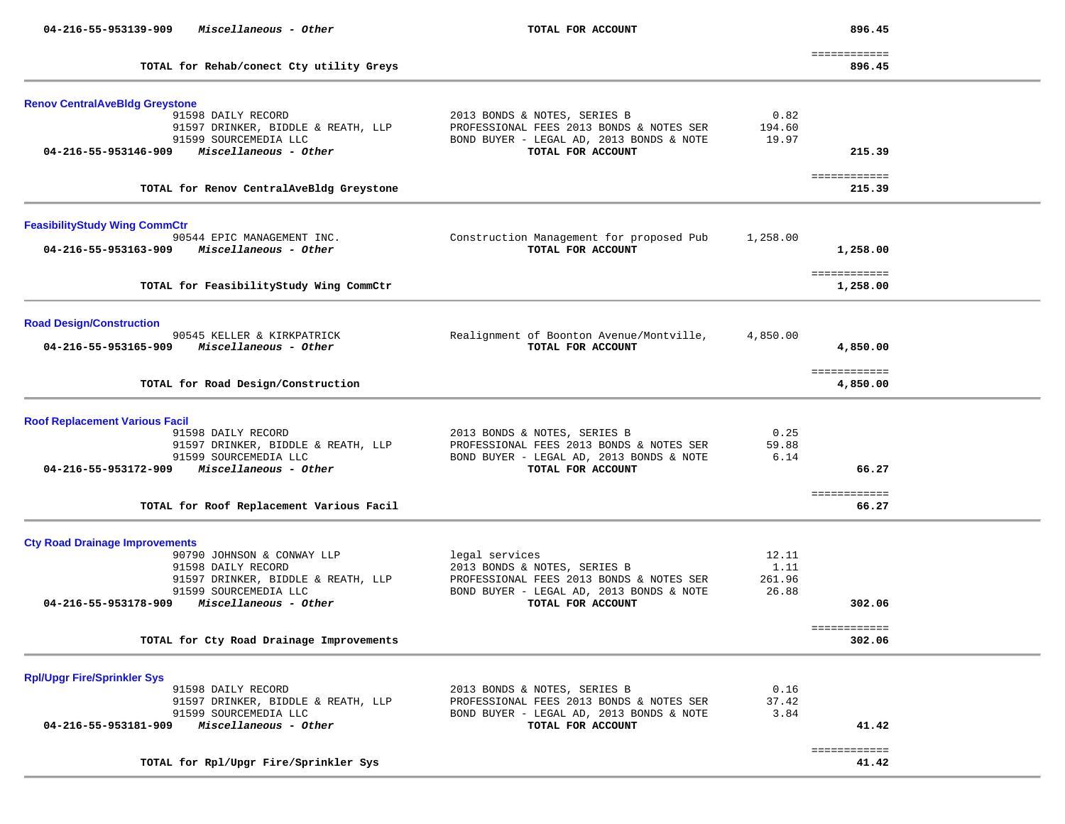| | | | | |
|---|---|---|---|---|
| 04-216-55-953139-909 | *Miscellaneous - Other* | **TOTAL FOR ACCOUNT** | | **896.45** |
| | | | | ============ |
| | **TOTAL for Rehab/conect Cty utility Greys** | | | **896.45** |

**Renov CentralAveBldg Greystone**

| | | | | |
|---|---|---|---|---|
| | 91598 DAILY RECORD | 2013 BONDS & NOTES, SERIES B | 0.82 | |
| | 91597 DRINKER, BIDDLE & REATH, LLP | PROFESSIONAL FEES 2013 BONDS & NOTES SER | 194.60 | |
| | 91599 SOURCEMEDIA LLC | BOND BUYER - LEGAL AD, 2013 BONDS & NOTE | 19.97 | |
| 04-216-55-953146-909 | *Miscellaneous - Other* | **TOTAL FOR ACCOUNT** | | **215.39** |
| | | | | ============ |
| | **TOTAL for Renov CentralAveBldg Greystone** | | | **215.39** |

**FeasibilityStudy Wing CommCtr**

| | | | | |
|---|---|---|---|---|
| | 90544 EPIC MANAGEMENT INC. | Construction Management for proposed Pub | 1,258.00 | |
| 04-216-55-953163-909 | *Miscellaneous - Other* | **TOTAL FOR ACCOUNT** | | **1,258.00** |
| | | | | ============ |
| | **TOTAL for FeasibilityStudy Wing CommCtr** | | | **1,258.00** |

**Road Design/Construction**

| | | | | |
|---|---|---|---|---|
| | 90545 KELLER & KIRKPATRICK | Realignment of Boonton Avenue/Montville, | 4,850.00 | |
| 04-216-55-953165-909 | *Miscellaneous - Other* | **TOTAL FOR ACCOUNT** | | **4,850.00** |
| | | | | ============ |
| | **TOTAL for Road Design/Construction** | | | **4,850.00** |

**Roof Replacement Various Facil**

| | | | | |
|---|---|---|---|---|
| | 91598 DAILY RECORD | 2013 BONDS & NOTES, SERIES B | 0.25 | |
| | 91597 DRINKER, BIDDLE & REATH, LLP | PROFESSIONAL FEES 2013 BONDS & NOTES SER | 59.88 | |
| | 91599 SOURCEMEDIA LLC | BOND BUYER - LEGAL AD, 2013 BONDS & NOTE | 6.14 | |
| 04-216-55-953172-909 | *Miscellaneous - Other* | **TOTAL FOR ACCOUNT** | | **66.27** |
| | | | | ============ |
| | **TOTAL for Roof Replacement Various Facil** | | | **66.27** |

**Cty Road Drainage Improvements**

| | | | | |
|---|---|---|---|---|
| | 90790 JOHNSON & CONWAY LLP | legal services | 12.11 | |
| | 91598 DAILY RECORD | 2013 BONDS & NOTES, SERIES B | 1.11 | |
| | 91597 DRINKER, BIDDLE & REATH, LLP | PROFESSIONAL FEES 2013 BONDS & NOTES SER | 261.96 | |
| | 91599 SOURCEMEDIA LLC | BOND BUYER - LEGAL AD, 2013 BONDS & NOTE | 26.88 | |
| 04-216-55-953178-909 | *Miscellaneous - Other* | **TOTAL FOR ACCOUNT** | | **302.06** |
| | | | | ============ |
| | **TOTAL for Cty Road Drainage Improvements** | | | **302.06** |

**Rpl/Upgr Fire/Sprinkler Sys**

| | | | | |
|---|---|---|---|---|
| | 91598 DAILY RECORD | 2013 BONDS & NOTES, SERIES B | 0.16 | |
| | 91597 DRINKER, BIDDLE & REATH, LLP | PROFESSIONAL FEES 2013 BONDS & NOTES SER | 37.42 | |
| | 91599 SOURCEMEDIA LLC | BOND BUYER - LEGAL AD, 2013 BONDS & NOTE | 3.84 | |
| 04-216-55-953181-909 | *Miscellaneous - Other* | **TOTAL FOR ACCOUNT** | | **41.42** |
| | | | | ============ |
| | **TOTAL for Rpl/Upgr Fire/Sprinkler Sys** | | | **41.42** |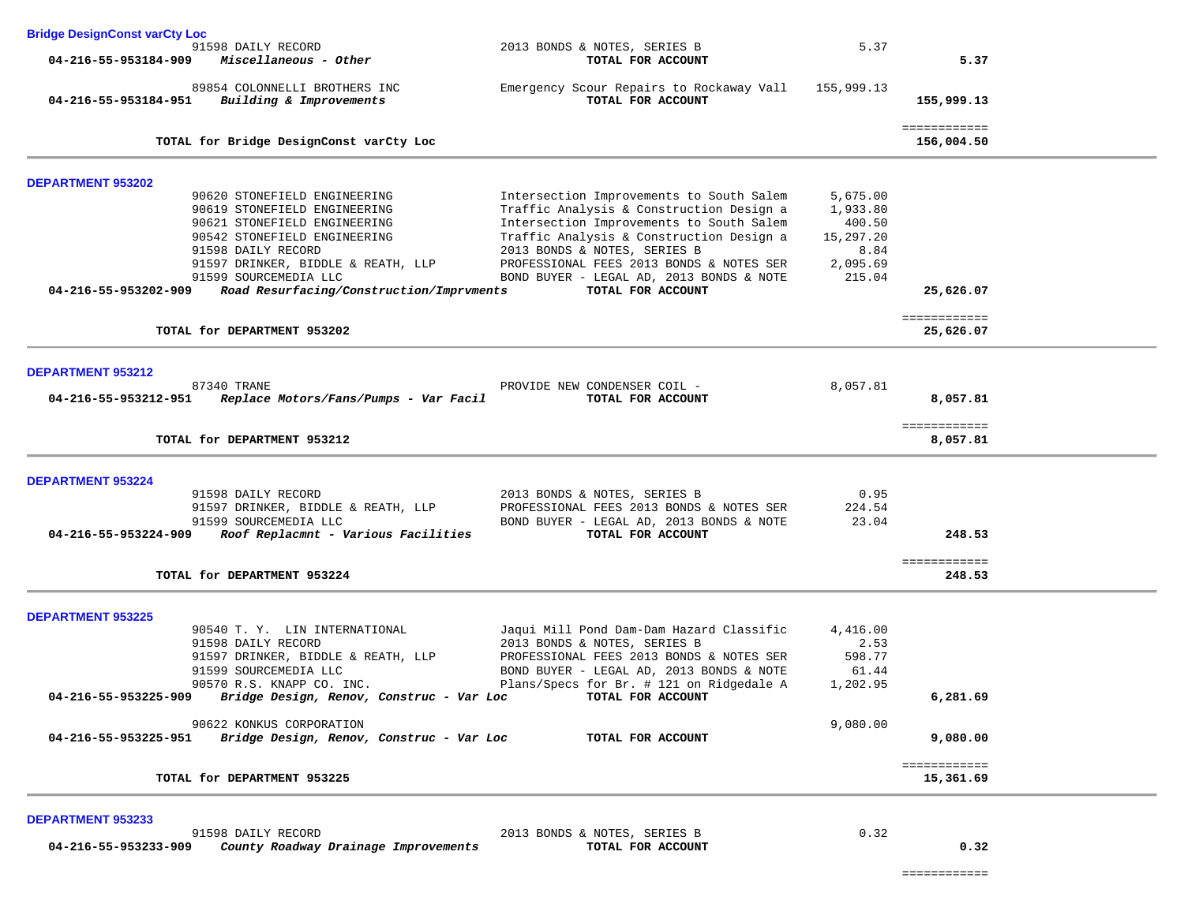**Bridge DesignConst varCty Loc**

| Account | Vendor / Description | Detail | Amount | Total |
|---|---|---|---|---|
| | 91598 DAILY RECORD | 2013 BONDS & NOTES, SERIES B | 5.37 | |
| **04-216-55-953184-909** | ***Miscellaneous - Other*** | **TOTAL FOR ACCOUNT** | | **5.37** |
| | 89854 COLONNELLI BROTHERS INC | Emergency Scour Repairs to Rockaway Vall | 155,999.13 | |
| **04-216-55-953184-951** | ***Building & Improvements*** | **TOTAL FOR ACCOUNT** | | **155,999.13** |
| | **TOTAL for Bridge DesignConst varCty Loc** | | | **156,004.50** |

**DEPARTMENT 953202**

| Account | Vendor / Description | Detail | Amount | Total |
|---|---|---|---|---|
| | 90620 STONEFIELD ENGINEERING | Intersection Improvements to South Salem | 5,675.00 | |
| | 90619 STONEFIELD ENGINEERING | Traffic Analysis & Construction Design a | 1,933.80 | |
| | 90621 STONEFIELD ENGINEERING | Intersection Improvements to South Salem | 400.50 | |
| | 90542 STONEFIELD ENGINEERING | Traffic Analysis & Construction Design a | 15,297.20 | |
| | 91598 DAILY RECORD | 2013 BONDS & NOTES, SERIES B | 8.84 | |
| | 91597 DRINKER, BIDDLE & REATH, LLP | PROFESSIONAL FEES 2013 BONDS & NOTES SER | 2,095.69 | |
| | 91599 SOURCEMEDIA LLC | BOND BUYER - LEGAL AD, 2013 BONDS & NOTE | 215.04 | |
| **04-216-55-953202-909** | ***Road Resurfacing/Construction/Imprvments*** | **TOTAL FOR ACCOUNT** | | **25,626.07** |
| | **TOTAL for DEPARTMENT 953202** | | | **25,626.07** |

**DEPARTMENT 953212**

| Account | Vendor / Description | Detail | Amount | Total |
|---|---|---|---|---|
| | 87340 TRANE | PROVIDE NEW CONDENSER COIL - | 8,057.81 | |
| **04-216-55-953212-951** | ***Replace Motors/Fans/Pumps - Var Facil*** | **TOTAL FOR ACCOUNT** | | **8,057.81** |
| | **TOTAL for DEPARTMENT 953212** | | | **8,057.81** |

**DEPARTMENT 953224**

| Account | Vendor / Description | Detail | Amount | Total |
|---|---|---|---|---|
| | 91598 DAILY RECORD | 2013 BONDS & NOTES, SERIES B | 0.95 | |
| | 91597 DRINKER, BIDDLE & REATH, LLP | PROFESSIONAL FEES 2013 BONDS & NOTES SER | 224.54 | |
| | 91599 SOURCEMEDIA LLC | BOND BUYER - LEGAL AD, 2013 BONDS & NOTE | 23.04 | |
| **04-216-55-953224-909** | ***Roof Replacmnt - Various Facilities*** | **TOTAL FOR ACCOUNT** | | **248.53** |
| | **TOTAL for DEPARTMENT 953224** | | | **248.53** |

**DEPARTMENT 953225**

| Account | Vendor / Description | Detail | Amount | Total |
|---|---|---|---|---|
| | 90540 T. Y. LIN INTERNATIONAL | Jaqui Mill Pond Dam-Dam Hazard Classific | 4,416.00 | |
| | 91598 DAILY RECORD | 2013 BONDS & NOTES, SERIES B | 2.53 | |
| | 91597 DRINKER, BIDDLE & REATH, LLP | PROFESSIONAL FEES 2013 BONDS & NOTES SER | 598.77 | |
| | 91599 SOURCEMEDIA LLC | BOND BUYER - LEGAL AD, 2013 BONDS & NOTE | 61.44 | |
| | 90570 R.S. KNAPP CO. INC. | Plans/Specs for Br. # 121 on Ridgedale A | 1,202.95 | |
| **04-216-55-953225-909** | ***Bridge Design, Renov, Construc - Var Loc*** | **TOTAL FOR ACCOUNT** | | **6,281.69** |
| | 90622 KONKUS CORPORATION | | 9,080.00 | |
| **04-216-55-953225-951** | ***Bridge Design, Renov, Construc - Var Loc*** | **TOTAL FOR ACCOUNT** | | **9,080.00** |
| | **TOTAL for DEPARTMENT 953225** | | | **15,361.69** |

**DEPARTMENT 953233**

| Account | Vendor / Description | Detail | Amount | Total |
|---|---|---|---|---|
| | 91598 DAILY RECORD | 2013 BONDS & NOTES, SERIES B | 0.32 | |
| **04-216-55-953233-909** | ***County Roadway Drainage Improvements*** | **TOTAL FOR ACCOUNT** | | **0.32** |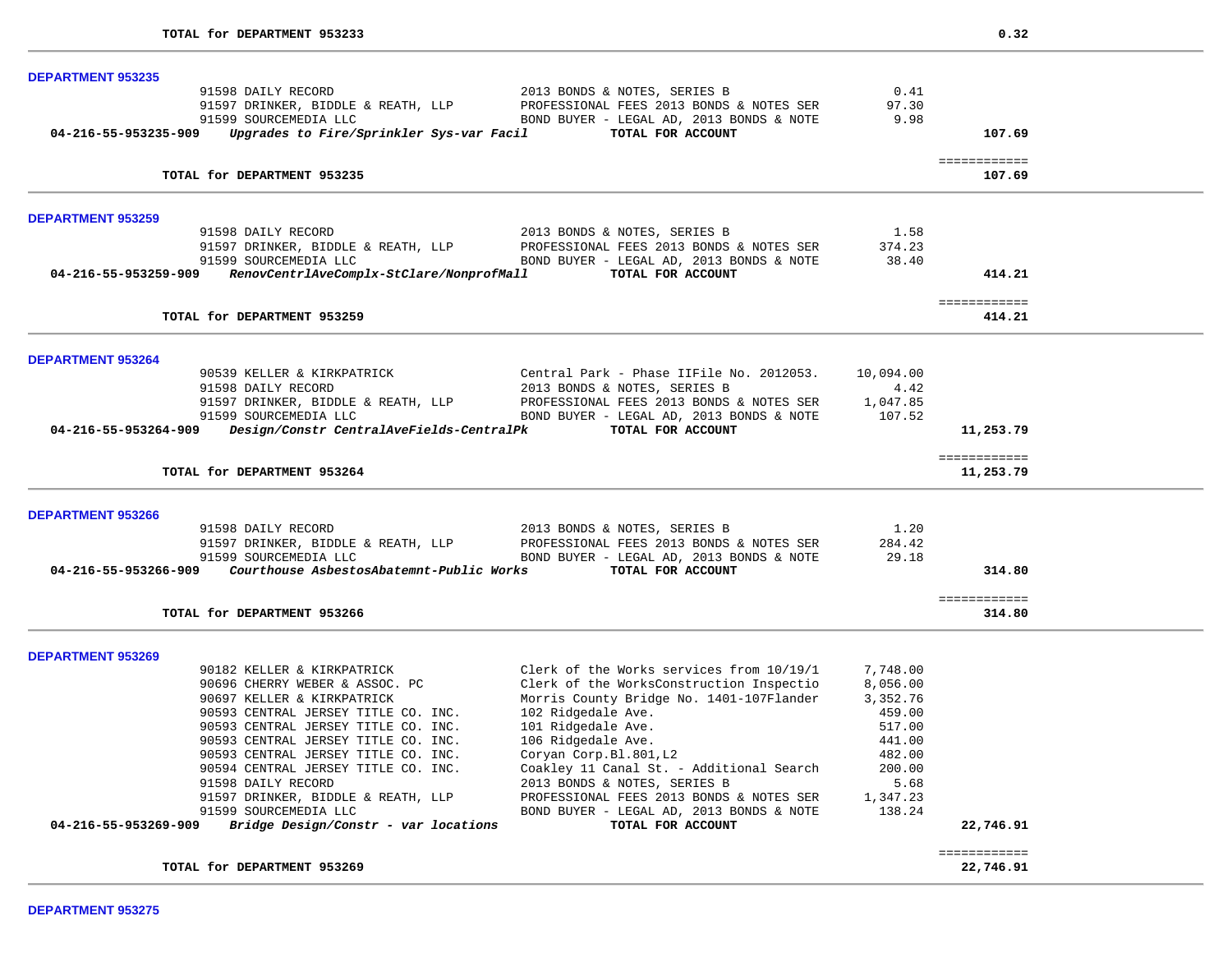**TOTAL for DEPARTMENT 953233** **0.32**

---

**DEPARTMENT 953235**

| | | | |
|---|---|---|---|
| 91598 DAILY RECORD | 2013 BONDS & NOTES, SERIES B | 0.41 | |
| 91597 DRINKER, BIDDLE & REATH, LLP | PROFESSIONAL FEES 2013 BONDS & NOTES SER | 97.30 | |
| 91599 SOURCEMEDIA LLC | BOND BUYER - LEGAL AD, 2013 BONDS & NOTE | 9.98 | |
| **04-216-55-953235-909** *Upgrades to Fire/Sprinkler Sys-var Facil* | **TOTAL FOR ACCOUNT** | | **107.69** |
| | | | ============ |
| **TOTAL for DEPARTMENT 953235** | | | **107.69** |

---

**DEPARTMENT 953259**

| | | | |
|---|---|---|---|
| 91598 DAILY RECORD | 2013 BONDS & NOTES, SERIES B | 1.58 | |
| 91597 DRINKER, BIDDLE & REATH, LLP | PROFESSIONAL FEES 2013 BONDS & NOTES SER | 374.23 | |
| 91599 SOURCEMEDIA LLC | BOND BUYER - LEGAL AD, 2013 BONDS & NOTE | 38.40 | |
| **04-216-55-953259-909** *RenovCentrlAveComplx-StClare/NonprofMall* | **TOTAL FOR ACCOUNT** | | **414.21** |
| | | | ============ |
| **TOTAL for DEPARTMENT 953259** | | | **414.21** |

---

**DEPARTMENT 953264**

| | | | |
|---|---|---|---|
| 90539 KELLER & KIRKPATRICK | Central Park - Phase IIFile No. 2012053. | 10,094.00 | |
| 91598 DAILY RECORD | 2013 BONDS & NOTES, SERIES B | 4.42 | |
| 91597 DRINKER, BIDDLE & REATH, LLP | PROFESSIONAL FEES 2013 BONDS & NOTES SER | 1,047.85 | |
| 91599 SOURCEMEDIA LLC | BOND BUYER - LEGAL AD, 2013 BONDS & NOTE | 107.52 | |
| **04-216-55-953264-909** *Design/Constr CentralAveFields-CentralPk* | **TOTAL FOR ACCOUNT** | | **11,253.79** |
| | | | ============ |
| **TOTAL for DEPARTMENT 953264** | | | **11,253.79** |

---

**DEPARTMENT 953266**

| | | | |
|---|---|---|---|
| 91598 DAILY RECORD | 2013 BONDS & NOTES, SERIES B | 1.20 | |
| 91597 DRINKER, BIDDLE & REATH, LLP | PROFESSIONAL FEES 2013 BONDS & NOTES SER | 284.42 | |
| 91599 SOURCEMEDIA LLC | BOND BUYER - LEGAL AD, 2013 BONDS & NOTE | 29.18 | |
| **04-216-55-953266-909** *Courthouse AsbestosAbatemnt-Public Works* | **TOTAL FOR ACCOUNT** | | **314.80** |
| | | | ============ |
| **TOTAL for DEPARTMENT 953266** | | | **314.80** |

---

**DEPARTMENT 953269**

| | | | |
|---|---|---|---|
| 90182 KELLER & KIRKPATRICK | Clerk of the Works services from 10/19/1 | 7,748.00 | |
| 90696 CHERRY WEBER & ASSOC. PC | Clerk of the WorksConstruction Inspectio | 8,056.00 | |
| 90697 KELLER & KIRKPATRICK | Morris County Bridge No. 1401-107Flander | 3,352.76 | |
| 90593 CENTRAL JERSEY TITLE CO. INC. | 102 Ridgedale Ave. | 459.00 | |
| 90593 CENTRAL JERSEY TITLE CO. INC. | 101 Ridgedale Ave. | 517.00 | |
| 90593 CENTRAL JERSEY TITLE CO. INC. | 106 Ridgedale Ave. | 441.00 | |
| 90593 CENTRAL JERSEY TITLE CO. INC. | Coryan Corp.Bl.801,L2 | 482.00 | |
| 90594 CENTRAL JERSEY TITLE CO. INC. | Coakley 11 Canal St. - Additional Search | 200.00 | |
| 91598 DAILY RECORD | 2013 BONDS & NOTES, SERIES B | 5.68 | |
| 91597 DRINKER, BIDDLE & REATH, LLP | PROFESSIONAL FEES 2013 BONDS & NOTES SER | 1,347.23 | |
| 91599 SOURCEMEDIA LLC | BOND BUYER - LEGAL AD, 2013 BONDS & NOTE | 138.24 | |
| **04-216-55-953269-909** *Bridge Design/Constr - var locations* | **TOTAL FOR ACCOUNT** | | **22,746.91** |
| | | | ============ |
| **TOTAL for DEPARTMENT 953269** | | | **22,746.91** |

---

**DEPARTMENT 953275**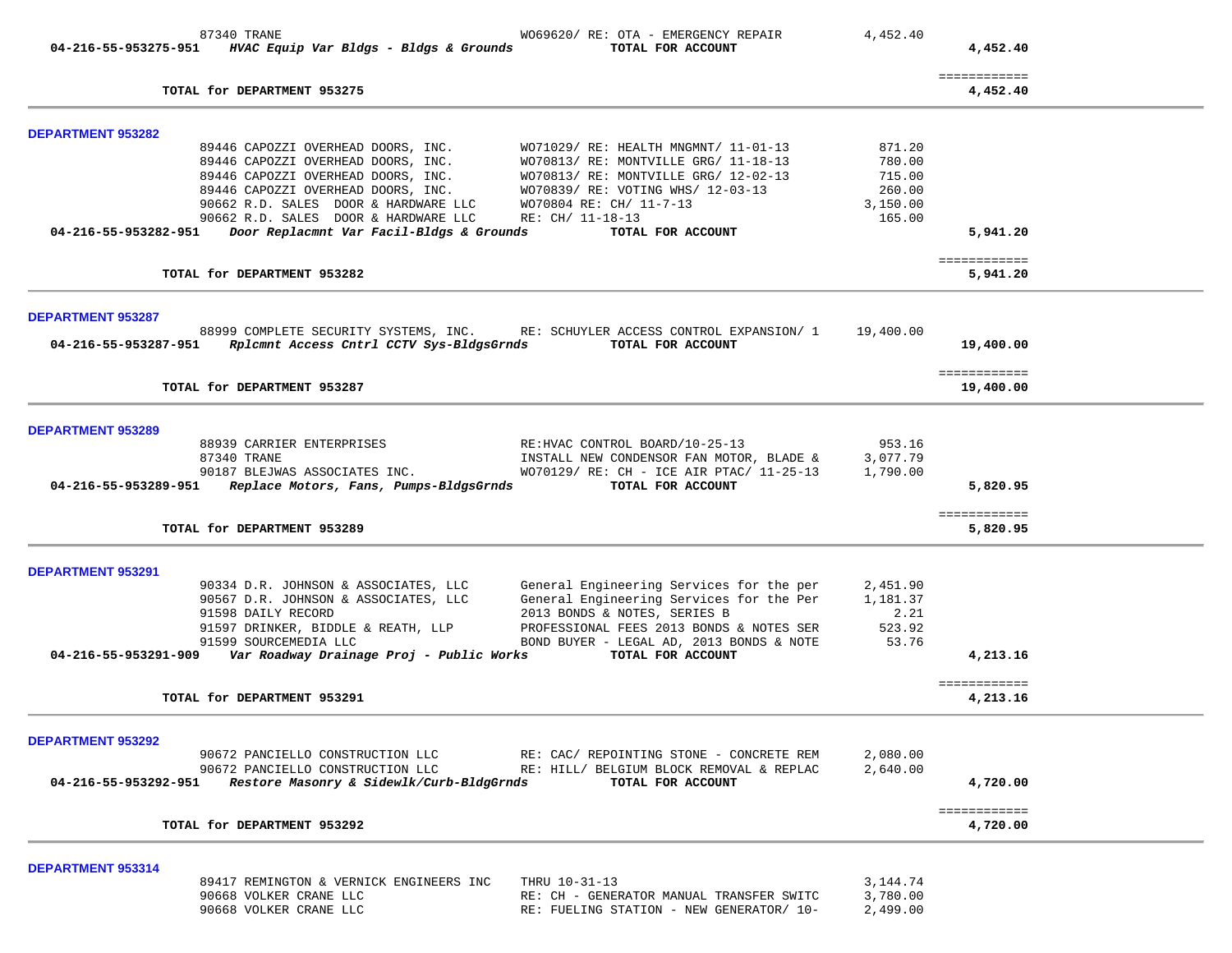| | | | |
|---|---|---|---|
| 87340 TRANE | WO69620/ RE: OTA - EMERGENCY REPAIR | 4,452.40 | |
| **04-216-55-953275-951** *HVAC Equip Var Bldgs - Bldgs & Grounds* | **TOTAL FOR ACCOUNT** | | **4,452.40** |
| | | | ============ |
| **TOTAL for DEPARTMENT 953275** | | | **4,452.40** |

**DEPARTMENT 953282**

| | | | |
|---|---|---|---|
| 89446 CAPOZZI OVERHEAD DOORS, INC. | WO71029/ RE: HEALTH MNGMNT/ 11-01-13 | 871.20 | |
| 89446 CAPOZZI OVERHEAD DOORS, INC. | WO70813/ RE: MONTVILLE GRG/ 11-18-13 | 780.00 | |
| 89446 CAPOZZI OVERHEAD DOORS, INC. | WO70813/ RE: MONTVILLE GRG/ 12-02-13 | 715.00 | |
| 89446 CAPOZZI OVERHEAD DOORS, INC. | WO70839/ RE: VOTING WHS/ 12-03-13 | 260.00 | |
| 90662 R.D. SALES DOOR & HARDWARE LLC | WO70804 RE: CH/ 11-7-13 | 3,150.00 | |
| 90662 R.D. SALES DOOR & HARDWARE LLC | RE: CH/ 11-18-13 | 165.00 | |
| **04-216-55-953282-951** *Door Replacmnt Var Facil-Bldgs & Grounds* | **TOTAL FOR ACCOUNT** | | **5,941.20** |
| | | | ============ |
| **TOTAL for DEPARTMENT 953282** | | | **5,941.20** |

**DEPARTMENT 953287**

| | | | |
|---|---|---|---|
| 88999 COMPLETE SECURITY SYSTEMS, INC. | RE: SCHUYLER ACCESS CONTROL EXPANSION/ 1 | 19,400.00 | |
| **04-216-55-953287-951** *Rplcmnt Access Cntrl CCTV Sys-BldgsGrnds* | **TOTAL FOR ACCOUNT** | | **19,400.00** |
| | | | ============ |
| **TOTAL for DEPARTMENT 953287** | | | **19,400.00** |

**DEPARTMENT 953289**

| | | | |
|---|---|---|---|
| 88939 CARRIER ENTERPRISES | RE:HVAC CONTROL BOARD/10-25-13 | 953.16 | |
| 87340 TRANE | INSTALL NEW CONDENSOR FAN MOTOR, BLADE & | 3,077.79 | |
| 90187 BLEJWAS ASSOCIATES INC. | WO70129/ RE: CH - ICE AIR PTAC/ 11-25-13 | 1,790.00 | |
| **04-216-55-953289-951** *Replace Motors, Fans, Pumps-BldgsGrnds* | **TOTAL FOR ACCOUNT** | | **5,820.95** |
| | | | ============ |
| **TOTAL for DEPARTMENT 953289** | | | **5,820.95** |

**DEPARTMENT 953291**

| | | | |
|---|---|---|---|
| 90334 D.R. JOHNSON & ASSOCIATES, LLC | General Engineering Services for the per | 2,451.90 | |
| 90567 D.R. JOHNSON & ASSOCIATES, LLC | General Engineering Services for the Per | 1,181.37 | |
| 91598 DAILY RECORD | 2013 BONDS & NOTES, SERIES B | 2.21 | |
| 91597 DRINKER, BIDDLE & REATH, LLP | PROFESSIONAL FEES 2013 BONDS & NOTES SER | 523.92 | |
| 91599 SOURCEMEDIA LLC | BOND BUYER - LEGAL AD, 2013 BONDS & NOTE | 53.76 | |
| **04-216-55-953291-909** *Var Roadway Drainage Proj - Public Works* | **TOTAL FOR ACCOUNT** | | **4,213.16** |
| | | | ============ |
| **TOTAL for DEPARTMENT 953291** | | | **4,213.16** |

**DEPARTMENT 953292**

| | | | |
|---|---|---|---|
| 90672 PANCIELLO CONSTRUCTION LLC | RE: CAC/ REPOINTING STONE - CONCRETE REM | 2,080.00 | |
| 90672 PANCIELLO CONSTRUCTION LLC | RE: HILL/ BELGIUM BLOCK REMOVAL & REPLAC | 2,640.00 | |
| **04-216-55-953292-951** *Restore Masonry & Sidewlk/Curb-BldgGrnds* | **TOTAL FOR ACCOUNT** | | **4,720.00** |
| | | | ============ |
| **TOTAL for DEPARTMENT 953292** | | | **4,720.00** |

**DEPARTMENT 953314**

| | | | |
|---|---|---|---|
| 89417 REMINGTON & VERNICK ENGINEERS INC | THRU 10-31-13 | 3,144.74 | |
| 90668 VOLKER CRANE LLC | RE: CH - GENERATOR MANUAL TRANSFER SWITC | 3,780.00 | |
| 90668 VOLKER CRANE LLC | RE: FUELING STATION - NEW GENERATOR/ 10- | 2,499.00 | |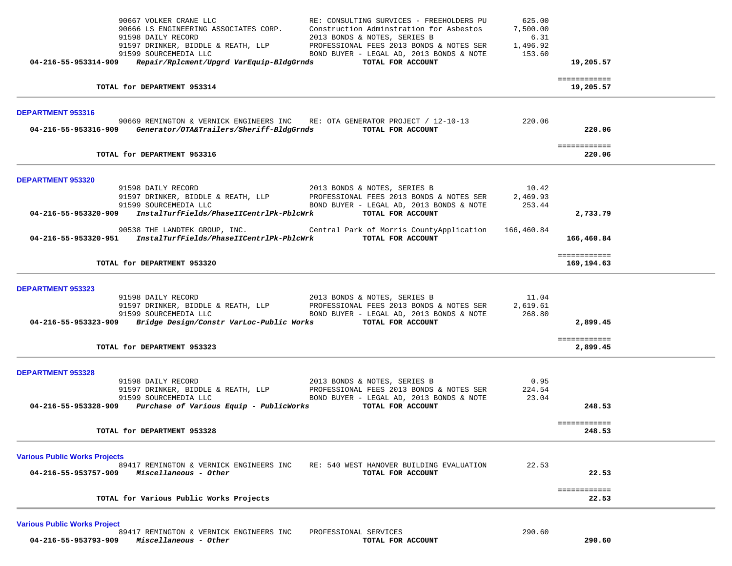| | | | | |
|---|---|---|---|---|
| | 90667 VOLKER CRANE LLC | RE: CONSULTING SURVICES - FREEHOLDERS PU | 625.00 | |
| | 90666 LS ENGINEERING ASSOCIATES CORP. | Construction Adminstration for Asbestos | 7,500.00 | |
| | 91598 DAILY RECORD | 2013 BONDS & NOTES, SERIES B | 6.31 | |
| | 91597 DRINKER, BIDDLE & REATH, LLP | PROFESSIONAL FEES 2013 BONDS & NOTES SER | 1,496.92 | |
| | 91599 SOURCEMEDIA LLC | BOND BUYER - LEGAL AD, 2013 BONDS & NOTE | 153.60 | |
| **04-216-55-953314-909** | ***Repair/Rplcment/Upgrd VarEquip-BldgGrnds*** | **TOTAL FOR ACCOUNT** | | **19,205.57** |
| | | | | ============ |
| | **TOTAL for DEPARTMENT 953314** | | | **19,205.57** |

**DEPARTMENT 953316**

| | | | | |
|---|---|---|---|---|
| | 90669 REMINGTON & VERNICK ENGINEERS INC | RE: OTA GENERATOR PROJECT / 12-10-13 | 220.06 | |
| **04-216-55-953316-909** | ***Generator/OTA&Trailers/Sheriff-BldgGrnds*** | **TOTAL FOR ACCOUNT** | | **220.06** |
| | | | | ============ |
| | **TOTAL for DEPARTMENT 953316** | | | **220.06** |

**DEPARTMENT 953320**

| | | | | |
|---|---|---|---|---|
| | 91598 DAILY RECORD | 2013 BONDS & NOTES, SERIES B | 10.42 | |
| | 91597 DRINKER, BIDDLE & REATH, LLP | PROFESSIONAL FEES 2013 BONDS & NOTES SER | 2,469.93 | |
| | 91599 SOURCEMEDIA LLC | BOND BUYER - LEGAL AD, 2013 BONDS & NOTE | 253.44 | |
| **04-216-55-953320-909** | ***InstalTurfFields/PhaseIICentrlPk-PblcWrk*** | **TOTAL FOR ACCOUNT** | | **2,733.79** |
| | 90538 THE LANDTEK GROUP, INC. | Central Park of Morris CountyApplication | 166,460.84 | |
| **04-216-55-953320-951** | ***InstalTurfFields/PhaseIICentrlPk-PblcWrk*** | **TOTAL FOR ACCOUNT** | | **166,460.84** |
| | | | | ============ |
| | **TOTAL for DEPARTMENT 953320** | | | **169,194.63** |

**DEPARTMENT 953323**

| | | | | |
|---|---|---|---|---|
| | 91598 DAILY RECORD | 2013 BONDS & NOTES, SERIES B | 11.04 | |
| | 91597 DRINKER, BIDDLE & REATH, LLP | PROFESSIONAL FEES 2013 BONDS & NOTES SER | 2,619.61 | |
| | 91599 SOURCEMEDIA LLC | BOND BUYER - LEGAL AD, 2013 BONDS & NOTE | 268.80 | |
| **04-216-55-953323-909** | ***Bridge Design/Constr VarLoc-Public Works*** | **TOTAL FOR ACCOUNT** | | **2,899.45** |
| | | | | ============ |
| | **TOTAL for DEPARTMENT 953323** | | | **2,899.45** |

**DEPARTMENT 953328**

| | | | | |
|---|---|---|---|---|
| | 91598 DAILY RECORD | 2013 BONDS & NOTES, SERIES B | 0.95 | |
| | 91597 DRINKER, BIDDLE & REATH, LLP | PROFESSIONAL FEES 2013 BONDS & NOTES SER | 224.54 | |
| | 91599 SOURCEMEDIA LLC | BOND BUYER - LEGAL AD, 2013 BONDS & NOTE | 23.04 | |
| **04-216-55-953328-909** | ***Purchase of Various Equip - PublicWorks*** | **TOTAL FOR ACCOUNT** | | **248.53** |
| | | | | ============ |
| | **TOTAL for DEPARTMENT 953328** | | | **248.53** |

**Various Public Works Projects**

| | | | | |
|---|---|---|---|---|
| | 89417 REMINGTON & VERNICK ENGINEERS INC | RE: 540 WEST HANOVER BUILDING EVALUATION | 22.53 | |
| **04-216-55-953757-909** | ***Miscellaneous - Other*** | **TOTAL FOR ACCOUNT** | | **22.53** |
| | | | | ============ |
| | **TOTAL for Various Public Works Projects** | | | **22.53** |

**Various Public Works Project**

| | | | | |
|---|---|---|---|---|
| | 89417 REMINGTON & VERNICK ENGINEERS INC | PROFESSIONAL SERVICES | 290.60 | |
| **04-216-55-953793-909** | ***Miscellaneous - Other*** | **TOTAL FOR ACCOUNT** | | **290.60** |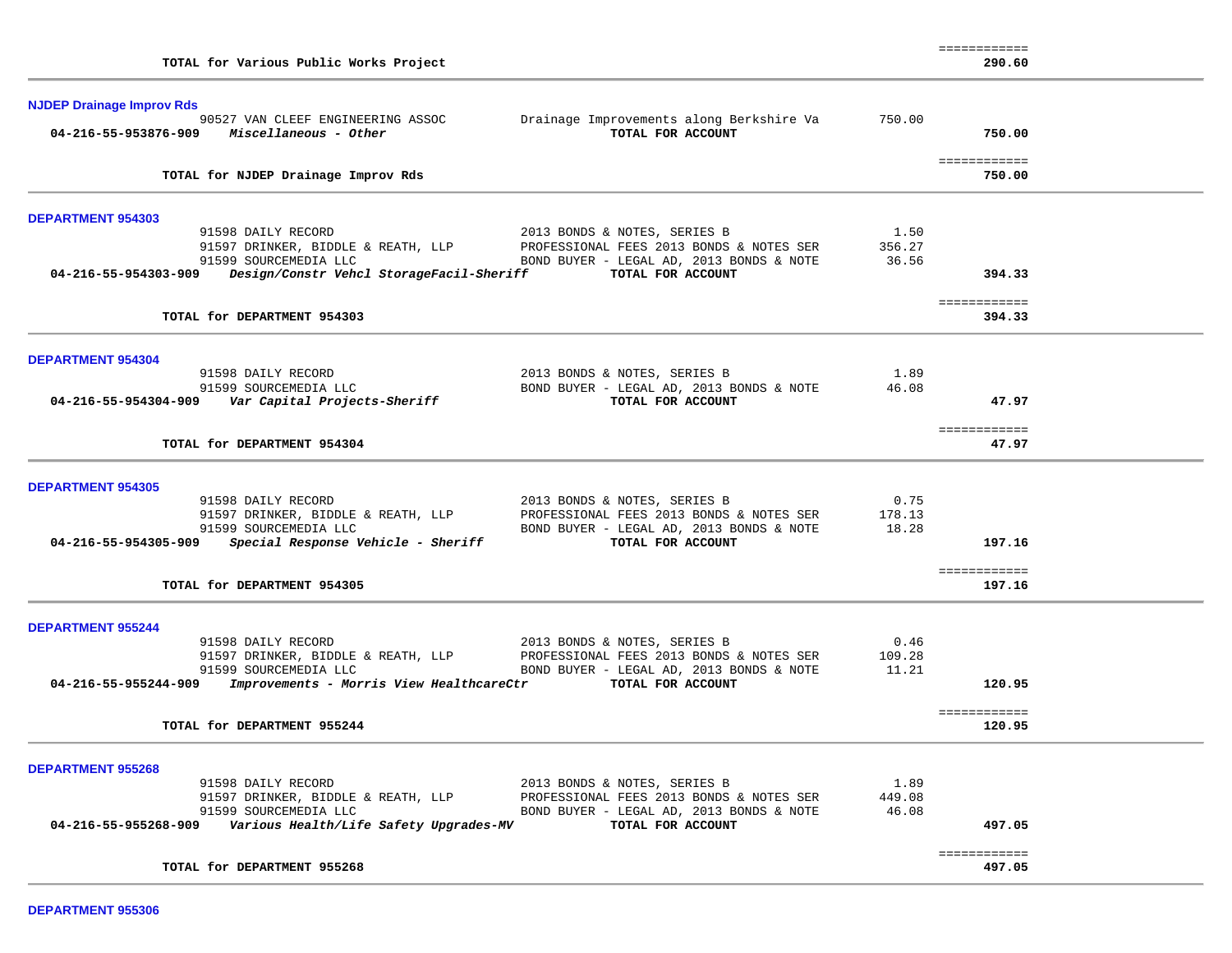| | | | | ============ |
|---|---|---|---|---|
| | **TOTAL for Various Public Works Project** | | | **290.60** |

### NJDEP Drainage Improv Rds

| Account | Vendor / Description | Description | Amount | Total |
|---|---|---|---|---|
| | 90527 VAN CLEEF ENGINEERING ASSOC | Drainage Improvements along Berkshire Va | 750.00 | |
| **04-216-55-953876-909** | ***Miscellaneous - Other*** | **TOTAL FOR ACCOUNT** | | **750.00** |
| | | | | ============ |
| | **TOTAL for NJDEP Drainage Improv Rds** | | | **750.00** |

### DEPARTMENT 954303

| Account | Vendor / Description | Description | Amount | Total |
|---|---|---|---|---|
| | 91598 DAILY RECORD | 2013 BONDS & NOTES, SERIES B | 1.50 | |
| | 91597 DRINKER, BIDDLE & REATH, LLP | PROFESSIONAL FEES 2013 BONDS & NOTES SER | 356.27 | |
| | 91599 SOURCEMEDIA LLC | BOND BUYER - LEGAL AD, 2013 BONDS & NOTE | 36.56 | |
| **04-216-55-954303-909** | ***Design/Constr Vehcl StorageFacil-Sheriff*** | **TOTAL FOR ACCOUNT** | | **394.33** |
| | | | | ============ |
| | **TOTAL for DEPARTMENT 954303** | | | **394.33** |

### DEPARTMENT 954304

| Account | Vendor / Description | Description | Amount | Total |
|---|---|---|---|---|
| | 91598 DAILY RECORD | 2013 BONDS & NOTES, SERIES B | 1.89 | |
| | 91599 SOURCEMEDIA LLC | BOND BUYER - LEGAL AD, 2013 BONDS & NOTE | 46.08 | |
| **04-216-55-954304-909** | ***Var Capital Projects-Sheriff*** | **TOTAL FOR ACCOUNT** | | **47.97** |
| | | | | ============ |
| | **TOTAL for DEPARTMENT 954304** | | | **47.97** |

### DEPARTMENT 954305

| Account | Vendor / Description | Description | Amount | Total |
|---|---|---|---|---|
| | 91598 DAILY RECORD | 2013 BONDS & NOTES, SERIES B | 0.75 | |
| | 91597 DRINKER, BIDDLE & REATH, LLP | PROFESSIONAL FEES 2013 BONDS & NOTES SER | 178.13 | |
| | 91599 SOURCEMEDIA LLC | BOND BUYER - LEGAL AD, 2013 BONDS & NOTE | 18.28 | |
| **04-216-55-954305-909** | ***Special Response Vehicle - Sheriff*** | **TOTAL FOR ACCOUNT** | | **197.16** |
| | | | | ============ |
| | **TOTAL for DEPARTMENT 954305** | | | **197.16** |

### DEPARTMENT 955244

| Account | Vendor / Description | Description | Amount | Total |
|---|---|---|---|---|
| | 91598 DAILY RECORD | 2013 BONDS & NOTES, SERIES B | 0.46 | |
| | 91597 DRINKER, BIDDLE & REATH, LLP | PROFESSIONAL FEES 2013 BONDS & NOTES SER | 109.28 | |
| | 91599 SOURCEMEDIA LLC | BOND BUYER - LEGAL AD, 2013 BONDS & NOTE | 11.21 | |
| **04-216-55-955244-909** | ***Improvements - Morris View HealthcareCtr*** | **TOTAL FOR ACCOUNT** | | **120.95** |
| | | | | ============ |
| | **TOTAL for DEPARTMENT 955244** | | | **120.95** |

### DEPARTMENT 955268

| Account | Vendor / Description | Description | Amount | Total |
|---|---|---|---|---|
| | 91598 DAILY RECORD | 2013 BONDS & NOTES, SERIES B | 1.89 | |
| | 91597 DRINKER, BIDDLE & REATH, LLP | PROFESSIONAL FEES 2013 BONDS & NOTES SER | 449.08 | |
| | 91599 SOURCEMEDIA LLC | BOND BUYER - LEGAL AD, 2013 BONDS & NOTE | 46.08 | |
| **04-216-55-955268-909** | ***Various Health/Life Safety Upgrades-MV*** | **TOTAL FOR ACCOUNT** | | **497.05** |
| | | | | ============ |
| | **TOTAL for DEPARTMENT 955268** | | | **497.05** |

### DEPARTMENT 955306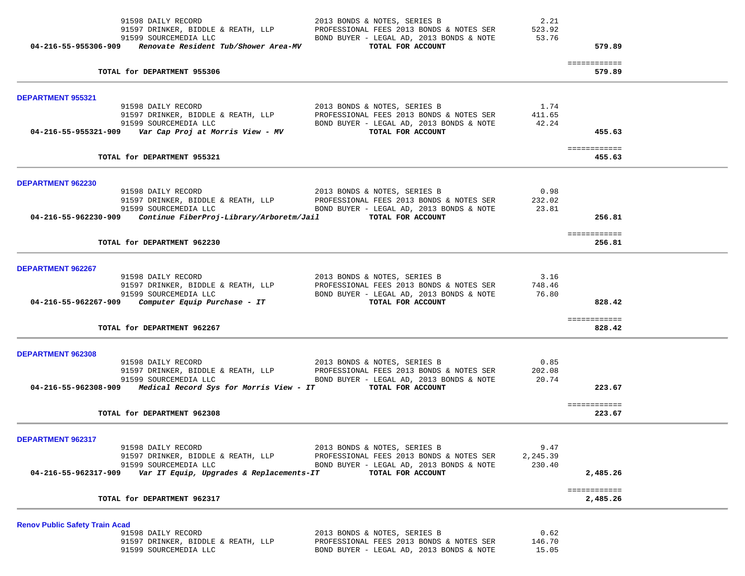| | | Amount | Total |
|---|---|---|---|
| 91598 DAILY RECORD | 2013 BONDS & NOTES, SERIES B | 2.21 | |
| 91597 DRINKER, BIDDLE & REATH, LLP | PROFESSIONAL FEES 2013 BONDS & NOTES SER | 523.92 | |
| 91599 SOURCEMEDIA LLC | BOND BUYER - LEGAL AD, 2013 BONDS & NOTE | 53.76 | |
| **04-216-55-955306-909** ***Renovate Resident Tub/Shower Area-MV*** | **TOTAL FOR ACCOUNT** | | **579.89** |
| **TOTAL for DEPARTMENT 955306** | | | **579.89** |

## DEPARTMENT 955321

| | | Amount | Total |
|---|---|---|---|
| 91598 DAILY RECORD | 2013 BONDS & NOTES, SERIES B | 1.74 | |
| 91597 DRINKER, BIDDLE & REATH, LLP | PROFESSIONAL FEES 2013 BONDS & NOTES SER | 411.65 | |
| 91599 SOURCEMEDIA LLC | BOND BUYER - LEGAL AD, 2013 BONDS & NOTE | 42.24 | |
| **04-216-55-955321-909** ***Var Cap Proj at Morris View - MV*** | **TOTAL FOR ACCOUNT** | | **455.63** |
| **TOTAL for DEPARTMENT 955321** | | | **455.63** |

## DEPARTMENT 962230

| | | Amount | Total |
|---|---|---|---|
| 91598 DAILY RECORD | 2013 BONDS & NOTES, SERIES B | 0.98 | |
| 91597 DRINKER, BIDDLE & REATH, LLP | PROFESSIONAL FEES 2013 BONDS & NOTES SER | 232.02 | |
| 91599 SOURCEMEDIA LLC | BOND BUYER - LEGAL AD, 2013 BONDS & NOTE | 23.81 | |
| **04-216-55-962230-909** ***Continue FiberProj-Library/Arboretm/Jail*** | **TOTAL FOR ACCOUNT** | | **256.81** |
| **TOTAL for DEPARTMENT 962230** | | | **256.81** |

## DEPARTMENT 962267

| | | Amount | Total |
|---|---|---|---|
| 91598 DAILY RECORD | 2013 BONDS & NOTES, SERIES B | 3.16 | |
| 91597 DRINKER, BIDDLE & REATH, LLP | PROFESSIONAL FEES 2013 BONDS & NOTES SER | 748.46 | |
| 91599 SOURCEMEDIA LLC | BOND BUYER - LEGAL AD, 2013 BONDS & NOTE | 76.80 | |
| **04-216-55-962267-909** ***Computer Equip Purchase - IT*** | **TOTAL FOR ACCOUNT** | | **828.42** |
| **TOTAL for DEPARTMENT 962267** | | | **828.42** |

## DEPARTMENT 962308

| | | Amount | Total |
|---|---|---|---|
| 91598 DAILY RECORD | 2013 BONDS & NOTES, SERIES B | 0.85 | |
| 91597 DRINKER, BIDDLE & REATH, LLP | PROFESSIONAL FEES 2013 BONDS & NOTES SER | 202.08 | |
| 91599 SOURCEMEDIA LLC | BOND BUYER - LEGAL AD, 2013 BONDS & NOTE | 20.74 | |
| **04-216-55-962308-909** ***Medical Record Sys for Morris View - IT*** | **TOTAL FOR ACCOUNT** | | **223.67** |
| **TOTAL for DEPARTMENT 962308** | | | **223.67** |

## DEPARTMENT 962317

| | | Amount | Total |
|---|---|---|---|
| 91598 DAILY RECORD | 2013 BONDS & NOTES, SERIES B | 9.47 | |
| 91597 DRINKER, BIDDLE & REATH, LLP | PROFESSIONAL FEES 2013 BONDS & NOTES SER | 2,245.39 | |
| 91599 SOURCEMEDIA LLC | BOND BUYER - LEGAL AD, 2013 BONDS & NOTE | 230.40 | |
| **04-216-55-962317-909** ***Var IT Equip, Upgrades & Replacements-IT*** | **TOTAL FOR ACCOUNT** | | **2,485.26** |
| **TOTAL for DEPARTMENT 962317** | | | **2,485.26** |

## Renov Public Safety Train Acad

| | | Amount | Total |
|---|---|---|---|
| 91598 DAILY RECORD | 2013 BONDS & NOTES, SERIES B | 0.62 | |
| 91597 DRINKER, BIDDLE & REATH, LLP | PROFESSIONAL FEES 2013 BONDS & NOTES SER | 146.70 | |
| 91599 SOURCEMEDIA LLC | BOND BUYER - LEGAL AD, 2013 BONDS & NOTE | 15.05 | |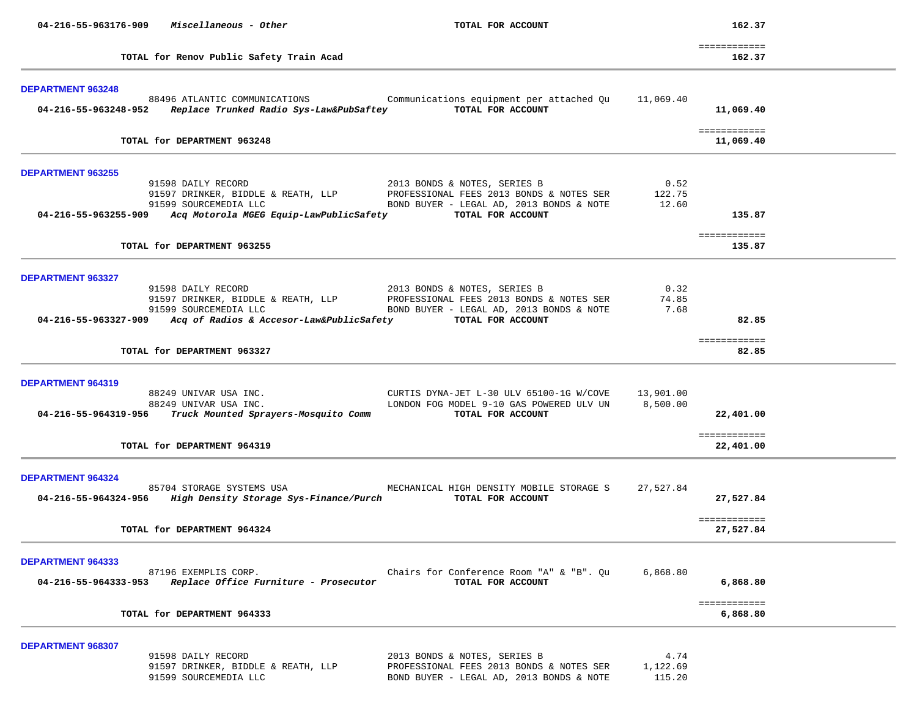**04-216-55-963176-909** ***Miscellaneous - Other*** **TOTAL FOR ACCOUNT** **162.37**

============

**TOTAL for Renov Public Safety Train Acad** **162.37**

---

**DEPARTMENT 963248**

| Vendor | Description | Amount | Total |
|---|---|---|---|
| 88496 ATLANTIC COMMUNICATIONS | Communications equipment per attached Qu | 11,069.40 | |
| **04-216-55-963248-952** ***Replace Trunked Radio Sys-Law&PubSaftey*** | **TOTAL FOR ACCOUNT** | | **11,069.40** |

============

**TOTAL for DEPARTMENT 963248** **11,069.40**

---

**DEPARTMENT 963255**

| Vendor | Description | Amount | Total |
|---|---|---|---|
| 91598 DAILY RECORD | 2013 BONDS & NOTES, SERIES B | 0.52 | |
| 91597 DRINKER, BIDDLE & REATH, LLP | PROFESSIONAL FEES 2013 BONDS & NOTES SER | 122.75 | |
| 91599 SOURCEMEDIA LLC | BOND BUYER - LEGAL AD, 2013 BONDS & NOTE | 12.60 | |
| **04-216-55-963255-909** ***Acq Motorola MGEG Equip-LawPublicSafety*** | **TOTAL FOR ACCOUNT** | | **135.87** |

============

**TOTAL for DEPARTMENT 963255** **135.87**

---

**DEPARTMENT 963327**

| Vendor | Description | Amount | Total |
|---|---|---|---|
| 91598 DAILY RECORD | 2013 BONDS & NOTES, SERIES B | 0.32 | |
| 91597 DRINKER, BIDDLE & REATH, LLP | PROFESSIONAL FEES 2013 BONDS & NOTES SER | 74.85 | |
| 91599 SOURCEMEDIA LLC | BOND BUYER - LEGAL AD, 2013 BONDS & NOTE | 7.68 | |
| **04-216-55-963327-909** ***Acq of Radios & Accesor-Law&PublicSafety*** | **TOTAL FOR ACCOUNT** | | **82.85** |

============

**TOTAL for DEPARTMENT 963327** **82.85**

---

**DEPARTMENT 964319**

| Vendor | Description | Amount | Total |
|---|---|---|---|
| 88249 UNIVAR USA INC. | CURTIS DYNA-JET L-30 ULV 65100-1G W/COVE | 13,901.00 | |
| 88249 UNIVAR USA INC. | LONDON FOG MODEL 9-10 GAS POWERED ULV UN | 8,500.00 | |
| **04-216-55-964319-956** ***Truck Mounted Sprayers-Mosquito Comm*** | **TOTAL FOR ACCOUNT** | | **22,401.00** |

============

**TOTAL for DEPARTMENT 964319** **22,401.00**

---

**DEPARTMENT 964324**

| Vendor | Description | Amount | Total |
|---|---|---|---|
| 85704 STORAGE SYSTEMS USA | MECHANICAL HIGH DENSITY MOBILE STORAGE S | 27,527.84 | |
| **04-216-55-964324-956** ***High Density Storage Sys-Finance/Purch*** | **TOTAL FOR ACCOUNT** | | **27,527.84** |

============

**TOTAL for DEPARTMENT 964324** **27,527.84**

---

**DEPARTMENT 964333**

| Vendor | Description | Amount | Total |
|---|---|---|---|
| 87196 EXEMPLIS CORP. | Chairs for Conference Room "A" & "B". Qu | 6,868.80 | |
| **04-216-55-964333-953** ***Replace Office Furniture - Prosecutor*** | **TOTAL FOR ACCOUNT** | | **6,868.80** |

============

**TOTAL for DEPARTMENT 964333** **6,868.80**

---

**DEPARTMENT 968307**

| Vendor | Description | Amount | Total |
|---|---|---|---|
| 91598 DAILY RECORD | 2013 BONDS & NOTES, SERIES B | 4.74 | |
| 91597 DRINKER, BIDDLE & REATH, LLP | PROFESSIONAL FEES 2013 BONDS & NOTES SER | 1,122.69 | |
| 91599 SOURCEMEDIA LLC | BOND BUYER - LEGAL AD, 2013 BONDS & NOTE | 115.20 | |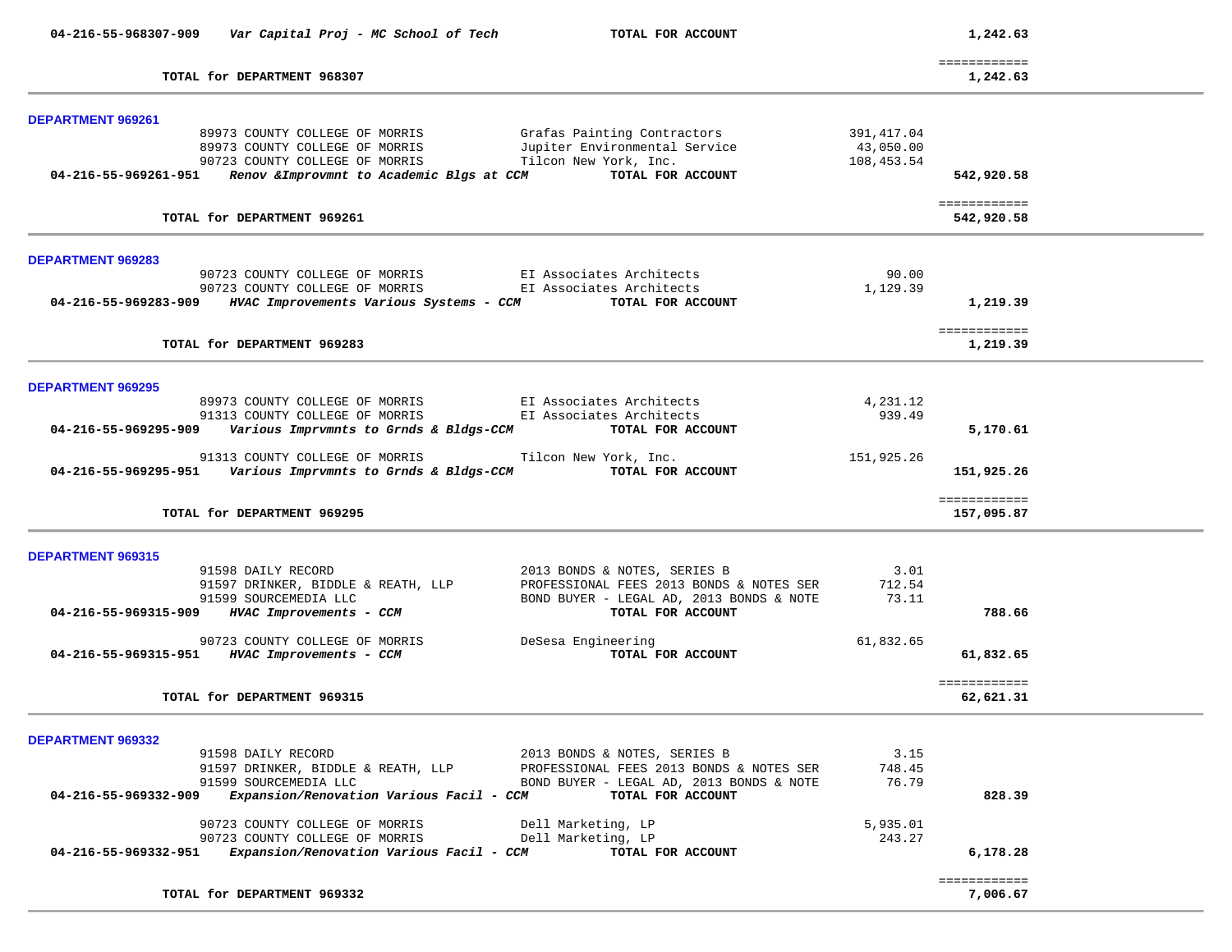| Account | Description | | | Amount | Total |
|---|---|---|---|---|---|
| 04-216-55-968307-909 | *Var Capital Proj - MC School of Tech* | | TOTAL FOR ACCOUNT | | 1,242.63 |
| | **TOTAL for DEPARTMENT 968307** | | | | ============ 1,242.63 |

**DEPARTMENT 969261**

| Account | PO / Vendor | Description | | Amount | Total |
|---|---|---|---|---|---|
| | 89973 COUNTY COLLEGE OF MORRIS | Grafas Painting Contractors | | 391,417.04 | |
| | 89973 COUNTY COLLEGE OF MORRIS | Jupiter Environmental Service | | 43,050.00 | |
| | 90723 COUNTY COLLEGE OF MORRIS | Tilcon New York, Inc. | | 108,453.54 | |
| **04-216-55-969261-951** | ***Renov &Improvmnt to Academic Blgs at CCM*** | | **TOTAL FOR ACCOUNT** | | **542,920.58** |
| | **TOTAL for DEPARTMENT 969261** | | | | ============ **542,920.58** |

**DEPARTMENT 969283**

| Account | PO / Vendor | Description | | Amount | Total |
|---|---|---|---|---|---|
| | 90723 COUNTY COLLEGE OF MORRIS | EI Associates Architects | | 90.00 | |
| | 90723 COUNTY COLLEGE OF MORRIS | EI Associates Architects | | 1,129.39 | |
| **04-216-55-969283-909** | ***HVAC Improvements Various Systems - CCM*** | | **TOTAL FOR ACCOUNT** | | **1,219.39** |
| | **TOTAL for DEPARTMENT 969283** | | | | ============ **1,219.39** |

**DEPARTMENT 969295**

| Account | PO / Vendor | Description | | Amount | Total |
|---|---|---|---|---|---|
| | 89973 COUNTY COLLEGE OF MORRIS | EI Associates Architects | | 4,231.12 | |
| | 91313 COUNTY COLLEGE OF MORRIS | EI Associates Architects | | 939.49 | |
| **04-216-55-969295-909** | ***Various Imprvmnts to Grnds & Bldgs-CCM*** | | **TOTAL FOR ACCOUNT** | | **5,170.61** |
| | 91313 COUNTY COLLEGE OF MORRIS | Tilcon New York, Inc. | | 151,925.26 | |
| **04-216-55-969295-951** | ***Various Imprvmnts to Grnds & Bldgs-CCM*** | | **TOTAL FOR ACCOUNT** | | **151,925.26** |
| | **TOTAL for DEPARTMENT 969295** | | | | ============ **157,095.87** |

**DEPARTMENT 969315**

| Account | PO / Vendor | Description | | Amount | Total |
|---|---|---|---|---|---|
| | 91598 DAILY RECORD | 2013 BONDS & NOTES, SERIES B | | 3.01 | |
| | 91597 DRINKER, BIDDLE & REATH, LLP | PROFESSIONAL FEES 2013 BONDS & NOTES SER | | 712.54 | |
| | 91599 SOURCEMEDIA LLC | BOND BUYER - LEGAL AD, 2013 BONDS & NOTE | | 73.11 | |
| **04-216-55-969315-909** | ***HVAC Improvements - CCM*** | | **TOTAL FOR ACCOUNT** | | **788.66** |
| | 90723 COUNTY COLLEGE OF MORRIS | DeSesa Engineering | | 61,832.65 | |
| **04-216-55-969315-951** | ***HVAC Improvements - CCM*** | | **TOTAL FOR ACCOUNT** | | **61,832.65** |
| | **TOTAL for DEPARTMENT 969315** | | | | ============ **62,621.31** |

**DEPARTMENT 969332**

| Account | PO / Vendor | Description | | Amount | Total |
|---|---|---|---|---|---|
| | 91598 DAILY RECORD | 2013 BONDS & NOTES, SERIES B | | 3.15 | |
| | 91597 DRINKER, BIDDLE & REATH, LLP | PROFESSIONAL FEES 2013 BONDS & NOTES SER | | 748.45 | |
| | 91599 SOURCEMEDIA LLC | BOND BUYER - LEGAL AD, 2013 BONDS & NOTE | | 76.79 | |
| **04-216-55-969332-909** | ***Expansion/Renovation Various Facil - CCM*** | | **TOTAL FOR ACCOUNT** | | **828.39** |
| | 90723 COUNTY COLLEGE OF MORRIS | Dell Marketing, LP | | 5,935.01 | |
| | 90723 COUNTY COLLEGE OF MORRIS | Dell Marketing, LP | | 243.27 | |
| **04-216-55-969332-951** | ***Expansion/Renovation Various Facil - CCM*** | | **TOTAL FOR ACCOUNT** | | **6,178.28** |
| | **TOTAL for DEPARTMENT 969332** | | | | ============ **7,006.67** |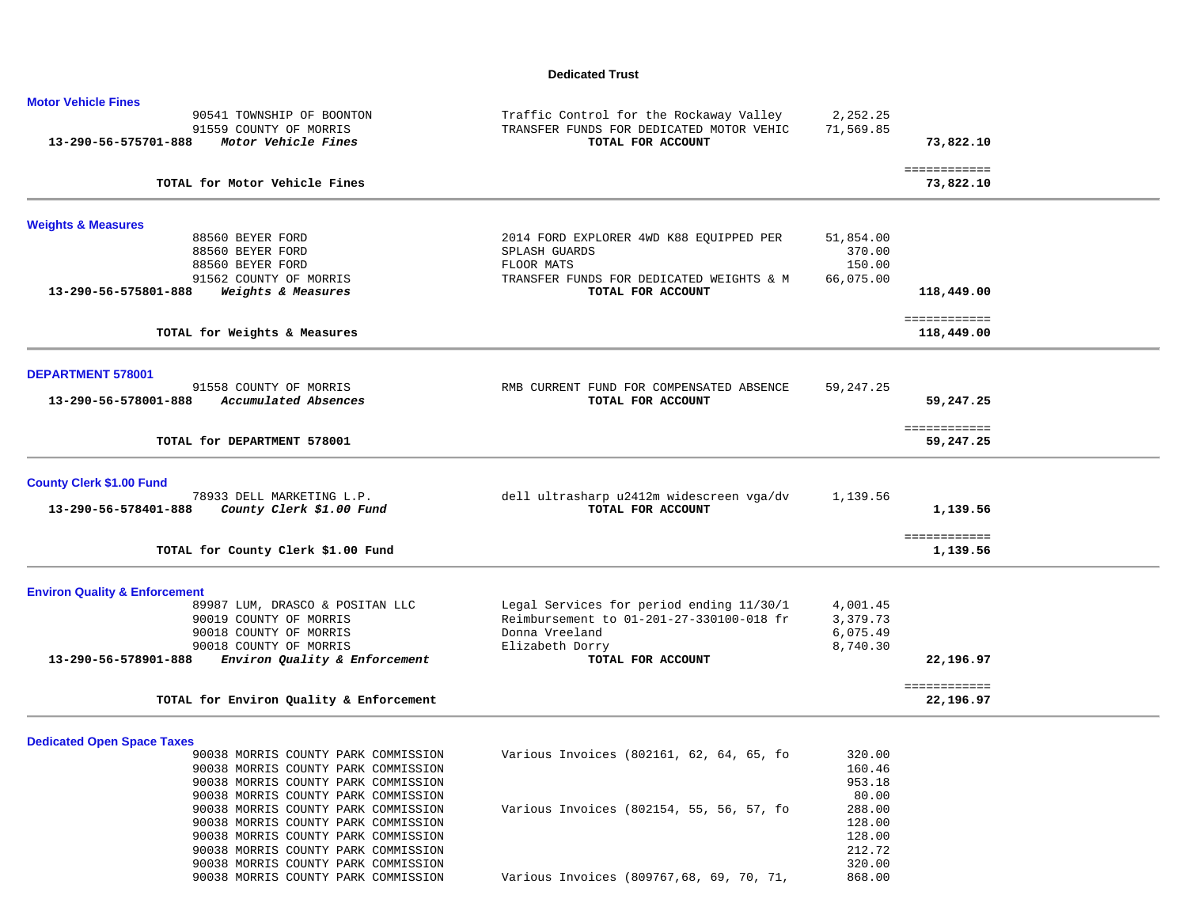# Dedicated Trust

## Motor Vehicle Fines

| Account | Vendor | Description | Amount | Total |
|---|---|---|---|---|
| | 90541 TOWNSHIP OF BOONTON | Traffic Control for the Rockaway Valley | 2,252.25 | |
| | 91559 COUNTY OF MORRIS | TRANSFER FUNDS FOR DEDICATED MOTOR VEHIC | 71,569.85 | |
| 13-290-56-575701-888 | *Motor Vehicle Fines* | **TOTAL FOR ACCOUNT** | | **73,822.10** |

**TOTAL for Motor Vehicle Fines** — **73,822.10**

## Weights & Measures

| Account | Vendor | Description | Amount | Total |
|---|---|---|---|---|
| | 88560 BEYER FORD | 2014 FORD EXPLORER 4WD K88 EQUIPPED PER | 51,854.00 | |
| | 88560 BEYER FORD | SPLASH GUARDS | 370.00 | |
| | 88560 BEYER FORD | FLOOR MATS | 150.00 | |
| | 91562 COUNTY OF MORRIS | TRANSFER FUNDS FOR DEDICATED WEIGHTS & M | 66,075.00 | |
| 13-290-56-575801-888 | *Weights & Measures* | **TOTAL FOR ACCOUNT** | | **118,449.00** |

**TOTAL for Weights & Measures** — **118,449.00**

## DEPARTMENT 578001

| Account | Vendor | Description | Amount | Total |
|---|---|---|---|---|
| | 91558 COUNTY OF MORRIS | RMB CURRENT FUND FOR COMPENSATED ABSENCE | 59,247.25 | |
| 13-290-56-578001-888 | *Accumulated Absences* | **TOTAL FOR ACCOUNT** | | **59,247.25** |

**TOTAL for DEPARTMENT 578001** — **59,247.25**

## County Clerk $1.00 Fund

| Account | Vendor | Description | Amount | Total |
|---|---|---|---|---|
| | 78933 DELL MARKETING L.P. | dell ultrasharp u2412m widescreen vga/dv | 1,139.56 | |
| 13-290-56-578401-888 | *County Clerk $1.00 Fund* | **TOTAL FOR ACCOUNT** | | **1,139.56** |

**TOTAL for County Clerk $1.00 Fund** — **1,139.56**

## Environ Quality & Enforcement

| Account | Vendor | Description | Amount | Total |
|---|---|---|---|---|
| | 89987 LUM, DRASCO & POSITAN LLC | Legal Services for period ending 11/30/1 | 4,001.45 | |
| | 90019 COUNTY OF MORRIS | Reimbursement to 01-201-27-330100-018 fr | 3,379.73 | |
| | 90018 COUNTY OF MORRIS | Donna Vreeland | 6,075.49 | |
| | 90018 COUNTY OF MORRIS | Elizabeth Dorry | 8,740.30 | |
| 13-290-56-578901-888 | *Environ Quality & Enforcement* | **TOTAL FOR ACCOUNT** | | **22,196.97** |

**TOTAL for Environ Quality & Enforcement** — **22,196.97**

## Dedicated Open Space Taxes

| Account | Vendor | Description | Amount | Total |
|---|---|---|---|---|
| | 90038 MORRIS COUNTY PARK COMMISSION | Various Invoices (802161, 62, 64, 65, fo | 320.00 | |
| | 90038 MORRIS COUNTY PARK COMMISSION | | 160.46 | |
| | 90038 MORRIS COUNTY PARK COMMISSION | | 953.18 | |
| | 90038 MORRIS COUNTY PARK COMMISSION | | 80.00 | |
| | 90038 MORRIS COUNTY PARK COMMISSION | Various Invoices (802154, 55, 56, 57, fo | 288.00 | |
| | 90038 MORRIS COUNTY PARK COMMISSION | | 128.00 | |
| | 90038 MORRIS COUNTY PARK COMMISSION | | 128.00 | |
| | 90038 MORRIS COUNTY PARK COMMISSION | | 212.72 | |
| | 90038 MORRIS COUNTY PARK COMMISSION | | 320.00 | |
| | 90038 MORRIS COUNTY PARK COMMISSION | Various Invoices (809767,68, 69, 70, 71, | 868.00 | |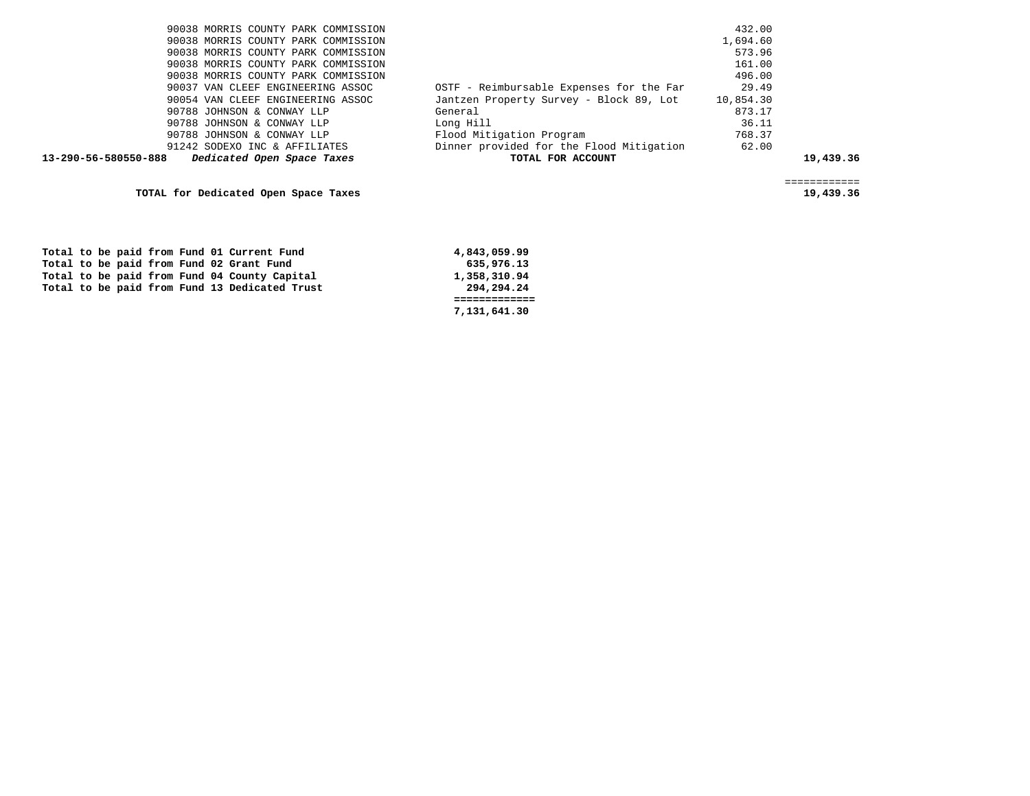| | | | | |
|---|---|---|---|---|
| | 90038 MORRIS COUNTY PARK COMMISSION | | 432.00 | |
| | 90038 MORRIS COUNTY PARK COMMISSION | | 1,694.60 | |
| | 90038 MORRIS COUNTY PARK COMMISSION | | 573.96 | |
| | 90038 MORRIS COUNTY PARK COMMISSION | | 161.00 | |
| | 90038 MORRIS COUNTY PARK COMMISSION | | 496.00 | |
| | 90037 VAN CLEEF ENGINEERING ASSOC | OSTF - Reimbursable Expenses for the Far | 29.49 | |
| | 90054 VAN CLEEF ENGINEERING ASSOC | Jantzen Property Survey - Block 89, Lot | 10,854.30 | |
| | 90788 JOHNSON & CONWAY LLP | General | 873.17 | |
| | 90788 JOHNSON & CONWAY LLP | Long Hill | 36.11 | |
| | 90788 JOHNSON & CONWAY LLP | Flood Mitigation Program | 768.37 | |
| | 91242 SODEXO INC & AFFILIATES | Dinner provided for the Flood Mitigation | 62.00 | |
| **13-290-56-580550-888** | ***Dedicated Open Space Taxes*** | **TOTAL FOR ACCOUNT** | | **19,439.36** |

============

**TOTAL for Dedicated Open Space Taxes** **19,439.36**

| | |
|---|---|
| **Total to be paid from Fund 01 Current Fund** | **4,843,059.99** |
| **Total to be paid from Fund 02 Grant Fund** | **635,976.13** |
| **Total to be paid from Fund 04 County Capital** | **1,358,310.94** |
| **Total to be paid from Fund 13 Dedicated Trust** | **294,294.24** |
| | ============= |
| | **7,131,641.30** |